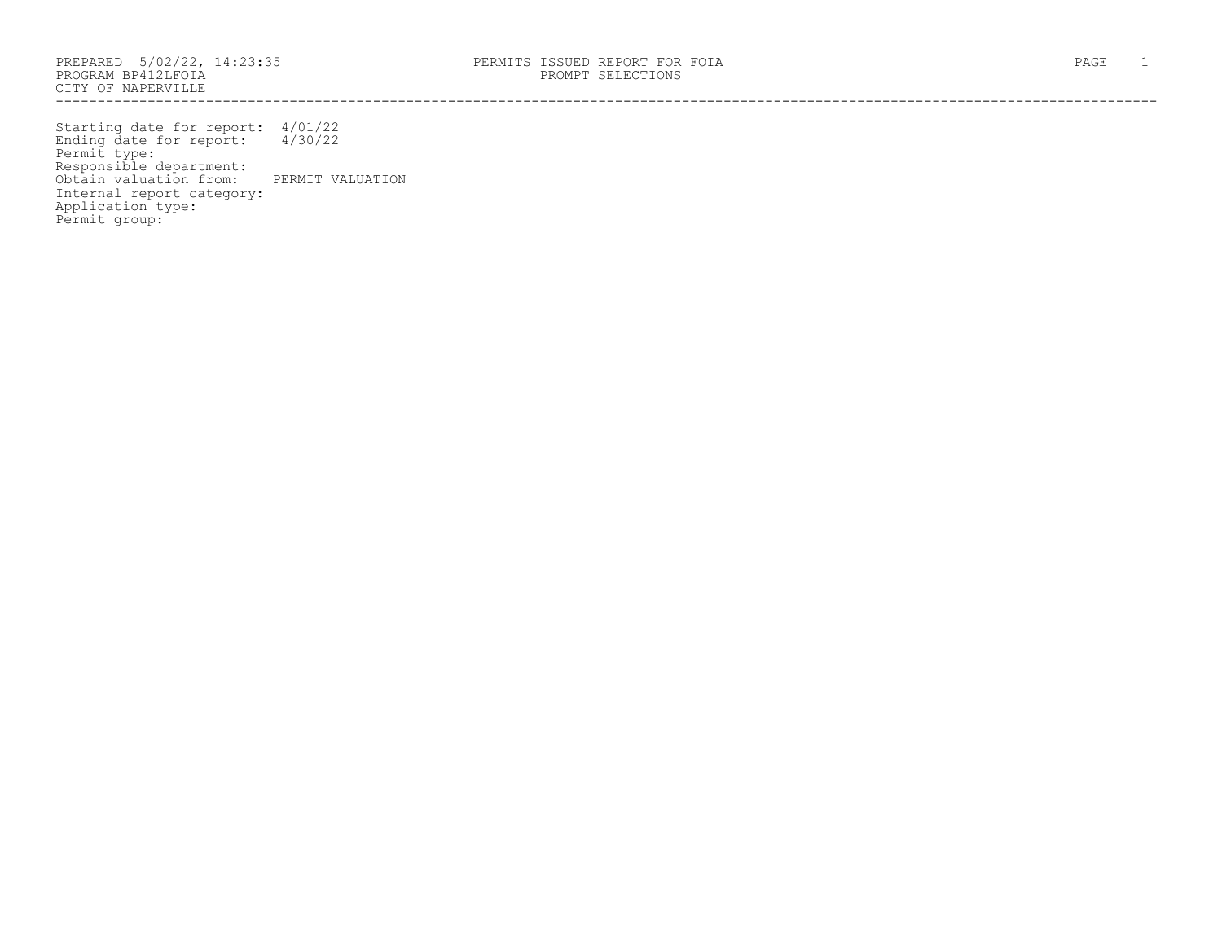PREPARED 5/02/22, 14:23:35
PROGRAM BP412LFOIA
CITY OF NAPERVILLE

# PERMITS ISSUED REPORT FOR FOIA
## PROMPT SELECTIONS

---

Starting date for report: 4/01/22
Ending date for report: 4/30/22
Permit type:
Responsible department:
Obtain valuation from: PERMIT VALUATION
Internal report category:
Application type:
Permit group: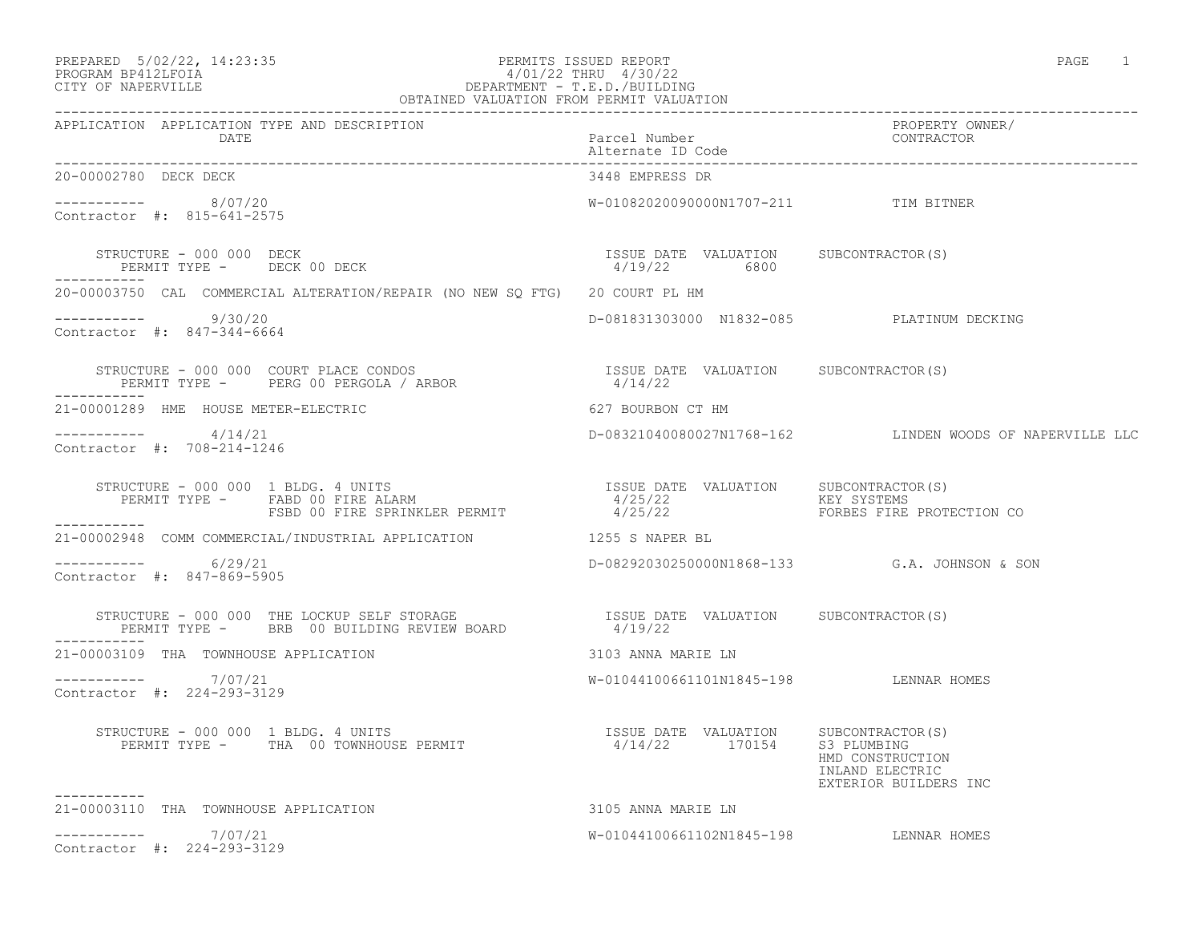PREPARED 5/02/22, 14:23:35
PROGRAM BP412LFOIA
CITY OF NAPERVILLE

# PERMITS ISSUED REPORT

4/01/22 THRU 4/30/22
DEPARTMENT - T.E.D./BUILDING
OBTAINED VALUATION FROM PERMIT VALUATION

| APPLICATION | APPLICATION TYPE AND DESCRIPTION / DATE | Parcel Number / Alternate ID Code | PROPERTY OWNER/ CONTRACTOR |
|---|---|---|---|

---

**20-00002780 DECK DECK** — 3448 EMPRESS DR

----------- 8/07/20 — W-01082020090000N1707-211 — TIM BITNER
Contractor #: 815-641-2575

STRUCTURE - 000 000 DECK
PERMIT TYPE - DECK 00 DECK

| ISSUE DATE | VALUATION | SUBCONTRACTOR(S) |
|---|---|---|
| 4/19/22 | 6800 | |

---

**20-00003750 CAL COMMERCIAL ALTERATION/REPAIR (NO NEW SQ FTG)** — 20 COURT PL HM

----------- 9/30/20 — D-081831303000 N1832-085 — PLATINUM DECKING
Contractor #: 847-344-6664

STRUCTURE - 000 000 COURT PLACE CONDOS
PERMIT TYPE - PERG 00 PERGOLA / ARBOR

| ISSUE DATE | VALUATION | SUBCONTRACTOR(S) |
|---|---|---|
| 4/14/22 | | |

---

**21-00001289 HME HOUSE METER-ELECTRIC** — 627 BOURBON CT HM

----------- 4/14/21 — D-08321040080027N1768-162 — LINDEN WOODS OF NAPERVILLE LLC
Contractor #: 708-214-1246

STRUCTURE - 000 000 1 BLDG. 4 UNITS

| PERMIT TYPE | ISSUE DATE | VALUATION | SUBCONTRACTOR(S) |
|---|---|---|---|
| FABD 00 FIRE ALARM | 4/25/22 | | KEY SYSTEMS |
| FSBD 00 FIRE SPRINKLER PERMIT | 4/25/22 | | FORBES FIRE PROTECTION CO |

---

**21-00002948 COMM COMMERCIAL/INDUSTRIAL APPLICATION** — 1255 S NAPER BL

----------- 6/29/21 — D-08292030250000N1868-133 — G.A. JOHNSON & SON
Contractor #: 847-869-5905

STRUCTURE - 000 000 THE LOCKUP SELF STORAGE
PERMIT TYPE - BRB 00 BUILDING REVIEW BOARD

| ISSUE DATE | VALUATION | SUBCONTRACTOR(S) |
|---|---|---|
| 4/19/22 | | |

---

**21-00003109 THA TOWNHOUSE APPLICATION** — 3103 ANNA MARIE LN

----------- 7/07/21 — W-01044100661101N1845-198 — LENNAR HOMES
Contractor #: 224-293-3129

STRUCTURE - 000 000 1 BLDG. 4 UNITS
PERMIT TYPE - THA 00 TOWNHOUSE PERMIT

| ISSUE DATE | VALUATION | SUBCONTRACTOR(S) |
|---|---|---|
| 4/14/22 | 170154 | S3 PLUMBING |
| | | HMD CONSTRUCTION |
| | | INLAND ELECTRIC |
| | | EXTERIOR BUILDERS INC |

---

**21-00003110 THA TOWNHOUSE APPLICATION** — 3105 ANNA MARIE LN

----------- 7/07/21 — W-01044100661102N1845-198 — LENNAR HOMES
Contractor #: 224-293-3129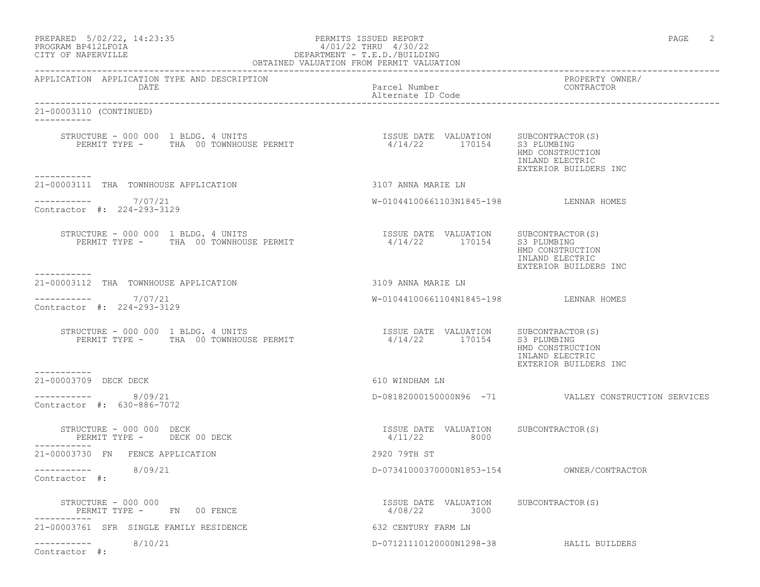PREPARED 5/02/22, 14:23:35
PROGRAM BP412LFOIA
CITY OF NAPERVILLE

PERMITS ISSUED REPORT
4/01/22 THRU 4/30/22
DEPARTMENT - T.E.D./BUILDING
OBTAINED VALUATION FROM PERMIT VALUATION

| APPLICATION | APPLICATION TYPE AND DESCRIPTION / DATE | Parcel Number / Alternate ID Code | PROPERTY OWNER/ CONTRACTOR |
|---|---|---|---|

**21-00003110 (CONTINUED)**

STRUCTURE - 000 000 1 BLDG. 4 UNITS
PERMIT TYPE - THA 00 TOWNHOUSE PERMIT
ISSUE DATE 4/14/22 VALUATION 170154
SUBCONTRACTOR(S): S3 PLUMBING, HMD CONSTRUCTION, INLAND ELECTRIC, EXTERIOR BUILDERS INC

---

**21-00003111 THA TOWNHOUSE APPLICATION** — 3107 ANNA MARIE LN

Date: 7/07/21
Contractor #: 224-293-3129
W-01044100661103N1845-198 — LENNAR HOMES

STRUCTURE - 000 000 1 BLDG. 4 UNITS
PERMIT TYPE - THA 00 TOWNHOUSE PERMIT
ISSUE DATE 4/14/22 VALUATION 170154
SUBCONTRACTOR(S): S3 PLUMBING, HMD CONSTRUCTION, INLAND ELECTRIC, EXTERIOR BUILDERS INC

---

**21-00003112 THA TOWNHOUSE APPLICATION** — 3109 ANNA MARIE LN

Date: 7/07/21
Contractor #: 224-293-3129
W-01044100661104N1845-198 — LENNAR HOMES

STRUCTURE - 000 000 1 BLDG. 4 UNITS
PERMIT TYPE - THA 00 TOWNHOUSE PERMIT
ISSUE DATE 4/14/22 VALUATION 170154
SUBCONTRACTOR(S): S3 PLUMBING, HMD CONSTRUCTION, INLAND ELECTRIC, EXTERIOR BUILDERS INC

---

**21-00003709 DECK DECK** — 610 WINDHAM LN

Date: 8/09/21
Contractor #: 630-886-7072
D-08182000150000N96 -71 — VALLEY CONSTRUCTION SERVICES

STRUCTURE - 000 000 DECK
PERMIT TYPE - DECK 00 DECK
ISSUE DATE 4/11/22 VALUATION 8000
SUBCONTRACTOR(S)

---

**21-00003730 FN FENCE APPLICATION** — 2920 79TH ST

Date: 8/09/21
Contractor #:
D-07341000370000N1853-154 — OWNER/CONTRACTOR

STRUCTURE - 000 000
PERMIT TYPE - FN 00 FENCE
ISSUE DATE 4/08/22 VALUATION 3000
SUBCONTRACTOR(S)

---

**21-00003761 SFR SINGLE FAMILY RESIDENCE** — 632 CENTURY FARM LN

Date: 8/10/21
Contractor #:
D-07121110120000N1298-38 — HALIL BUILDERS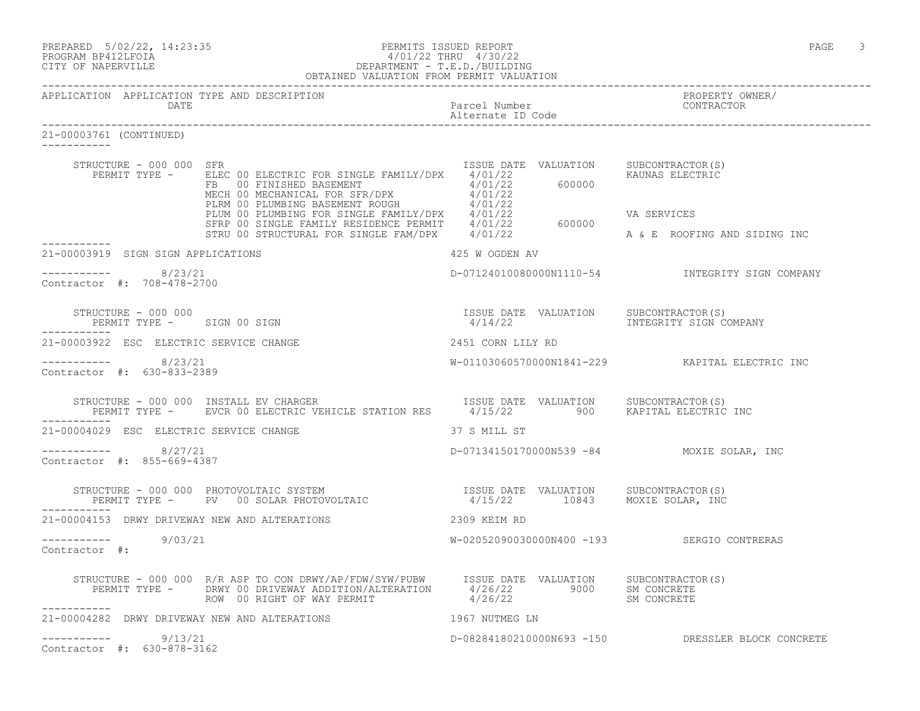APPLICATION APPLICATION TYPE AND DESCRIPTION / DATE | Parcel Number / Alternate ID Code | PROPERTY OWNER/ CONTRACTOR

21-00003761 (CONTINUED)

STRUCTURE - 000 000 SFR

| PERMIT TYPE | ISSUE DATE | VALUATION | SUBCONTRACTOR(S) |
|---|---|---|---|
| ELEC 00 ELECTRIC FOR SINGLE FAMILY/DPX | 4/01/22 | | KAUNAS ELECTRIC |
| FB 00 FINISHED BASEMENT | 4/01/22 | 600000 | |
| MECH 00 MECHANICAL FOR SFR/DPX | 4/01/22 | | |
| PLRM 00 PLUMBING BASEMENT ROUGH | 4/01/22 | | |
| PLUM 00 PLUMBING FOR SINGLE FAMILY/DPX | 4/01/22 | | VA SERVICES |
| SFRP 00 SINGLE FAMILY RESIDENCE PERMIT | 4/01/22 | 600000 | |
| STRU 00 STRUCTURAL FOR SINGLE FAM/DPX | 4/01/22 | | A & E ROOFING AND SIDING INC |

21-00003919 SIGN SIGN APPLICATIONS — 425 W OGDEN AV

8/23/21 — D-07124010080000N1110-54 — INTEGRITY SIGN COMPANY

Contractor #: 708-478-2700

STRUCTURE - 000 000

| PERMIT TYPE | ISSUE DATE | VALUATION | SUBCONTRACTOR(S) |
|---|---|---|---|
| SIGN 00 SIGN | 4/14/22 | | INTEGRITY SIGN COMPANY |

21-00003922 ESC ELECTRIC SERVICE CHANGE — 2451 CORN LILY RD

8/23/21 — W-01103060570000N1841-229 — KAPITAL ELECTRIC INC

Contractor #: 630-833-2389

STRUCTURE - 000 000 INSTALL EV CHARGER

| PERMIT TYPE | ISSUE DATE | VALUATION | SUBCONTRACTOR(S) |
|---|---|---|---|
| EVCR 00 ELECTRIC VEHICLE STATION RES | 4/15/22 | 900 | KAPITAL ELECTRIC INC |

21-00004029 ESC ELECTRIC SERVICE CHANGE — 37 S MILL ST

8/27/21 — D-07134150170000N539 -84 — MOXIE SOLAR, INC

Contractor #: 855-669-4387

STRUCTURE - 000 000 PHOTOVOLTAIC SYSTEM

| PERMIT TYPE | ISSUE DATE | VALUATION | SUBCONTRACTOR(S) |
|---|---|---|---|
| PV 00 SOLAR PHOTOVOLTAIC | 4/15/22 | 10843 | MOXIE SOLAR, INC |

21-00004153 DRWY DRIVEWAY NEW AND ALTERATIONS — 2309 KEIM RD

9/03/21 — W-02052090030000N400 -193 — SERGIO CONTRERAS

Contractor #:

STRUCTURE - 000 000 R/R ASP TO CON DRWY/AP/FDW/SYW/PUBW

| PERMIT TYPE | ISSUE DATE | VALUATION | SUBCONTRACTOR(S) |
|---|---|---|---|
| DRWY 00 DRIVEWAY ADDITION/ALTERATION | 4/26/22 | 9000 | SM CONCRETE |
| ROW 00 RIGHT OF WAY PERMIT | 4/26/22 | | SM CONCRETE |

21-00004282 DRWY DRIVEWAY NEW AND ALTERATIONS — 1967 NUTMEG LN

9/13/21 — D-08284180210000N693 -150 — DRESSLER BLOCK CONCRETE

Contractor #: 630-878-3162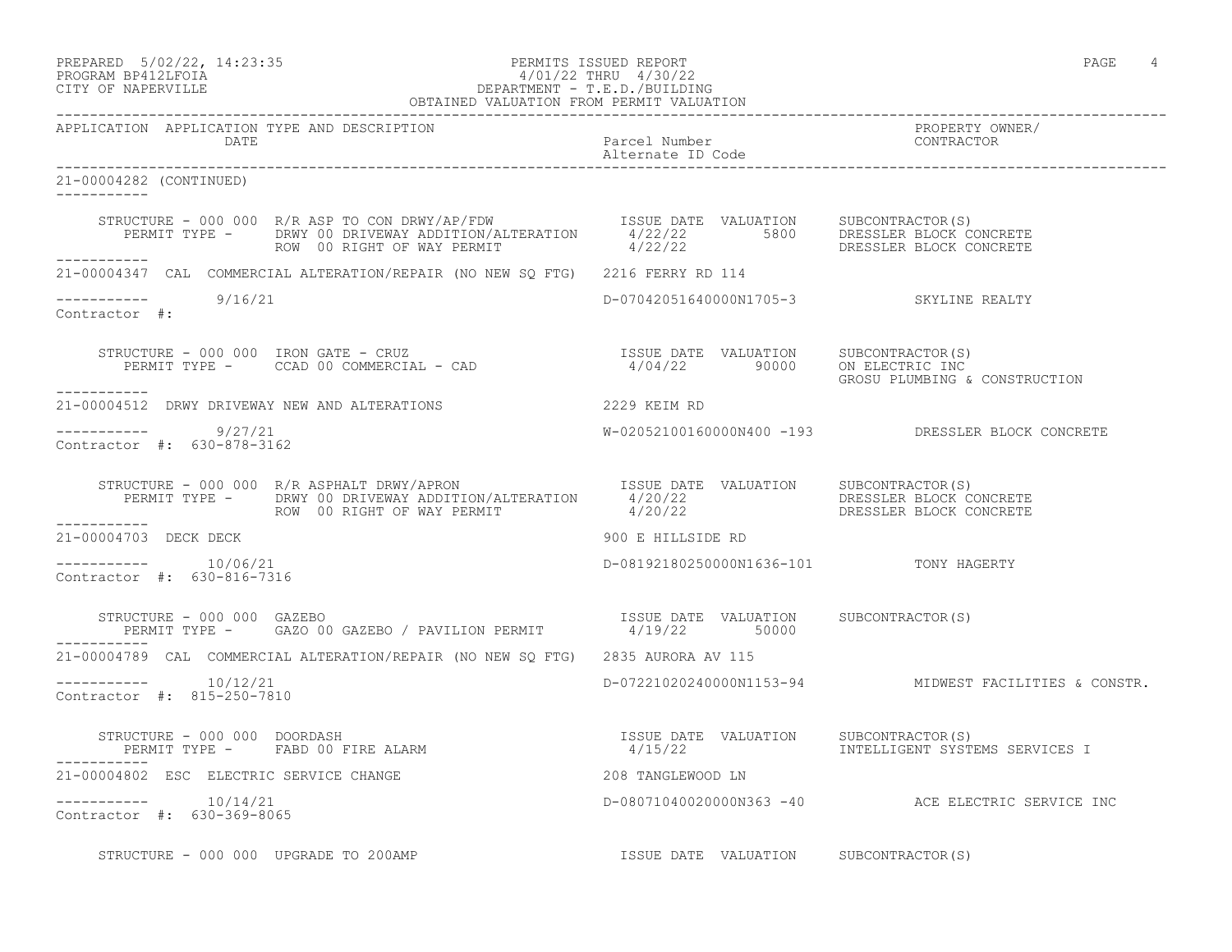PREPARED 5/02/22, 14:23:35 PERMITS ISSUED REPORT
PROGRAM BP412LFOIA 4/01/22 THRU 4/30/22
CITY OF NAPERVILLE DEPARTMENT - T.E.D./BUILDING
OBTAINED VALUATION FROM PERMIT VALUATION

| APPLICATION | APPLICATION TYPE AND DESCRIPTION / DATE | Parcel Number / Alternate ID Code | PROPERTY OWNER/ CONTRACTOR |
|---|---|---|---|

**21-00004282 (CONTINUED)**

| STRUCTURE - 000 000 | R/R ASP TO CON DRWY/AP/FDW | ISSUE DATE | VALUATION | SUBCONTRACTOR(S) |
|---|---|---|---|---|
| PERMIT TYPE - | DRWY 00 DRIVEWAY ADDITION/ALTERATION | 4/22/22 | 5800 | DRESSLER BLOCK CONCRETE |
| | ROW 00 RIGHT OF WAY PERMIT | 4/22/22 | | DRESSLER BLOCK CONCRETE |

**21-00004347** CAL COMMERCIAL ALTERATION/REPAIR (NO NEW SQ FTG) 2216 FERRY RD 114
9/16/21 D-07042051640000N1705-3 SKYLINE REALTY
Contractor #:

| STRUCTURE - 000 000 | IRON GATE - CRUZ | ISSUE DATE | VALUATION | SUBCONTRACTOR(S) |
|---|---|---|---|---|
| PERMIT TYPE - | CCAD 00 COMMERCIAL - CAD | 4/04/22 | 90000 | ON ELECTRIC INC |
| | | | | GROSU PLUMBING & CONSTRUCTION |

**21-00004512** DRWY DRIVEWAY NEW AND ALTERATIONS 2229 KEIM RD
9/27/21 W-02052100160000N400 -193 DRESSLER BLOCK CONCRETE
Contractor #: 630-878-3162

| STRUCTURE - 000 000 | R/R ASPHALT DRWY/APRON | ISSUE DATE | VALUATION | SUBCONTRACTOR(S) |
|---|---|---|---|---|
| PERMIT TYPE - | DRWY 00 DRIVEWAY ADDITION/ALTERATION | 4/20/22 | | DRESSLER BLOCK CONCRETE |
| | ROW 00 RIGHT OF WAY PERMIT | 4/20/22 | | DRESSLER BLOCK CONCRETE |

**21-00004703** DECK DECK 900 E HILLSIDE RD
10/06/21 D-08192180250000N1636-101 TONY HAGERTY
Contractor #: 630-816-7316

| STRUCTURE - 000 000 | GAZEBO | ISSUE DATE | VALUATION | SUBCONTRACTOR(S) |
|---|---|---|---|---|
| PERMIT TYPE - | GAZO 00 GAZEBO / PAVILION PERMIT | 4/19/22 | 50000 | |

**21-00004789** CAL COMMERCIAL ALTERATION/REPAIR (NO NEW SQ FTG) 2835 AURORA AV 115
10/12/21 D-07221020240000N1153-94 MIDWEST FACILITIES & CONSTR.
Contractor #: 815-250-7810

| STRUCTURE - 000 000 | DOORDASH | ISSUE DATE | VALUATION | SUBCONTRACTOR(S) |
|---|---|---|---|---|
| PERMIT TYPE - | FABD 00 FIRE ALARM | 4/15/22 | | INTELLIGENT SYSTEMS SERVICES I |

**21-00004802** ESC ELECTRIC SERVICE CHANGE 208 TANGLEWOOD LN
10/14/21 D-08071040020000N363 -40 ACE ELECTRIC SERVICE INC
Contractor #: 630-369-8065

| STRUCTURE - 000 000 | UPGRADE TO 200AMP | ISSUE DATE | VALUATION | SUBCONTRACTOR(S) |
|---|---|---|---|---|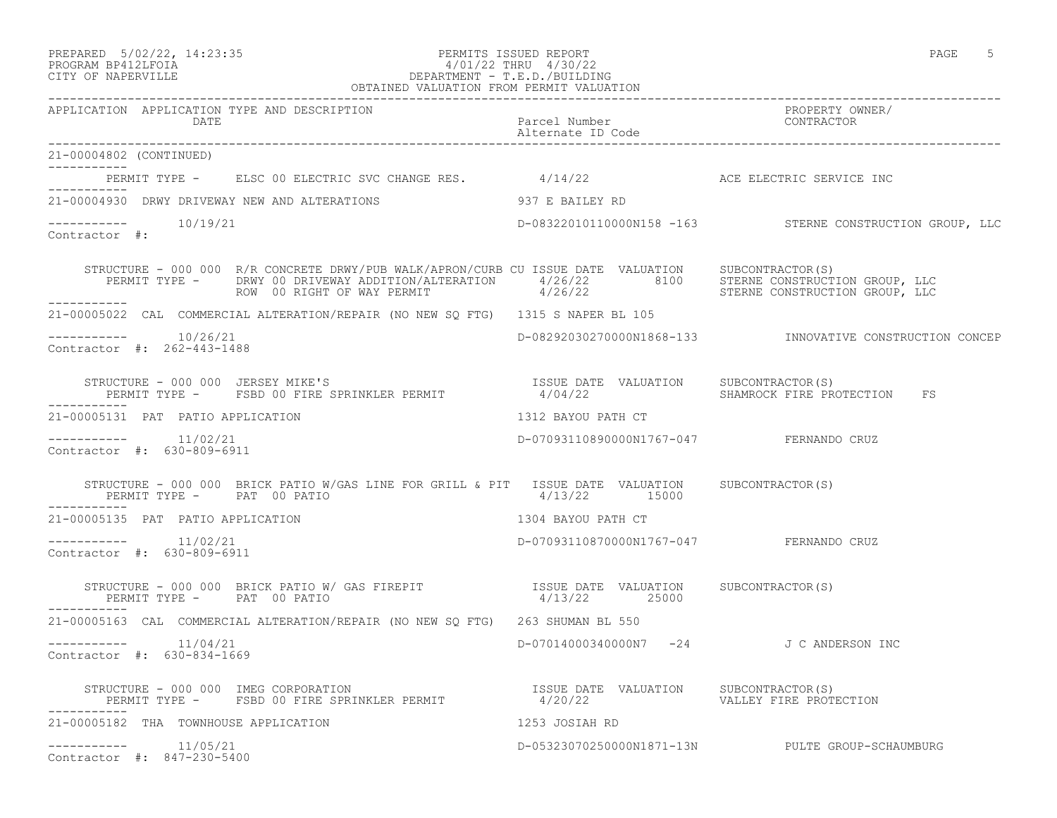PREPARED 5/02/22, 14:23:35
PROGRAM BP412LFOIA
CITY OF NAPERVILLE

PERMITS ISSUED REPORT
4/01/22 THRU 4/30/22
DEPARTMENT - T.E.D./BUILDING
OBTAINED VALUATION FROM PERMIT VALUATION

```
APPLICATION  APPLICATION TYPE AND DESCRIPTION                                                          PROPERTY OWNER/
             DATE                                                     Parcel Number                    CONTRACTOR
                                                                      Alternate ID Code
---------------------------------------------------------------------------------------------------------------------------
21-00004802 (CONTINUED)
-----------
       PERMIT TYPE -     ELSC 00 ELECTRIC SVC CHANGE RES.          4/14/22                 ACE ELECTRIC SERVICE INC
-----------
21-00004930  DRWY DRIVEWAY NEW AND ALTERATIONS                     937 E BAILEY RD

-----------      10/19/21                                          D-08322010110000N158 -163           STERNE CONSTRUCTION GROUP, LLC
Contractor  #:

    STRUCTURE - 000 000  R/R CONCRETE DRWY/PUB WALK/APRON/CURB CU ISSUE DATE  VALUATION     SUBCONTRACTOR(S)
       PERMIT TYPE -     DRWY 00 DRIVEWAY ADDITION/ALTERATION      4/26/22         8100     STERNE CONSTRUCTION GROUP, LLC
                         ROW  00 RIGHT OF WAY PERMIT               4/26/22                  STERNE CONSTRUCTION GROUP, LLC
-----------
21-00005022  CAL  COMMERCIAL ALTERATION/REPAIR (NO NEW SQ FTG)   1315 S NAPER BL 105

-----------      10/26/21                                          D-08292030270000N1868-133           INNOVATIVE CONSTRUCTION CONCEP
Contractor  #:  262-443-1488

    STRUCTURE - 000 000  JERSEY MIKE'S                             ISSUE DATE  VALUATION     SUBCONTRACTOR(S)
       PERMIT TYPE -     FSBD 00 FIRE SPRINKLER PERMIT             4/04/22                  SHAMROCK FIRE PROTECTION    FS
-----------
21-00005131  PAT  PATIO APPLICATION                                1312 BAYOU PATH CT

-----------      11/02/21                                          D-07093110890000N1767-047           FERNANDO CRUZ
Contractor  #:  630-809-6911

    STRUCTURE - 000 000  BRICK PATIO W/GAS LINE FOR GRILL & PIT    ISSUE DATE  VALUATION     SUBCONTRACTOR(S)
       PERMIT TYPE -     PAT  00 PATIO                             4/13/22        15000
-----------
21-00005135  PAT  PATIO APPLICATION                                1304 BAYOU PATH CT

-----------      11/02/21                                          D-07093110870000N1767-047           FERNANDO CRUZ
Contractor  #:  630-809-6911

    STRUCTURE - 000 000  BRICK PATIO W/ GAS FIREPIT                ISSUE DATE  VALUATION     SUBCONTRACTOR(S)
       PERMIT TYPE -     PAT  00 PATIO                             4/13/22        25000
-----------
21-00005163  CAL  COMMERCIAL ALTERATION/REPAIR (NO NEW SQ FTG)   263 SHUMAN BL 550

-----------      11/04/21                                          D-07014000340000N7   -24            J C ANDERSON INC
Contractor  #:  630-834-1669

    STRUCTURE - 000 000  IMEG CORPORATION                          ISSUE DATE  VALUATION     SUBCONTRACTOR(S)
       PERMIT TYPE -     FSBD 00 FIRE SPRINKLER PERMIT             4/20/22                  VALLEY FIRE PROTECTION
-----------
21-00005182  THA  TOWNHOUSE APPLICATION                            1253 JOSIAH RD

-----------      11/05/21                                          D-05323070250000N1871-13N           PULTE GROUP-SCHAUMBURG
Contractor  #:  847-230-5400
```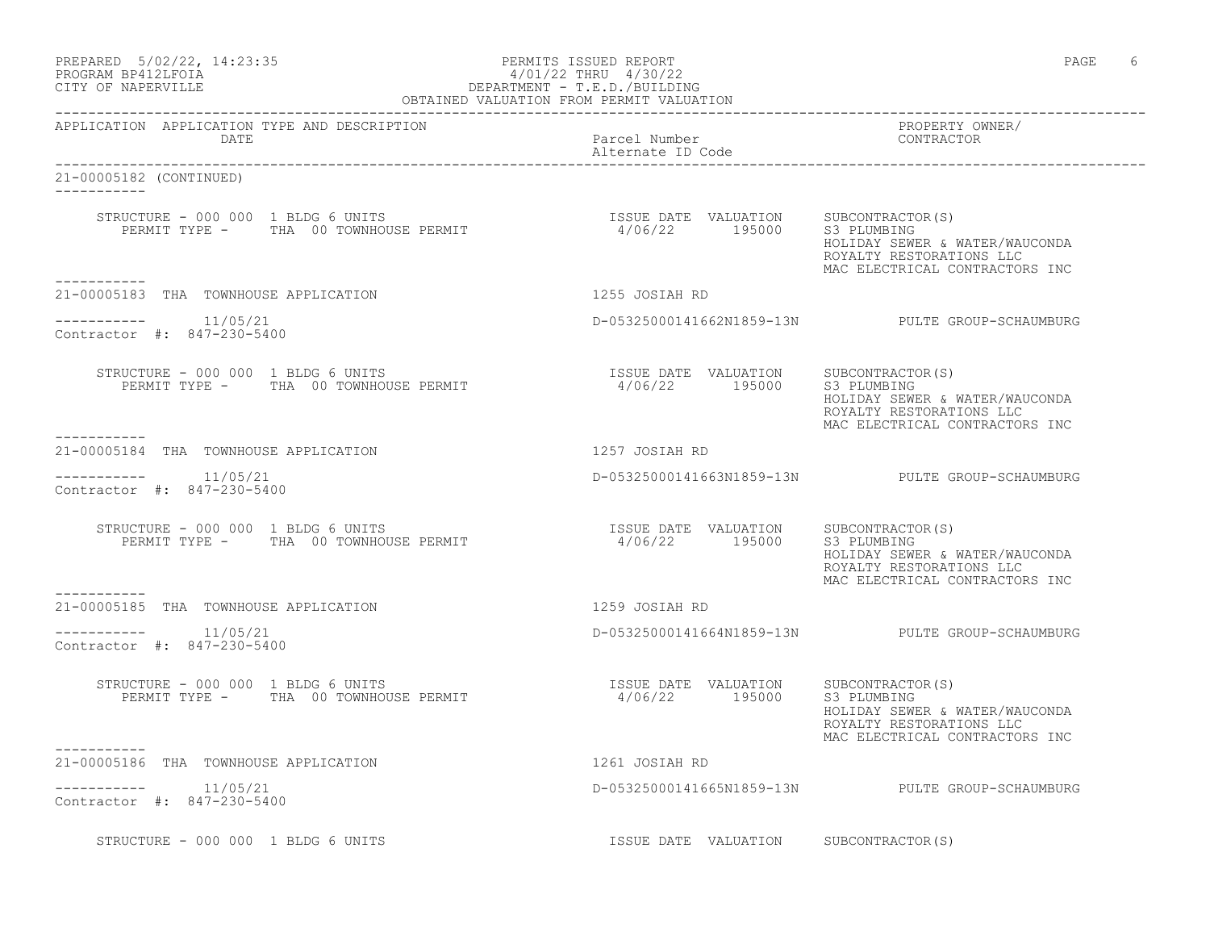APPLICATION APPLICATION TYPE AND DESCRIPTION DATE | Parcel Number Alternate ID Code | PROPERTY OWNER/ CONTRACTOR

21-00005182 (CONTINUED)

STRUCTURE - 000 000 1 BLDG 6 UNITS
PERMIT TYPE - THA 00 TOWNHOUSE PERMIT

| ISSUE DATE | VALUATION | SUBCONTRACTOR(S) |
|---|---|---|
| 4/06/22 | 195000 | S3 PLUMBING<br>HOLIDAY SEWER & WATER/WAUCONDA<br>ROYALTY RESTORATIONS LLC<br>MAC ELECTRICAL CONTRACTORS INC |

21-00005183 THA TOWNHOUSE APPLICATION — 1255 JOSIAH RD

11/05/21 — D-05325000141662N1859-13N — PULTE GROUP-SCHAUMBURG

Contractor #: 847-230-5400

STRUCTURE - 000 000 1 BLDG 6 UNITS
PERMIT TYPE - THA 00 TOWNHOUSE PERMIT

| ISSUE DATE | VALUATION | SUBCONTRACTOR(S) |
|---|---|---|
| 4/06/22 | 195000 | S3 PLUMBING<br>HOLIDAY SEWER & WATER/WAUCONDA<br>ROYALTY RESTORATIONS LLC<br>MAC ELECTRICAL CONTRACTORS INC |

21-00005184 THA TOWNHOUSE APPLICATION — 1257 JOSIAH RD

11/05/21 — D-05325000141663N1859-13N — PULTE GROUP-SCHAUMBURG

Contractor #: 847-230-5400

STRUCTURE - 000 000 1 BLDG 6 UNITS
PERMIT TYPE - THA 00 TOWNHOUSE PERMIT

| ISSUE DATE | VALUATION | SUBCONTRACTOR(S) |
|---|---|---|
| 4/06/22 | 195000 | S3 PLUMBING<br>HOLIDAY SEWER & WATER/WAUCONDA<br>ROYALTY RESTORATIONS LLC<br>MAC ELECTRICAL CONTRACTORS INC |

21-00005185 THA TOWNHOUSE APPLICATION — 1259 JOSIAH RD

11/05/21 — D-05325000141664N1859-13N — PULTE GROUP-SCHAUMBURG

Contractor #: 847-230-5400

STRUCTURE - 000 000 1 BLDG 6 UNITS
PERMIT TYPE - THA 00 TOWNHOUSE PERMIT

| ISSUE DATE | VALUATION | SUBCONTRACTOR(S) |
|---|---|---|
| 4/06/22 | 195000 | S3 PLUMBING<br>HOLIDAY SEWER & WATER/WAUCONDA<br>ROYALTY RESTORATIONS LLC<br>MAC ELECTRICAL CONTRACTORS INC |

21-00005186 THA TOWNHOUSE APPLICATION — 1261 JOSIAH RD

11/05/21 — D-05325000141665N1859-13N — PULTE GROUP-SCHAUMBURG

Contractor #: 847-230-5400

STRUCTURE - 000 000 1 BLDG 6 UNITS

| ISSUE DATE | VALUATION | SUBCONTRACTOR(S) |
|---|---|---|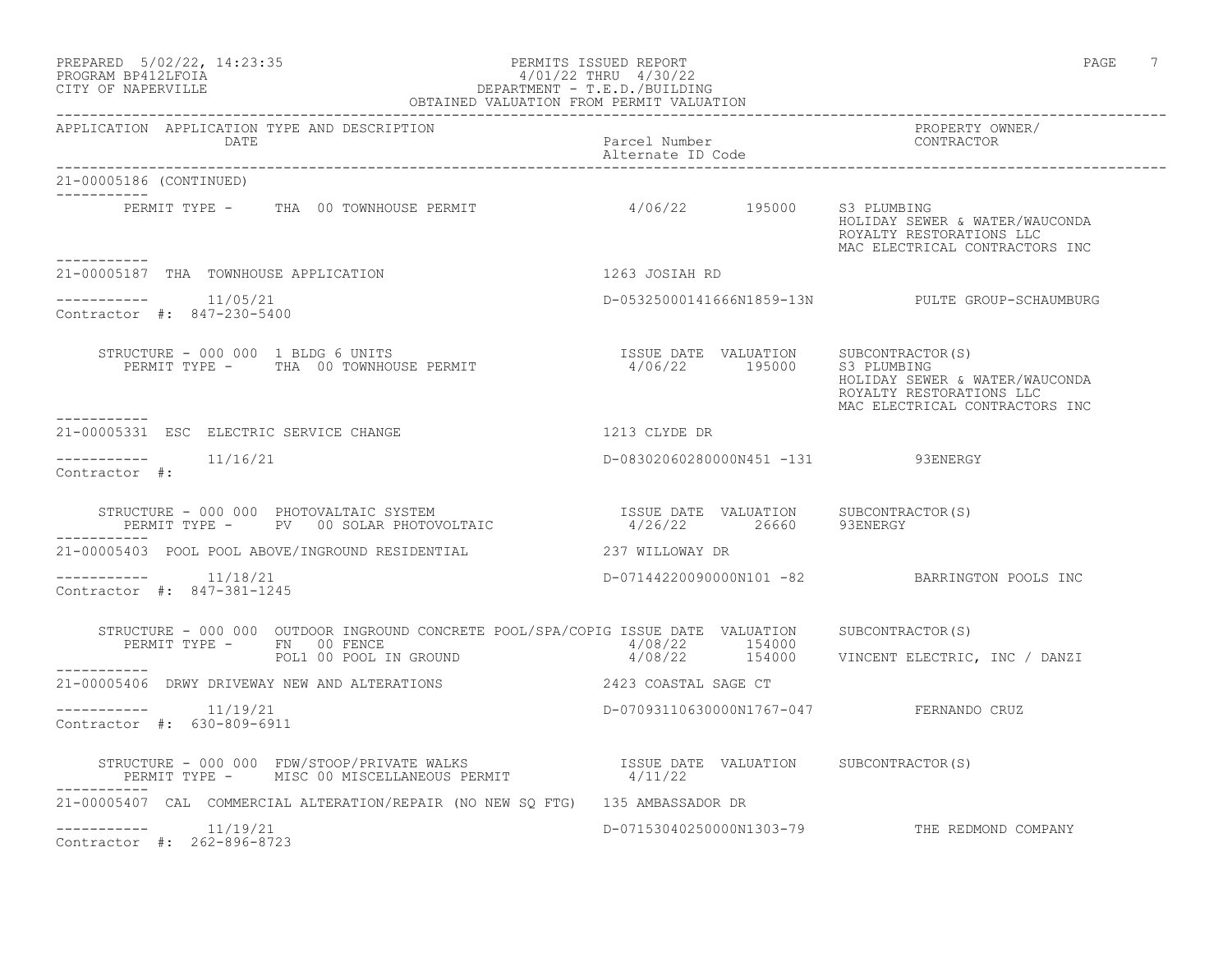PREPARED 5/02/22, 14:23:35 — PERMITS ISSUED REPORT — PAGE 7
PROGRAM BP412LFOIA — 4/01/22 THRU 4/30/22
CITY OF NAPERVILLE — DEPARTMENT - T.E.D./BUILDING
OBTAINED VALUATION FROM PERMIT VALUATION

| APPLICATION | APPLICATION TYPE AND DESCRIPTION / DATE | Parcel Number / Alternate ID Code | PROPERTY OWNER/ CONTRACTOR |
|---|---|---|---|

**21-00005186 (CONTINUED)**

PERMIT TYPE - THA 00 TOWNHOUSE PERMIT — 4/06/22 — 195000 — S3 PLUMBING; HOLIDAY SEWER & WATER/WAUCONDA; ROYALTY RESTORATIONS LLC; MAC ELECTRICAL CONTRACTORS INC

---

**21-00005187 THA TOWNHOUSE APPLICATION** — 1263 JOSIAH RD

11/05/21 — D-05325000141666N1859-13N — PULTE GROUP-SCHAUMBURG

Contractor #: 847-230-5400

STRUCTURE - 000 000 1 BLDG 6 UNITS — ISSUE DATE / VALUATION / SUBCONTRACTOR(S)

PERMIT TYPE - THA 00 TOWNHOUSE PERMIT — 4/06/22 — 195000 — S3 PLUMBING; HOLIDAY SEWER & WATER/WAUCONDA; ROYALTY RESTORATIONS LLC; MAC ELECTRICAL CONTRACTORS INC

---

**21-00005331 ESC ELECTRIC SERVICE CHANGE** — 1213 CLYDE DR

11/16/21 — D-08302060280000N451 -131 — 93ENERGY

Contractor #:

STRUCTURE - 000 000 PHOTOVOLTAIC SYSTEM — ISSUE DATE / VALUATION / SUBCONTRACTOR(S)

PERMIT TYPE - PV 00 SOLAR PHOTOVOLTAIC — 4/26/22 — 26660 — 93ENERGY

---

**21-00005403 POOL POOL ABOVE/INGROUND RESIDENTIAL** — 237 WILLOWAY DR

11/18/21 — D-07144220090000N101 -82 — BARRINGTON POOLS INC

Contractor #: 847-381-1245

STRUCTURE - 000 000 OUTDOOR INGROUND CONCRETE POOL/SPA/COPIG — ISSUE DATE / VALUATION / SUBCONTRACTOR(S)

PERMIT TYPE - FN 00 FENCE — 4/08/22 — 154000

POL1 00 POOL IN GROUND — 4/08/22 — 154000 — VINCENT ELECTRIC, INC / DANZI

---

**21-00005406 DRWY DRIVEWAY NEW AND ALTERATIONS** — 2423 COASTAL SAGE CT

11/19/21 — D-07093110630000N1767-047 — FERNANDO CRUZ

Contractor #: 630-809-6911

STRUCTURE - 000 000 FDW/STOOP/PRIVATE WALKS — ISSUE DATE / VALUATION / SUBCONTRACTOR(S)

PERMIT TYPE - MISC 00 MISCELLANEOUS PERMIT — 4/11/22

---

**21-00005407 CAL COMMERCIAL ALTERATION/REPAIR (NO NEW SQ FTG)** — 135 AMBASSADOR DR

11/19/21 — D-07153040250000N1303-79 — THE REDMOND COMPANY

Contractor #: 262-896-8723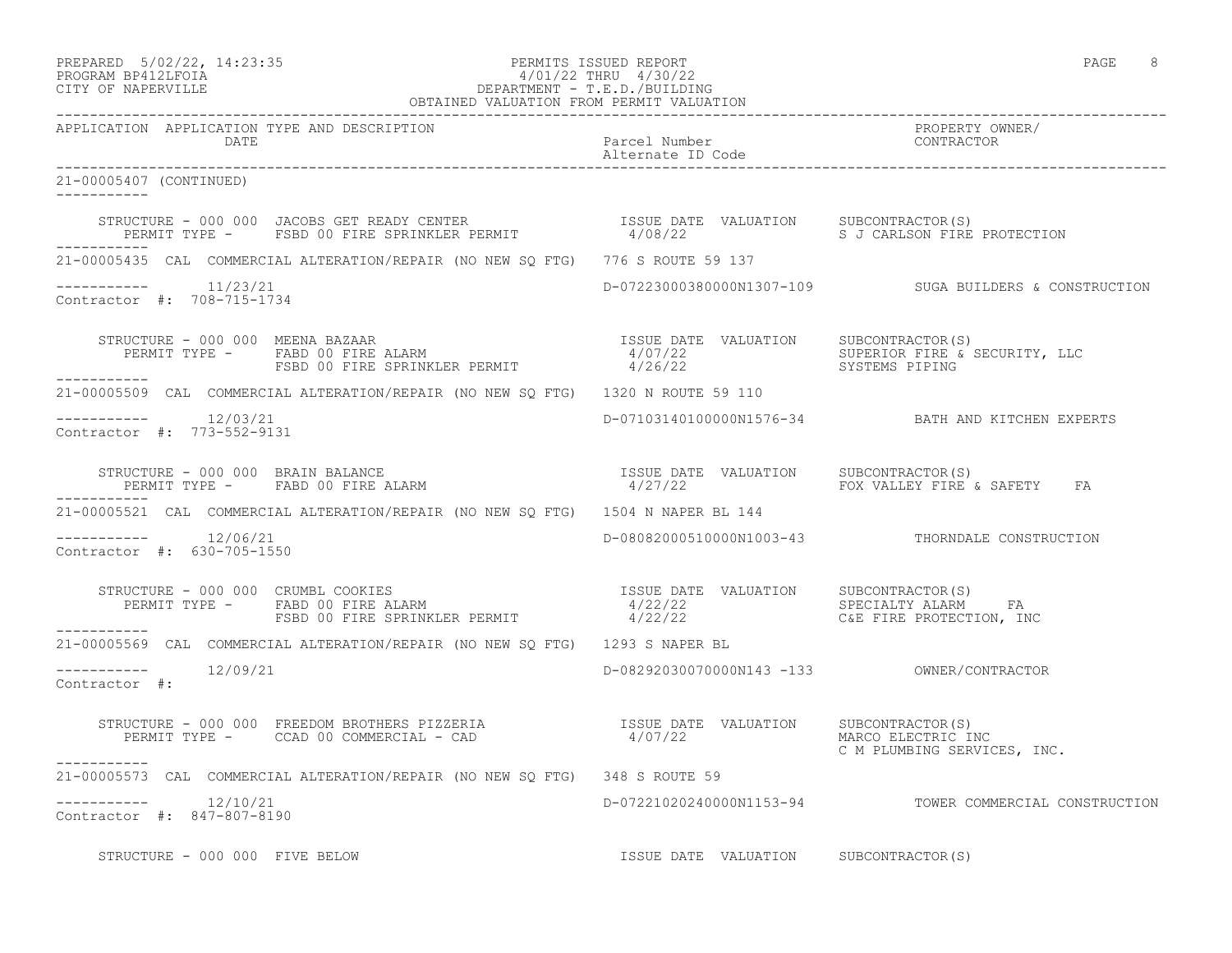PREPARED 5/02/22, 14:23:35 PERMITS ISSUED REPORT
PROGRAM BP412LFOIA 4/01/22 THRU 4/30/22
CITY OF NAPERVILLE DEPARTMENT - T.E.D./BUILDING
OBTAINED VALUATION FROM PERMIT VALUATION

| APPLICATION | APPLICATION TYPE AND DESCRIPTION DATE | Parcel Number Alternate ID Code | PROPERTY OWNER/ CONTRACTOR |
|---|---|---|---|

21-00005407 (CONTINUED)

STRUCTURE - 000 000 JACOBS GET READY CENTER — ISSUE DATE VALUATION SUBCONTRACTOR(S)
PERMIT TYPE - FSBD 00 FIRE SPRINKLER PERMIT 4/08/22 S J CARLSON FIRE PROTECTION

21-00005435 CAL COMMERCIAL ALTERATION/REPAIR (NO NEW SQ FTG) 776 S ROUTE 59 137
11/23/21 — D-07223000380000N1307-109 — SUGA BUILDERS & CONSTRUCTION
Contractor #: 708-715-1734

STRUCTURE - 000 000 MEENA BAZAAR — ISSUE DATE VALUATION SUBCONTRACTOR(S)
PERMIT TYPE - FABD 00 FIRE ALARM 4/07/22 SUPERIOR FIRE & SECURITY, LLC
FSBD 00 FIRE SPRINKLER PERMIT 4/26/22 SYSTEMS PIPING

21-00005509 CAL COMMERCIAL ALTERATION/REPAIR (NO NEW SQ FTG) 1320 N ROUTE 59 110
12/03/21 — D-07103140100000N1576-34 — BATH AND KITCHEN EXPERTS
Contractor #: 773-552-9131

STRUCTURE - 000 000 BRAIN BALANCE — ISSUE DATE VALUATION SUBCONTRACTOR(S)
PERMIT TYPE - FABD 00 FIRE ALARM 4/27/22 FOX VALLEY FIRE & SAFETY FA

21-00005521 CAL COMMERCIAL ALTERATION/REPAIR (NO NEW SQ FTG) 1504 N NAPER BL 144
12/06/21 — D-08082000510000N1003-43 — THORNDALE CONSTRUCTION
Contractor #: 630-705-1550

STRUCTURE - 000 000 CRUMBL COOKIES — ISSUE DATE VALUATION SUBCONTRACTOR(S)
PERMIT TYPE - FABD 00 FIRE ALARM 4/22/22 SPECIALTY ALARM FA
FSBD 00 FIRE SPRINKLER PERMIT 4/22/22 C&E FIRE PROTECTION, INC

21-00005569 CAL COMMERCIAL ALTERATION/REPAIR (NO NEW SQ FTG) 1293 S NAPER BL
12/09/21 — D-08292030070000N143 -133 — OWNER/CONTRACTOR
Contractor #:

STRUCTURE - 000 000 FREEDOM BROTHERS PIZZERIA — ISSUE DATE VALUATION SUBCONTRACTOR(S)
PERMIT TYPE - CCAD 00 COMMERCIAL - CAD 4/07/22 MARCO ELECTRIC INC
C M PLUMBING SERVICES, INC.

21-00005573 CAL COMMERCIAL ALTERATION/REPAIR (NO NEW SQ FTG) 348 S ROUTE 59
12/10/21 — D-07221020240000N1153-94 — TOWER COMMERCIAL CONSTRUCTION
Contractor #: 847-807-8190

STRUCTURE - 000 000 FIVE BELOW — ISSUE DATE VALUATION SUBCONTRACTOR(S)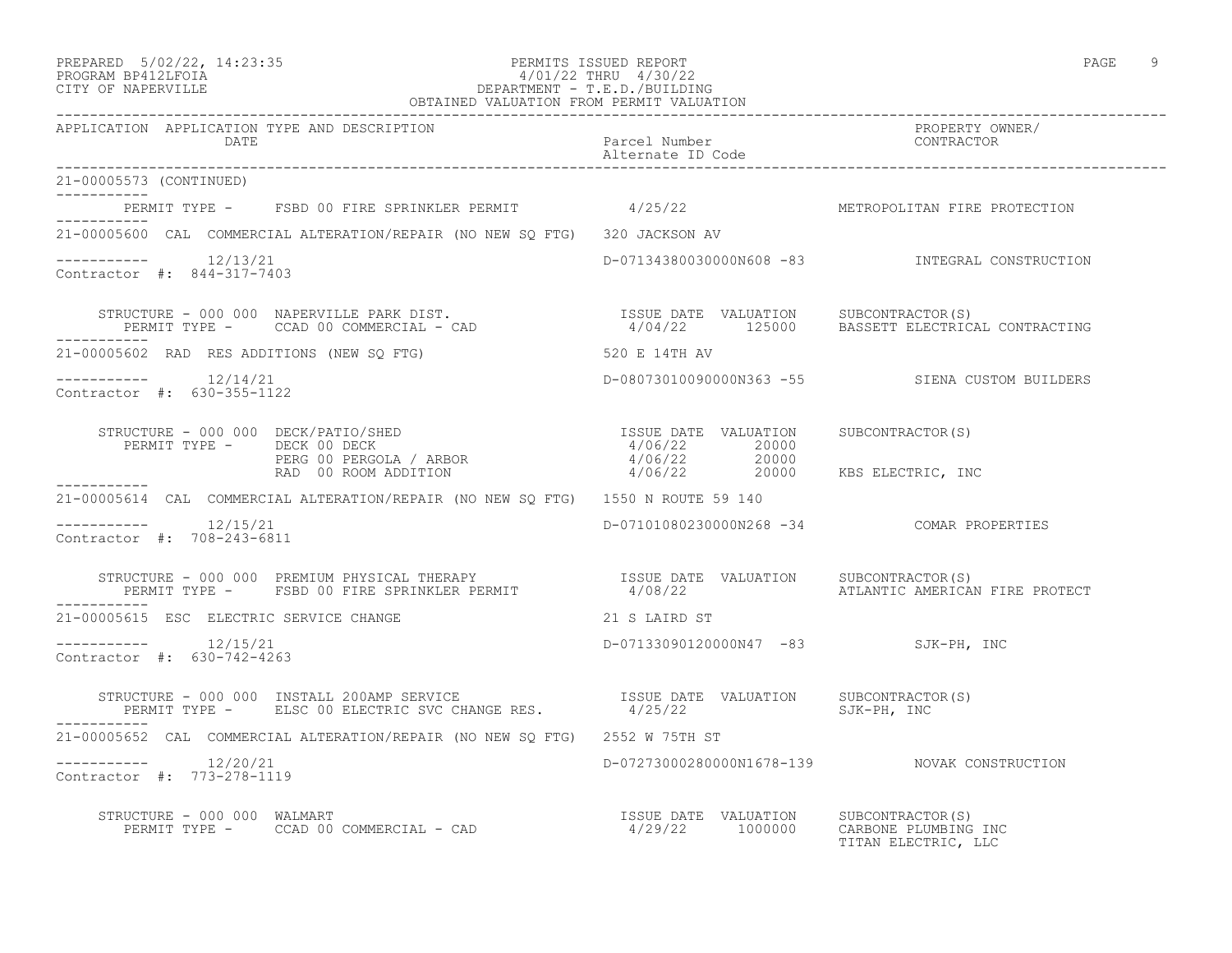PREPARED 5/02/22, 14:23:35 — PERMITS ISSUED REPORT
PROGRAM BP412LFOIA — 4/01/22 THRU 4/30/22
CITY OF NAPERVILLE — DEPARTMENT - T.E.D./BUILDING
OBTAINED VALUATION FROM PERMIT VALUATION

| APPLICATION | APPLICATION TYPE AND DESCRIPTION / DATE | Parcel Number / Alternate ID Code | PROPERTY OWNER/ CONTRACTOR |
|---|---|---|---|

**21-00005573 (CONTINUED)**

PERMIT TYPE - FSBD 00 FIRE SPRINKLER PERMIT — 4/25/22 — METROPOLITAN FIRE PROTECTION

---

**21-00005600** CAL COMMERCIAL ALTERATION/REPAIR (NO NEW SQ FTG) — 320 JACKSON AV

12/13/21 — D-07134380030000N608 -83 — INTEGRAL CONSTRUCTION

Contractor #: 844-317-7403

| STRUCTURE - 000 000 NAPERVILLE PARK DIST. | ISSUE DATE | VALUATION | SUBCONTRACTOR(S) |
|---|---|---|---|
| PERMIT TYPE - CCAD 00 COMMERCIAL - CAD | 4/04/22 | 125000 | BASSETT ELECTRICAL CONTRACTING |

---

**21-00005602** RAD RES ADDITIONS (NEW SQ FTG) — 520 E 14TH AV

12/14/21 — D-08073010090000N363 -55 — SIENA CUSTOM BUILDERS

Contractor #: 630-355-1122

| STRUCTURE - 000 000 DECK/PATIO/SHED | ISSUE DATE | VALUATION | SUBCONTRACTOR(S) |
|---|---|---|---|
| PERMIT TYPE - DECK 00 DECK | 4/06/22 | 20000 | |
| PERG 00 PERGOLA / ARBOR | 4/06/22 | 20000 | |
| RAD 00 ROOM ADDITION | 4/06/22 | 20000 | KBS ELECTRIC, INC |

---

**21-00005614** CAL COMMERCIAL ALTERATION/REPAIR (NO NEW SQ FTG) — 1550 N ROUTE 59 140

12/15/21 — D-07101080230000N268 -34 — COMAR PROPERTIES

Contractor #: 708-243-6811

| STRUCTURE - 000 000 PREMIUM PHYSICAL THERAPY | ISSUE DATE | VALUATION | SUBCONTRACTOR(S) |
|---|---|---|---|
| PERMIT TYPE - FSBD 00 FIRE SPRINKLER PERMIT | 4/08/22 | | ATLANTIC AMERICAN FIRE PROTECT |

---

**21-00005615** ESC ELECTRIC SERVICE CHANGE — 21 S LAIRD ST

12/15/21 — D-07133090120000N47 -83 — SJK-PH, INC

Contractor #: 630-742-4263

| STRUCTURE - 000 000 INSTALL 200AMP SERVICE | ISSUE DATE | VALUATION | SUBCONTRACTOR(S) |
|---|---|---|---|
| PERMIT TYPE - ELSC 00 ELECTRIC SVC CHANGE RES. | 4/25/22 | | SJK-PH, INC |

---

**21-00005652** CAL COMMERCIAL ALTERATION/REPAIR (NO NEW SQ FTG) — 2552 W 75TH ST

12/20/21 — D-07273000280000N1678-139 — NOVAK CONSTRUCTION

Contractor #: 773-278-1119

| STRUCTURE - 000 000 WALMART | ISSUE DATE | VALUATION | SUBCONTRACTOR(S) |
|---|---|---|---|
| PERMIT TYPE - CCAD 00 COMMERCIAL - CAD | 4/29/22 | 1000000 | CARBONE PLUMBING INC |
| | | | TITAN ELECTRIC, LLC |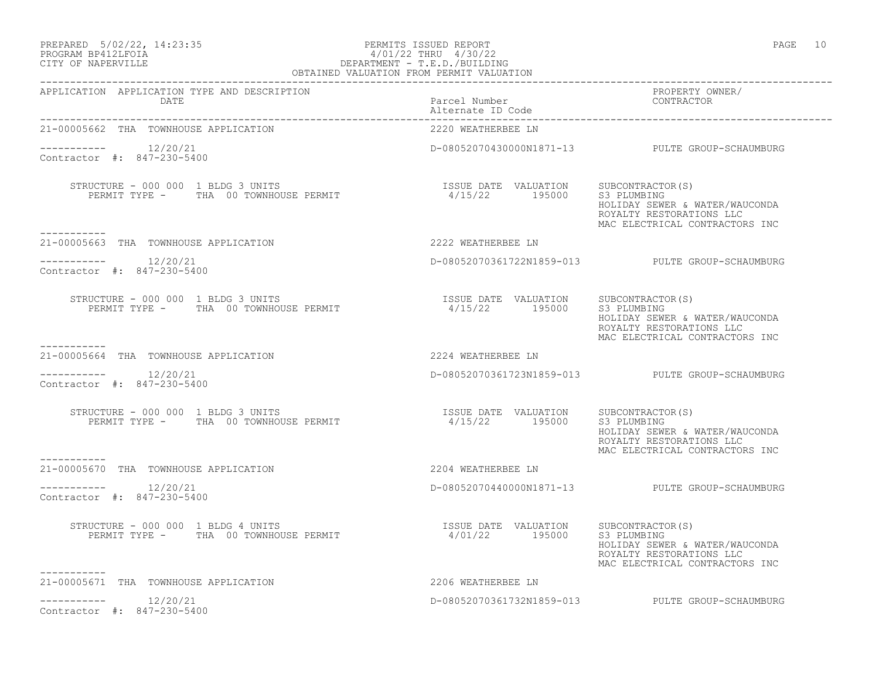PREPARED 5/02/22, 14:23:35
PROGRAM BP412LFOIA
CITY OF NAPERVILLE

PERMITS ISSUED REPORT
4/01/22 THRU 4/30/22
DEPARTMENT - T.E.D./BUILDING
OBTAINED VALUATION FROM PERMIT VALUATION

| APPLICATION | APPLICATION TYPE AND DESCRIPTION / DATE | Parcel Number / Alternate ID Code | PROPERTY OWNER/ CONTRACTOR |
|---|---|---|---|

---

**21-00005662 THA TOWNHOUSE APPLICATION** — 2220 WEATHERBEE LN

----------- 12/20/21 — D-08052070430000N1871-13 — PULTE GROUP-SCHAUMBURG
Contractor #: 847-230-5400

STRUCTURE - 000 000 1 BLDG 3 UNITS
PERMIT TYPE - THA 00 TOWNHOUSE PERMIT

| ISSUE DATE | VALUATION | SUBCONTRACTOR(S) |
|---|---|---|
| 4/15/22 | 195000 | S3 PLUMBING<br>HOLIDAY SEWER & WATER/WAUCONDA<br>ROYALTY RESTORATIONS LLC<br>MAC ELECTRICAL CONTRACTORS INC |

-----------

**21-00005663 THA TOWNHOUSE APPLICATION** — 2222 WEATHERBEE LN

----------- 12/20/21 — D-08052070361722N1859-013 — PULTE GROUP-SCHAUMBURG
Contractor #: 847-230-5400

STRUCTURE - 000 000 1 BLDG 3 UNITS
PERMIT TYPE - THA 00 TOWNHOUSE PERMIT

| ISSUE DATE | VALUATION | SUBCONTRACTOR(S) |
|---|---|---|
| 4/15/22 | 195000 | S3 PLUMBING<br>HOLIDAY SEWER & WATER/WAUCONDA<br>ROYALTY RESTORATIONS LLC<br>MAC ELECTRICAL CONTRACTORS INC |

-----------

**21-00005664 THA TOWNHOUSE APPLICATION** — 2224 WEATHERBEE LN

----------- 12/20/21 — D-08052070361723N1859-013 — PULTE GROUP-SCHAUMBURG
Contractor #: 847-230-5400

STRUCTURE - 000 000 1 BLDG 3 UNITS
PERMIT TYPE - THA 00 TOWNHOUSE PERMIT

| ISSUE DATE | VALUATION | SUBCONTRACTOR(S) |
|---|---|---|
| 4/15/22 | 195000 | S3 PLUMBING<br>HOLIDAY SEWER & WATER/WAUCONDA<br>ROYALTY RESTORATIONS LLC<br>MAC ELECTRICAL CONTRACTORS INC |

-----------

**21-00005670 THA TOWNHOUSE APPLICATION** — 2204 WEATHERBEE LN

----------- 12/20/21 — D-08052070440000N1871-13 — PULTE GROUP-SCHAUMBURG
Contractor #: 847-230-5400

STRUCTURE - 000 000 1 BLDG 4 UNITS
PERMIT TYPE - THA 00 TOWNHOUSE PERMIT

| ISSUE DATE | VALUATION | SUBCONTRACTOR(S) |
|---|---|---|
| 4/01/22 | 195000 | S3 PLUMBING<br>HOLIDAY SEWER & WATER/WAUCONDA<br>ROYALTY RESTORATIONS LLC<br>MAC ELECTRICAL CONTRACTORS INC |

-----------

**21-00005671 THA TOWNHOUSE APPLICATION** — 2206 WEATHERBEE LN

----------- 12/20/21 — D-08052070361732N1859-013 — PULTE GROUP-SCHAUMBURG
Contractor #: 847-230-5400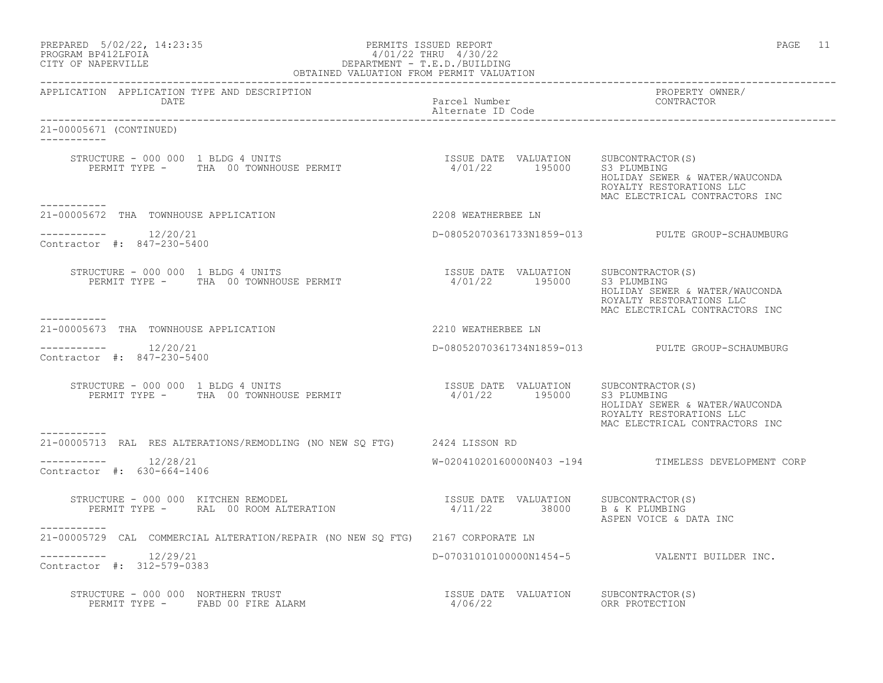| APPLICATION | APPLICATION TYPE AND DESCRIPTION DATE | Parcel Number / Alternate ID Code | PROPERTY OWNER/ CONTRACTOR |
|---|---|---|---|

21-00005671 (CONTINUED)

-----------

STRUCTURE - 000 000 1 BLDG 4 UNITS
PERMIT TYPE - THA 00 TOWNHOUSE PERMIT

| ISSUE DATE | VALUATION | SUBCONTRACTOR(S) |
|---|---|---|
| 4/01/22 | 195000 | S3 PLUMBING |
| | | HOLIDAY SEWER & WATER/WAUCONDA |
| | | ROYALTY RESTORATIONS LLC |
| | | MAC ELECTRICAL CONTRACTORS INC |

-----------

21-00005672 THA TOWNHOUSE APPLICATION — 2208 WEATHERBEE LN

----------- 12/20/21 — D-08052070361733N1859-013 — PULTE GROUP-SCHAUMBURG

Contractor #: 847-230-5400

STRUCTURE - 000 000 1 BLDG 4 UNITS
PERMIT TYPE - THA 00 TOWNHOUSE PERMIT

| ISSUE DATE | VALUATION | SUBCONTRACTOR(S) |
|---|---|---|
| 4/01/22 | 195000 | S3 PLUMBING |
| | | HOLIDAY SEWER & WATER/WAUCONDA |
| | | ROYALTY RESTORATIONS LLC |
| | | MAC ELECTRICAL CONTRACTORS INC |

-----------

21-00005673 THA TOWNHOUSE APPLICATION — 2210 WEATHERBEE LN

----------- 12/20/21 — D-08052070361734N1859-013 — PULTE GROUP-SCHAUMBURG

Contractor #: 847-230-5400

STRUCTURE - 000 000 1 BLDG 4 UNITS
PERMIT TYPE - THA 00 TOWNHOUSE PERMIT

| ISSUE DATE | VALUATION | SUBCONTRACTOR(S) |
|---|---|---|
| 4/01/22 | 195000 | S3 PLUMBING |
| | | HOLIDAY SEWER & WATER/WAUCONDA |
| | | ROYALTY RESTORATIONS LLC |
| | | MAC ELECTRICAL CONTRACTORS INC |

-----------

21-00005713 RAL RES ALTERATIONS/REMODLING (NO NEW SQ FTG) — 2424 LISSON RD

----------- 12/28/21 — W-02041020160000N403 -194 — TIMELESS DEVELOPMENT CORP

Contractor #: 630-664-1406

STRUCTURE - 000 000 KITCHEN REMODEL
PERMIT TYPE - RAL 00 ROOM ALTERATION

| ISSUE DATE | VALUATION | SUBCONTRACTOR(S) |
|---|---|---|
| 4/11/22 | 38000 | B & K PLUMBING |
| | | ASPEN VOICE & DATA INC |

-----------

21-00005729 CAL COMMERCIAL ALTERATION/REPAIR (NO NEW SQ FTG) — 2167 CORPORATE LN

----------- 12/29/21 — D-07031010100000N1454-5 — VALENTI BUILDER INC.

Contractor #: 312-579-0383

STRUCTURE - 000 000 NORTHERN TRUST
PERMIT TYPE - FABD 00 FIRE ALARM

| ISSUE DATE | VALUATION | SUBCONTRACTOR(S) |
|---|---|---|
| 4/06/22 | | ORR PROTECTION |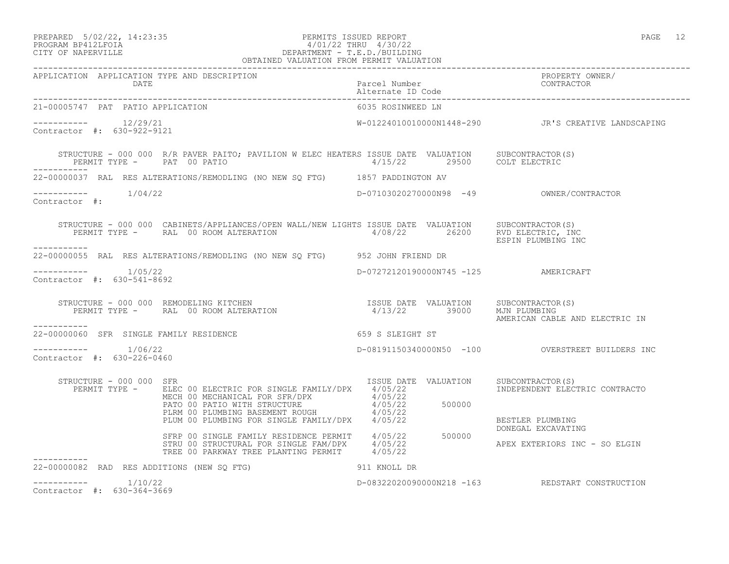PREPARED 5/02/22, 14:23:35 PERMITS ISSUED REPORT
PROGRAM BP412LFOIA 4/01/22 THRU 4/30/22
CITY OF NAPERVILLE DEPARTMENT - T.E.D./BUILDING
OBTAINED VALUATION FROM PERMIT VALUATION

| APPLICATION | APPLICATION TYPE AND DESCRIPTION / DATE | Parcel Number / Alternate ID Code | PROPERTY OWNER/ CONTRACTOR |
|---|---|---|---|

**21-00005747 PAT PATIO APPLICATION** — 6035 ROSINWEED LN
Date: 12/29/21 — W-01224010010000N1448-290 — JR'S CREATIVE LANDSCAPING
Contractor #: 630-922-9121

STRUCTURE - 000 000 R/R PAVER PAITO; PAVILION W ELEC HEATERS

| PERMIT TYPE | ISSUE DATE | VALUATION | SUBCONTRACTOR(S) |
|---|---|---|---|
| PAT 00 PATIO | 4/15/22 | 29500 | COLT ELECTRIC |

---

**22-00000037 RAL RES ALTERATIONS/REMODLING (NO NEW SQ FTG)** — 1857 PADDINGTON AV
Date: 1/04/22 — D-07103020270000N98 -49 — OWNER/CONTRACTOR
Contractor #:

STRUCTURE - 000 000 CABINETS/APPLIANCES/OPEN WALL/NEW LIGHTS

| PERMIT TYPE | ISSUE DATE | VALUATION | SUBCONTRACTOR(S) |
|---|---|---|---|
| RAL 00 ROOM ALTERATION | 4/08/22 | 26200 | RVD ELECTRIC, INC |
| | | | ESPIN PLUMBING INC |

---

**22-00000055 RAL RES ALTERATIONS/REMODLING (NO NEW SQ FTG)** — 952 JOHN FRIEND DR
Date: 1/05/22 — D-07272120190000N745 -125 — AMERICRAFT
Contractor #: 630-541-8692

STRUCTURE - 000 000 REMODELING KITCHEN

| PERMIT TYPE | ISSUE DATE | VALUATION | SUBCONTRACTOR(S) |
|---|---|---|---|
| RAL 00 ROOM ALTERATION | 4/13/22 | 39000 | MJN PLUMBING |
| | | | AMERICAN CABLE AND ELECTRIC IN |

---

**22-00000060 SFR SINGLE FAMILY RESIDENCE** — 659 S SLEIGHT ST
Date: 1/06/22 — D-08191150340000N50 -100 — OVERSTREET BUILDERS INC
Contractor #: 630-226-0460

STRUCTURE - 000 000 SFR

| PERMIT TYPE | ISSUE DATE | VALUATION | SUBCONTRACTOR(S) |
|---|---|---|---|
| ELEC 00 ELECTRIC FOR SINGLE FAMILY/DPX | 4/05/22 | | INDEPENDENT ELECTRIC CONTRACTO |
| MECH 00 MECHANICAL FOR SFR/DPX | 4/05/22 | | |
| PATO 00 PATIO WITH STRUCTURE | 4/05/22 | 500000 | |
| PLRM 00 PLUMBING BASEMENT ROUGH | 4/05/22 | | |
| PLUM 00 PLUMBING FOR SINGLE FAMILY/DPX | 4/05/22 | | BESTLER PLUMBING |
| | | | DONEGAL EXCAVATING |
| SFRP 00 SINGLE FAMILY RESIDENCE PERMIT | 4/05/22 | 500000 | |
| STRU 00 STRUCTURAL FOR SINGLE FAM/DPX | 4/05/22 | | APEX EXTERIORS INC - SO ELGIN |
| TREE 00 PARKWAY TREE PLANTING PERMIT | 4/05/22 | | |

---

**22-00000082 RAD RES ADDITIONS (NEW SQ FTG)** — 911 KNOLL DR
Date: 1/10/22 — D-08322020090000N218 -163 — REDSTART CONSTRUCTION
Contractor #: 630-364-3669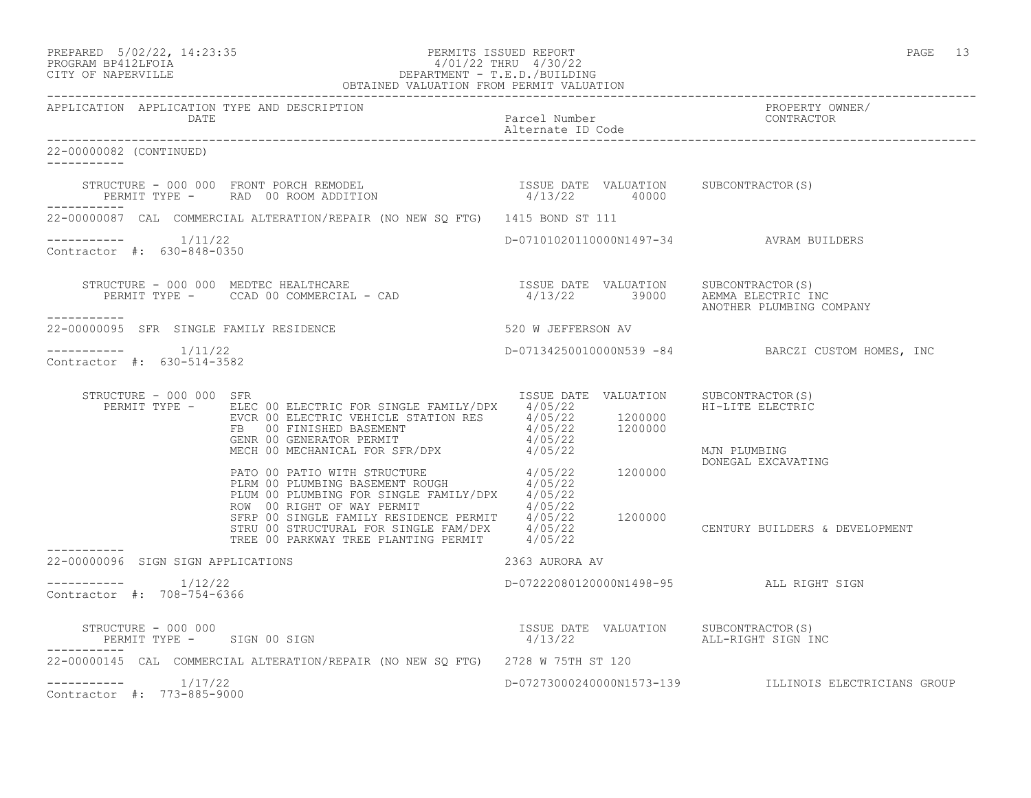PREPARED 5/02/22, 14:23:35
PROGRAM BP412LFOIA
CITY OF NAPERVILLE

PERMITS ISSUED REPORT
4/01/22 THRU 4/30/22
DEPARTMENT - T.E.D./BUILDING
OBTAINED VALUATION FROM PERMIT VALUATION

| APPLICATION | APPLICATION TYPE AND DESCRIPTION / DATE | Parcel Number / Alternate ID Code | PROPERTY OWNER/ CONTRACTOR |
|---|---|---|---|

22-00000082 (CONTINUED)

STRUCTURE - 000 000 FRONT PORCH REMODEL
PERMIT TYPE - RAD 00 ROOM ADDITION

| ISSUE DATE | VALUATION | SUBCONTRACTOR(S) |
|---|---|---|
| 4/13/22 | 40000 | |

---

22-00000087 CAL COMMERCIAL ALTERATION/REPAIR (NO NEW SQ FTG) 1415 BOND ST 111

1/11/22 — D-07101020110000N1497-34 — AVRAM BUILDERS
Contractor #: 630-848-0350

STRUCTURE - 000 000 MEDTEC HEALTHCARE
PERMIT TYPE - CCAD 00 COMMERCIAL - CAD

| ISSUE DATE | VALUATION | SUBCONTRACTOR(S) |
|---|---|---|
| 4/13/22 | 39000 | AEMMA ELECTRIC INC |
| | | ANOTHER PLUMBING COMPANY |

---

22-00000095 SFR SINGLE FAMILY RESIDENCE 520 W JEFFERSON AV

1/11/22 — D-07134250010000N539 -84 — BARCZI CUSTOM HOMES, INC
Contractor #: 630-514-3582

STRUCTURE - 000 000 SFR

| PERMIT TYPE | ISSUE DATE | VALUATION | SUBCONTRACTOR(S) |
|---|---|---|---|
| ELEC 00 ELECTRIC FOR SINGLE FAMILY/DPX | 4/05/22 | | HI-LITE ELECTRIC |
| EVCR 00 ELECTRIC VEHICLE STATION RES | 4/05/22 | 1200000 | |
| FB 00 FINISHED BASEMENT | 4/05/22 | 1200000 | |
| GENR 00 GENERATOR PERMIT | 4/05/22 | | |
| MECH 00 MECHANICAL FOR SFR/DPX | 4/05/22 | | MJN PLUMBING |
| | | | DONEGAL EXCAVATING |
| PATO 00 PATIO WITH STRUCTURE | 4/05/22 | 1200000 | |
| PLRM 00 PLUMBING BASEMENT ROUGH | 4/05/22 | | |
| PLUM 00 PLUMBING FOR SINGLE FAMILY/DPX | 4/05/22 | | |
| ROW 00 RIGHT OF WAY PERMIT | 4/05/22 | | |
| SFRP 00 SINGLE FAMILY RESIDENCE PERMIT | 4/05/22 | 1200000 | |
| STRU 00 STRUCTURAL FOR SINGLE FAM/DPX | 4/05/22 | | CENTURY BUILDERS & DEVELOPMENT |
| TREE 00 PARKWAY TREE PLANTING PERMIT | 4/05/22 | | |

---

22-00000096 SIGN SIGN APPLICATIONS 2363 AURORA AV

1/12/22 — D-07222080120000N1498-95 — ALL RIGHT SIGN
Contractor #: 708-754-6366

STRUCTURE - 000 000
PERMIT TYPE - SIGN 00 SIGN

| ISSUE DATE | VALUATION | SUBCONTRACTOR(S) |
|---|---|---|
| 4/13/22 | | ALL-RIGHT SIGN INC |

---

22-00000145 CAL COMMERCIAL ALTERATION/REPAIR (NO NEW SQ FTG) 2728 W 75TH ST 120

1/17/22 — D-07273000240000N1573-139 — ILLINOIS ELECTRICIANS GROUP
Contractor #: 773-885-9000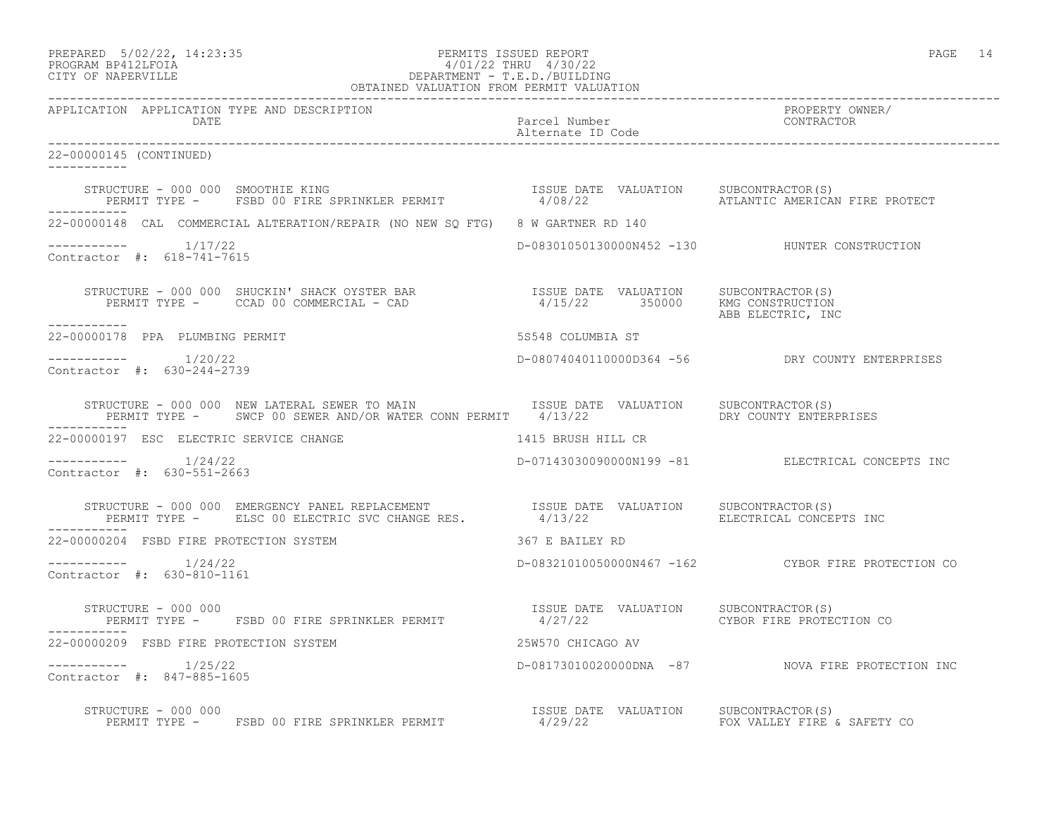PREPARED 5/02/22, 14:23:35
PROGRAM BP412LFOIA
CITY OF NAPERVILLE

PERMITS ISSUED REPORT
4/01/22 THRU 4/30/22
DEPARTMENT - T.E.D./BUILDING
OBTAINED VALUATION FROM PERMIT VALUATION

| APPLICATION | APPLICATION TYPE AND DESCRIPTION / DATE | Parcel Number / Alternate ID Code | PROPERTY OWNER/ CONTRACTOR |
|---|---|---|---|

**22-00000145 (CONTINUED)**

STRUCTURE - 000 000 SMOOTHIE KING
PERMIT TYPE - FSBD 00 FIRE SPRINKLER PERMIT
ISSUE DATE: 4/08/22 VALUATION:
SUBCONTRACTOR(S): ATLANTIC AMERICAN FIRE PROTECT

---

**22-00000148 CAL COMMERCIAL ALTERATION/REPAIR (NO NEW SQ FTG)** 8 W GARTNER RD 140

1/17/22 D-08301050130000N452 -130 HUNTER CONSTRUCTION
Contractor #: 618-741-7615

STRUCTURE - 000 000 SHUCKIN' SHACK OYSTER BAR
PERMIT TYPE - CCAD 00 COMMERCIAL - CAD
ISSUE DATE: 4/15/22 VALUATION: 350000
SUBCONTRACTOR(S): KMG CONSTRUCTION, ABB ELECTRIC, INC

---

**22-00000178 PPA PLUMBING PERMIT** 5S548 COLUMBIA ST

1/20/22 D-08074040110000D364 -56 DRY COUNTY ENTERPRISES
Contractor #: 630-244-2739

STRUCTURE - 000 000 NEW LATERAL SEWER TO MAIN
PERMIT TYPE - SWCP 00 SEWER AND/OR WATER CONN PERMIT
ISSUE DATE: 4/13/22 VALUATION:
SUBCONTRACTOR(S): DRY COUNTY ENTERPRISES

---

**22-00000197 ESC ELECTRIC SERVICE CHANGE** 1415 BRUSH HILL CR

1/24/22 D-07143030090000N199 -81 ELECTRICAL CONCEPTS INC
Contractor #: 630-551-2663

STRUCTURE - 000 000 EMERGENCY PANEL REPLACEMENT
PERMIT TYPE - ELSC 00 ELECTRIC SVC CHANGE RES.
ISSUE DATE: 4/13/22 VALUATION:
SUBCONTRACTOR(S): ELECTRICAL CONCEPTS INC

---

**22-00000204 FSBD FIRE PROTECTION SYSTEM** 367 E BAILEY RD

1/24/22 D-08321010050000N467 -162 CYBOR FIRE PROTECTION CO
Contractor #: 630-810-1161

STRUCTURE - 000 000
PERMIT TYPE - FSBD 00 FIRE SPRINKLER PERMIT
ISSUE DATE: 4/27/22 VALUATION:
SUBCONTRACTOR(S): CYBOR FIRE PROTECTION CO

---

**22-00000209 FSBD FIRE PROTECTION SYSTEM** 25W570 CHICAGO AV

1/25/22 D-08173010020000DNA -87 NOVA FIRE PROTECTION INC
Contractor #: 847-885-1605

STRUCTURE - 000 000
PERMIT TYPE - FSBD 00 FIRE SPRINKLER PERMIT
ISSUE DATE: 4/29/22 VALUATION:
SUBCONTRACTOR(S): FOX VALLEY FIRE & SAFETY CO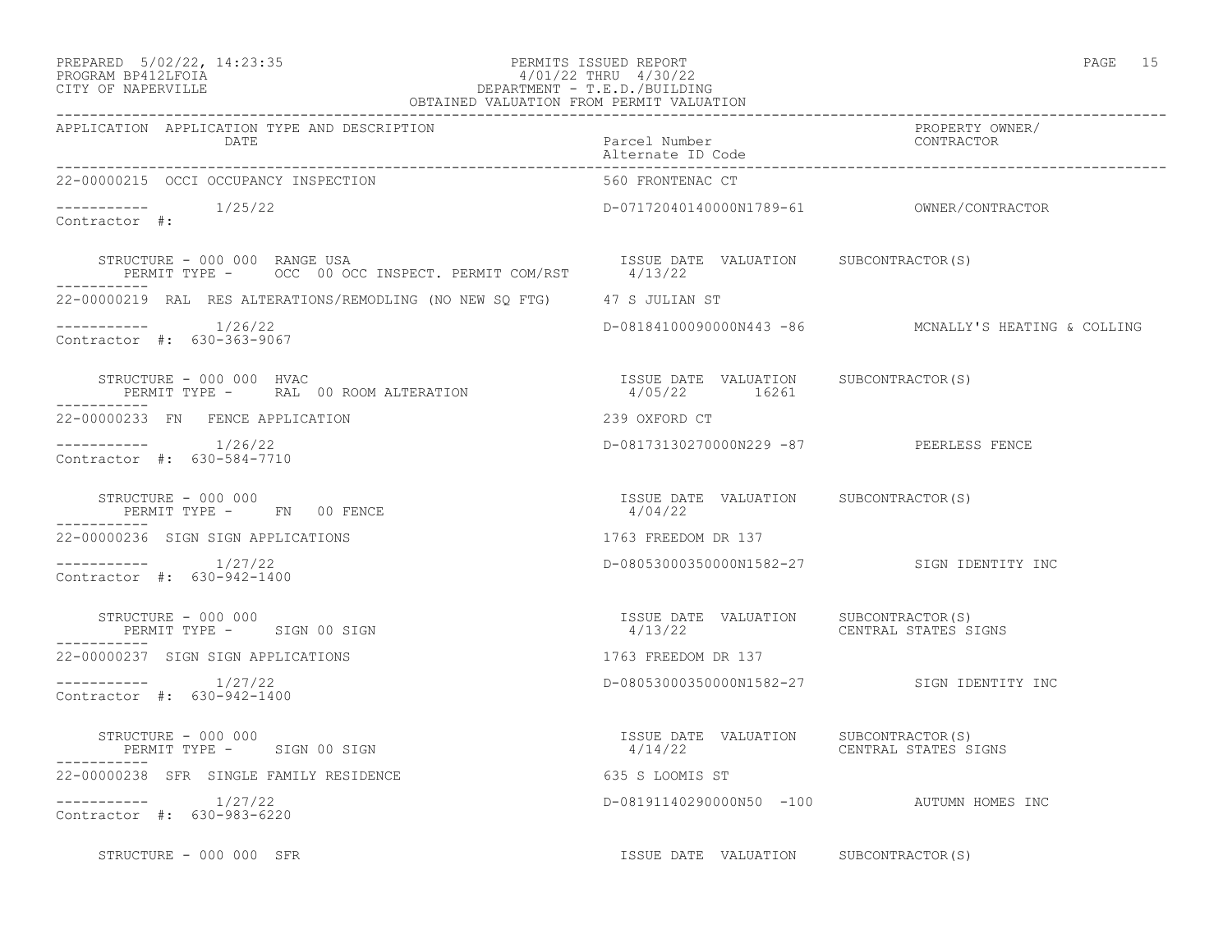PREPARED 5/02/22, 14:23:35 — PERMITS ISSUED REPORT
PROGRAM BP412LFOIA — 4/01/22 THRU 4/30/22
CITY OF NAPERVILLE — DEPARTMENT - T.E.D./BUILDING
OBTAINED VALUATION FROM PERMIT VALUATION

| APPLICATION | APPLICATION TYPE AND DESCRIPTION / DATE | Parcel Number / Alternate ID Code | PROPERTY OWNER/ CONTRACTOR |
|---|---|---|---|
| 22-00000215 | OCCI OCCUPANCY INSPECTION | 560 FRONTENAC CT | |
| ----------- | 1/25/22 | D-07172040140000N1789-61 | OWNER/CONTRACTOR |
| Contractor #: | | | |
| | STRUCTURE - 000 000 RANGE USA / PERMIT TYPE - OCC 00 OCC INSPECT. PERMIT COM/RST | ISSUE DATE 4/13/22 / VALUATION | SUBCONTRACTOR(S) |
| 22-00000219 | RAL RES ALTERATIONS/REMODLING (NO NEW SQ FTG) | 47 S JULIAN ST | |
| ----------- | 1/26/22 | D-08184100090000N443 -86 | MCNALLY'S HEATING & COLLING |
| Contractor #: 630-363-9067 | | | |
| | STRUCTURE - 000 000 HVAC / PERMIT TYPE - RAL 00 ROOM ALTERATION | ISSUE DATE 4/05/22 / VALUATION 16261 | SUBCONTRACTOR(S) |
| 22-00000233 | FN FENCE APPLICATION | 239 OXFORD CT | |
| ----------- | 1/26/22 | D-08173130270000N229 -87 | PEERLESS FENCE |
| Contractor #: 630-584-7710 | | | |
| | STRUCTURE - 000 000 / PERMIT TYPE - FN 00 FENCE | ISSUE DATE 4/04/22 / VALUATION | SUBCONTRACTOR(S) |
| 22-00000236 | SIGN SIGN APPLICATIONS | 1763 FREEDOM DR 137 | |
| ----------- | 1/27/22 | D-08053000350000N1582-27 | SIGN IDENTITY INC |
| Contractor #: 630-942-1400 | | | |
| | STRUCTURE - 000 000 / PERMIT TYPE - SIGN 00 SIGN | ISSUE DATE 4/13/22 / VALUATION | SUBCONTRACTOR(S) CENTRAL STATES SIGNS |
| 22-00000237 | SIGN SIGN APPLICATIONS | 1763 FREEDOM DR 137 | |
| ----------- | 1/27/22 | D-08053000350000N1582-27 | SIGN IDENTITY INC |
| Contractor #: 630-942-1400 | | | |
| | STRUCTURE - 000 000 / PERMIT TYPE - SIGN 00 SIGN | ISSUE DATE 4/14/22 / VALUATION | SUBCONTRACTOR(S) CENTRAL STATES SIGNS |
| 22-00000238 | SFR SINGLE FAMILY RESIDENCE | 635 S LOOMIS ST | |
| ----------- | 1/27/22 | D-08191140290000N50 -100 | AUTUMN HOMES INC |
| Contractor #: 630-983-6220 | | | |
| | STRUCTURE - 000 000 SFR | ISSUE DATE / VALUATION | SUBCONTRACTOR(S) |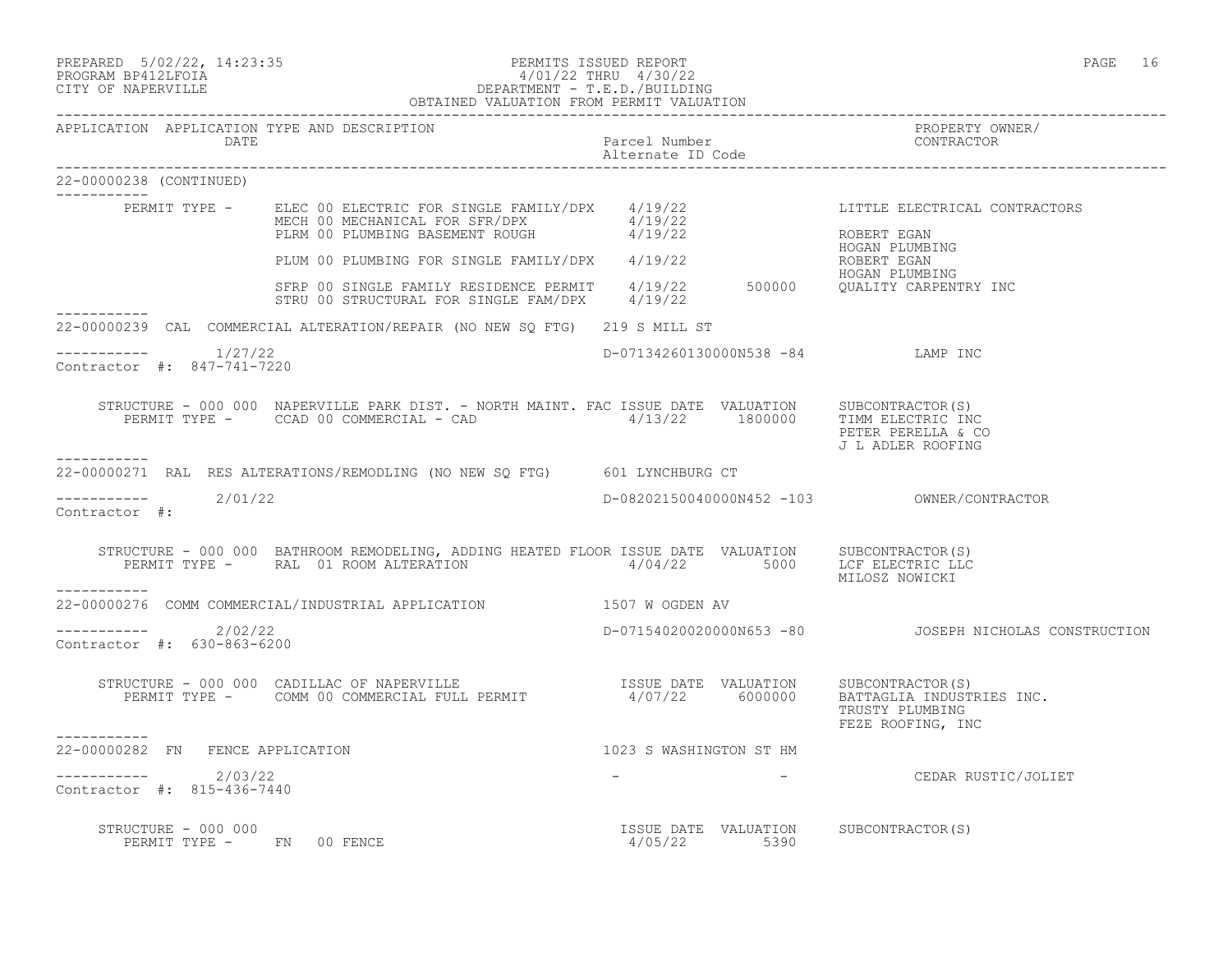APPLICATION APPLICATION TYPE AND DESCRIPTION DATE | Parcel Number / Alternate ID Code | PROPERTY OWNER/ CONTRACTOR

**22-00000238 (CONTINUED)**

| PERMIT TYPE | DATE | VALUATION | CONTRACTOR |
|---|---|---|---|
| ELEC 00 ELECTRIC FOR SINGLE FAMILY/DPX | 4/19/22 | | LITTLE ELECTRICAL CONTRACTORS |
| MECH 00 MECHANICAL FOR SFR/DPX | 4/19/22 | | |
| PLRM 00 PLUMBING BASEMENT ROUGH | 4/19/22 | | ROBERT EGAN / HOGAN PLUMBING |
| PLUM 00 PLUMBING FOR SINGLE FAMILY/DPX | 4/19/22 | | ROBERT EGAN / HOGAN PLUMBING |
| SFRP 00 SINGLE FAMILY RESIDENCE PERMIT | 4/19/22 | 500000 | QUALITY CARPENTRY INC |
| STRU 00 STRUCTURAL FOR SINGLE FAM/DPX | 4/19/22 | | |

---

**22-00000239 CAL COMMERCIAL ALTERATION/REPAIR (NO NEW SQ FTG)** 219 S MILL ST

Date: 1/27/22 — D-07134260130000N538 -84 — LAMP INC

Contractor #: 847-741-7220

STRUCTURE - 000 000 NAPERVILLE PARK DIST. - NORTH MAINT. FAC

| PERMIT TYPE | ISSUE DATE | VALUATION | SUBCONTRACTOR(S) |
|---|---|---|---|
| CCAD 00 COMMERCIAL - CAD | 4/13/22 | 1800000 | TIMM ELECTRIC INC; PETER PERELLA & CO; J L ADLER ROOFING |

---

**22-00000271 RAL RES ALTERATIONS/REMODLING (NO NEW SQ FTG)** 601 LYNCHBURG CT

Date: 2/01/22 — D-08202150040000N452 -103 — OWNER/CONTRACTOR

Contractor #:

STRUCTURE - 000 000 BATHROOM REMODELING, ADDING HEATED FLOOR

| PERMIT TYPE | ISSUE DATE | VALUATION | SUBCONTRACTOR(S) |
|---|---|---|---|
| RAL 01 ROOM ALTERATION | 4/04/22 | 5000 | LCF ELECTRIC LLC; MILOSZ NOWICKI |

---

**22-00000276 COMM COMMERCIAL/INDUSTRIAL APPLICATION** 1507 W OGDEN AV

Date: 2/02/22 — D-07154020020000N653 -80 — JOSEPH NICHOLAS CONSTRUCTION

Contractor #: 630-863-6200

STRUCTURE - 000 000 CADILLAC OF NAPERVILLE

| PERMIT TYPE | ISSUE DATE | VALUATION | SUBCONTRACTOR(S) |
|---|---|---|---|
| COMM 00 COMMERCIAL FULL PERMIT | 4/07/22 | 6000000 | BATTAGLIA INDUSTRIES INC.; TRUSTY PLUMBING; FEZE ROOFING, INC |

---

**22-00000282 FN FENCE APPLICATION** 1023 S WASHINGTON ST HM

Date: 2/03/22 — - - — CEDAR RUSTIC/JOLIET

Contractor #: 815-436-7440

STRUCTURE - 000 000

| PERMIT TYPE | ISSUE DATE | VALUATION | SUBCONTRACTOR(S) |
|---|---|---|---|
| FN 00 FENCE | 4/05/22 | 5390 | |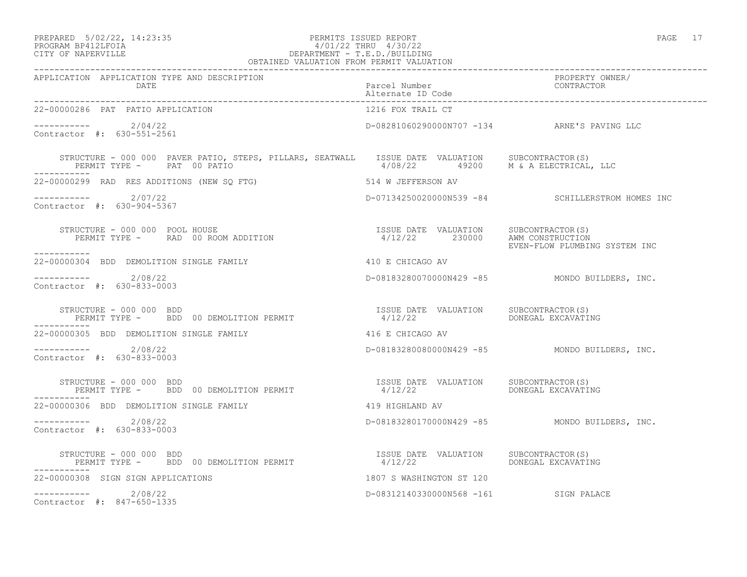PREPARED 5/02/22, 14:23:35
PROGRAM BP412LFOIA
CITY OF NAPERVILLE

PERMITS ISSUED REPORT
4/01/22 THRU 4/30/22
DEPARTMENT - T.E.D./BUILDING
OBTAINED VALUATION FROM PERMIT VALUATION

| APPLICATION | APPLICATION TYPE AND DESCRIPTION / DATE | Parcel Number / Alternate ID Code | PROPERTY OWNER/ CONTRACTOR |
|---|---|---|---|
| 22-00000286 | PAT PATIO APPLICATION | 1216 FOX TRAIL CT | |
| ----------- | 2/04/22 | D-08281060290000N707 -134 | ARNE'S PAVING LLC |
| Contractor #: 630-551-2561 | | | |
| | STRUCTURE - 000 000 PAVER PATIO, STEPS, PILLARS, SEATWALL / PERMIT TYPE - PAT 00 PATIO | ISSUE DATE 4/08/22 VALUATION 49200 | SUBCONTRACTOR(S): M & A ELECTRICAL, LLC |
| 22-00000299 | RAD RES ADDITIONS (NEW SQ FTG) | 514 W JEFFERSON AV | |
| ----------- | 2/07/22 | D-07134250020000N539 -84 | SCHILLERSTROM HOMES INC |
| Contractor #: 630-904-5367 | | | |
| | STRUCTURE - 000 000 POOL HOUSE / PERMIT TYPE - RAD 00 ROOM ADDITION | ISSUE DATE 4/12/22 VALUATION 230000 | SUBCONTRACTOR(S): AWM CONSTRUCTION; EVEN-FLOW PLUMBING SYSTEM INC |
| 22-00000304 | BDD DEMOLITION SINGLE FAMILY | 410 E CHICAGO AV | |
| ----------- | 2/08/22 | D-08183280070000N429 -85 | MONDO BUILDERS, INC. |
| Contractor #: 630-833-0003 | | | |
| | STRUCTURE - 000 000 BDD / PERMIT TYPE - BDD 00 DEMOLITION PERMIT | ISSUE DATE 4/12/22 VALUATION | SUBCONTRACTOR(S): DONEGAL EXCAVATING |
| 22-00000305 | BDD DEMOLITION SINGLE FAMILY | 416 E CHICAGO AV | |
| ----------- | 2/08/22 | D-08183280080000N429 -85 | MONDO BUILDERS, INC. |
| Contractor #: 630-833-0003 | | | |
| | STRUCTURE - 000 000 BDD / PERMIT TYPE - BDD 00 DEMOLITION PERMIT | ISSUE DATE 4/12/22 VALUATION | SUBCONTRACTOR(S): DONEGAL EXCAVATING |
| 22-00000306 | BDD DEMOLITION SINGLE FAMILY | 419 HIGHLAND AV | |
| ----------- | 2/08/22 | D-08183280170000N429 -85 | MONDO BUILDERS, INC. |
| Contractor #: 630-833-0003 | | | |
| | STRUCTURE - 000 000 BDD / PERMIT TYPE - BDD 00 DEMOLITION PERMIT | ISSUE DATE 4/12/22 VALUATION | SUBCONTRACTOR(S): DONEGAL EXCAVATING |
| 22-00000308 | SIGN SIGN APPLICATIONS | 1807 S WASHINGTON ST 120 | |
| ----------- | 2/08/22 | D-08312140330000N568 -161 | SIGN PALACE |
| Contractor #: 847-650-1335 | | | |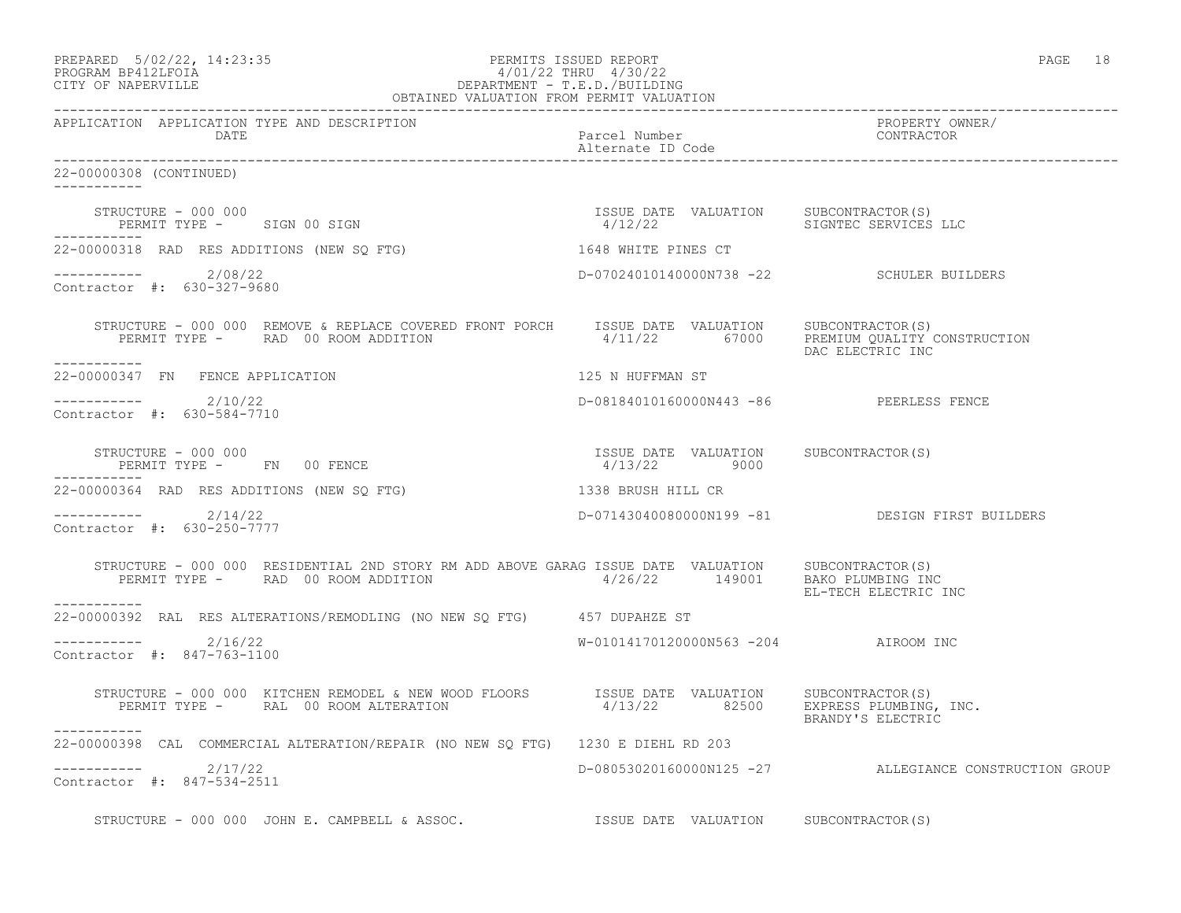PREPARED 5/02/22, 14:23:35 PERMITS ISSUED REPORT
PROGRAM BP412LFOIA 4/01/22 THRU 4/30/22
CITY OF NAPERVILLE DEPARTMENT - T.E.D./BUILDING
OBTAINED VALUATION FROM PERMIT VALUATION

| APPLICATION | APPLICATION TYPE AND DESCRIPTION / DATE | Parcel Number / Alternate ID Code | PROPERTY OWNER/ CONTRACTOR |
|---|---|---|---|

22-00000308 (CONTINUED)

STRUCTURE - 000 000
PERMIT TYPE - SIGN 00 SIGN

| ISSUE DATE | VALUATION | SUBCONTRACTOR(S) |
|---|---|---|
| 4/12/22 | | SIGNTEC SERVICES LLC |

---

22-00000318 RAD RES ADDITIONS (NEW SQ FTG) — 1648 WHITE PINES CT

2/08/22 — D-07024010140000N738 -22 — SCHULER BUILDERS
Contractor #: 630-327-9680

STRUCTURE - 000 000 REMOVE & REPLACE COVERED FRONT PORCH
PERMIT TYPE - RAD 00 ROOM ADDITION

| ISSUE DATE | VALUATION | SUBCONTRACTOR(S) |
|---|---|---|
| 4/11/22 | 67000 | PREMIUM QUALITY CONSTRUCTION<br>DAC ELECTRIC INC |

---

22-00000347 FN FENCE APPLICATION — 125 N HUFFMAN ST

2/10/22 — D-08184010160000N443 -86 — PEERLESS FENCE
Contractor #: 630-584-7710

STRUCTURE - 000 000
PERMIT TYPE - FN 00 FENCE

| ISSUE DATE | VALUATION | SUBCONTRACTOR(S) |
|---|---|---|
| 4/13/22 | 9000 | |

---

22-00000364 RAD RES ADDITIONS (NEW SQ FTG) — 1338 BRUSH HILL CR

2/14/22 — D-07143040080000N199 -81 — DESIGN FIRST BUILDERS
Contractor #: 630-250-7777

STRUCTURE - 000 000 RESIDENTIAL 2ND STORY RM ADD ABOVE GARAG
PERMIT TYPE - RAD 00 ROOM ADDITION

| ISSUE DATE | VALUATION | SUBCONTRACTOR(S) |
|---|---|---|
| 4/26/22 | 149001 | BAKO PLUMBING INC<br>EL-TECH ELECTRIC INC |

---

22-00000392 RAL RES ALTERATIONS/REMODLING (NO NEW SQ FTG) — 457 DUPAHZE ST

2/16/22 — W-01014170120000N563 -204 — AIROOM INC
Contractor #: 847-763-1100

STRUCTURE - 000 000 KITCHEN REMODEL & NEW WOOD FLOORS
PERMIT TYPE - RAL 00 ROOM ALTERATION

| ISSUE DATE | VALUATION | SUBCONTRACTOR(S) |
|---|---|---|
| 4/13/22 | 82500 | EXPRESS PLUMBING, INC.<br>BRANDY'S ELECTRIC |

---

22-00000398 CAL COMMERCIAL ALTERATION/REPAIR (NO NEW SQ FTG) — 1230 E DIEHL RD 203

2/17/22 — D-08053020160000N125 -27 — ALLEGIANCE CONSTRUCTION GROUP
Contractor #: 847-534-2511

STRUCTURE - 000 000 JOHN E. CAMPBELL & ASSOC.

| ISSUE DATE | VALUATION | SUBCONTRACTOR(S) |
|---|---|---|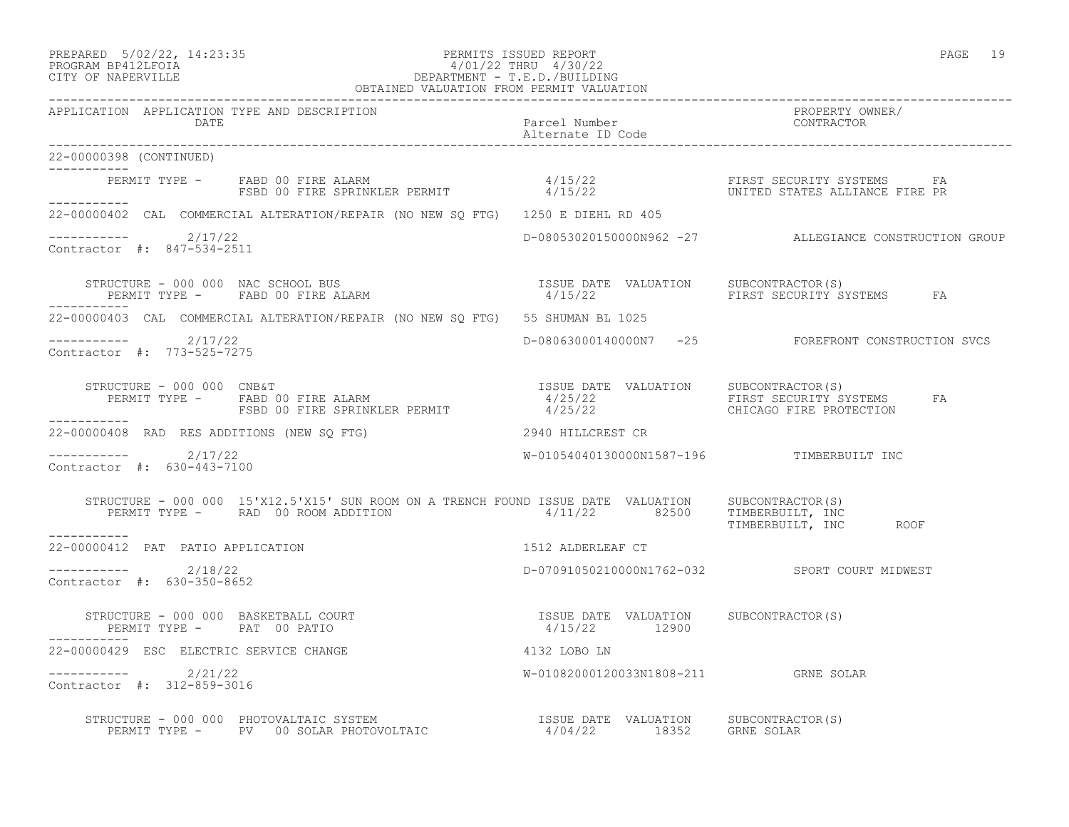PREPARED 5/02/22, 14:23:35 PERMITS ISSUED REPORT
PROGRAM BP412LFOIA 4/01/22 THRU 4/30/22
CITY OF NAPERVILLE DEPARTMENT - T.E.D./BUILDING
OBTAINED VALUATION FROM PERMIT VALUATION

| APPLICATION | APPLICATION TYPE AND DESCRIPTION / DATE | Parcel Number / Alternate ID Code | PROPERTY OWNER/ CONTRACTOR |
|---|---|---|---|

22-00000398 (CONTINUED)

PERMIT TYPE - FABD 00 FIRE ALARM 4/15/22 FIRST SECURITY SYSTEMS FA
FSBD 00 FIRE SPRINKLER PERMIT 4/15/22 UNITED STATES ALLIANCE FIRE PR

---

22-00000402 CAL COMMERCIAL ALTERATION/REPAIR (NO NEW SQ FTG) 1250 E DIEHL RD 405

2/17/22 D-08053020150000N962 -27 ALLEGIANCE CONSTRUCTION GROUP
Contractor #: 847-534-2511

STRUCTURE - 000 000 NAC SCHOOL BUS ISSUE DATE VALUATION SUBCONTRACTOR(S)
PERMIT TYPE - FABD 00 FIRE ALARM 4/15/22 FIRST SECURITY SYSTEMS FA

---

22-00000403 CAL COMMERCIAL ALTERATION/REPAIR (NO NEW SQ FTG) 55 SHUMAN BL 1025

2/17/22 D-08063000140000N7 -25 FOREFRONT CONSTRUCTION SVCS
Contractor #: 773-525-7275

STRUCTURE - 000 000 CNB&T ISSUE DATE VALUATION SUBCONTRACTOR(S)
PERMIT TYPE - FABD 00 FIRE ALARM 4/25/22 FIRST SECURITY SYSTEMS FA
FSBD 00 FIRE SPRINKLER PERMIT 4/25/22 CHICAGO FIRE PROTECTION

---

22-00000408 RAD RES ADDITIONS (NEW SQ FTG) 2940 HILLCREST CR

2/17/22 W-01054040130000N1587-196 TIMBERBUILT INC
Contractor #: 630-443-7100

STRUCTURE - 000 000 15'X12.5'X15' SUN ROOM ON A TRENCH FOUND ISSUE DATE VALUATION SUBCONTRACTOR(S)
PERMIT TYPE - RAD 00 ROOM ADDITION 4/11/22 82500 TIMBERBUILT, INC
TIMBERBUILT, INC ROOF

---

22-00000412 PAT PATIO APPLICATION 1512 ALDERLEAF CT

2/18/22 D-07091050210000N1762-032 SPORT COURT MIDWEST
Contractor #: 630-350-8652

STRUCTURE - 000 000 BASKETBALL COURT ISSUE DATE VALUATION SUBCONTRACTOR(S)
PERMIT TYPE - PAT 00 PATIO 4/15/22 12900

---

22-00000429 ESC ELECTRIC SERVICE CHANGE 4132 LOBO LN

2/21/22 W-01082000120033N1808-211 GRNE SOLAR
Contractor #: 312-859-3016

STRUCTURE - 000 000 PHOTOVALTAIC SYSTEM ISSUE DATE VALUATION SUBCONTRACTOR(S)
PERMIT TYPE - PV 00 SOLAR PHOTOVOLTAIC 4/04/22 18352 GRNE SOLAR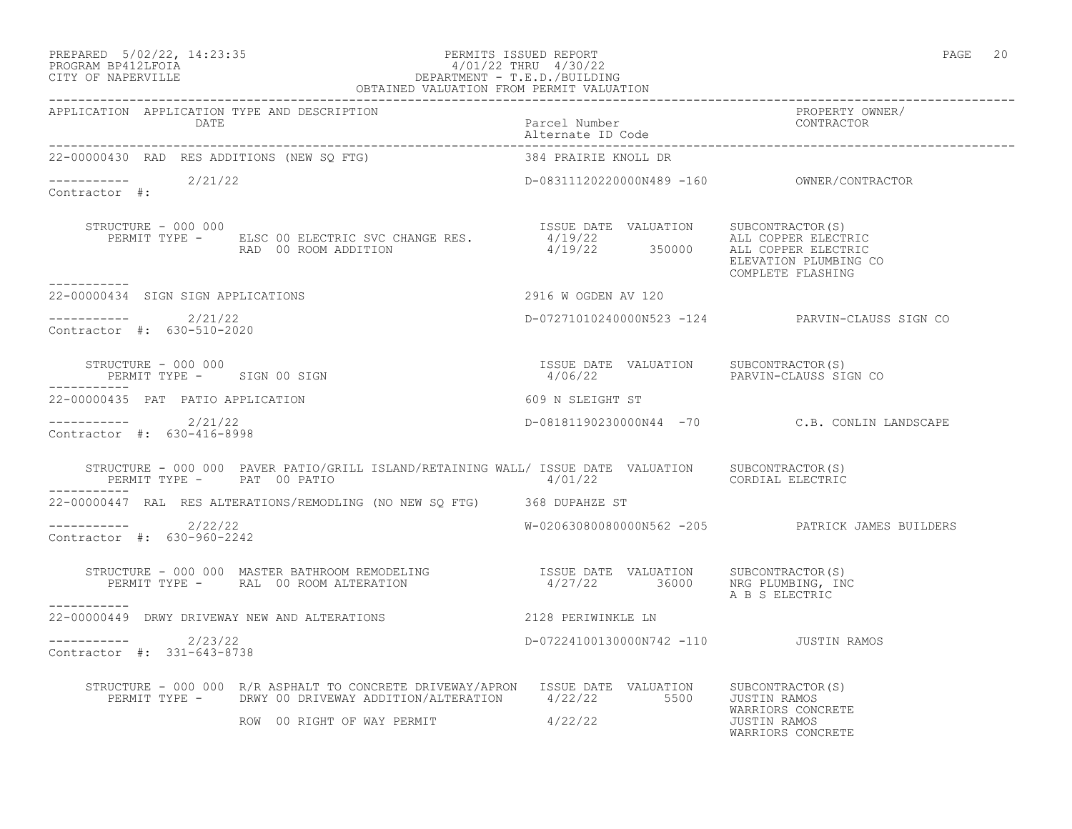PREPARED 5/02/22, 14:23:35 PERMITS ISSUED REPORT
PROGRAM BP412LFOIA 4/01/22 THRU 4/30/22
CITY OF NAPERVILLE DEPARTMENT - T.E.D./BUILDING
OBTAINED VALUATION FROM PERMIT VALUATION

| APPLICATION | APPLICATION TYPE AND DESCRIPTION / DATE | Parcel Number / Alternate ID Code | PROPERTY OWNER/ CONTRACTOR |
|---|---|---|---|

**22-00000430** RAD RES ADDITIONS (NEW SQ FTG) — 384 PRAIRIE KNOLL DR
Date: 2/21/22 — D-08311120220000N489 -160 — OWNER/CONTRACTOR
Contractor #:

STRUCTURE - 000 000

| PERMIT TYPE | ISSUE DATE | VALUATION | SUBCONTRACTOR(S) |
|---|---|---|---|
| ELSC 00 ELECTRIC SVC CHANGE RES. | 4/19/22 | | ALL COPPER ELECTRIC |
| RAD 00 ROOM ADDITION | 4/19/22 | 350000 | ALL COPPER ELECTRIC<br>ELEVATION PLUMBING CO<br>COMPLETE FLASHING |

**22-00000434** SIGN SIGN APPLICATIONS — 2916 W OGDEN AV 120
Date: 2/21/22 — D-07271010240000N523 -124 — PARVIN-CLAUSS SIGN CO
Contractor #: 630-510-2020

STRUCTURE - 000 000

| PERMIT TYPE | ISSUE DATE | VALUATION | SUBCONTRACTOR(S) |
|---|---|---|---|
| SIGN 00 SIGN | 4/06/22 | | PARVIN-CLAUSS SIGN CO |

**22-00000435** PAT PATIO APPLICATION — 609 N SLEIGHT ST
Date: 2/21/22 — D-08181190230000N44 -70 — C.B. CONLIN LANDSCAPE
Contractor #: 630-416-8998

STRUCTURE - 000 000 PAVER PATIO/GRILL ISLAND/RETAINING WALL/

| PERMIT TYPE | ISSUE DATE | VALUATION | SUBCONTRACTOR(S) |
|---|---|---|---|
| PAT 00 PATIO | 4/01/22 | | CORDIAL ELECTRIC |

**22-00000447** RAL RES ALTERATIONS/REMODLING (NO NEW SQ FTG) — 368 DUPAHZE ST
Date: 2/22/22 — W-02063080080000N562 -205 — PATRICK JAMES BUILDERS
Contractor #: 630-960-2242

STRUCTURE - 000 000 MASTER BATHROOM REMODELING

| PERMIT TYPE | ISSUE DATE | VALUATION | SUBCONTRACTOR(S) |
|---|---|---|---|
| RAL 00 ROOM ALTERATION | 4/27/22 | 36000 | NRG PLUMBING, INC<br>A B S ELECTRIC |

**22-00000449** DRWY DRIVEWAY NEW AND ALTERATIONS — 2128 PERIWINKLE LN
Date: 2/23/22 — D-07224100130000N742 -110 — JUSTIN RAMOS
Contractor #: 331-643-8738

STRUCTURE - 000 000 R/R ASPHALT TO CONCRETE DRIVEWAY/APRON

| PERMIT TYPE | ISSUE DATE | VALUATION | SUBCONTRACTOR(S) |
|---|---|---|---|
| DRWY 00 DRIVEWAY ADDITION/ALTERATION | 4/22/22 | 5500 | JUSTIN RAMOS<br>WARRIORS CONCRETE |
| ROW 00 RIGHT OF WAY PERMIT | 4/22/22 | | JUSTIN RAMOS<br>WARRIORS CONCRETE |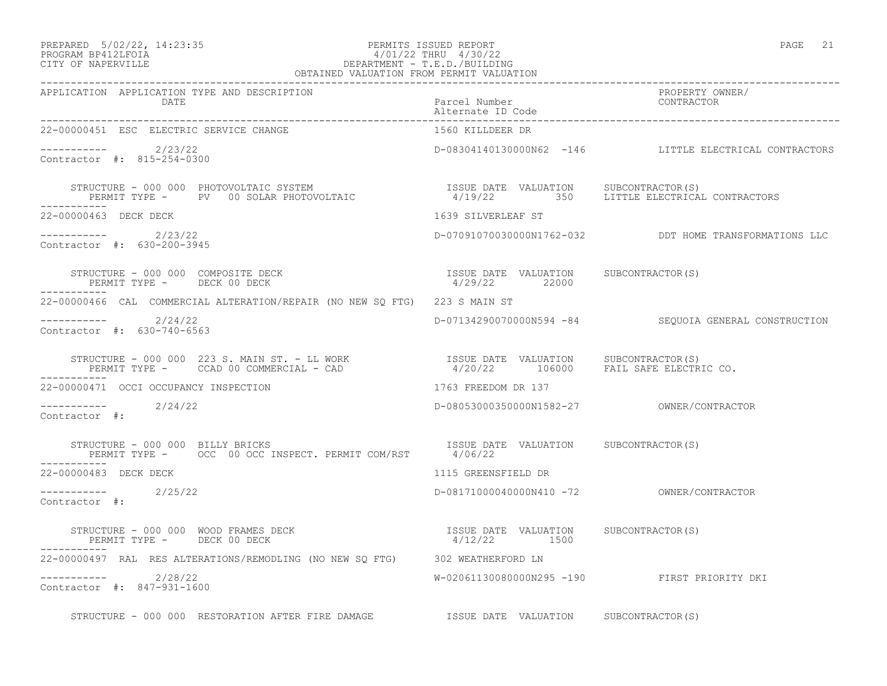PREPARED 5/02/22, 14:23:35 PERMITS ISSUED REPORT
PROGRAM BP412LFOIA 4/01/22 THRU 4/30/22
CITY OF NAPERVILLE DEPARTMENT - T.E.D./BUILDING
OBTAINED VALUATION FROM PERMIT VALUATION

| APPLICATION | APPLICATION TYPE AND DESCRIPTION / DATE | Parcel Number / Alternate ID Code | PROPERTY OWNER/ CONTRACTOR |
|---|---|---|---|
| 22-00000451 | ESC ELECTRIC SERVICE CHANGE | 1560 KILLDEER DR | |
| ----------- | 2/23/22 | D-08304140130000N62 -146 | LITTLE ELECTRICAL CONTRACTORS |
| Contractor #: 815-254-0300 | | | |

STRUCTURE - 000 000 PHOTOVOLTAIC SYSTEM — ISSUE DATE 4/19/22, VALUATION 350, SUBCONTRACTOR(S): LITTLE ELECTRICAL CONTRACTORS
PERMIT TYPE - PV 00 SOLAR PHOTOVOLTAIC

| APPLICATION | APPLICATION TYPE AND DESCRIPTION / DATE | Parcel Number / Alternate ID Code | PROPERTY OWNER/ CONTRACTOR |
|---|---|---|---|
| 22-00000463 | DECK DECK | 1639 SILVERLEAF ST | |
| ----------- | 2/23/22 | D-07091070030000N1762-032 | DDT HOME TRANSFORMATIONS LLC |
| Contractor #: 630-200-3945 | | | |

STRUCTURE - 000 000 COMPOSITE DECK — ISSUE DATE 4/29/22, VALUATION 22000, SUBCONTRACTOR(S):
PERMIT TYPE - DECK 00 DECK

| APPLICATION | APPLICATION TYPE AND DESCRIPTION / DATE | Parcel Number / Alternate ID Code | PROPERTY OWNER/ CONTRACTOR |
|---|---|---|---|
| 22-00000466 | CAL COMMERCIAL ALTERATION/REPAIR (NO NEW SQ FTG) | 223 S MAIN ST | |
| ----------- | 2/24/22 | D-07134290070000N594 -84 | SEQUOIA GENERAL CONSTRUCTION |
| Contractor #: 630-740-6563 | | | |

STRUCTURE - 000 000 223 S. MAIN ST. - LL WORK — ISSUE DATE 4/20/22, VALUATION 106000, SUBCONTRACTOR(S): FAIL SAFE ELECTRIC CO.
PERMIT TYPE - CCAD 00 COMMERCIAL - CAD

| APPLICATION | APPLICATION TYPE AND DESCRIPTION / DATE | Parcel Number / Alternate ID Code | PROPERTY OWNER/ CONTRACTOR |
|---|---|---|---|
| 22-00000471 | OCCI OCCUPANCY INSPECTION | 1763 FREEDOM DR 137 | |
| ----------- | 2/24/22 | D-08053000350000N1582-27 | OWNER/CONTRACTOR |
| Contractor #: | | | |

STRUCTURE - 000 000 BILLY BRICKS — ISSUE DATE 4/06/22, VALUATION , SUBCONTRACTOR(S):
PERMIT TYPE - OCC 00 OCC INSPECT. PERMIT COM/RST

| APPLICATION | APPLICATION TYPE AND DESCRIPTION / DATE | Parcel Number / Alternate ID Code | PROPERTY OWNER/ CONTRACTOR |
|---|---|---|---|
| 22-00000483 | DECK DECK | 1115 GREENSFIELD DR | |
| ----------- | 2/25/22 | D-08171000040000N410 -72 | OWNER/CONTRACTOR |
| Contractor #: | | | |

STRUCTURE - 000 000 WOOD FRAMES DECK — ISSUE DATE 4/12/22, VALUATION 1500, SUBCONTRACTOR(S):
PERMIT TYPE - DECK 00 DECK

| APPLICATION | APPLICATION TYPE AND DESCRIPTION / DATE | Parcel Number / Alternate ID Code | PROPERTY OWNER/ CONTRACTOR |
|---|---|---|---|
| 22-00000497 | RAL RES ALTERATIONS/REMODLING (NO NEW SQ FTG) | 302 WEATHERFORD LN | |
| ----------- | 2/28/22 | W-02061130080000N295 -190 | FIRST PRIORITY DKI |
| Contractor #: 847-931-1600 | | | |

STRUCTURE - 000 000 RESTORATION AFTER FIRE DAMAGE — ISSUE DATE, VALUATION, SUBCONTRACTOR(S)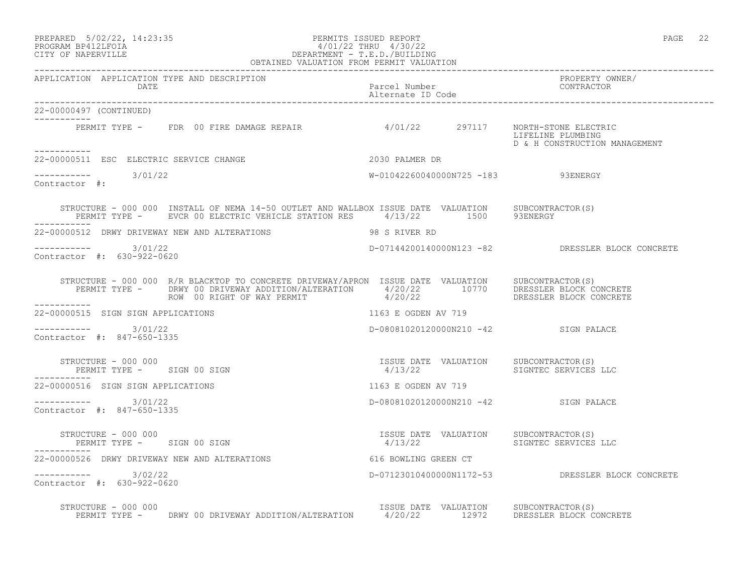APPLICATION APPLICATION TYPE AND DESCRIPTION | DATE | Parcel Number / Alternate ID Code | PROPERTY OWNER/ CONTRACTOR

---

22-00000497 (CONTINUED)

PERMIT TYPE - FDR 00 FIRE DAMAGE REPAIR 4/01/22 297117 NORTH-STONE ELECTRIC
LIFELINE PLUMBING
D & H CONSTRUCTION MANAGEMENT

---

22-00000511 ESC ELECTRIC SERVICE CHANGE 2030 PALMER DR

3/01/22 W-01042260040000N725 -183 93ENERGY

Contractor #:

STRUCTURE - 000 000 INSTALL OF NEMA 14-50 OUTLET AND WALLBOX

| | ISSUE DATE | VALUATION | SUBCONTRACTOR(S) |
|---|---|---|---|
| PERMIT TYPE - EVCR 00 ELECTRIC VEHICLE STATION RES | 4/13/22 | 1500 | 93ENERGY |

---

22-00000512 DRWY DRIVEWAY NEW AND ALTERATIONS 98 S RIVER RD

3/01/22 D-07144200140000N123 -82 DRESSLER BLOCK CONCRETE

Contractor #: 630-922-0620

STRUCTURE - 000 000 R/R BLACKTOP TO CONCRETE DRIVEWAY/APRON

| | ISSUE DATE | VALUATION | SUBCONTRACTOR(S) |
|---|---|---|---|
| PERMIT TYPE - DRWY 00 DRIVEWAY ADDITION/ALTERATION | 4/20/22 | 10770 | DRESSLER BLOCK CONCRETE |
| ROW 00 RIGHT OF WAY PERMIT | 4/20/22 | | DRESSLER BLOCK CONCRETE |

---

22-00000515 SIGN SIGN APPLICATIONS 1163 E OGDEN AV 719

3/01/22 D-08081020120000N210 -42 SIGN PALACE

Contractor #: 847-650-1335

STRUCTURE - 000 000

| | ISSUE DATE | VALUATION | SUBCONTRACTOR(S) |
|---|---|---|---|
| PERMIT TYPE - SIGN 00 SIGN | 4/13/22 | | SIGNTEC SERVICES LLC |

---

22-00000516 SIGN SIGN APPLICATIONS 1163 E OGDEN AV 719

3/01/22 D-08081020120000N210 -42 SIGN PALACE

Contractor #: 847-650-1335

STRUCTURE - 000 000

| | ISSUE DATE | VALUATION | SUBCONTRACTOR(S) |
|---|---|---|---|
| PERMIT TYPE - SIGN 00 SIGN | 4/13/22 | | SIGNTEC SERVICES LLC |

---

22-00000526 DRWY DRIVEWAY NEW AND ALTERATIONS 616 BOWLING GREEN CT

3/02/22 D-07123010400000N1172-53 DRESSLER BLOCK CONCRETE

Contractor #: 630-922-0620

STRUCTURE - 000 000

| | ISSUE DATE | VALUATION | SUBCONTRACTOR(S) |
|---|---|---|---|
| PERMIT TYPE - DRWY 00 DRIVEWAY ADDITION/ALTERATION | 4/20/22 | 12972 | DRESSLER BLOCK CONCRETE |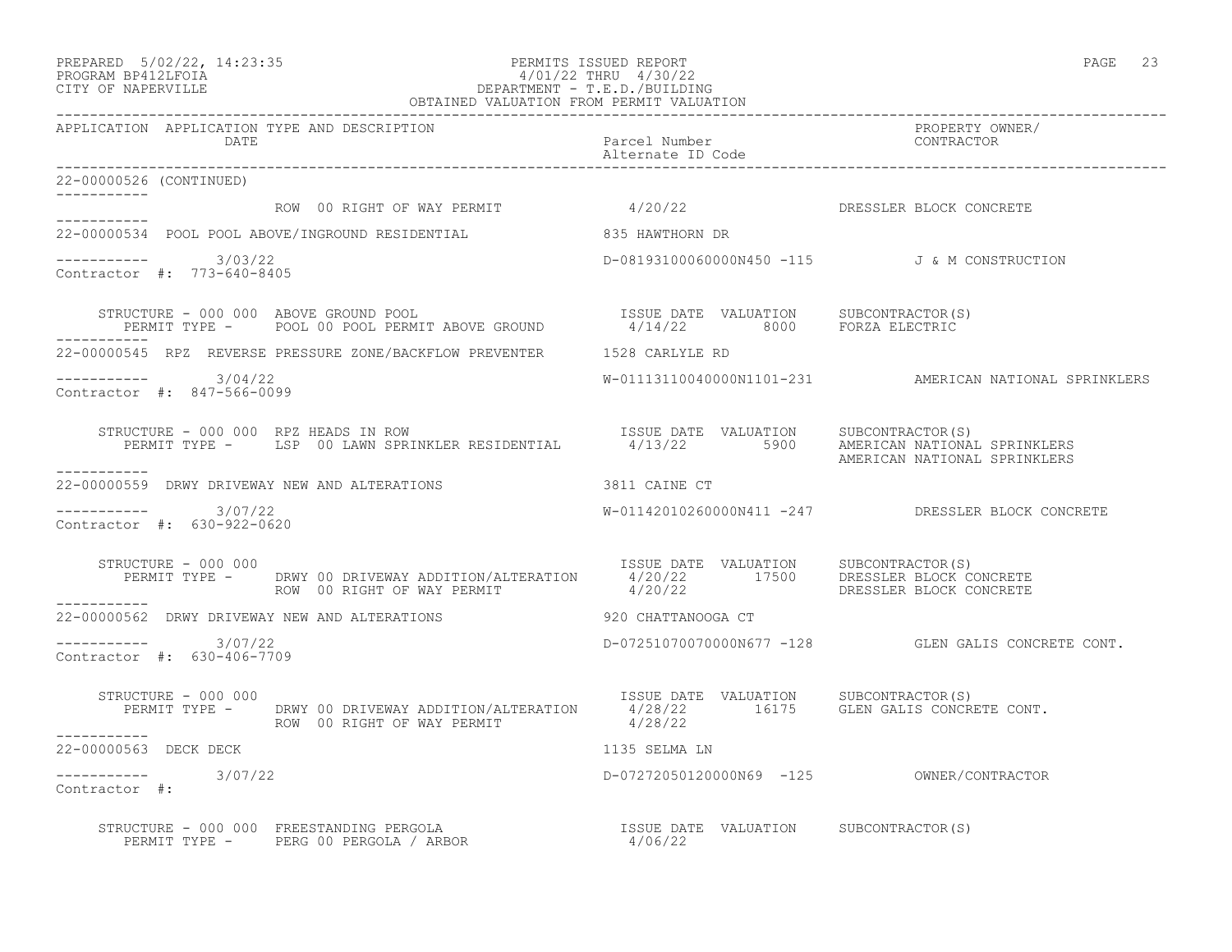PREPARED 5/02/22, 14:23:35 — PERMITS ISSUED REPORT — 4/01/22 THRU 4/30/22
PROGRAM BP412LFOIA
CITY OF NAPERVILLE — DEPARTMENT - T.E.D./BUILDING
OBTAINED VALUATION FROM PERMIT VALUATION

| APPLICATION | APPLICATION TYPE AND DESCRIPTION / DATE | Parcel Number / Alternate ID Code | PROPERTY OWNER / CONTRACTOR |
|---|---|---|---|

**22-00000526 (CONTINUED)**

ROW 00 RIGHT OF WAY PERMIT — 4/20/22 — DRESSLER BLOCK CONCRETE

---

**22-00000534** POOL POOL ABOVE/INGROUND RESIDENTIAL — 835 HAWTHORN DR

3/03/22 — D-08193100060000N450 -115 — J & M CONSTRUCTION

Contractor #: 773-640-8405

| STRUCTURE / PERMIT TYPE | ISSUE DATE | VALUATION | SUBCONTRACTOR(S) |
|---|---|---|---|
| STRUCTURE - 000 000 ABOVE GROUND POOL | | | |
| PERMIT TYPE - POOL 00 POOL PERMIT ABOVE GROUND | 4/14/22 | 8000 | FORZA ELECTRIC |

---

**22-00000545** RPZ REVERSE PRESSURE ZONE/BACKFLOW PREVENTER — 1528 CARLYLE RD

3/04/22 — W-01113110040000N1101-231 — AMERICAN NATIONAL SPRINKLERS

Contractor #: 847-566-0099

| STRUCTURE / PERMIT TYPE | ISSUE DATE | VALUATION | SUBCONTRACTOR(S) |
|---|---|---|---|
| STRUCTURE - 000 000 RPZ HEADS IN ROW | | | |
| PERMIT TYPE - LSP 00 LAWN SPRINKLER RESIDENTIAL | 4/13/22 | 5900 | AMERICAN NATIONAL SPRINKLERS |
| | | | AMERICAN NATIONAL SPRINKLERS |

---

**22-00000559** DRWY DRIVEWAY NEW AND ALTERATIONS — 3811 CAINE CT

3/07/22 — W-01142010260000N411 -247 — DRESSLER BLOCK CONCRETE

Contractor #: 630-922-0620

| STRUCTURE / PERMIT TYPE | ISSUE DATE | VALUATION | SUBCONTRACTOR(S) |
|---|---|---|---|
| STRUCTURE - 000 000 | | | |
| PERMIT TYPE - DRWY 00 DRIVEWAY ADDITION/ALTERATION | 4/20/22 | 17500 | DRESSLER BLOCK CONCRETE |
| ROW 00 RIGHT OF WAY PERMIT | 4/20/22 | | DRESSLER BLOCK CONCRETE |

---

**22-00000562** DRWY DRIVEWAY NEW AND ALTERATIONS — 920 CHATTANOOGA CT

3/07/22 — D-07251070070000N677 -128 — GLEN GALIS CONCRETE CONT.

Contractor #: 630-406-7709

| STRUCTURE / PERMIT TYPE | ISSUE DATE | VALUATION | SUBCONTRACTOR(S) |
|---|---|---|---|
| STRUCTURE - 000 000 | | | |
| PERMIT TYPE - DRWY 00 DRIVEWAY ADDITION/ALTERATION | 4/28/22 | 16175 | GLEN GALIS CONCRETE CONT. |
| ROW 00 RIGHT OF WAY PERMIT | 4/28/22 | | |

---

**22-00000563** DECK DECK — 1135 SELMA LN

3/07/22 — D-07272050120000N69 -125 — OWNER/CONTRACTOR

Contractor #:

| STRUCTURE / PERMIT TYPE | ISSUE DATE | VALUATION | SUBCONTRACTOR(S) |
|---|---|---|---|
| STRUCTURE - 000 000 FREESTANDING PERGOLA | | | |
| PERMIT TYPE - PERG 00 PERGOLA / ARBOR | 4/06/22 | | |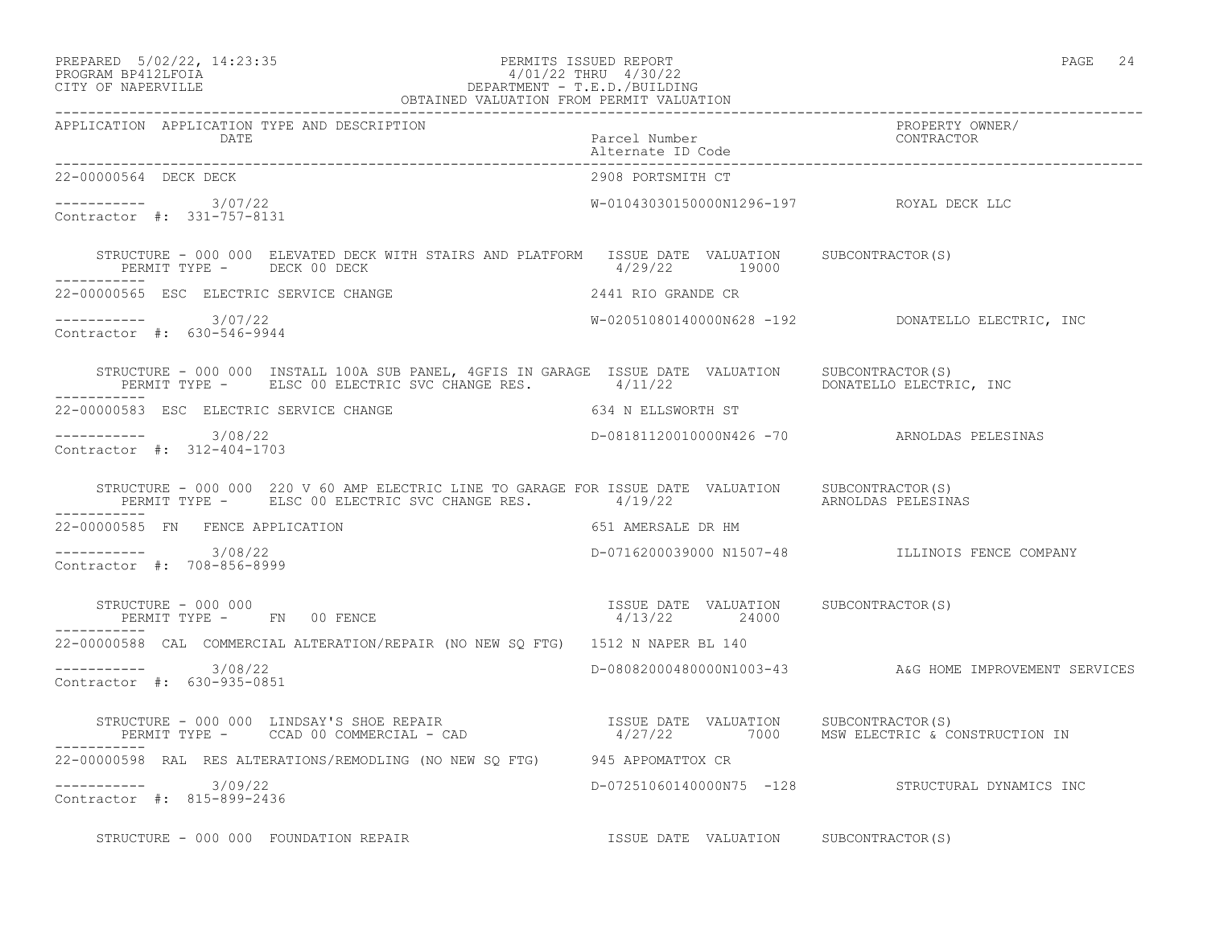PREPARED 5/02/22, 14:23:35 PERMITS ISSUED REPORT
PROGRAM BP412LFOIA 4/01/22 THRU 4/30/22
CITY OF NAPERVILLE DEPARTMENT - T.E.D./BUILDING
OBTAINED VALUATION FROM PERMIT VALUATION

| APPLICATION | APPLICATION TYPE AND DESCRIPTION / DATE | Parcel Number / Alternate ID Code | PROPERTY OWNER/ CONTRACTOR |
|---|---|---|---|
| 22-00000564 | DECK DECK | 2908 PORTSMITH CT | |
| ----------- | 3/07/22 | W-01043030150000N1296-197 | ROYAL DECK LLC |
| Contractor #: 331-757-8131 | | | |
| | STRUCTURE - 000 000 ELEVATED DECK WITH STAIRS AND PLATFORM / PERMIT TYPE - DECK 00 DECK | ISSUE DATE 4/29/22 VALUATION 19000 | SUBCONTRACTOR(S) |
| 22-00000565 | ESC ELECTRIC SERVICE CHANGE | 2441 RIO GRANDE CR | |
| ----------- | 3/07/22 | W-02051080140000N628 -192 | DONATELLO ELECTRIC, INC |
| Contractor #: 630-546-9944 | | | |
| | STRUCTURE - 000 000 INSTALL 100A SUB PANEL, 4GFIS IN GARAGE / PERMIT TYPE - ELSC 00 ELECTRIC SVC CHANGE RES. | ISSUE DATE 4/11/22 VALUATION | SUBCONTRACTOR(S) DONATELLO ELECTRIC, INC |
| 22-00000583 | ESC ELECTRIC SERVICE CHANGE | 634 N ELLSWORTH ST | |
| ----------- | 3/08/22 | D-08181120010000N426 -70 | ARNOLDAS PELESINAS |
| Contractor #: 312-404-1703 | | | |
| | STRUCTURE - 000 000 220 V 60 AMP ELECTRIC LINE TO GARAGE FOR / PERMIT TYPE - ELSC 00 ELECTRIC SVC CHANGE RES. | ISSUE DATE 4/19/22 VALUATION | SUBCONTRACTOR(S) ARNOLDAS PELESINAS |
| 22-00000585 | FN FENCE APPLICATION | 651 AMERSALE DR HM | |
| ----------- | 3/08/22 | D-0716200039000 N1507-48 | ILLINOIS FENCE COMPANY |
| Contractor #: 708-856-8999 | | | |
| | STRUCTURE - 000 000 / PERMIT TYPE - FN 00 FENCE | ISSUE DATE 4/13/22 VALUATION 24000 | SUBCONTRACTOR(S) |
| 22-00000588 | CAL COMMERCIAL ALTERATION/REPAIR (NO NEW SQ FTG) | 1512 N NAPER BL 140 | |
| ----------- | 3/08/22 | D-08082000480000N1003-43 | A&G HOME IMPROVEMENT SERVICES |
| Contractor #: 630-935-0851 | | | |
| | STRUCTURE - 000 000 LINDSAY'S SHOE REPAIR / PERMIT TYPE - CCAD 00 COMMERCIAL - CAD | ISSUE DATE 4/27/22 VALUATION 7000 | SUBCONTRACTOR(S) MSW ELECTRIC & CONSTRUCTION IN |
| 22-00000598 | RAL RES ALTERATIONS/REMODLING (NO NEW SQ FTG) | 945 APPOMATTOX CR | |
| ----------- | 3/09/22 | D-07251060140000N75 -128 | STRUCTURAL DYNAMICS INC |
| Contractor #: 815-899-2436 | | | |
| | STRUCTURE - 000 000 FOUNDATION REPAIR | ISSUE DATE VALUATION | SUBCONTRACTOR(S) |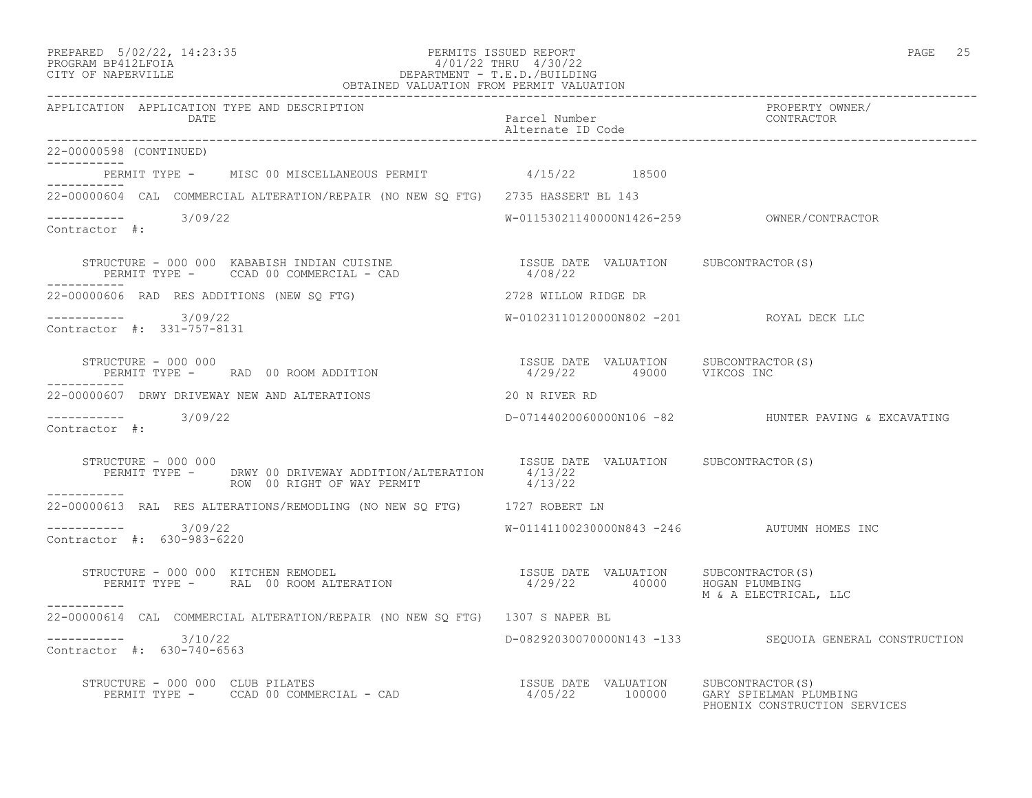PREPARED 5/02/22, 14:23:35
PROGRAM BP412LFOIA
CITY OF NAPERVILLE

PERMITS ISSUED REPORT
4/01/22 THRU 4/30/22
DEPARTMENT - T.E.D./BUILDING
OBTAINED VALUATION FROM PERMIT VALUATION

| APPLICATION | APPLICATION TYPE AND DESCRIPTION / DATE | Parcel Number / Alternate ID Code | PROPERTY OWNER/ CONTRACTOR |
|---|---|---|---|

22-00000598 (CONTINUED)

PERMIT TYPE - MISC 00 MISCELLANEOUS PERMIT 4/15/22 18500

---

22-00000604 CAL COMMERCIAL ALTERATION/REPAIR (NO NEW SQ FTG) 2735 HASSERT BL 143

3/09/22 — W-01153021140000N1426-259 — OWNER/CONTRACTOR

Contractor #:

STRUCTURE - 000 000 KABABISH INDIAN CUISINE

| PERMIT TYPE | ISSUE DATE | VALUATION | SUBCONTRACTOR(S) |
|---|---|---|---|
| CCAD 00 COMMERCIAL - CAD | 4/08/22 | | |

---

22-00000606 RAD RES ADDITIONS (NEW SQ FTG) 2728 WILLOW RIDGE DR

3/09/22 — W-01023110120000N802 -201 — ROYAL DECK LLC

Contractor #: 331-757-8131

STRUCTURE - 000 000

| PERMIT TYPE | ISSUE DATE | VALUATION | SUBCONTRACTOR(S) |
|---|---|---|---|
| RAD 00 ROOM ADDITION | 4/29/22 | 49000 | VIKCOS INC |

---

22-00000607 DRWY DRIVEWAY NEW AND ALTERATIONS 20 N RIVER RD

3/09/22 — D-07144020060000N106 -82 — HUNTER PAVING & EXCAVATING

Contractor #:

STRUCTURE - 000 000

| PERMIT TYPE | ISSUE DATE | VALUATION | SUBCONTRACTOR(S) |
|---|---|---|---|
| DRWY 00 DRIVEWAY ADDITION/ALTERATION | 4/13/22 | | |
| ROW 00 RIGHT OF WAY PERMIT | 4/13/22 | | |

---

22-00000613 RAL RES ALTERATIONS/REMODLING (NO NEW SQ FTG) 1727 ROBERT LN

3/09/22 — W-01141100230000N843 -246 — AUTUMN HOMES INC

Contractor #: 630-983-6220

STRUCTURE - 000 000 KITCHEN REMODEL

| PERMIT TYPE | ISSUE DATE | VALUATION | SUBCONTRACTOR(S) |
|---|---|---|---|
| RAL 00 ROOM ALTERATION | 4/29/22 | 40000 | HOGAN PLUMBING<br>M & A ELECTRICAL, LLC |

---

22-00000614 CAL COMMERCIAL ALTERATION/REPAIR (NO NEW SQ FTG) 1307 S NAPER BL

3/10/22 — D-08292030070000N143 -133 — SEQUOIA GENERAL CONSTRUCTION

Contractor #: 630-740-6563

STRUCTURE - 000 000 CLUB PILATES

| PERMIT TYPE | ISSUE DATE | VALUATION | SUBCONTRACTOR(S) |
|---|---|---|---|
| CCAD 00 COMMERCIAL - CAD | 4/05/22 | 100000 | GARY SPIELMAN PLUMBING<br>PHOENIX CONSTRUCTION SERVICES |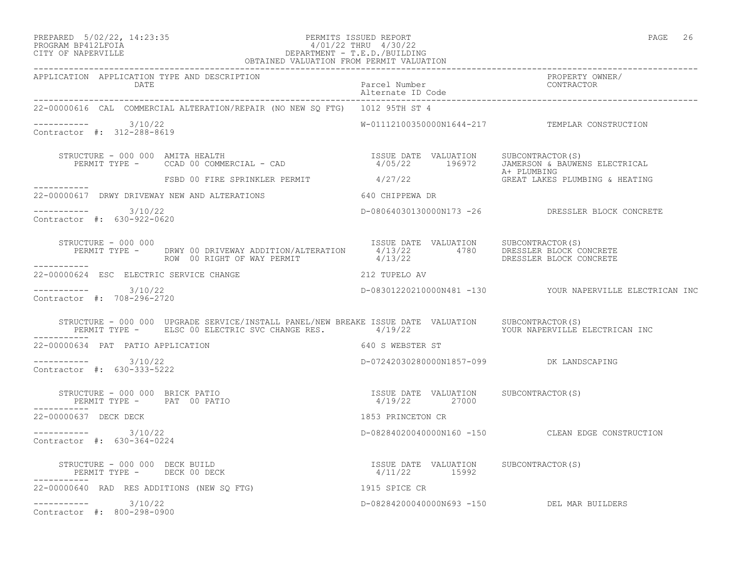PREPARED 5/02/22, 14:23:35 PERMITS ISSUED REPORT
PROGRAM BP412LFOIA 4/01/22 THRU 4/30/22
CITY OF NAPERVILLE DEPARTMENT - T.E.D./BUILDING
OBTAINED VALUATION FROM PERMIT VALUATION

| APPLICATION | APPLICATION TYPE AND DESCRIPTION DATE | Parcel Number Alternate ID Code | PROPERTY OWNER/ CONTRACTOR |
|---|---|---|---|

**22-00000616 CAL COMMERCIAL ALTERATION/REPAIR (NO NEW SQ FTG)** 1012 95TH ST 4

----------- 3/10/22 W-01112100350000N1644-217 TEMPLAR CONSTRUCTION
Contractor #: 312-288-8619

STRUCTURE - 000 000 AMITA HEALTH

| PERMIT TYPE | ISSUE DATE | VALUATION | SUBCONTRACTOR(S) |
|---|---|---|---|
| CCAD 00 COMMERCIAL - CAD | 4/05/22 | 196972 | JAMERSON & BAUWENS ELECTRICAL<br>A+ PLUMBING |
| FSBD 00 FIRE SPRINKLER PERMIT | 4/27/22 | | GREAT LAKES PLUMBING & HEATING |

-----------

**22-00000617 DRWY DRIVEWAY NEW AND ALTERATIONS** 640 CHIPPEWA DR

----------- 3/10/22 D-08064030130000N173 -26 DRESSLER BLOCK CONCRETE
Contractor #: 630-922-0620

STRUCTURE - 000 000

| PERMIT TYPE | ISSUE DATE | VALUATION | SUBCONTRACTOR(S) |
|---|---|---|---|
| DRWY 00 DRIVEWAY ADDITION/ALTERATION | 4/13/22 | 4780 | DRESSLER BLOCK CONCRETE |
| ROW 00 RIGHT OF WAY PERMIT | 4/13/22 | | DRESSLER BLOCK CONCRETE |

-----------

**22-00000624 ESC ELECTRIC SERVICE CHANGE** 212 TUPELO AV

----------- 3/10/22 D-08301220210000N481 -130 YOUR NAPERVILLE ELECTRICAN INC
Contractor #: 708-296-2720

STRUCTURE - 000 000 UPGRADE SERVICE/INSTALL PANEL/NEW BREAKE

| PERMIT TYPE | ISSUE DATE | VALUATION | SUBCONTRACTOR(S) |
|---|---|---|---|
| ELSC 00 ELECTRIC SVC CHANGE RES. | 4/19/22 | | YOUR NAPERVILLE ELECTRICAN INC |

-----------

**22-00000634 PAT PATIO APPLICATION** 640 S WEBSTER ST

----------- 3/10/22 D-07242030280000N1857-099 DK LANDSCAPING
Contractor #: 630-333-5222

STRUCTURE - 000 000 BRICK PATIO

| PERMIT TYPE | ISSUE DATE | VALUATION | SUBCONTRACTOR(S) |
|---|---|---|---|
| PAT 00 PATIO | 4/19/22 | 27000 | |

-----------

**22-00000637 DECK DECK** 1853 PRINCETON CR

----------- 3/10/22 D-08284020040000N160 -150 CLEAN EDGE CONSTRUCTION
Contractor #: 630-364-0224

STRUCTURE - 000 000 DECK BUILD

| PERMIT TYPE | ISSUE DATE | VALUATION | SUBCONTRACTOR(S) |
|---|---|---|---|
| DECK 00 DECK | 4/11/22 | 15992 | |

-----------

**22-00000640 RAD RES ADDITIONS (NEW SQ FTG)** 1915 SPICE CR

----------- 3/10/22 D-08284200040000N693 -150 DEL MAR BUILDERS
Contractor #: 800-298-0900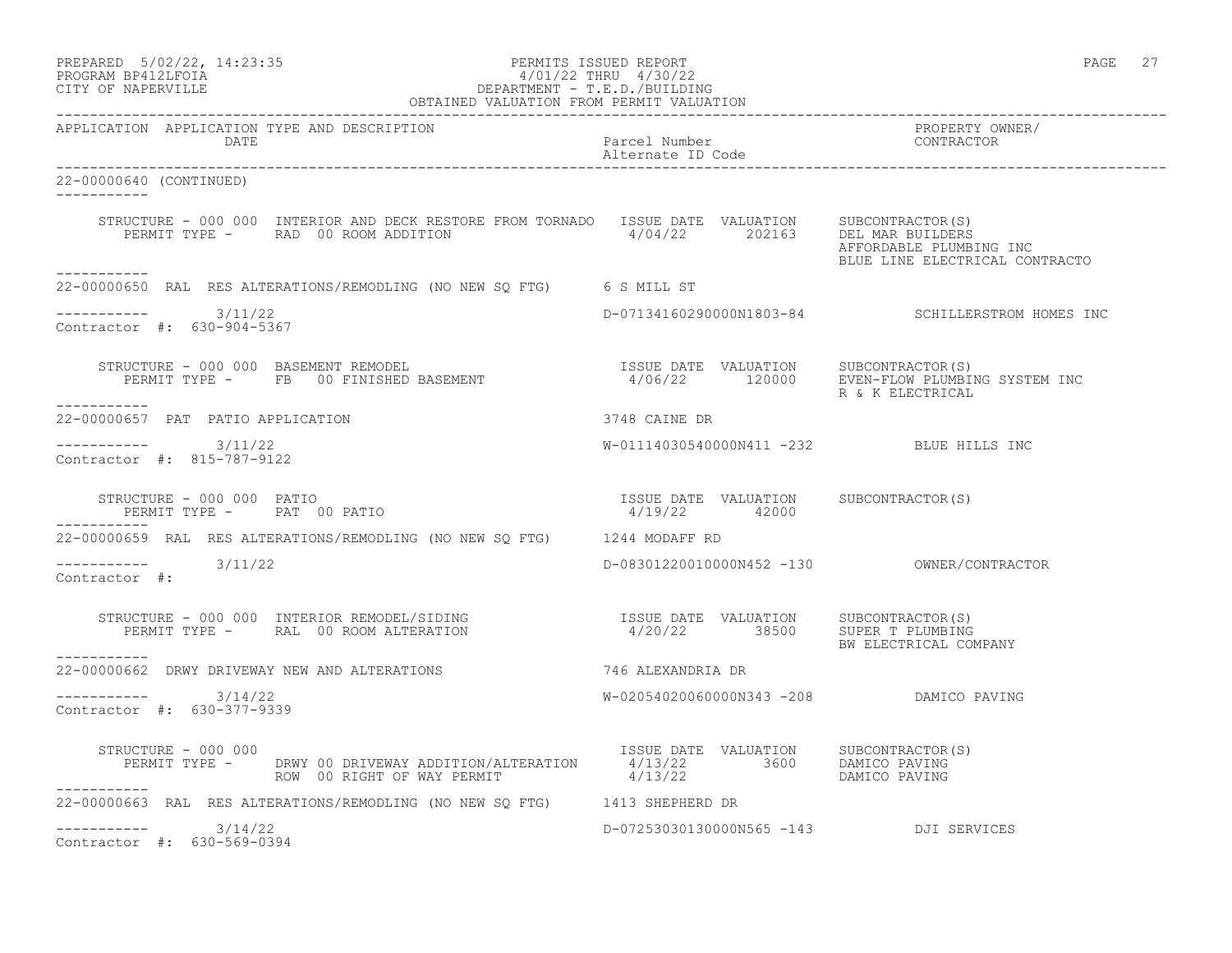APPLICATION APPLICATION TYPE AND DESCRIPTION | Parcel Number / Alternate ID Code | PROPERTY OWNER/ CONTRACTOR
DATE

22-00000640 (CONTINUED)

STRUCTURE - 000 000 INTERIOR AND DECK RESTORE FROM TORNADO
PERMIT TYPE - RAD 00 ROOM ADDITION

| ISSUE DATE | VALUATION | SUBCONTRACTOR(S) |
|---|---|---|
| 4/04/22 | 202163 | DEL MAR BUILDERS |
| | | AFFORDABLE PLUMBING INC |
| | | BLUE LINE ELECTRICAL CONTRACTO |

22-00000650 RAL RES ALTERATIONS/REMODLING (NO NEW SQ FTG) 6 S MILL ST

3/11/22 D-07134160290000N1803-84 SCHILLERSTROM HOMES INC
Contractor #: 630-904-5367

STRUCTURE - 000 000 BASEMENT REMODEL
PERMIT TYPE - FB 00 FINISHED BASEMENT

| ISSUE DATE | VALUATION | SUBCONTRACTOR(S) |
|---|---|---|
| 4/06/22 | 120000 | EVEN-FLOW PLUMBING SYSTEM INC |
| | | R & K ELECTRICAL |

22-00000657 PAT PATIO APPLICATION 3748 CAINE DR

3/11/22 W-01114030540000N411 -232 BLUE HILLS INC
Contractor #: 815-787-9122

STRUCTURE - 000 000 PATIO
PERMIT TYPE - PAT 00 PATIO

| ISSUE DATE | VALUATION | SUBCONTRACTOR(S) |
|---|---|---|
| 4/19/22 | 42000 | |

22-00000659 RAL RES ALTERATIONS/REMODLING (NO NEW SQ FTG) 1244 MODAFF RD

3/11/22 D-08301220010000N452 -130 OWNER/CONTRACTOR
Contractor #:

STRUCTURE - 000 000 INTERIOR REMODEL/SIDING
PERMIT TYPE - RAL 00 ROOM ALTERATION

| ISSUE DATE | VALUATION | SUBCONTRACTOR(S) |
|---|---|---|
| 4/20/22 | 38500 | SUPER T PLUMBING |
| | | BW ELECTRICAL COMPANY |

22-00000662 DRWY DRIVEWAY NEW AND ALTERATIONS 746 ALEXANDRIA DR

3/14/22 W-02054020060000N343 -208 DAMICO PAVING
Contractor #: 630-377-9339

STRUCTURE - 000 000

| PERMIT TYPE | ISSUE DATE | VALUATION | SUBCONTRACTOR(S) |
|---|---|---|---|
| DRWY 00 DRIVEWAY ADDITION/ALTERATION | 4/13/22 | 3600 | DAMICO PAVING |
| ROW 00 RIGHT OF WAY PERMIT | 4/13/22 | | DAMICO PAVING |

22-00000663 RAL RES ALTERATIONS/REMODLING (NO NEW SQ FTG) 1413 SHEPHERD DR

3/14/22 D-07253030130000N565 -143 DJI SERVICES
Contractor #: 630-569-0394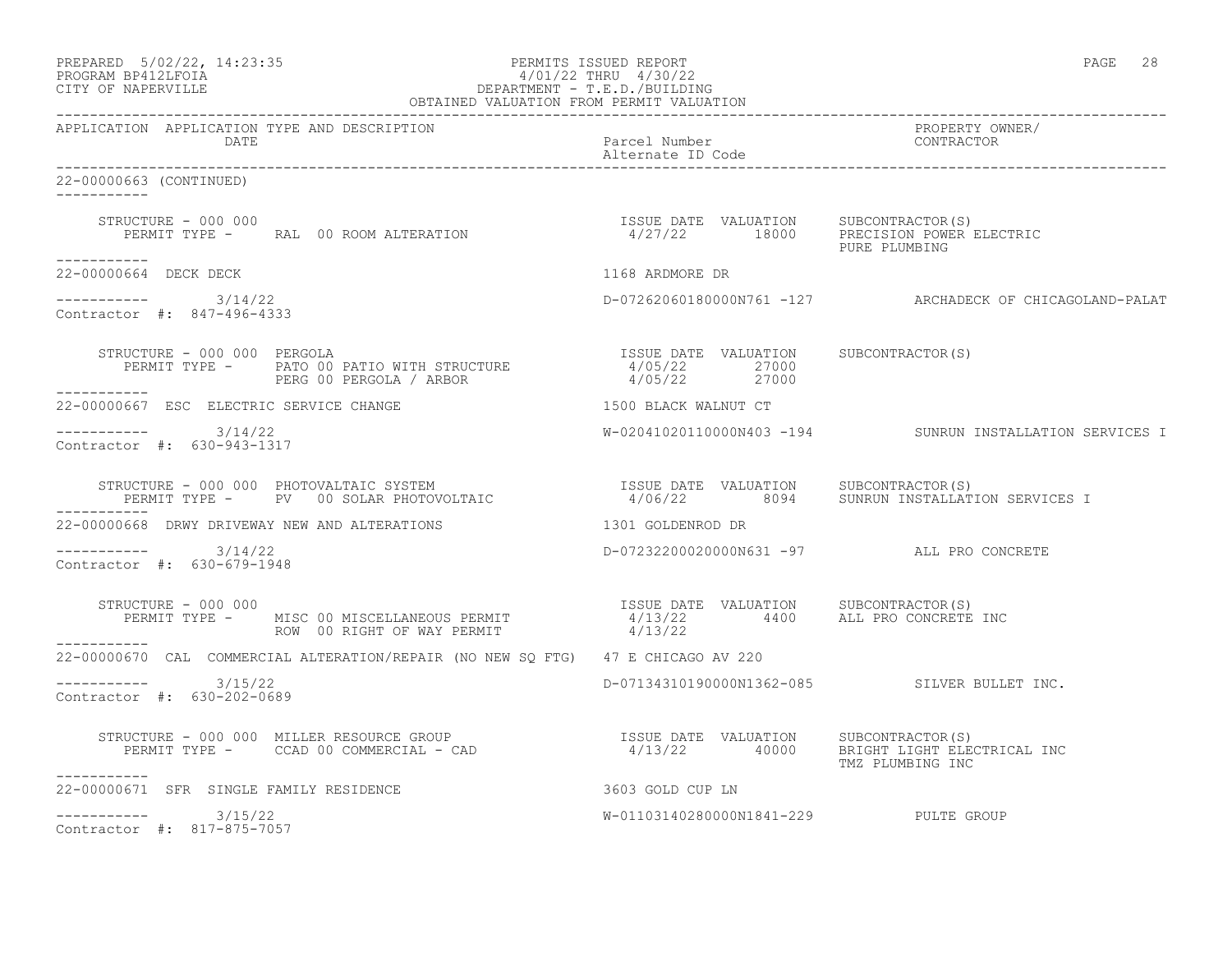PREPARED 5/02/22, 14:23:35 — PERMITS ISSUED REPORT — PROGRAM BP412LFOIA — 4/01/22 THRU 4/30/22 — CITY OF NAPERVILLE — DEPARTMENT - T.E.D./BUILDING — OBTAINED VALUATION FROM PERMIT VALUATION

| APPLICATION | APPLICATION TYPE AND DESCRIPTION / DATE | Parcel Number / Alternate ID Code | PROPERTY OWNER/ CONTRACTOR |
|---|---|---|---|

**22-00000663 (CONTINUED)**

STRUCTURE - 000 000
PERMIT TYPE - RAL 00 ROOM ALTERATION — ISSUE DATE 4/27/22 — VALUATION 18000 — SUBCONTRACTOR(S): PRECISION POWER ELECTRIC, PURE PLUMBING

---

**22-00000664 DECK DECK** — 1168 ARDMORE DR

3/14/22 — D-07262060180000N761 -127 — ARCHADECK OF CHICAGOLAND-PALAT
Contractor #: 847-496-4333

STRUCTURE - 000 000 PERGOLA
PERMIT TYPE - PATO 00 PATIO WITH STRUCTURE — ISSUE DATE 4/05/22 — VALUATION 27000
PERG 00 PERGOLA / ARBOR — ISSUE DATE 4/05/22 — VALUATION 27000
SUBCONTRACTOR(S):

---

**22-00000667 ESC ELECTRIC SERVICE CHANGE** — 1500 BLACK WALNUT CT

3/14/22 — W-02041020110000N403 -194 — SUNRUN INSTALLATION SERVICES I
Contractor #: 630-943-1317

STRUCTURE - 000 000 PHOTOVALTAIC SYSTEM
PERMIT TYPE - PV 00 SOLAR PHOTOVOLTAIC — ISSUE DATE 4/06/22 — VALUATION 8094 — SUBCONTRACTOR(S): SUNRUN INSTALLATION SERVICES I

---

**22-00000668 DRWY DRIVEWAY NEW AND ALTERATIONS** — 1301 GOLDENROD DR

3/14/22 — D-07232200020000N631 -97 — ALL PRO CONCRETE
Contractor #: 630-679-1948

STRUCTURE - 000 000
PERMIT TYPE - MISC 00 MISCELLANEOUS PERMIT — ISSUE DATE 4/13/22 — VALUATION 4400 — SUBCONTRACTOR(S): ALL PRO CONCRETE INC
ROW 00 RIGHT OF WAY PERMIT — ISSUE DATE 4/13/22

---

**22-00000670 CAL COMMERCIAL ALTERATION/REPAIR (NO NEW SQ FTG)** — 47 E CHICAGO AV 220

3/15/22 — D-07134310190000N1362-085 — SILVER BULLET INC.
Contractor #: 630-202-0689

STRUCTURE - 000 000 MILLER RESOURCE GROUP
PERMIT TYPE - CCAD 00 COMMERCIAL - CAD — ISSUE DATE 4/13/22 — VALUATION 40000 — SUBCONTRACTOR(S): BRIGHT LIGHT ELECTRICAL INC, TMZ PLUMBING INC

---

**22-00000671 SFR SINGLE FAMILY RESIDENCE** — 3603 GOLD CUP LN

3/15/22 — W-01103140280000N1841-229 — PULTE GROUP
Contractor #: 817-875-7057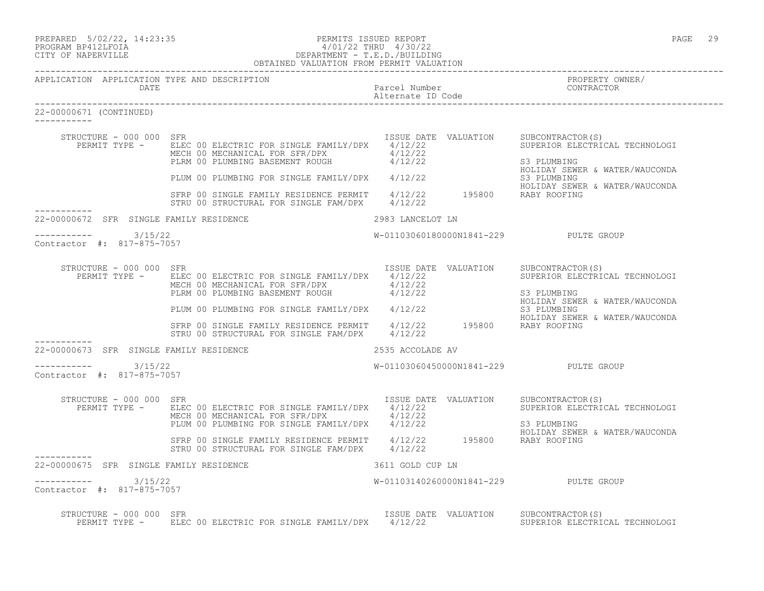APPLICATION APPLICATION TYPE AND DESCRIPTION / DATE — Parcel Number / Alternate ID Code — PROPERTY OWNER/ CONTRACTOR

22-00000671 (CONTINUED)

STRUCTURE - 000 000 SFR

| PERMIT TYPE | ISSUE DATE | VALUATION | SUBCONTRACTOR(S) |
|---|---|---|---|
| ELEC 00 ELECTRIC FOR SINGLE FAMILY/DPX | 4/12/22 | | SUPERIOR ELECTRICAL TECHNOLOGI |
| MECH 00 MECHANICAL FOR SFR/DPX | 4/12/22 | | |
| PLRM 00 PLUMBING BASEMENT ROUGH | 4/12/22 | | S3 PLUMBING |
| | | | HOLIDAY SEWER & WATER/WAUCONDA |
| PLUM 00 PLUMBING FOR SINGLE FAMILY/DPX | 4/12/22 | | S3 PLUMBING |
| | | | HOLIDAY SEWER & WATER/WAUCONDA |
| SFRP 00 SINGLE FAMILY RESIDENCE PERMIT | 4/12/22 | 195800 | RABY ROOFING |
| STRU 00 STRUCTURAL FOR SINGLE FAM/DPX | 4/12/22 | | |

22-00000672 SFR SINGLE FAMILY RESIDENCE — 2983 LANCELOT LN

3/15/22 — W-01103060180000N1841-229 — PULTE GROUP

Contractor #: 817-875-7057

STRUCTURE - 000 000 SFR

| PERMIT TYPE | ISSUE DATE | VALUATION | SUBCONTRACTOR(S) |
|---|---|---|---|
| ELEC 00 ELECTRIC FOR SINGLE FAMILY/DPX | 4/12/22 | | SUPERIOR ELECTRICAL TECHNOLOGI |
| MECH 00 MECHANICAL FOR SFR/DPX | 4/12/22 | | |
| PLRM 00 PLUMBING BASEMENT ROUGH | 4/12/22 | | S3 PLUMBING |
| | | | HOLIDAY SEWER & WATER/WAUCONDA |
| PLUM 00 PLUMBING FOR SINGLE FAMILY/DPX | 4/12/22 | | S3 PLUMBING |
| | | | HOLIDAY SEWER & WATER/WAUCONDA |
| SFRP 00 SINGLE FAMILY RESIDENCE PERMIT | 4/12/22 | 195800 | RABY ROOFING |
| STRU 00 STRUCTURAL FOR SINGLE FAM/DPX | 4/12/22 | | |

22-00000673 SFR SINGLE FAMILY RESIDENCE — 2535 ACCOLADE AV

3/15/22 — W-01103060450000N1841-229 — PULTE GROUP

Contractor #: 817-875-7057

STRUCTURE - 000 000 SFR

| PERMIT TYPE | ISSUE DATE | VALUATION | SUBCONTRACTOR(S) |
|---|---|---|---|
| ELEC 00 ELECTRIC FOR SINGLE FAMILY/DPX | 4/12/22 | | SUPERIOR ELECTRICAL TECHNOLOGI |
| MECH 00 MECHANICAL FOR SFR/DPX | 4/12/22 | | |
| PLUM 00 PLUMBING FOR SINGLE FAMILY/DPX | 4/12/22 | | S3 PLUMBING |
| | | | HOLIDAY SEWER & WATER/WAUCONDA |
| SFRP 00 SINGLE FAMILY RESIDENCE PERMIT | 4/12/22 | 195800 | RABY ROOFING |
| STRU 00 STRUCTURAL FOR SINGLE FAM/DPX | 4/12/22 | | |

22-00000675 SFR SINGLE FAMILY RESIDENCE — 3611 GOLD CUP LN

3/15/22 — W-01103140260000N1841-229 — PULTE GROUP

Contractor #: 817-875-7057

STRUCTURE - 000 000 SFR

| PERMIT TYPE | ISSUE DATE | VALUATION | SUBCONTRACTOR(S) |
|---|---|---|---|
| ELEC 00 ELECTRIC FOR SINGLE FAMILY/DPX | 4/12/22 | | SUPERIOR ELECTRICAL TECHNOLOGI |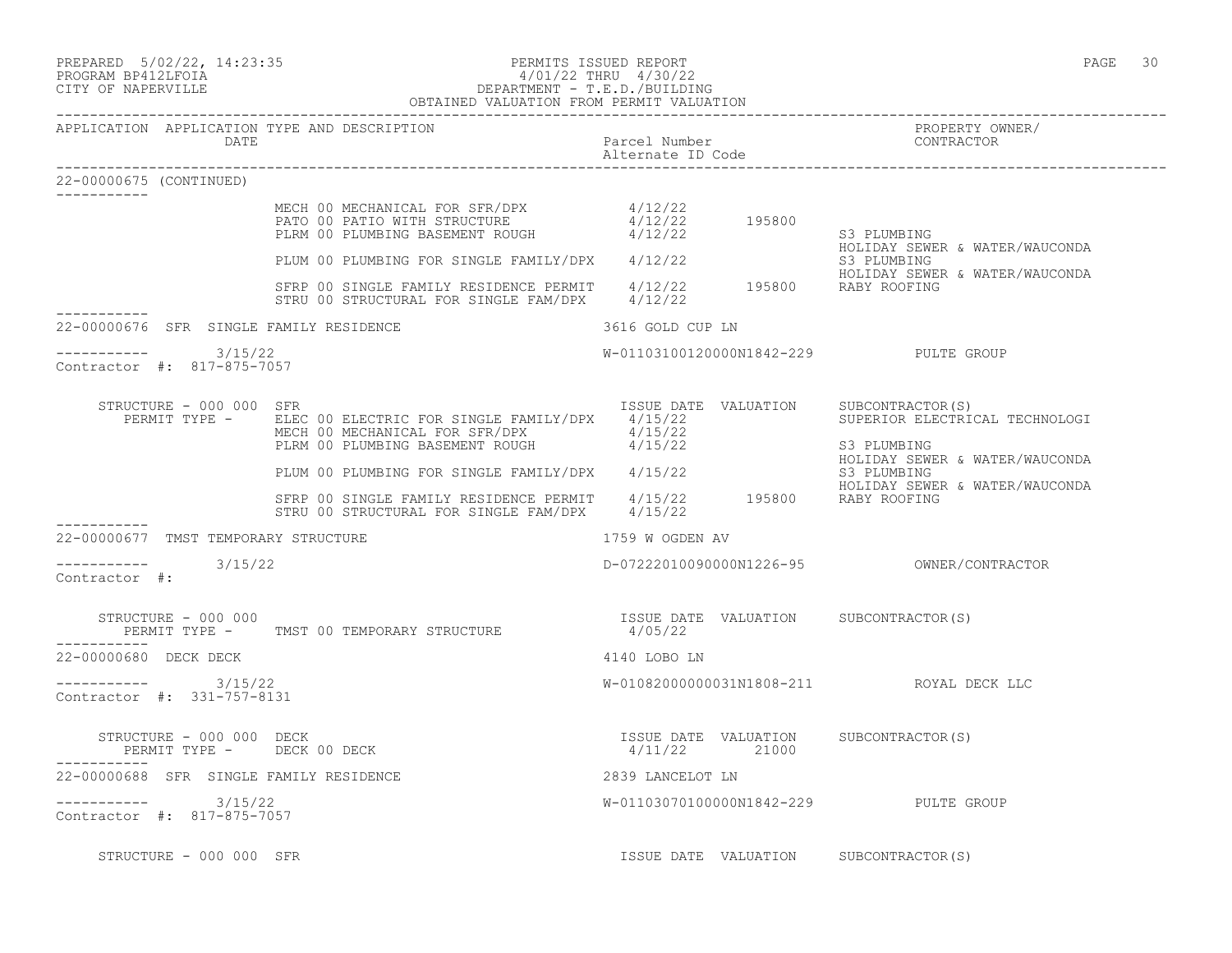| APPLICATION | APPLICATION TYPE AND DESCRIPTION DATE | Parcel Number Alternate ID Code | PROPERTY OWNER/ CONTRACTOR |
|---|---|---|---|

22-00000675 (CONTINUED)

| | | ISSUE DATE | VALUATION | SUBCONTRACTOR(S) |
|---|---|---|---|---|
| | MECH 00 MECHANICAL FOR SFR/DPX | 4/12/22 | | |
| | PATO 00 PATIO WITH STRUCTURE | 4/12/22 | 195800 | |
| | PLRM 00 PLUMBING BASEMENT ROUGH | 4/12/22 | | S3 PLUMBING<br>HOLIDAY SEWER & WATER/WAUCONDA |
| | PLUM 00 PLUMBING FOR SINGLE FAMILY/DPX | 4/12/22 | | S3 PLUMBING<br>HOLIDAY SEWER & WATER/WAUCONDA |
| | SFRP 00 SINGLE FAMILY RESIDENCE PERMIT | 4/12/22 | 195800 | RABY ROOFING |
| | STRU 00 STRUCTURAL FOR SINGLE FAM/DPX | 4/12/22 | | |

22-00000676 SFR SINGLE FAMILY RESIDENCE — 3616 GOLD CUP LN

3/15/22 — W-01103100120000N1842-229 — PULTE GROUP

Contractor #: 817-875-7057

| STRUCTURE - 000 000 SFR<br>PERMIT TYPE - | | ISSUE DATE | VALUATION | SUBCONTRACTOR(S) |
|---|---|---|---|---|
| | ELEC 00 ELECTRIC FOR SINGLE FAMILY/DPX | 4/15/22 | | SUPERIOR ELECTRICAL TECHNOLOGI |
| | MECH 00 MECHANICAL FOR SFR/DPX | 4/15/22 | | |
| | PLRM 00 PLUMBING BASEMENT ROUGH | 4/15/22 | | S3 PLUMBING<br>HOLIDAY SEWER & WATER/WAUCONDA |
| | PLUM 00 PLUMBING FOR SINGLE FAMILY/DPX | 4/15/22 | | S3 PLUMBING<br>HOLIDAY SEWER & WATER/WAUCONDA |
| | SFRP 00 SINGLE FAMILY RESIDENCE PERMIT | 4/15/22 | 195800 | RABY ROOFING |
| | STRU 00 STRUCTURAL FOR SINGLE FAM/DPX | 4/15/22 | | |

22-00000677 TMST TEMPORARY STRUCTURE — 1759 W OGDEN AV

3/15/22 — D-07222010090000N1226-95 — OWNER/CONTRACTOR

Contractor #:

| STRUCTURE - 000 000<br>PERMIT TYPE - | | ISSUE DATE | VALUATION | SUBCONTRACTOR(S) |
|---|---|---|---|---|
| | TMST 00 TEMPORARY STRUCTURE | 4/05/22 | | |

22-00000680 DECK DECK — 4140 LOBO LN

3/15/22 — W-01082000000031N1808-211 — ROYAL DECK LLC

Contractor #: 331-757-8131

| STRUCTURE - 000 000 DECK<br>PERMIT TYPE - | | ISSUE DATE | VALUATION | SUBCONTRACTOR(S) |
|---|---|---|---|---|
| | DECK 00 DECK | 4/11/22 | 21000 | |

22-00000688 SFR SINGLE FAMILY RESIDENCE — 2839 LANCELOT LN

3/15/22 — W-01103070100000N1842-229 — PULTE GROUP

Contractor #: 817-875-7057

| STRUCTURE - 000 000 SFR | | ISSUE DATE | VALUATION | SUBCONTRACTOR(S) |
|---|---|---|---|---|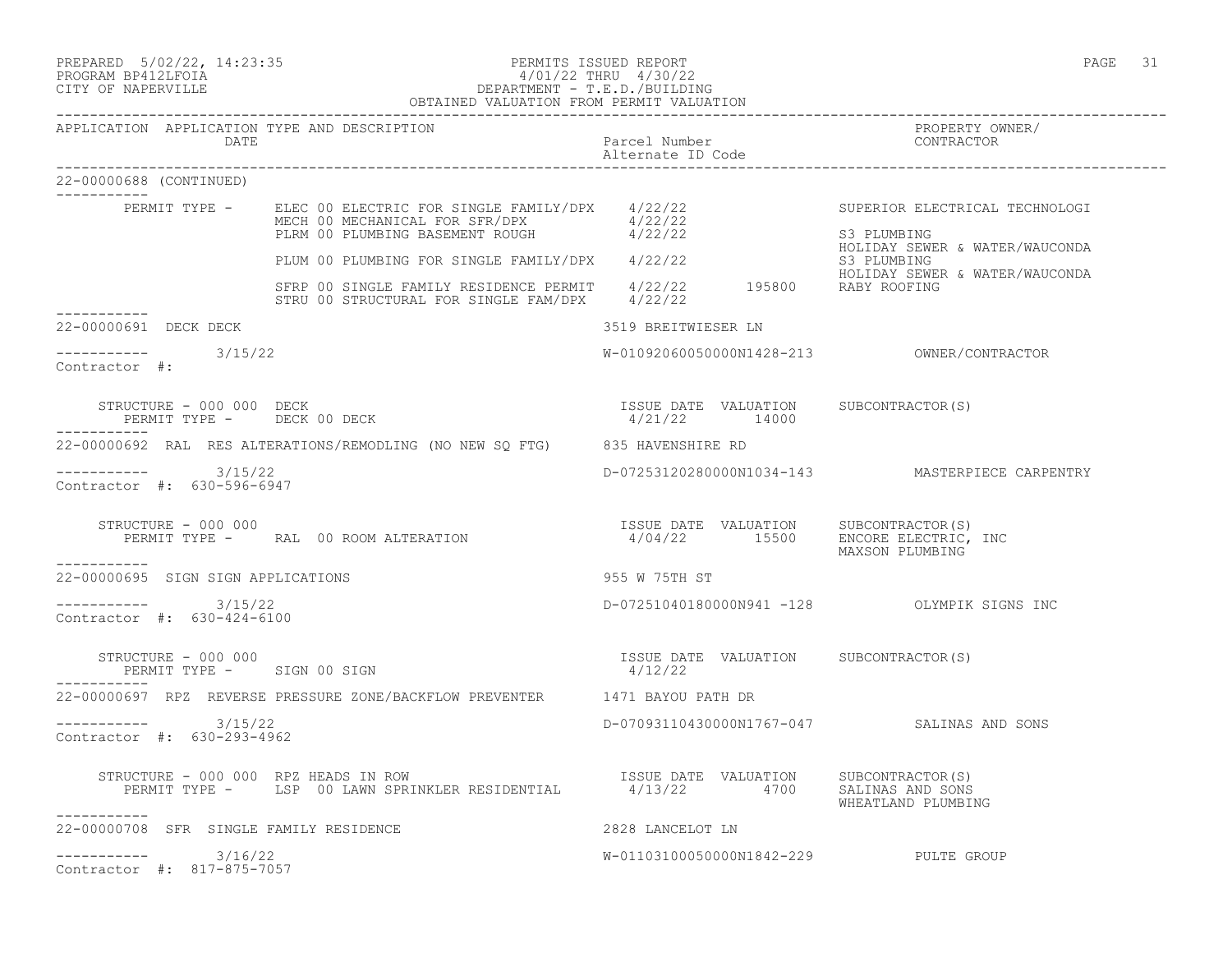PREPARED 5/02/22, 14:23:35
PROGRAM BP412LFOIA
CITY OF NAPERVILLE

PERMITS ISSUED REPORT
4/01/22 THRU 4/30/22
DEPARTMENT - T.E.D./BUILDING
OBTAINED VALUATION FROM PERMIT VALUATION

| APPLICATION | APPLICATION TYPE AND DESCRIPTION / DATE | Parcel Number / Alternate ID Code | PROPERTY OWNER/ CONTRACTOR |
|---|---|---|---|

**22-00000688 (CONTINUED)**

| PERMIT TYPE - | ISSUE DATE | VALUATION | SUBCONTRACTOR(S) |
|---|---|---|---|
| ELEC 00 ELECTRIC FOR SINGLE FAMILY/DPX | 4/22/22 | | SUPERIOR ELECTRICAL TECHNOLOGI |
| MECH 00 MECHANICAL FOR SFR/DPX | 4/22/22 | | |
| PLRM 00 PLUMBING BASEMENT ROUGH | 4/22/22 | | S3 PLUMBING<br>HOLIDAY SEWER & WATER/WAUCONDA |
| PLUM 00 PLUMBING FOR SINGLE FAMILY/DPX | 4/22/22 | | S3 PLUMBING<br>HOLIDAY SEWER & WATER/WAUCONDA |
| SFRP 00 SINGLE FAMILY RESIDENCE PERMIT | 4/22/22 | 195800 | RABY ROOFING |
| STRU 00 STRUCTURAL FOR SINGLE FAM/DPX | 4/22/22 | | |

**22-00000691 DECK DECK** — 3519 BREITWIESER LN

3/15/22 — W-01092060050000N1428-213 — OWNER/CONTRACTOR
Contractor #:

| STRUCTURE - 000 000 DECK | ISSUE DATE | VALUATION | SUBCONTRACTOR(S) |
|---|---|---|---|
| PERMIT TYPE - DECK 00 DECK | 4/21/22 | 14000 | |

**22-00000692 RAL RES ALTERATIONS/REMODLING (NO NEW SQ FTG)** — 835 HAVENSHIRE RD

3/15/22 — D-07253120280000N1034-143 — MASTERPIECE CARPENTRY
Contractor #: 630-596-6947

| STRUCTURE - 000 000 | ISSUE DATE | VALUATION | SUBCONTRACTOR(S) |
|---|---|---|---|
| PERMIT TYPE - RAL 00 ROOM ALTERATION | 4/04/22 | 15500 | ENCORE ELECTRIC, INC<br>MAXSON PLUMBING |

**22-00000695 SIGN SIGN APPLICATIONS** — 955 W 75TH ST

3/15/22 — D-07251040180000N941 -128 — OLYMPIK SIGNS INC
Contractor #: 630-424-6100

| STRUCTURE - 000 000 | ISSUE DATE | VALUATION | SUBCONTRACTOR(S) |
|---|---|---|---|
| PERMIT TYPE - SIGN 00 SIGN | 4/12/22 | | |

**22-00000697 RPZ REVERSE PRESSURE ZONE/BACKFLOW PREVENTER** — 1471 BAYOU PATH DR

3/15/22 — D-07093110430000N1767-047 — SALINAS AND SONS
Contractor #: 630-293-4962

| STRUCTURE - 000 000 RPZ HEADS IN ROW | ISSUE DATE | VALUATION | SUBCONTRACTOR(S) |
|---|---|---|---|
| PERMIT TYPE - LSP 00 LAWN SPRINKLER RESIDENTIAL | 4/13/22 | 4700 | SALINAS AND SONS<br>WHEATLAND PLUMBING |

**22-00000708 SFR SINGLE FAMILY RESIDENCE** — 2828 LANCELOT LN

3/16/22 — W-01103100050000N1842-229 — PULTE GROUP
Contractor #: 817-875-7057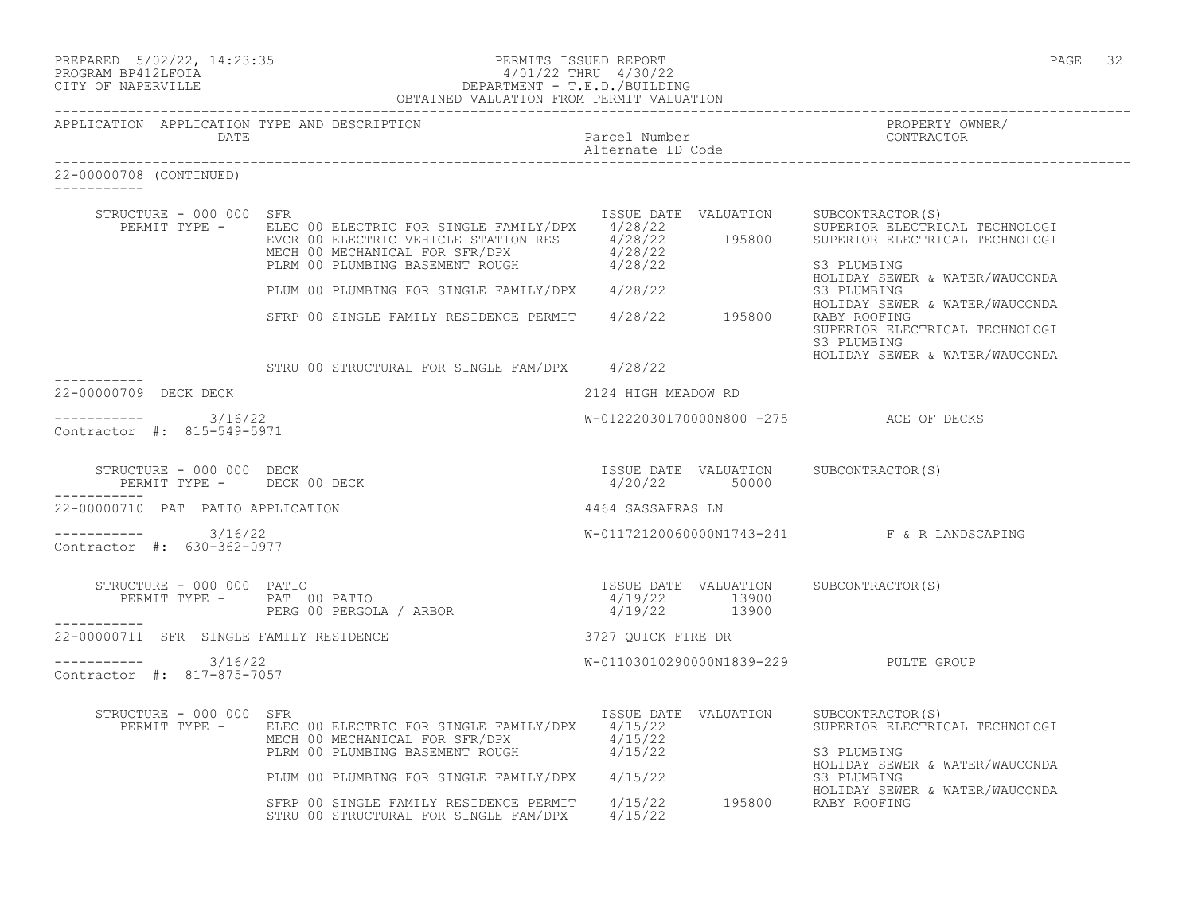PREPARED 5/02/22, 14:23:35 PERMITS ISSUED REPORT
PROGRAM BP412LFOIA 4/01/22 THRU 4/30/22
CITY OF NAPERVILLE DEPARTMENT - T.E.D./BUILDING
OBTAINED VALUATION FROM PERMIT VALUATION

| APPLICATION | APPLICATION TYPE AND DESCRIPTION DATE | Parcel Number Alternate ID Code | PROPERTY OWNER/ CONTRACTOR |
|---|---|---|---|

**22-00000708 (CONTINUED)**

STRUCTURE - 000 000 SFR

| PERMIT TYPE | ISSUE DATE | VALUATION | SUBCONTRACTOR(S) |
|---|---|---|---|
| ELEC 00 ELECTRIC FOR SINGLE FAMILY/DPX | 4/28/22 | | SUPERIOR ELECTRICAL TECHNOLOGI |
| EVCR 00 ELECTRIC VEHICLE STATION RES | 4/28/22 | 195800 | SUPERIOR ELECTRICAL TECHNOLOGI |
| MECH 00 MECHANICAL FOR SFR/DPX | 4/28/22 | | |
| PLRM 00 PLUMBING BASEMENT ROUGH | 4/28/22 | | S3 PLUMBING<br>HOLIDAY SEWER & WATER/WAUCONDA |
| PLUM 00 PLUMBING FOR SINGLE FAMILY/DPX | 4/28/22 | | S3 PLUMBING<br>HOLIDAY SEWER & WATER/WAUCONDA |
| SFRP 00 SINGLE FAMILY RESIDENCE PERMIT | 4/28/22 | 195800 | RABY ROOFING<br>SUPERIOR ELECTRICAL TECHNOLOGI<br>S3 PLUMBING<br>HOLIDAY SEWER & WATER/WAUCONDA |
| STRU 00 STRUCTURAL FOR SINGLE FAM/DPX | 4/28/22 | | |

**22-00000709 DECK DECK** — 2124 HIGH MEADOW RD

3/16/22 — W-01222030170000N800 -275 — ACE OF DECKS

Contractor #: 815-549-5971

STRUCTURE - 000 000 DECK

| PERMIT TYPE | ISSUE DATE | VALUATION | SUBCONTRACTOR(S) |
|---|---|---|---|
| DECK 00 DECK | 4/20/22 | 50000 | |

**22-00000710 PAT PATIO APPLICATION** — 4464 SASSAFRAS LN

3/16/22 — W-01172120060000N1743-241 — F & R LANDSCAPING

Contractor #: 630-362-0977

STRUCTURE - 000 000 PATIO

| PERMIT TYPE | ISSUE DATE | VALUATION | SUBCONTRACTOR(S) |
|---|---|---|---|
| PAT 00 PATIO | 4/19/22 | 13900 | |
| PERG 00 PERGOLA / ARBOR | 4/19/22 | 13900 | |

**22-00000711 SFR SINGLE FAMILY RESIDENCE** — 3727 QUICK FIRE DR

3/16/22 — W-01103010290000N1839-229 — PULTE GROUP

Contractor #: 817-875-7057

STRUCTURE - 000 000 SFR

| PERMIT TYPE | ISSUE DATE | VALUATION | SUBCONTRACTOR(S) |
|---|---|---|---|
| ELEC 00 ELECTRIC FOR SINGLE FAMILY/DPX | 4/15/22 | | SUPERIOR ELECTRICAL TECHNOLOGI |
| MECH 00 MECHANICAL FOR SFR/DPX | 4/15/22 | | |
| PLRM 00 PLUMBING BASEMENT ROUGH | 4/15/22 | | S3 PLUMBING<br>HOLIDAY SEWER & WATER/WAUCONDA |
| PLUM 00 PLUMBING FOR SINGLE FAMILY/DPX | 4/15/22 | | S3 PLUMBING<br>HOLIDAY SEWER & WATER/WAUCONDA |
| SFRP 00 SINGLE FAMILY RESIDENCE PERMIT | 4/15/22 | 195800 | RABY ROOFING |
| STRU 00 STRUCTURAL FOR SINGLE FAM/DPX | 4/15/22 | | |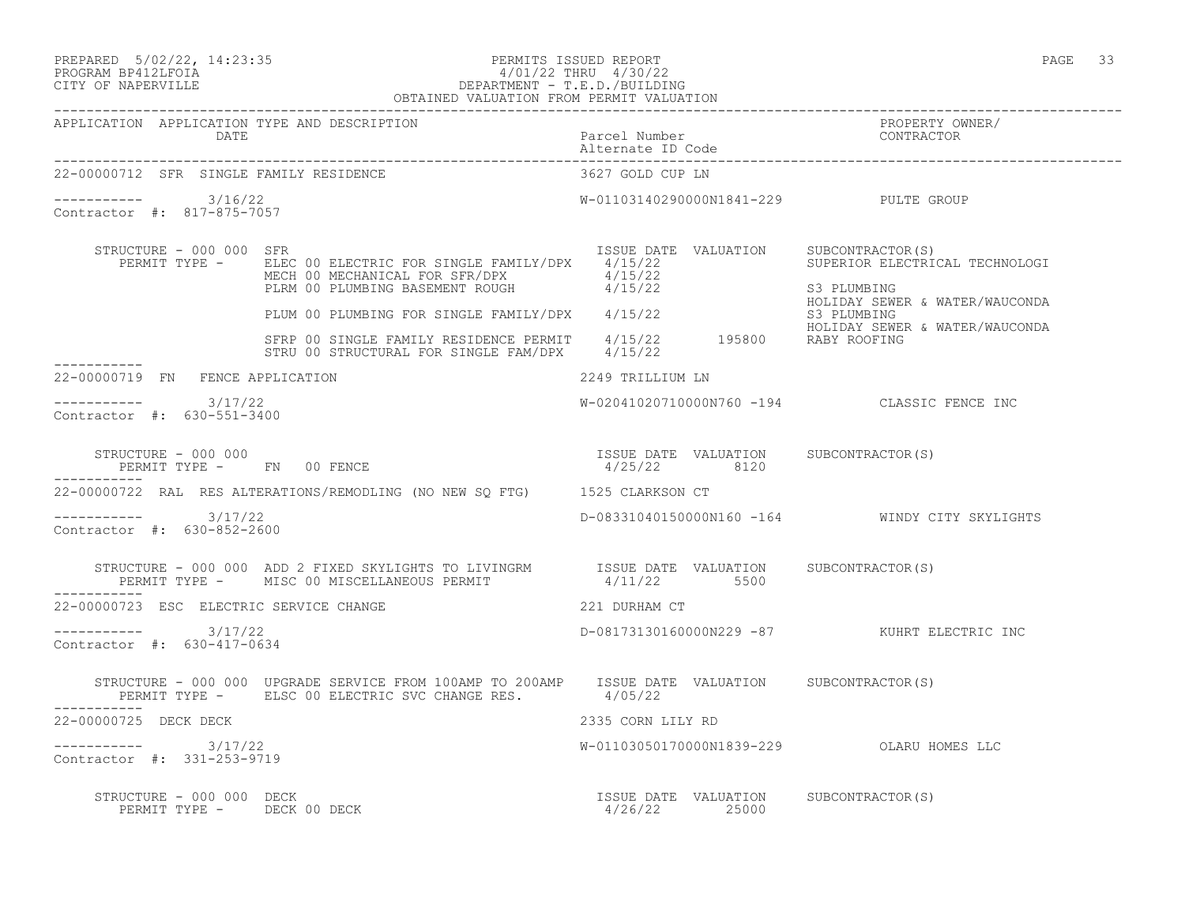OBTAINED VALUATION FROM PERMIT VALUATION

| APPLICATION | APPLICATION TYPE AND DESCRIPTION / DATE | Parcel Number / Alternate ID Code | PROPERTY OWNER/ CONTRACTOR |
|---|---|---|---|

**22-00000712 SFR SINGLE FAMILY RESIDENCE** — 3627 GOLD CUP LN

----------- 3/16/22 — W-01103140290000N1841-229 — PULTE GROUP

Contractor #: 817-875-7057

STRUCTURE - 000 000 SFR

| PERMIT TYPE | ISSUE DATE | VALUATION | SUBCONTRACTOR(S) |
|---|---|---|---|
| ELEC 00 ELECTRIC FOR SINGLE FAMILY/DPX | 4/15/22 | | SUPERIOR ELECTRICAL TECHNOLOGI |
| MECH 00 MECHANICAL FOR SFR/DPX | 4/15/22 | | |
| PLRM 00 PLUMBING BASEMENT ROUGH | 4/15/22 | | S3 PLUMBING; HOLIDAY SEWER & WATER/WAUCONDA |
| PLUM 00 PLUMBING FOR SINGLE FAMILY/DPX | 4/15/22 | | S3 PLUMBING; HOLIDAY SEWER & WATER/WAUCONDA |
| SFRP 00 SINGLE FAMILY RESIDENCE PERMIT | 4/15/22 | 195800 | RABY ROOFING |
| STRU 00 STRUCTURAL FOR SINGLE FAM/DPX | 4/15/22 | | |

**22-00000719 FN FENCE APPLICATION** — 2249 TRILLIUM LN

----------- 3/17/22 — W-02041020710000N760 -194 — CLASSIC FENCE INC

Contractor #: 630-551-3400

STRUCTURE - 000 000

| PERMIT TYPE | ISSUE DATE | VALUATION | SUBCONTRACTOR(S) |
|---|---|---|---|
| FN 00 FENCE | 4/25/22 | 8120 | |

**22-00000722 RAL RES ALTERATIONS/REMODLING (NO NEW SQ FTG)** — 1525 CLARKSON CT

----------- 3/17/22 — D-08331040150000N160 -164 — WINDY CITY SKYLIGHTS

Contractor #: 630-852-2600

STRUCTURE - 000 000 ADD 2 FIXED SKYLIGHTS TO LIVINGRM

| PERMIT TYPE | ISSUE DATE | VALUATION | SUBCONTRACTOR(S) |
|---|---|---|---|
| MISC 00 MISCELLANEOUS PERMIT | 4/11/22 | 5500 | |

**22-00000723 ESC ELECTRIC SERVICE CHANGE** — 221 DURHAM CT

----------- 3/17/22 — D-08173130160000N229 -87 — KUHRT ELECTRIC INC

Contractor #: 630-417-0634

STRUCTURE - 000 000 UPGRADE SERVICE FROM 100AMP TO 200AMP

| PERMIT TYPE | ISSUE DATE | VALUATION | SUBCONTRACTOR(S) |
|---|---|---|---|
| ELSC 00 ELECTRIC SVC CHANGE RES. | 4/05/22 | | |

**22-00000725 DECK DECK** — 2335 CORN LILY RD

----------- 3/17/22 — W-01103050170000N1839-229 — OLARU HOMES LLC

Contractor #: 331-253-9719

STRUCTURE - 000 000 DECK

| PERMIT TYPE | ISSUE DATE | VALUATION | SUBCONTRACTOR(S) |
|---|---|---|---|
| DECK 00 DECK | 4/26/22 | 25000 | |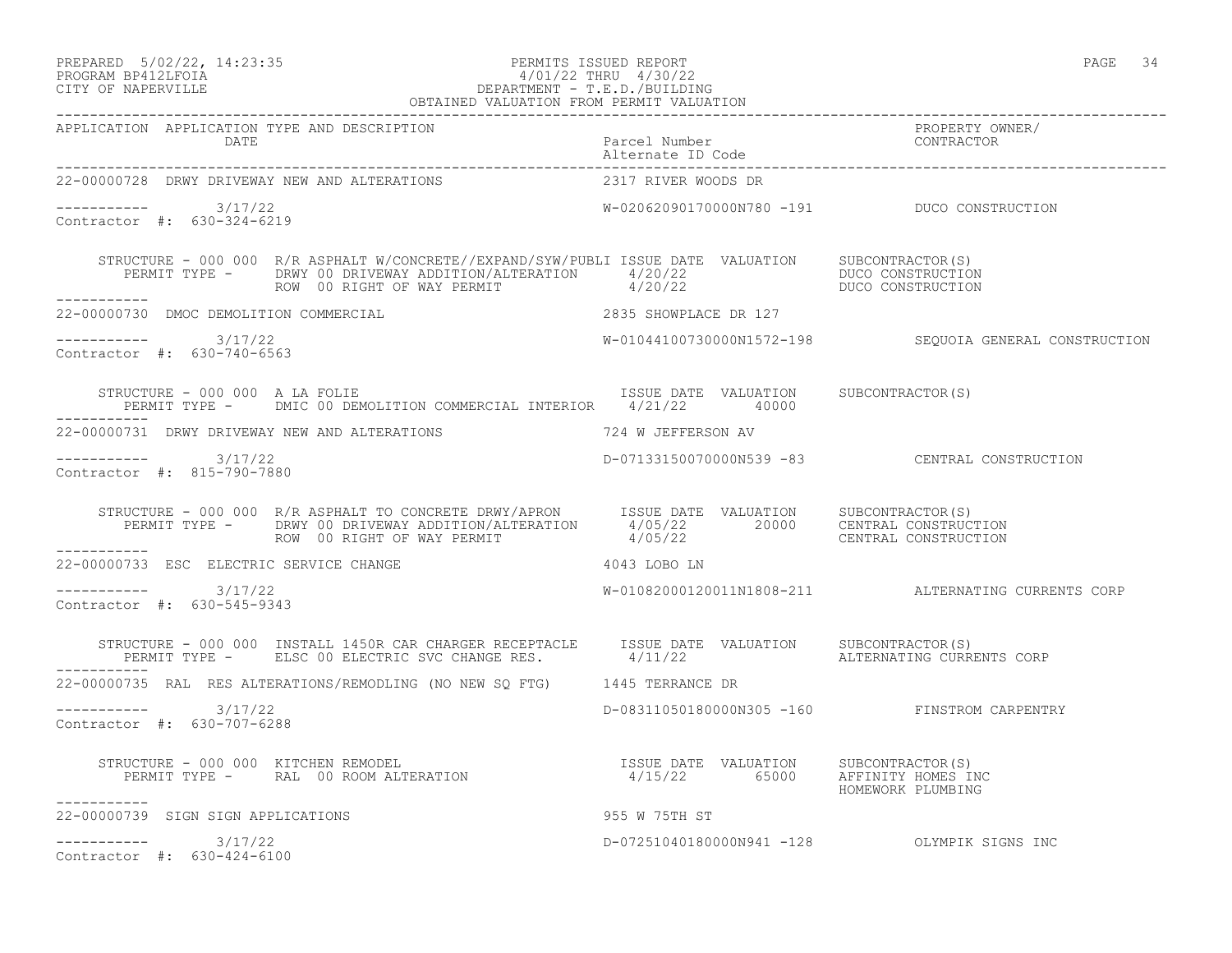PREPARED 5/02/22, 14:23:35 — PERMITS ISSUED REPORT
PROGRAM BP412LFOIA — 4/01/22 THRU 4/30/22
CITY OF NAPERVILLE — DEPARTMENT - T.E.D./BUILDING
OBTAINED VALUATION FROM PERMIT VALUATION

| APPLICATION | APPLICATION TYPE AND DESCRIPTION / DATE | Parcel Number / Alternate ID Code | PROPERTY OWNER/ CONTRACTOR |
|---|---|---|---|

---

**22-00000728** DRWY DRIVEWAY NEW AND ALTERATIONS — 2317 RIVER WOODS DR

----------- 3/17/22 — W-02062090170000N780 -191 — DUCO CONSTRUCTION

Contractor #: 630-324-6219

STRUCTURE - 000 000 R/R ASPHALT W/CONCRETE//EXPAND/SYW/PUBLI

| PERMIT TYPE | ISSUE DATE | VALUATION | SUBCONTRACTOR(S) |
|---|---|---|---|
| DRWY 00 DRIVEWAY ADDITION/ALTERATION | 4/20/22 | | DUCO CONSTRUCTION |
| ROW 00 RIGHT OF WAY PERMIT | 4/20/22 | | DUCO CONSTRUCTION |

---

**22-00000730** DMOC DEMOLITION COMMERCIAL — 2835 SHOWPLACE DR 127

----------- 3/17/22 — W-01044100730000N1572-198 — SEQUOIA GENERAL CONSTRUCTION

Contractor #: 630-740-6563

STRUCTURE - 000 000 A LA FOLIE

| PERMIT TYPE | ISSUE DATE | VALUATION | SUBCONTRACTOR(S) |
|---|---|---|---|
| DMIC 00 DEMOLITION COMMERCIAL INTERIOR | 4/21/22 | 40000 | |

---

**22-00000731** DRWY DRIVEWAY NEW AND ALTERATIONS — 724 W JEFFERSON AV

----------- 3/17/22 — D-07133150070000N539 -83 — CENTRAL CONSTRUCTION

Contractor #: 815-790-7880

STRUCTURE - 000 000 R/R ASPHALT TO CONCRETE DRWY/APRON

| PERMIT TYPE | ISSUE DATE | VALUATION | SUBCONTRACTOR(S) |
|---|---|---|---|
| DRWY 00 DRIVEWAY ADDITION/ALTERATION | 4/05/22 | 20000 | CENTRAL CONSTRUCTION |
| ROW 00 RIGHT OF WAY PERMIT | 4/05/22 | | CENTRAL CONSTRUCTION |

---

**22-00000733** ESC ELECTRIC SERVICE CHANGE — 4043 LOBO LN

----------- 3/17/22 — W-01082000120011N1808-211 — ALTERNATING CURRENTS CORP

Contractor #: 630-545-9343

STRUCTURE - 000 000 INSTALL 1450R CAR CHARGER RECEPTACLE

| PERMIT TYPE | ISSUE DATE | VALUATION | SUBCONTRACTOR(S) |
|---|---|---|---|
| ELSC 00 ELECTRIC SVC CHANGE RES. | 4/11/22 | | ALTERNATING CURRENTS CORP |

---

**22-00000735** RAL RES ALTERATIONS/REMODLING (NO NEW SQ FTG) — 1445 TERRANCE DR

----------- 3/17/22 — D-08311050180000N305 -160 — FINSTROM CARPENTRY

Contractor #: 630-707-6288

STRUCTURE - 000 000 KITCHEN REMODEL

| PERMIT TYPE | ISSUE DATE | VALUATION | SUBCONTRACTOR(S) |
|---|---|---|---|
| RAL 00 ROOM ALTERATION | 4/15/22 | 65000 | AFFINITY HOMES INC |
| | | | HOMEWORK PLUMBING |

---

**22-00000739** SIGN SIGN APPLICATIONS — 955 W 75TH ST

----------- 3/17/22 — D-07251040180000N941 -128 — OLYMPIK SIGNS INC

Contractor #: 630-424-6100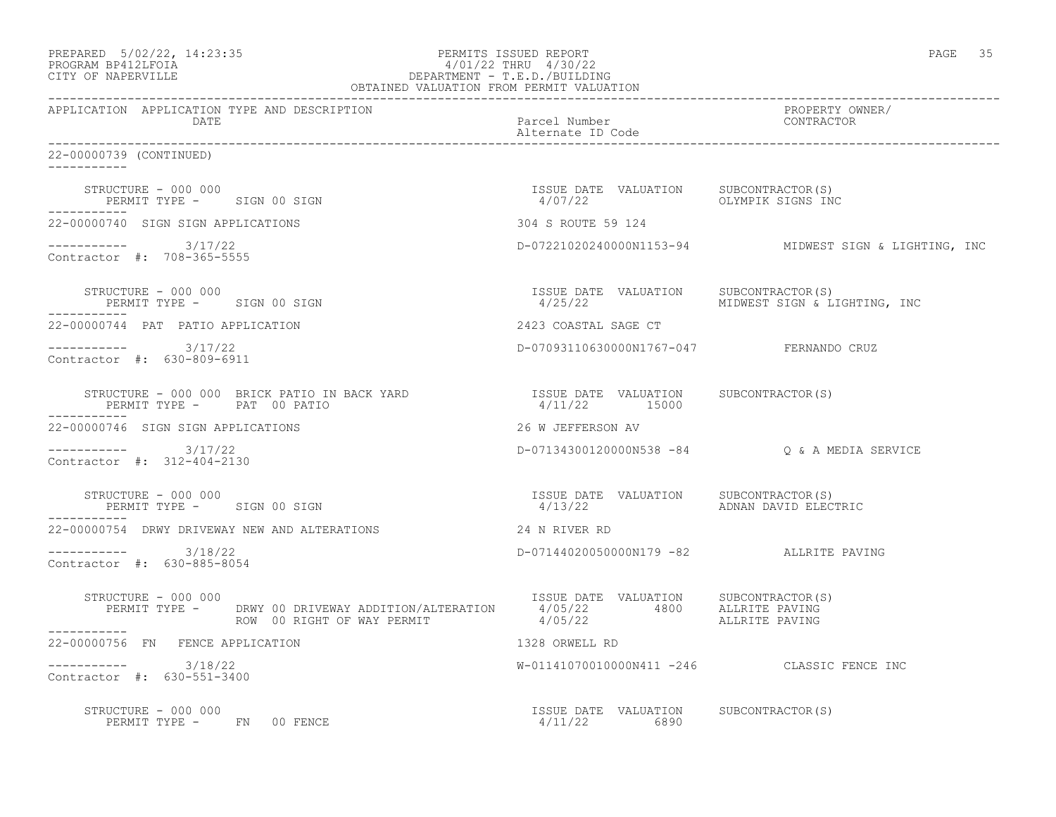OBTAINED VALUATION FROM PERMIT VALUATION

| APPLICATION | APPLICATION TYPE AND DESCRIPTION DATE | Parcel Number / Alternate ID Code | PROPERTY OWNER/ CONTRACTOR |
|---|---|---|---|

22-00000739 (CONTINUED)

STRUCTURE - 000 000
PERMIT TYPE - SIGN 00 SIGN

| ISSUE DATE | VALUATION | SUBCONTRACTOR(S) |
|---|---|---|
| 4/07/22 | | OLYMPIK SIGNS INC |

---

22-00000740 SIGN SIGN APPLICATIONS — 304 S ROUTE 59 124

3/17/22 — D-07221020240000N1153-94 — MIDWEST SIGN & LIGHTING, INC

Contractor #: 708-365-5555

STRUCTURE - 000 000
PERMIT TYPE - SIGN 00 SIGN

| ISSUE DATE | VALUATION | SUBCONTRACTOR(S) |
|---|---|---|
| 4/25/22 | | MIDWEST SIGN & LIGHTING, INC |

---

22-00000744 PAT PATIO APPLICATION — 2423 COASTAL SAGE CT

3/17/22 — D-07093110630000N1767-047 — FERNANDO CRUZ

Contractor #: 630-809-6911

STRUCTURE - 000 000 BRICK PATIO IN BACK YARD
PERMIT TYPE - PAT 00 PATIO

| ISSUE DATE | VALUATION | SUBCONTRACTOR(S) |
|---|---|---|
| 4/11/22 | 15000 | |

---

22-00000746 SIGN SIGN APPLICATIONS — 26 W JEFFERSON AV

3/17/22 — D-07134300120000N538 -84 — Q & A MEDIA SERVICE

Contractor #: 312-404-2130

STRUCTURE - 000 000
PERMIT TYPE - SIGN 00 SIGN

| ISSUE DATE | VALUATION | SUBCONTRACTOR(S) |
|---|---|---|
| 4/13/22 | | ADNAN DAVID ELECTRIC |

---

22-00000754 DRWY DRIVEWAY NEW AND ALTERATIONS — 24 N RIVER RD

3/18/22 — D-07144020050000N179 -82 — ALLRITE PAVING

Contractor #: 630-885-8054

STRUCTURE - 000 000

| PERMIT TYPE | ISSUE DATE | VALUATION | SUBCONTRACTOR(S) |
|---|---|---|---|
| DRWY 00 DRIVEWAY ADDITION/ALTERATION | 4/05/22 | 4800 | ALLRITE PAVING |
| ROW 00 RIGHT OF WAY PERMIT | 4/05/22 | | ALLRITE PAVING |

---

22-00000756 FN FENCE APPLICATION — 1328 ORWELL RD

3/18/22 — W-01141070010000N411 -246 — CLASSIC FENCE INC

Contractor #: 630-551-3400

STRUCTURE - 000 000
PERMIT TYPE - FN 00 FENCE

| ISSUE DATE | VALUATION | SUBCONTRACTOR(S) |
|---|---|---|
| 4/11/22 | 6890 | |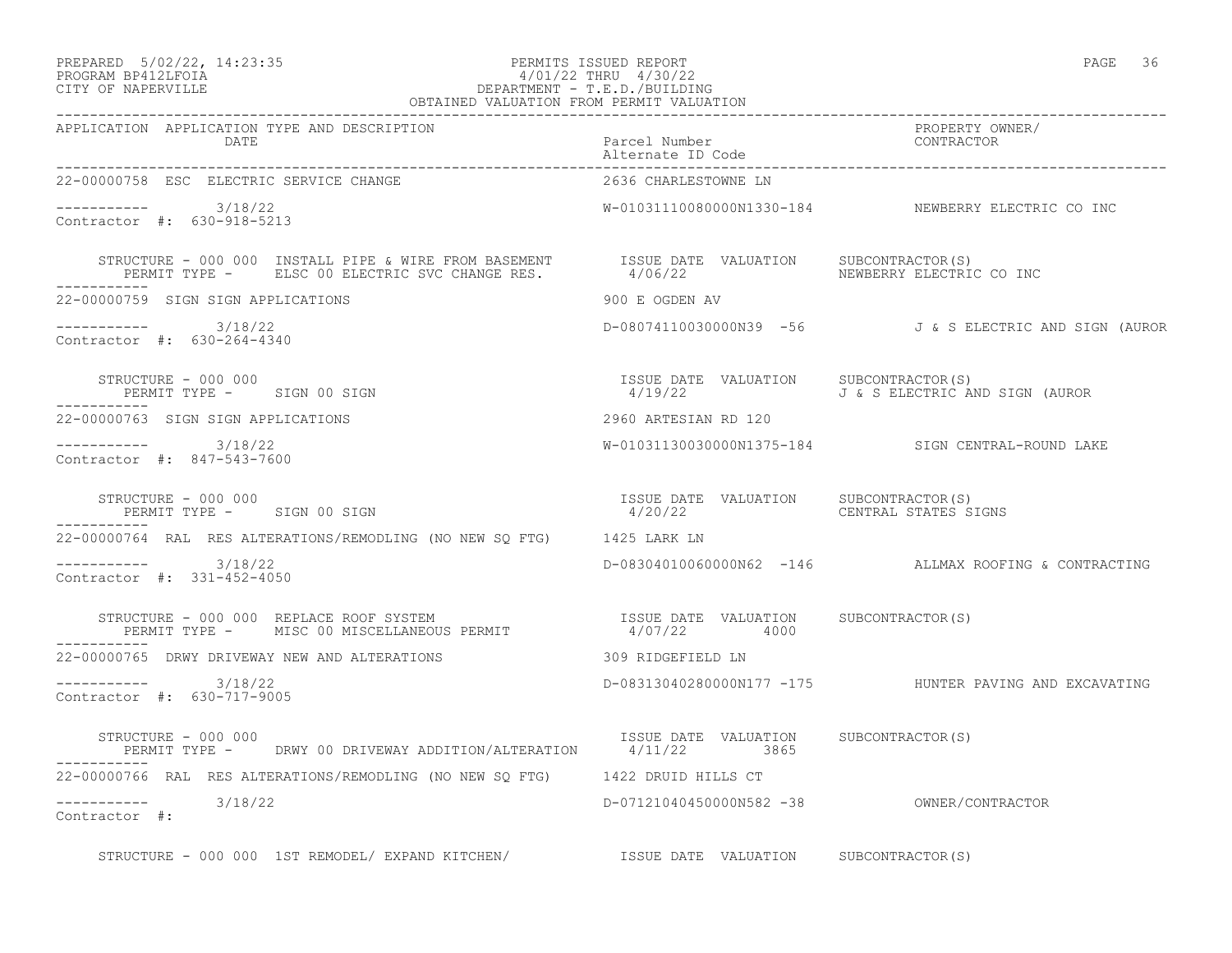PREPARED 5/02/22, 14:23:35 PERMITS ISSUED REPORT
PROGRAM BP412LFOIA 4/01/22 THRU 4/30/22
CITY OF NAPERVILLE DEPARTMENT - T.E.D./BUILDING
OBTAINED VALUATION FROM PERMIT VALUATION

| APPLICATION | APPLICATION TYPE AND DESCRIPTION / DATE | Parcel Number / Alternate ID Code | PROPERTY OWNER/ CONTRACTOR |
|---|---|---|---|
| 22-00000758 | ESC ELECTRIC SERVICE CHANGE | 2636 CHARLESTOWNE LN | |
| ----------- | 3/18/22 | W-01031110080000N1330-184 | NEWBERRY ELECTRIC CO INC |
| Contractor #: 630-918-5213 | | | |
| | STRUCTURE - 000 000 INSTALL PIPE & WIRE FROM BASEMENT / PERMIT TYPE - ELSC 00 ELECTRIC SVC CHANGE RES. | ISSUE DATE 4/06/22 VALUATION | SUBCONTRACTOR(S) NEWBERRY ELECTRIC CO INC |
| 22-00000759 | SIGN SIGN APPLICATIONS | 900 E OGDEN AV | |
| ----------- | 3/18/22 | D-08074110030000N39 -56 | J & S ELECTRIC AND SIGN (AUROR |
| Contractor #: 630-264-4340 | | | |
| | STRUCTURE - 000 000 / PERMIT TYPE - SIGN 00 SIGN | ISSUE DATE 4/19/22 VALUATION | SUBCONTRACTOR(S) J & S ELECTRIC AND SIGN (AUROR |
| 22-00000763 | SIGN SIGN APPLICATIONS | 2960 ARTESIAN RD 120 | |
| ----------- | 3/18/22 | W-01031130030000N1375-184 | SIGN CENTRAL-ROUND LAKE |
| Contractor #: 847-543-7600 | | | |
| | STRUCTURE - 000 000 / PERMIT TYPE - SIGN 00 SIGN | ISSUE DATE 4/20/22 VALUATION | SUBCONTRACTOR(S) CENTRAL STATES SIGNS |
| 22-00000764 | RAL RES ALTERATIONS/REMODLING (NO NEW SQ FTG) | 1425 LARK LN | |
| ----------- | 3/18/22 | D-08304010060000N62 -146 | ALLMAX ROOFING & CONTRACTING |
| Contractor #: 331-452-4050 | | | |
| | STRUCTURE - 000 000 REPLACE ROOF SYSTEM / PERMIT TYPE - MISC 00 MISCELLANEOUS PERMIT | ISSUE DATE 4/07/22 VALUATION 4000 | SUBCONTRACTOR(S) |
| 22-00000765 | DRWY DRIVEWAY NEW AND ALTERATIONS | 309 RIDGEFIELD LN | |
| ----------- | 3/18/22 | D-08313040280000N177 -175 | HUNTER PAVING AND EXCAVATING |
| Contractor #: 630-717-9005 | | | |
| | STRUCTURE - 000 000 / PERMIT TYPE - DRWY 00 DRIVEWAY ADDITION/ALTERATION | ISSUE DATE 4/11/22 VALUATION 3865 | SUBCONTRACTOR(S) |
| 22-00000766 | RAL RES ALTERATIONS/REMODLING (NO NEW SQ FTG) | 1422 DRUID HILLS CT | |
| ----------- | 3/18/22 | D-07121040450000N582 -38 | OWNER/CONTRACTOR |
| Contractor #: | | | |
| | STRUCTURE - 000 000 1ST REMODEL/ EXPAND KITCHEN/ | ISSUE DATE VALUATION | SUBCONTRACTOR(S) |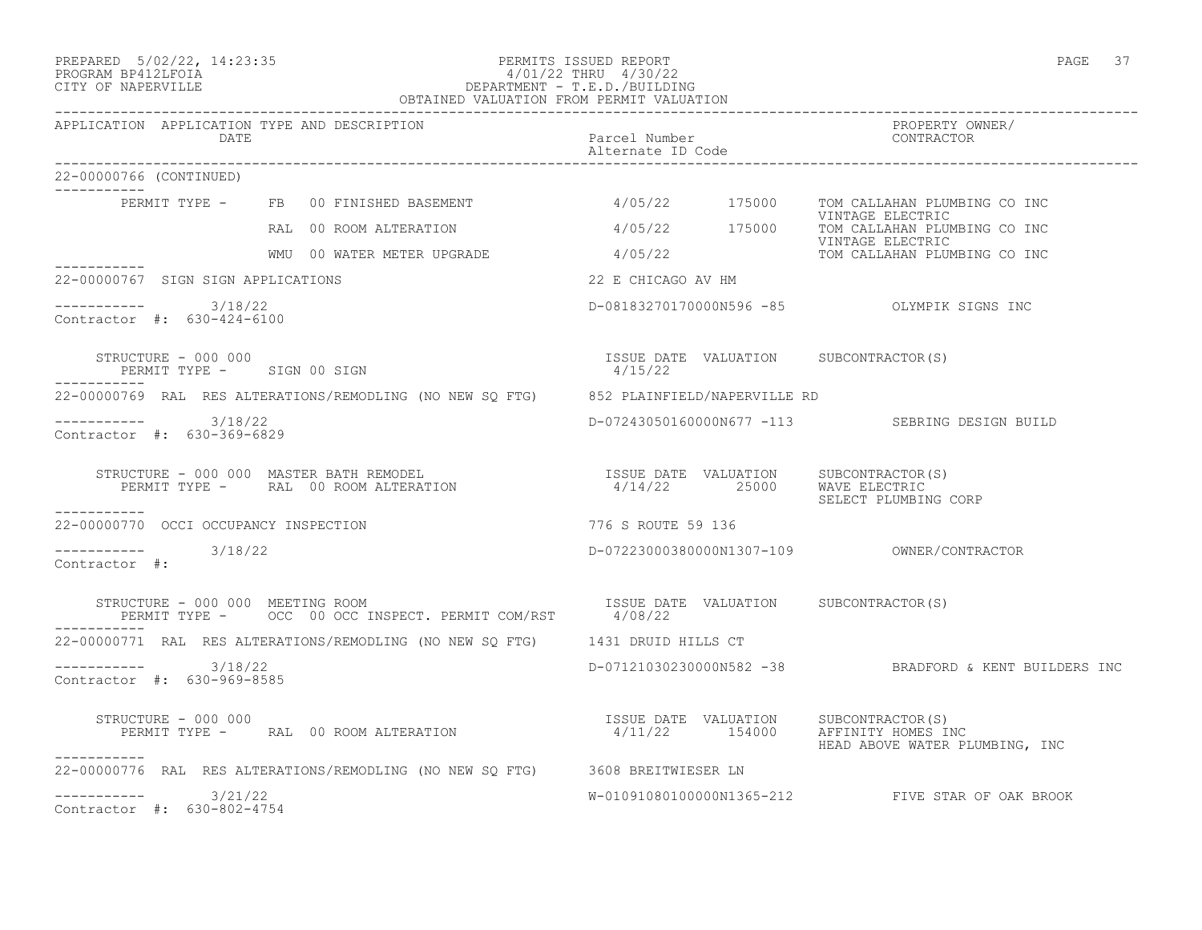PREPARED 5/02/22, 14:23:35 PERMITS ISSUED REPORT
PROGRAM BP412LFOIA 4/01/22 THRU 4/30/22
CITY OF NAPERVILLE DEPARTMENT - T.E.D./BUILDING
OBTAINED VALUATION FROM PERMIT VALUATION

| APPLICATION | APPLICATION TYPE AND DESCRIPTION DATE | Parcel Number Alternate ID Code | PROPERTY OWNER/ CONTRACTOR |
|---|---|---|---|

**22-00000766 (CONTINUED)**

| PERMIT TYPE | | ISSUE DATE | VALUATION | SUBCONTRACTOR(S) |
|---|---|---|---|---|
| FB | 00 FINISHED BASEMENT | 4/05/22 | 175000 | TOM CALLAHAN PLUMBING CO INC; VINTAGE ELECTRIC |
| RAL | 00 ROOM ALTERATION | 4/05/22 | 175000 | TOM CALLAHAN PLUMBING CO INC; VINTAGE ELECTRIC |
| WMU | 00 WATER METER UPGRADE | 4/05/22 | | TOM CALLAHAN PLUMBING CO INC |

**22-00000767 SIGN SIGN APPLICATIONS** — 22 E CHICAGO AV HM

3/18/22 — D-08183270170000N596 -85 — OLYMPIK SIGNS INC
Contractor #: 630-424-6100

| STRUCTURE - 000 000 | ISSUE DATE | VALUATION | SUBCONTRACTOR(S) |
|---|---|---|---|
| PERMIT TYPE - SIGN 00 SIGN | 4/15/22 | | |

**22-00000769 RAL RES ALTERATIONS/REMODLING (NO NEW SQ FTG)** — 852 PLAINFIELD/NAPERVILLE RD

3/18/22 — D-07243050160000N677 -113 — SEBRING DESIGN BUILD
Contractor #: 630-369-6829

| STRUCTURE - 000 000 MASTER BATH REMODEL | ISSUE DATE | VALUATION | SUBCONTRACTOR(S) |
|---|---|---|---|
| PERMIT TYPE - RAL 00 ROOM ALTERATION | 4/14/22 | 25000 | WAVE ELECTRIC; SELECT PLUMBING CORP |

**22-00000770 OCCI OCCUPANCY INSPECTION** — 776 S ROUTE 59 136

3/18/22 — D-07223000380000N1307-109 — OWNER/CONTRACTOR
Contractor #:

| STRUCTURE - 000 000 MEETING ROOM | ISSUE DATE | VALUATION | SUBCONTRACTOR(S) |
|---|---|---|---|
| PERMIT TYPE - OCC 00 OCC INSPECT. PERMIT COM/RST | 4/08/22 | | |

**22-00000771 RAL RES ALTERATIONS/REMODLING (NO NEW SQ FTG)** — 1431 DRUID HILLS CT

3/18/22 — D-07121030230000N582 -38 — BRADFORD & KENT BUILDERS INC
Contractor #: 630-969-8585

| STRUCTURE - 000 000 | ISSUE DATE | VALUATION | SUBCONTRACTOR(S) |
|---|---|---|---|
| PERMIT TYPE - RAL 00 ROOM ALTERATION | 4/11/22 | 154000 | AFFINITY HOMES INC; HEAD ABOVE WATER PLUMBING, INC |

**22-00000776 RAL RES ALTERATIONS/REMODLING (NO NEW SQ FTG)** — 3608 BREITWIESER LN

3/21/22 — W-01091080100000N1365-212 — FIVE STAR OF OAK BROOK
Contractor #: 630-802-4754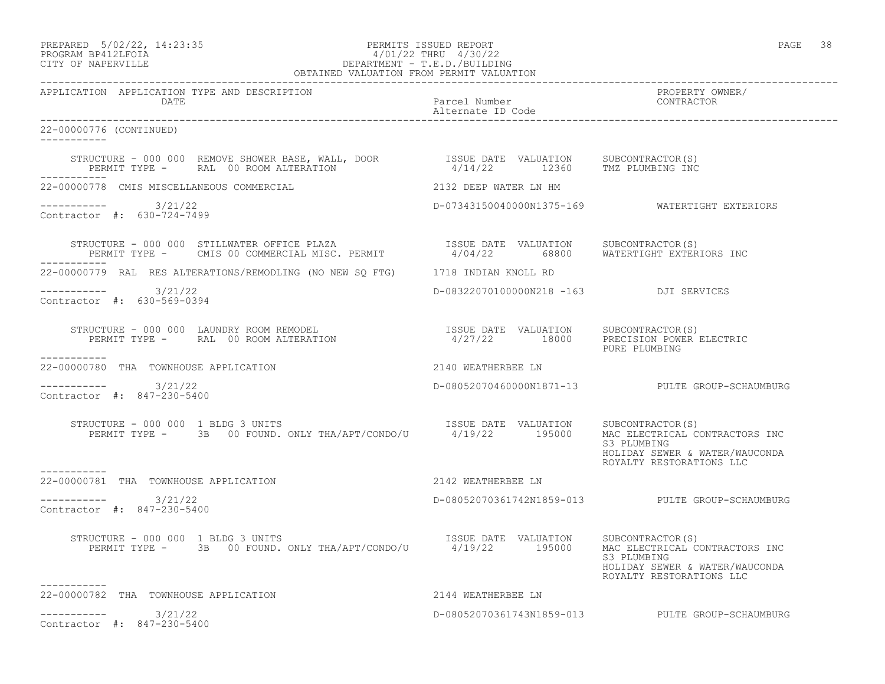APPLICATION APPLICATION TYPE AND DESCRIPTION — DATE | Parcel Number / Alternate ID Code | PROPERTY OWNER/ CONTRACTOR

22-00000776 (CONTINUED)

```
    STRUCTURE - 000 000  REMOVE SHOWER BASE, WALL, DOOR          ISSUE DATE  VALUATION     SUBCONTRACTOR(S)
       PERMIT TYPE -      RAL  00 ROOM ALTERATION                 4/14/22       12360     TMZ PLUMBING INC
-----------
22-00000778  CMIS MISCELLANEOUS COMMERCIAL                        2132 DEEP WATER LN HM

-----------        3/21/22                                        D-07343150040000N1375-169          WATERTIGHT EXTERIORS
Contractor  #:  630-724-7499

    STRUCTURE - 000 000  STILLWATER OFFICE PLAZA                  ISSUE DATE  VALUATION     SUBCONTRACTOR(S)
       PERMIT TYPE -      CMIS 00 COMMERCIAL MISC. PERMIT          4/04/22       68800     WATERTIGHT EXTERIORS INC
-----------
22-00000779  RAL  RES ALTERATIONS/REMODLING (NO NEW SQ FTG)       1718 INDIAN KNOLL RD

-----------        3/21/22                                        D-08322070100000N218 -163          DJI SERVICES
Contractor  #:  630-569-0394

    STRUCTURE - 000 000  LAUNDRY ROOM REMODEL                     ISSUE DATE  VALUATION     SUBCONTRACTOR(S)
       PERMIT TYPE -      RAL  00 ROOM ALTERATION                  4/27/22       18000     PRECISION POWER ELECTRIC
                                                                                           PURE PLUMBING
-----------
22-00000780  THA  TOWNHOUSE APPLICATION                           2140 WEATHERBEE LN

-----------        3/21/22                                        D-08052070460000N1871-13           PULTE GROUP-SCHAUMBURG
Contractor  #:  847-230-5400

    STRUCTURE - 000 000  1 BLDG 3 UNITS                           ISSUE DATE  VALUATION     SUBCONTRACTOR(S)
       PERMIT TYPE -      3B   00 FOUND. ONLY THA/APT/CONDO/U      4/19/22      195000     MAC ELECTRICAL CONTRACTORS INC
                                                                                           S3 PLUMBING
                                                                                           HOLIDAY SEWER & WATER/WAUCONDA
                                                                                           ROYALTY RESTORATIONS LLC
-----------
22-00000781  THA  TOWNHOUSE APPLICATION                           2142 WEATHERBEE LN

-----------        3/21/22                                        D-08052070361742N1859-013          PULTE GROUP-SCHAUMBURG
Contractor  #:  847-230-5400

    STRUCTURE - 000 000  1 BLDG 3 UNITS                           ISSUE DATE  VALUATION     SUBCONTRACTOR(S)
       PERMIT TYPE -      3B   00 FOUND. ONLY THA/APT/CONDO/U      4/19/22      195000     MAC ELECTRICAL CONTRACTORS INC
                                                                                           S3 PLUMBING
                                                                                           HOLIDAY SEWER & WATER/WAUCONDA
                                                                                           ROYALTY RESTORATIONS LLC
-----------
22-00000782  THA  TOWNHOUSE APPLICATION                           2144 WEATHERBEE LN

-----------        3/21/22                                        D-08052070361743N1859-013          PULTE GROUP-SCHAUMBURG
Contractor  #:  847-230-5400
```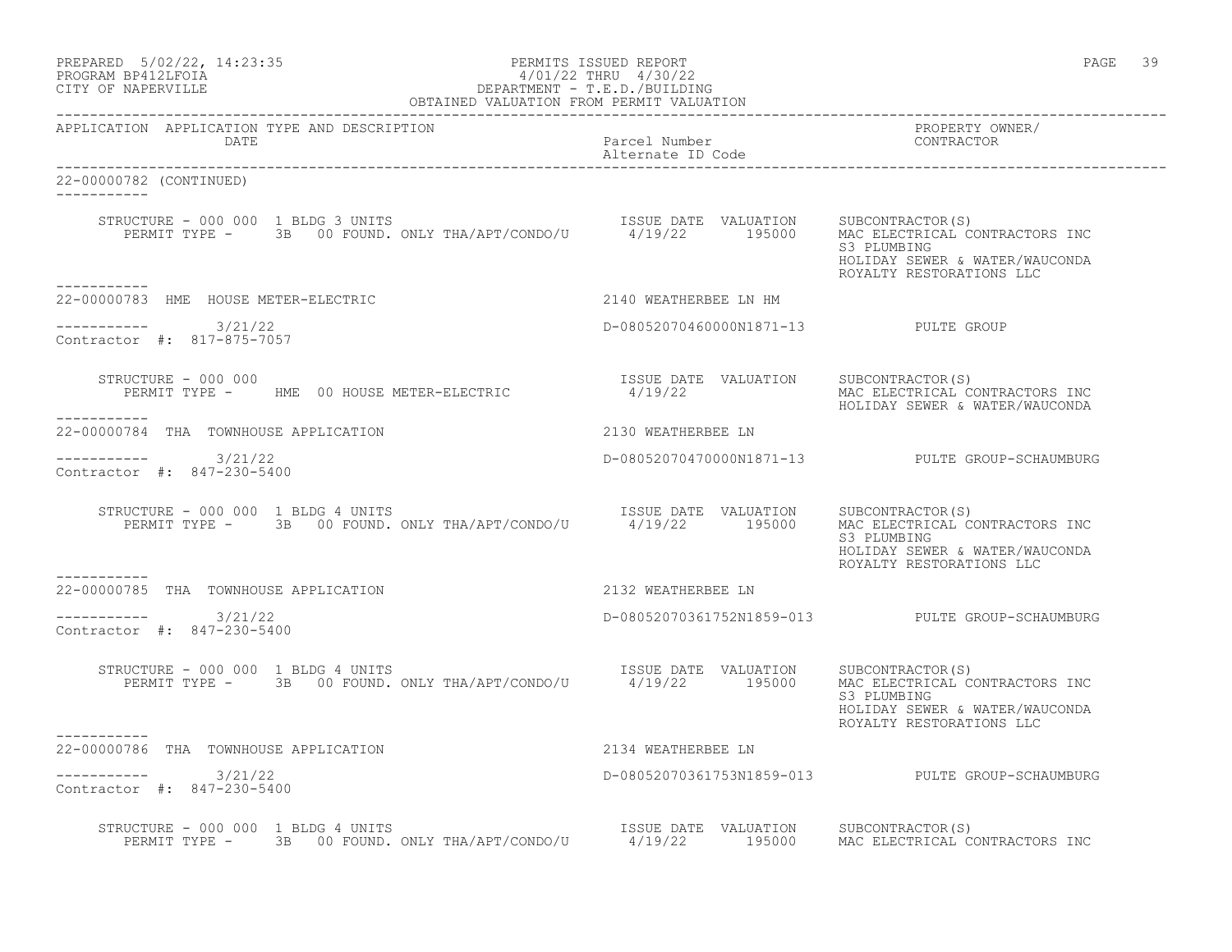PERMITS ISSUED REPORT
4/01/22 THRU 4/30/22
DEPARTMENT - T.E.D./BUILDING
OBTAINED VALUATION FROM PERMIT VALUATION

PREPARED 5/02/22, 14:23:35
PROGRAM BP412LFOIA
CITY OF NAPERVILLE

| APPLICATION | APPLICATION TYPE AND DESCRIPTION / DATE | Parcel Number / Alternate ID Code | PROPERTY OWNER/ CONTRACTOR |
|---|---|---|---|

**22-00000782 (CONTINUED)**

STRUCTURE - 000 000 1 BLDG 3 UNITS
PERMIT TYPE - 3B 00 FOUND. ONLY THA/APT/CONDO/U
ISSUE DATE 4/19/22 VALUATION 195000
SUBCONTRACTOR(S): MAC ELECTRICAL CONTRACTORS INC, S3 PLUMBING, HOLIDAY SEWER & WATER/WAUCONDA, ROYALTY RESTORATIONS LLC

---

**22-00000783 HME HOUSE METER-ELECTRIC** — 2140 WEATHERBEE LN HM
3/21/22 — D-08052070460000N1871-13 — PULTE GROUP
Contractor #: 817-875-7057

STRUCTURE - 000 000
PERMIT TYPE - HME 00 HOUSE METER-ELECTRIC
ISSUE DATE 4/19/22 VALUATION
SUBCONTRACTOR(S): MAC ELECTRICAL CONTRACTORS INC, HOLIDAY SEWER & WATER/WAUCONDA

---

**22-00000784 THA TOWNHOUSE APPLICATION** — 2130 WEATHERBEE LN
3/21/22 — D-08052070470000N1871-13 — PULTE GROUP-SCHAUMBURG
Contractor #: 847-230-5400

STRUCTURE - 000 000 1 BLDG 4 UNITS
PERMIT TYPE - 3B 00 FOUND. ONLY THA/APT/CONDO/U
ISSUE DATE 4/19/22 VALUATION 195000
SUBCONTRACTOR(S): MAC ELECTRICAL CONTRACTORS INC, S3 PLUMBING, HOLIDAY SEWER & WATER/WAUCONDA, ROYALTY RESTORATIONS LLC

---

**22-00000785 THA TOWNHOUSE APPLICATION** — 2132 WEATHERBEE LN
3/21/22 — D-08052070361752N1859-013 — PULTE GROUP-SCHAUMBURG
Contractor #: 847-230-5400

STRUCTURE - 000 000 1 BLDG 4 UNITS
PERMIT TYPE - 3B 00 FOUND. ONLY THA/APT/CONDO/U
ISSUE DATE 4/19/22 VALUATION 195000
SUBCONTRACTOR(S): MAC ELECTRICAL CONTRACTORS INC, S3 PLUMBING, HOLIDAY SEWER & WATER/WAUCONDA, ROYALTY RESTORATIONS LLC

---

**22-00000786 THA TOWNHOUSE APPLICATION** — 2134 WEATHERBEE LN
3/21/22 — D-08052070361753N1859-013 — PULTE GROUP-SCHAUMBURG
Contractor #: 847-230-5400

STRUCTURE - 000 000 1 BLDG 4 UNITS
PERMIT TYPE - 3B 00 FOUND. ONLY THA/APT/CONDO/U
ISSUE DATE 4/19/22 VALUATION 195000
SUBCONTRACTOR(S): MAC ELECTRICAL CONTRACTORS INC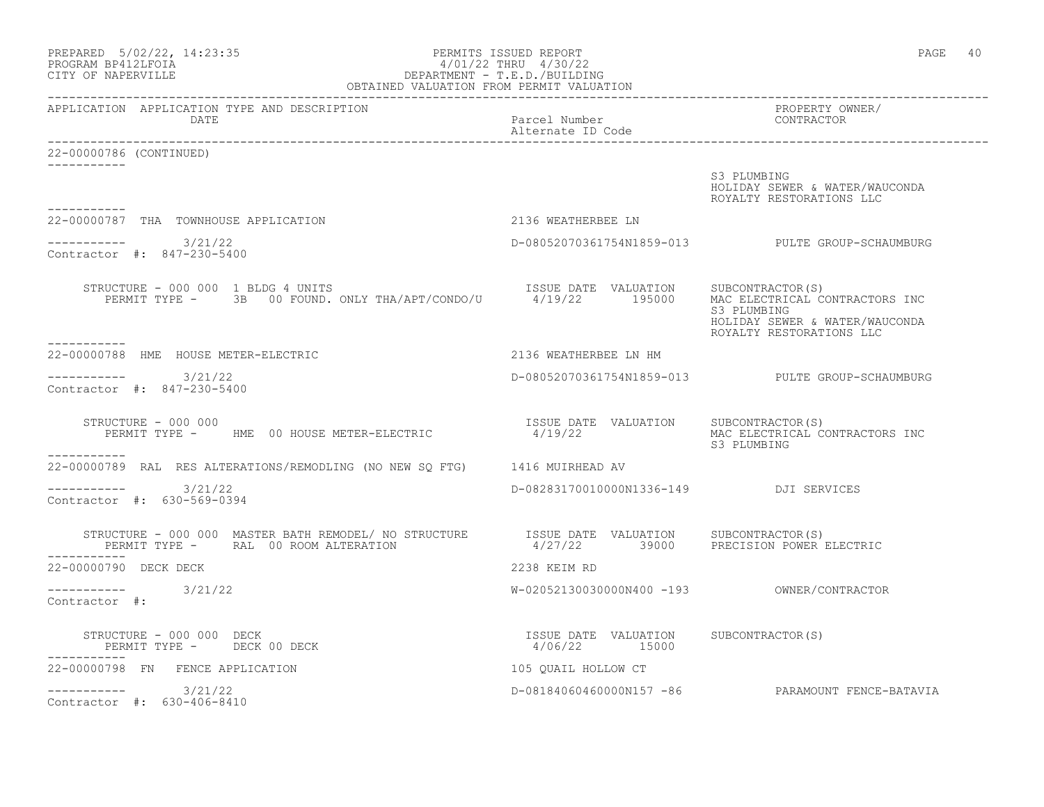OBTAINED VALUATION FROM PERMIT VALUATION

| APPLICATION | APPLICATION TYPE AND DESCRIPTION DATE | Parcel Number Alternate ID Code | PROPERTY OWNER/ CONTRACTOR |
|---|---|---|---|

22-00000786 (CONTINUED)

S3 PLUMBING
HOLIDAY SEWER & WATER/WAUCONDA
ROYALTY RESTORATIONS LLC

---

22-00000787 THA TOWNHOUSE APPLICATION — 2136 WEATHERBEE LN

3/21/22 — D-08052070361754N1859-013 — PULTE GROUP-SCHAUMBURG

Contractor #: 847-230-5400

STRUCTURE - 000 000 1 BLDG 4 UNITS
PERMIT TYPE - 3B 00 FOUND. ONLY THA/APT/CONDO/U

| ISSUE DATE | VALUATION | SUBCONTRACTOR(S) |
|---|---|---|
| 4/19/22 | 195000 | MAC ELECTRICAL CONTRACTORS INC |
| | | S3 PLUMBING |
| | | HOLIDAY SEWER & WATER/WAUCONDA |
| | | ROYALTY RESTORATIONS LLC |

---

22-00000788 HME HOUSE METER-ELECTRIC — 2136 WEATHERBEE LN HM

3/21/22 — D-08052070361754N1859-013 — PULTE GROUP-SCHAUMBURG

Contractor #: 847-230-5400

STRUCTURE - 000 000
PERMIT TYPE - HME 00 HOUSE METER-ELECTRIC

| ISSUE DATE | VALUATION | SUBCONTRACTOR(S) |
|---|---|---|
| 4/19/22 | | MAC ELECTRICAL CONTRACTORS INC |
| | | S3 PLUMBING |

---

22-00000789 RAL RES ALTERATIONS/REMODLING (NO NEW SQ FTG) — 1416 MUIRHEAD AV

3/21/22 — D-08283170010000N1336-149 — DJI SERVICES

Contractor #: 630-569-0394

STRUCTURE - 000 000 MASTER BATH REMODEL/ NO STRUCTURE
PERMIT TYPE - RAL 00 ROOM ALTERATION

| ISSUE DATE | VALUATION | SUBCONTRACTOR(S) |
|---|---|---|
| 4/27/22 | 39000 | PRECISION POWER ELECTRIC |

---

22-00000790 DECK DECK — 2238 KEIM RD

3/21/22 — W-02052130030000N400 -193 — OWNER/CONTRACTOR

Contractor #:

STRUCTURE - 000 000 DECK
PERMIT TYPE - DECK 00 DECK

| ISSUE DATE | VALUATION | SUBCONTRACTOR(S) |
|---|---|---|
| 4/06/22 | 15000 | |

---

22-00000798 FN FENCE APPLICATION — 105 QUAIL HOLLOW CT

3/21/22 — D-08184060460000N157 -86 — PARAMOUNT FENCE-BATAVIA

Contractor #: 630-406-8410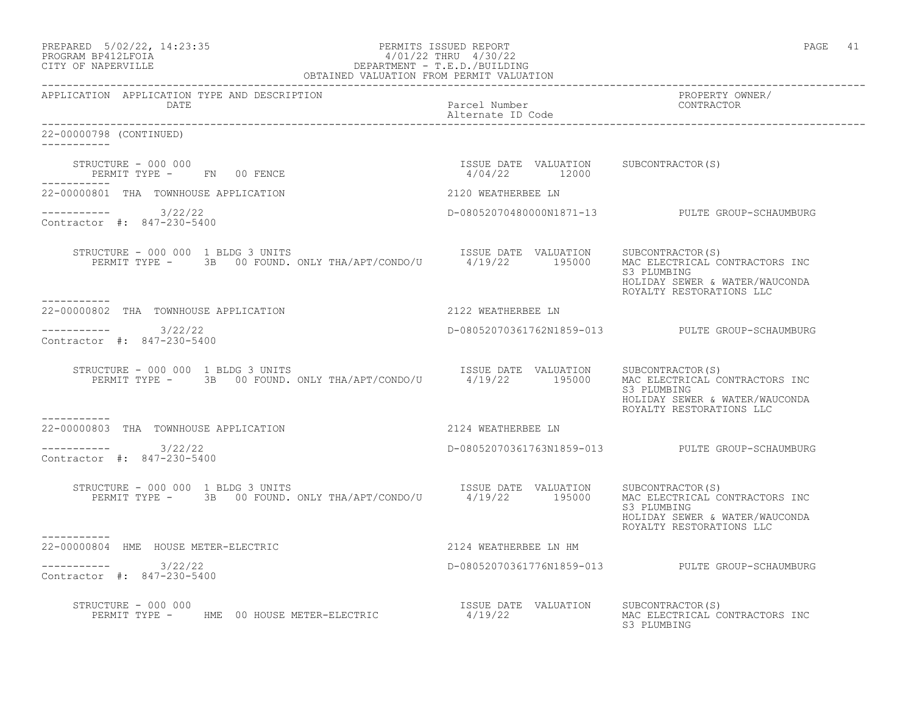PREPARED 5/02/22, 14:23:35 PERMITS ISSUED REPORT
PROGRAM BP412LFOIA 4/01/22 THRU 4/30/22
CITY OF NAPERVILLE DEPARTMENT - T.E.D./BUILDING
OBTAINED VALUATION FROM PERMIT VALUATION

| APPLICATION | APPLICATION TYPE AND DESCRIPTION / DATE | Parcel Number / Alternate ID Code | PROPERTY OWNER/ CONTRACTOR |
|---|---|---|---|

22-00000798 (CONTINUED)

STRUCTURE - 000 000
PERMIT TYPE - FN 00 FENCE
ISSUE DATE 4/04/22 VALUATION 12000 SUBCONTRACTOR(S)

---

22-00000801 THA TOWNHOUSE APPLICATION — 2120 WEATHERBEE LN
3/22/22 — D-08052070480000N1871-13 — PULTE GROUP-SCHAUMBURG
Contractor #: 847-230-5400

STRUCTURE - 000 000 1 BLDG 3 UNITS
PERMIT TYPE - 3B 00 FOUND. ONLY THA/APT/CONDO/U
ISSUE DATE 4/19/22 VALUATION 195000
SUBCONTRACTOR(S):
MAC ELECTRICAL CONTRACTORS INC
S3 PLUMBING
HOLIDAY SEWER & WATER/WAUCONDA
ROYALTY RESTORATIONS LLC

---

22-00000802 THA TOWNHOUSE APPLICATION — 2122 WEATHERBEE LN
3/22/22 — D-08052070361762N1859-013 — PULTE GROUP-SCHAUMBURG
Contractor #: 847-230-5400

STRUCTURE - 000 000 1 BLDG 3 UNITS
PERMIT TYPE - 3B 00 FOUND. ONLY THA/APT/CONDO/U
ISSUE DATE 4/19/22 VALUATION 195000
SUBCONTRACTOR(S):
MAC ELECTRICAL CONTRACTORS INC
S3 PLUMBING
HOLIDAY SEWER & WATER/WAUCONDA
ROYALTY RESTORATIONS LLC

---

22-00000803 THA TOWNHOUSE APPLICATION — 2124 WEATHERBEE LN
3/22/22 — D-08052070361763N1859-013 — PULTE GROUP-SCHAUMBURG
Contractor #: 847-230-5400

STRUCTURE - 000 000 1 BLDG 3 UNITS
PERMIT TYPE - 3B 00 FOUND. ONLY THA/APT/CONDO/U
ISSUE DATE 4/19/22 VALUATION 195000
SUBCONTRACTOR(S):
MAC ELECTRICAL CONTRACTORS INC
S3 PLUMBING
HOLIDAY SEWER & WATER/WAUCONDA
ROYALTY RESTORATIONS LLC

---

22-00000804 HME HOUSE METER-ELECTRIC — 2124 WEATHERBEE LN HM
3/22/22 — D-08052070361776N1859-013 — PULTE GROUP-SCHAUMBURG
Contractor #: 847-230-5400

STRUCTURE - 000 000
PERMIT TYPE - HME 00 HOUSE METER-ELECTRIC
ISSUE DATE 4/19/22 VALUATION
SUBCONTRACTOR(S):
MAC ELECTRICAL CONTRACTORS INC
S3 PLUMBING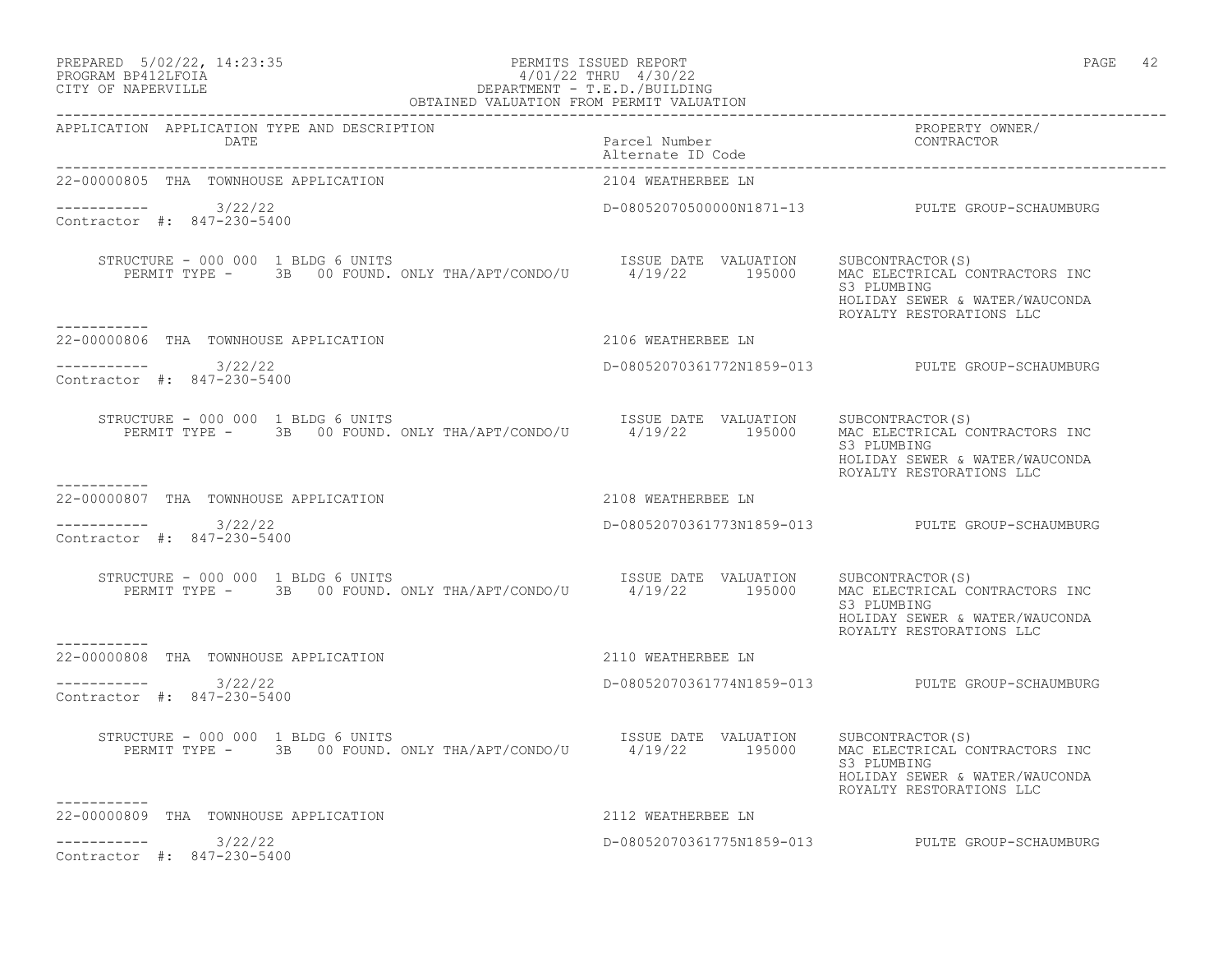PERMITS ISSUED REPORT
4/01/22 THRU 4/30/22
DEPARTMENT - T.E.D./BUILDING
OBTAINED VALUATION FROM PERMIT VALUATION

PREPARED 5/02/22, 14:23:35
PROGRAM BP412LFOIA
CITY OF NAPERVILLE

| APPLICATION | APPLICATION TYPE AND DESCRIPTION / DATE | Parcel Number / Alternate ID Code | PROPERTY OWNER/ CONTRACTOR |
|---|---|---|---|

**22-00000805 THA TOWNHOUSE APPLICATION** — 2104 WEATHERBEE LN

----------- 3/22/22 — D-08052070500000N1871-13 — PULTE GROUP-SCHAUMBURG
Contractor #: 847-230-5400

STRUCTURE - 000 000 1 BLDG 6 UNITS
PERMIT TYPE - 3B 00 FOUND. ONLY THA/APT/CONDO/U

| ISSUE DATE | VALUATION | SUBCONTRACTOR(S) |
|---|---|---|
| 4/19/22 | 195000 | MAC ELECTRICAL CONTRACTORS INC<br>S3 PLUMBING<br>HOLIDAY SEWER & WATER/WAUCONDA<br>ROYALTY RESTORATIONS LLC |

-----------

**22-00000806 THA TOWNHOUSE APPLICATION** — 2106 WEATHERBEE LN

----------- 3/22/22 — D-08052070361772N1859-013 — PULTE GROUP-SCHAUMBURG
Contractor #: 847-230-5400

STRUCTURE - 000 000 1 BLDG 6 UNITS
PERMIT TYPE - 3B 00 FOUND. ONLY THA/APT/CONDO/U

| ISSUE DATE | VALUATION | SUBCONTRACTOR(S) |
|---|---|---|
| 4/19/22 | 195000 | MAC ELECTRICAL CONTRACTORS INC<br>S3 PLUMBING<br>HOLIDAY SEWER & WATER/WAUCONDA<br>ROYALTY RESTORATIONS LLC |

-----------

**22-00000807 THA TOWNHOUSE APPLICATION** — 2108 WEATHERBEE LN

----------- 3/22/22 — D-08052070361773N1859-013 — PULTE GROUP-SCHAUMBURG
Contractor #: 847-230-5400

STRUCTURE - 000 000 1 BLDG 6 UNITS
PERMIT TYPE - 3B 00 FOUND. ONLY THA/APT/CONDO/U

| ISSUE DATE | VALUATION | SUBCONTRACTOR(S) |
|---|---|---|
| 4/19/22 | 195000 | MAC ELECTRICAL CONTRACTORS INC<br>S3 PLUMBING<br>HOLIDAY SEWER & WATER/WAUCONDA<br>ROYALTY RESTORATIONS LLC |

-----------

**22-00000808 THA TOWNHOUSE APPLICATION** — 2110 WEATHERBEE LN

----------- 3/22/22 — D-08052070361774N1859-013 — PULTE GROUP-SCHAUMBURG
Contractor #: 847-230-5400

STRUCTURE - 000 000 1 BLDG 6 UNITS
PERMIT TYPE - 3B 00 FOUND. ONLY THA/APT/CONDO/U

| ISSUE DATE | VALUATION | SUBCONTRACTOR(S) |
|---|---|---|
| 4/19/22 | 195000 | MAC ELECTRICAL CONTRACTORS INC<br>S3 PLUMBING<br>HOLIDAY SEWER & WATER/WAUCONDA<br>ROYALTY RESTORATIONS LLC |

-----------

**22-00000809 THA TOWNHOUSE APPLICATION** — 2112 WEATHERBEE LN

----------- 3/22/22 — D-08052070361775N1859-013 — PULTE GROUP-SCHAUMBURG
Contractor #: 847-230-5400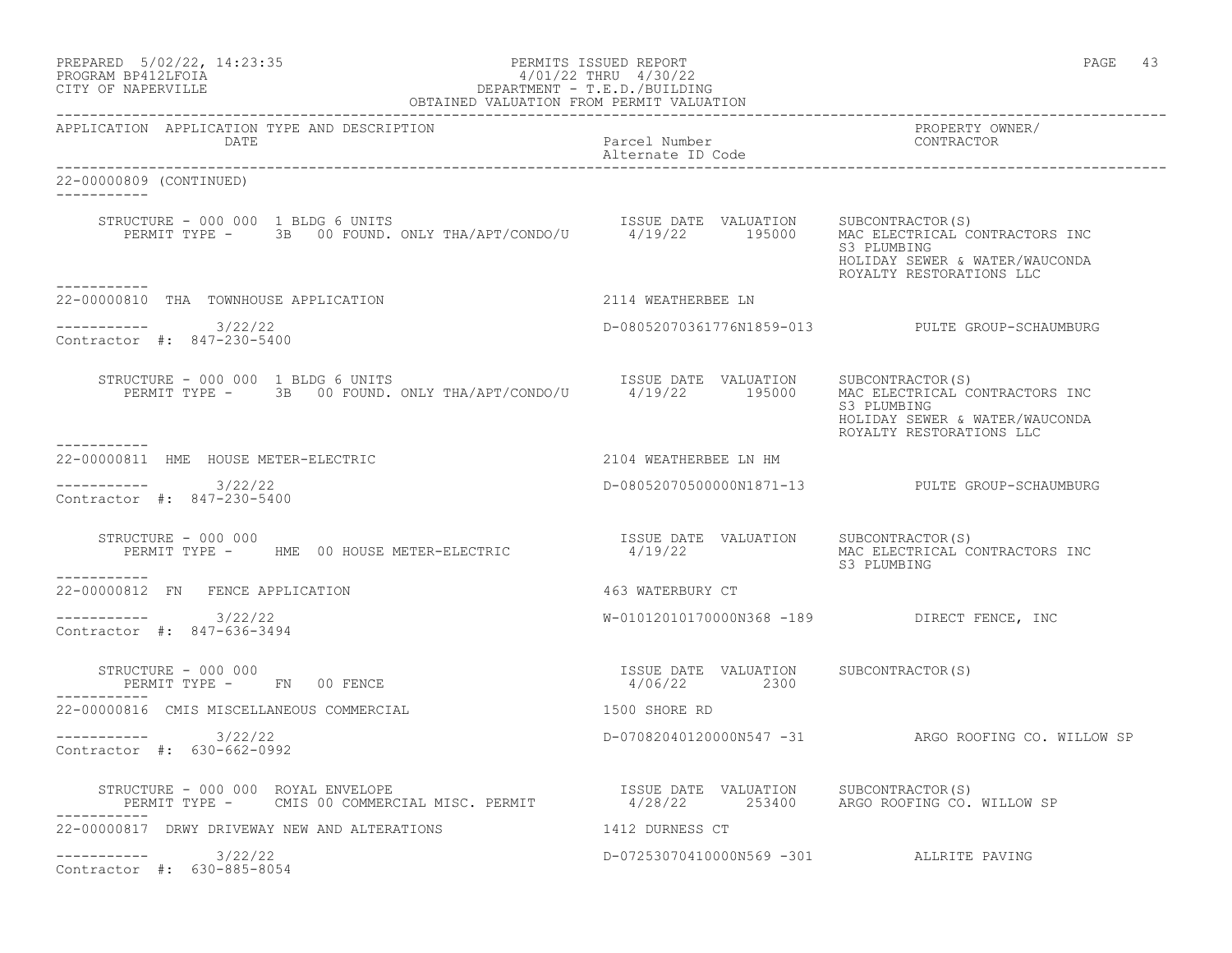OBTAINED VALUATION FROM PERMIT VALUATION

| APPLICATION | APPLICATION TYPE AND DESCRIPTION / DATE | Parcel Number / Alternate ID Code | PROPERTY OWNER/ CONTRACTOR |
|---|---|---|---|

**22-00000809 (CONTINUED)**

STRUCTURE - 000 000 1 BLDG 6 UNITS
PERMIT TYPE - 3B 00 FOUND. ONLY THA/APT/CONDO/U

| ISSUE DATE | VALUATION | SUBCONTRACTOR(S) |
|---|---|---|
| 4/19/22 | 195000 | MAC ELECTRICAL CONTRACTORS INC<br>S3 PLUMBING<br>HOLIDAY SEWER & WATER/WAUCONDA<br>ROYALTY RESTORATIONS LLC |

---

**22-00000810 THA TOWNHOUSE APPLICATION** — 2114 WEATHERBEE LN

3/22/22 — D-08052070361776N1859-013 — PULTE GROUP-SCHAUMBURG

Contractor #: 847-230-5400

STRUCTURE - 000 000 1 BLDG 6 UNITS
PERMIT TYPE - 3B 00 FOUND. ONLY THA/APT/CONDO/U

| ISSUE DATE | VALUATION | SUBCONTRACTOR(S) |
|---|---|---|
| 4/19/22 | 195000 | MAC ELECTRICAL CONTRACTORS INC<br>S3 PLUMBING<br>HOLIDAY SEWER & WATER/WAUCONDA<br>ROYALTY RESTORATIONS LLC |

---

**22-00000811 HME HOUSE METER-ELECTRIC** — 2104 WEATHERBEE LN HM

3/22/22 — D-08052070500000N1871-13 — PULTE GROUP-SCHAUMBURG

Contractor #: 847-230-5400

STRUCTURE - 000 000
PERMIT TYPE - HME 00 HOUSE METER-ELECTRIC

| ISSUE DATE | VALUATION | SUBCONTRACTOR(S) |
|---|---|---|
| 4/19/22 | | MAC ELECTRICAL CONTRACTORS INC<br>S3 PLUMBING |

---

**22-00000812 FN FENCE APPLICATION** — 463 WATERBURY CT

3/22/22 — W-01012010170000N368 -189 — DIRECT FENCE, INC

Contractor #: 847-636-3494

STRUCTURE - 000 000
PERMIT TYPE - FN 00 FENCE

| ISSUE DATE | VALUATION | SUBCONTRACTOR(S) |
|---|---|---|
| 4/06/22 | 2300 | |

---

**22-00000816 CMIS MISCELLANEOUS COMMERCIAL** — 1500 SHORE RD

3/22/22 — D-07082040120000N547 -31 — ARGO ROOFING CO. WILLOW SP

Contractor #: 630-662-0992

STRUCTURE - 000 000 ROYAL ENVELOPE
PERMIT TYPE - CMIS 00 COMMERCIAL MISC. PERMIT

| ISSUE DATE | VALUATION | SUBCONTRACTOR(S) |
|---|---|---|
| 4/28/22 | 253400 | ARGO ROOFING CO. WILLOW SP |

---

**22-00000817 DRWY DRIVEWAY NEW AND ALTERATIONS** — 1412 DURNESS CT

3/22/22 — D-07253070410000N569 -301 — ALLRITE PAVING

Contractor #: 630-885-8054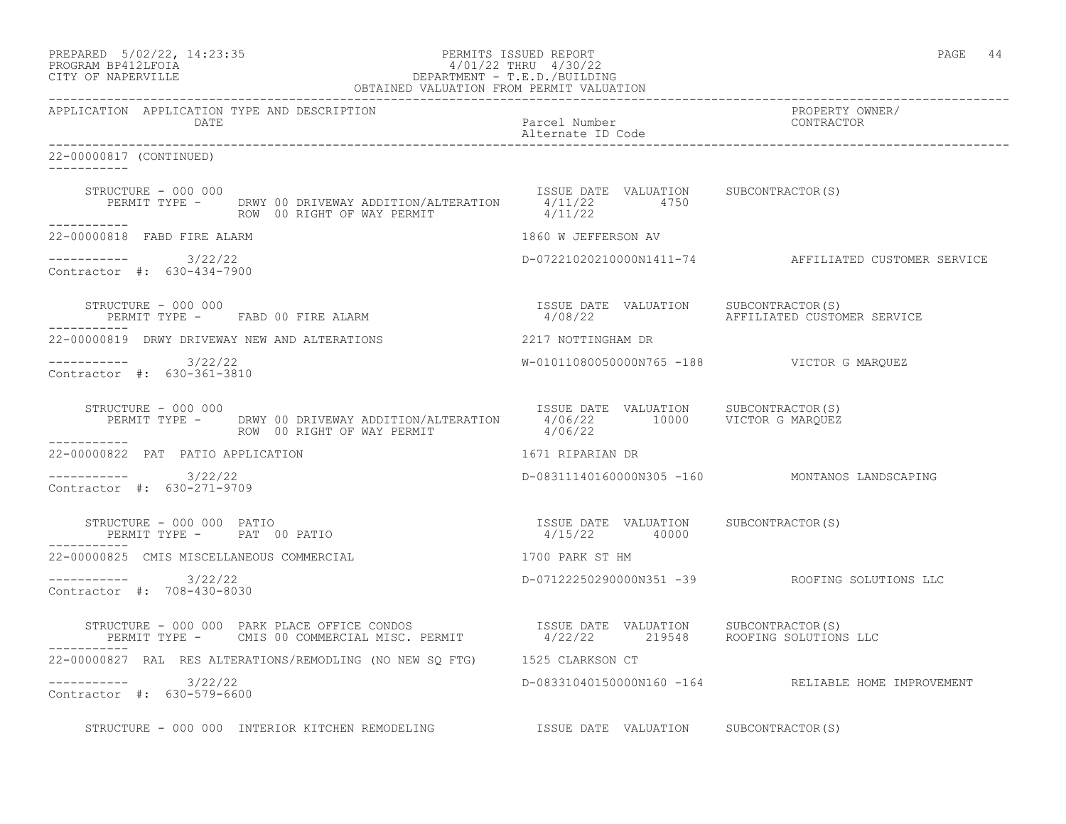PREPARED 5/02/22, 14:23:35
PROGRAM BP412LFOIA
CITY OF NAPERVILLE

PERMITS ISSUED REPORT
4/01/22 THRU 4/30/22
DEPARTMENT - T.E.D./BUILDING
OBTAINED VALUATION FROM PERMIT VALUATION

| APPLICATION | APPLICATION TYPE AND DESCRIPTION / DATE | Parcel Number / Alternate ID Code | PROPERTY OWNER/ CONTRACTOR |
|---|---|---|---|

22-00000817 (CONTINUED)

STRUCTURE - 000 000
PERMIT TYPE - DRWY 00 DRIVEWAY ADDITION/ALTERATION — ISSUE DATE 4/11/22 — VALUATION 4750 — SUBCONTRACTOR(S)
ROW 00 RIGHT OF WAY PERMIT — 4/11/22

22-00000818 FABD FIRE ALARM — 1860 W JEFFERSON AV
3/22/22 — D-07221020210000N1411-74 — AFFILIATED CUSTOMER SERVICE
Contractor #: 630-434-7900

STRUCTURE - 000 000
PERMIT TYPE - FABD 00 FIRE ALARM — ISSUE DATE 4/08/22 — VALUATION — SUBCONTRACTOR(S) AFFILIATED CUSTOMER SERVICE

22-00000819 DRWY DRIVEWAY NEW AND ALTERATIONS — 2217 NOTTINGHAM DR
3/22/22 — W-01011080050000N765 -188 — VICTOR G MARQUEZ
Contractor #: 630-361-3810

STRUCTURE - 000 000
PERMIT TYPE - DRWY 00 DRIVEWAY ADDITION/ALTERATION — ISSUE DATE 4/06/22 — VALUATION 10000 — SUBCONTRACTOR(S) VICTOR G MARQUEZ
ROW 00 RIGHT OF WAY PERMIT — 4/06/22

22-00000822 PAT PATIO APPLICATION — 1671 RIPARIAN DR
3/22/22 — D-08311140160000N305 -160 — MONTANOS LANDSCAPING
Contractor #: 630-271-9709

STRUCTURE - 000 000 PATIO
PERMIT TYPE - PAT 00 PATIO — ISSUE DATE 4/15/22 — VALUATION 40000 — SUBCONTRACTOR(S)

22-00000825 CMIS MISCELLANEOUS COMMERCIAL — 1700 PARK ST HM
3/22/22 — D-07122250290000N351 -39 — ROOFING SOLUTIONS LLC
Contractor #: 708-430-8030

STRUCTURE - 000 000 PARK PLACE OFFICE CONDOS
PERMIT TYPE - CMIS 00 COMMERCIAL MISC. PERMIT — ISSUE DATE 4/22/22 — VALUATION 219548 — SUBCONTRACTOR(S) ROOFING SOLUTIONS LLC

22-00000827 RAL RES ALTERATIONS/REMODLING (NO NEW SQ FTG) — 1525 CLARKSON CT
3/22/22 — D-08331040150000N160 -164 — RELIABLE HOME IMPROVEMENT
Contractor #: 630-579-6600

STRUCTURE - 000 000 INTERIOR KITCHEN REMODELING — ISSUE DATE — VALUATION — SUBCONTRACTOR(S)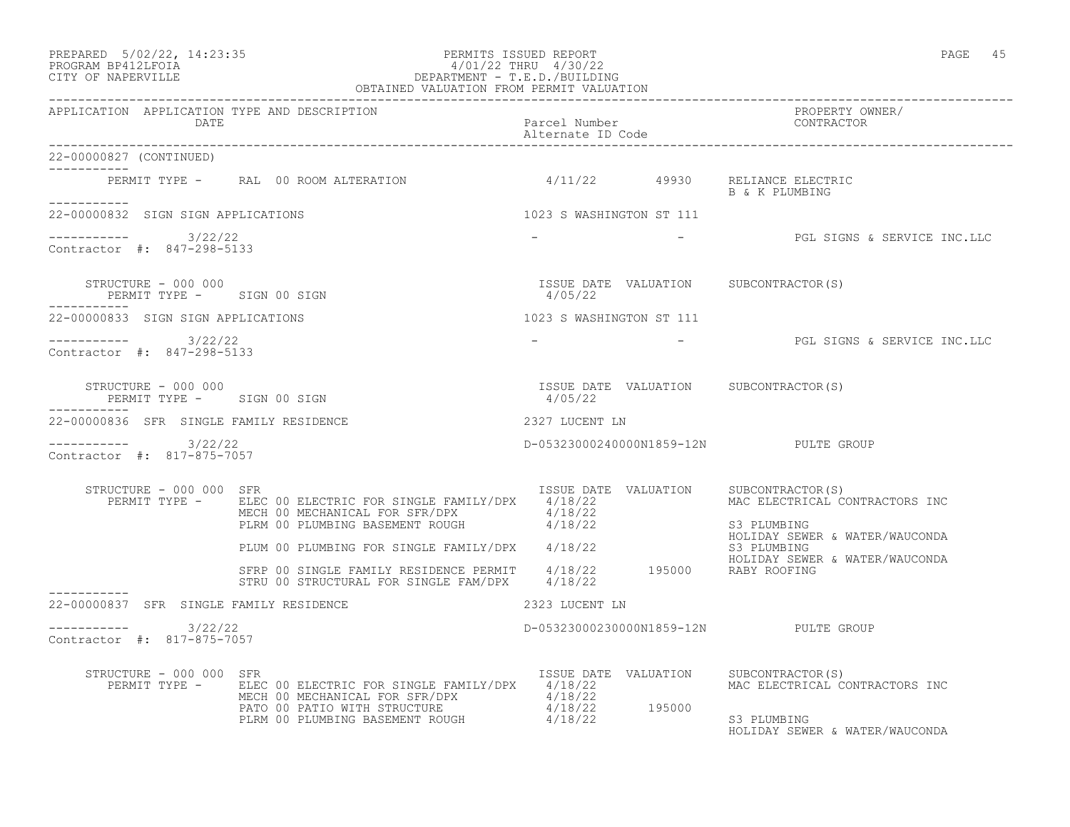PREPARED 5/02/22, 14:23:35 — PERMITS ISSUED REPORT
PROGRAM BP412LFOIA — 4/01/22 THRU 4/30/22
CITY OF NAPERVILLE — DEPARTMENT - T.E.D./BUILDING
OBTAINED VALUATION FROM PERMIT VALUATION

| APPLICATION | APPLICATION TYPE AND DESCRIPTION / DATE | Parcel Number / Alternate ID Code | PROPERTY OWNER/ CONTRACTOR |
|---|---|---|---|

**22-00000827 (CONTINUED)**

| PERMIT TYPE | ISSUE DATE | VALUATION | SUBCONTRACTOR(S) |
|---|---|---|---|
| RAL 00 ROOM ALTERATION | 4/11/22 | 49930 | RELIANCE ELECTRIC<br>B & K PLUMBING |

---

**22-00000832 SIGN SIGN APPLICATIONS** — 1023 S WASHINGTON ST 111

3/22/22 — Parcel: - — Alternate ID: - — PGL SIGNS & SERVICE INC.LLC

Contractor #: 847-298-5133

STRUCTURE - 000 000

| PERMIT TYPE | ISSUE DATE | VALUATION | SUBCONTRACTOR(S) |
|---|---|---|---|
| SIGN 00 SIGN | 4/05/22 | | |

---

**22-00000833 SIGN SIGN APPLICATIONS** — 1023 S WASHINGTON ST 111

3/22/22 — Parcel: - — Alternate ID: - — PGL SIGNS & SERVICE INC.LLC

Contractor #: 847-298-5133

STRUCTURE - 000 000

| PERMIT TYPE | ISSUE DATE | VALUATION | SUBCONTRACTOR(S) |
|---|---|---|---|
| SIGN 00 SIGN | 4/05/22 | | |

---

**22-00000836 SFR SINGLE FAMILY RESIDENCE** — 2327 LUCENT LN

3/22/22 — D-05323000240000N1859-12N — PULTE GROUP

Contractor #: 817-875-7057

STRUCTURE - 000 000 SFR

| PERMIT TYPE | ISSUE DATE | VALUATION | SUBCONTRACTOR(S) |
|---|---|---|---|
| ELEC 00 ELECTRIC FOR SINGLE FAMILY/DPX | 4/18/22 | | MAC ELECTRICAL CONTRACTORS INC |
| MECH 00 MECHANICAL FOR SFR/DPX | 4/18/22 | | |
| PLRM 00 PLUMBING BASEMENT ROUGH | 4/18/22 | | S3 PLUMBING<br>HOLIDAY SEWER & WATER/WAUCONDA |
| PLUM 00 PLUMBING FOR SINGLE FAMILY/DPX | 4/18/22 | | S3 PLUMBING<br>HOLIDAY SEWER & WATER/WAUCONDA |
| SFRP 00 SINGLE FAMILY RESIDENCE PERMIT | 4/18/22 | 195000 | RABY ROOFING |
| STRU 00 STRUCTURAL FOR SINGLE FAM/DPX | 4/18/22 | | |

---

**22-00000837 SFR SINGLE FAMILY RESIDENCE** — 2323 LUCENT LN

3/22/22 — D-05323000230000N1859-12N — PULTE GROUP

Contractor #: 817-875-7057

STRUCTURE - 000 000 SFR

| PERMIT TYPE | ISSUE DATE | VALUATION | SUBCONTRACTOR(S) |
|---|---|---|---|
| ELEC 00 ELECTRIC FOR SINGLE FAMILY/DPX | 4/18/22 | | MAC ELECTRICAL CONTRACTORS INC |
| MECH 00 MECHANICAL FOR SFR/DPX | 4/18/22 | | |
| PATO 00 PATIO WITH STRUCTURE | 4/18/22 | 195000 | |
| PLRM 00 PLUMBING BASEMENT ROUGH | 4/18/22 | | S3 PLUMBING<br>HOLIDAY SEWER & WATER/WAUCONDA |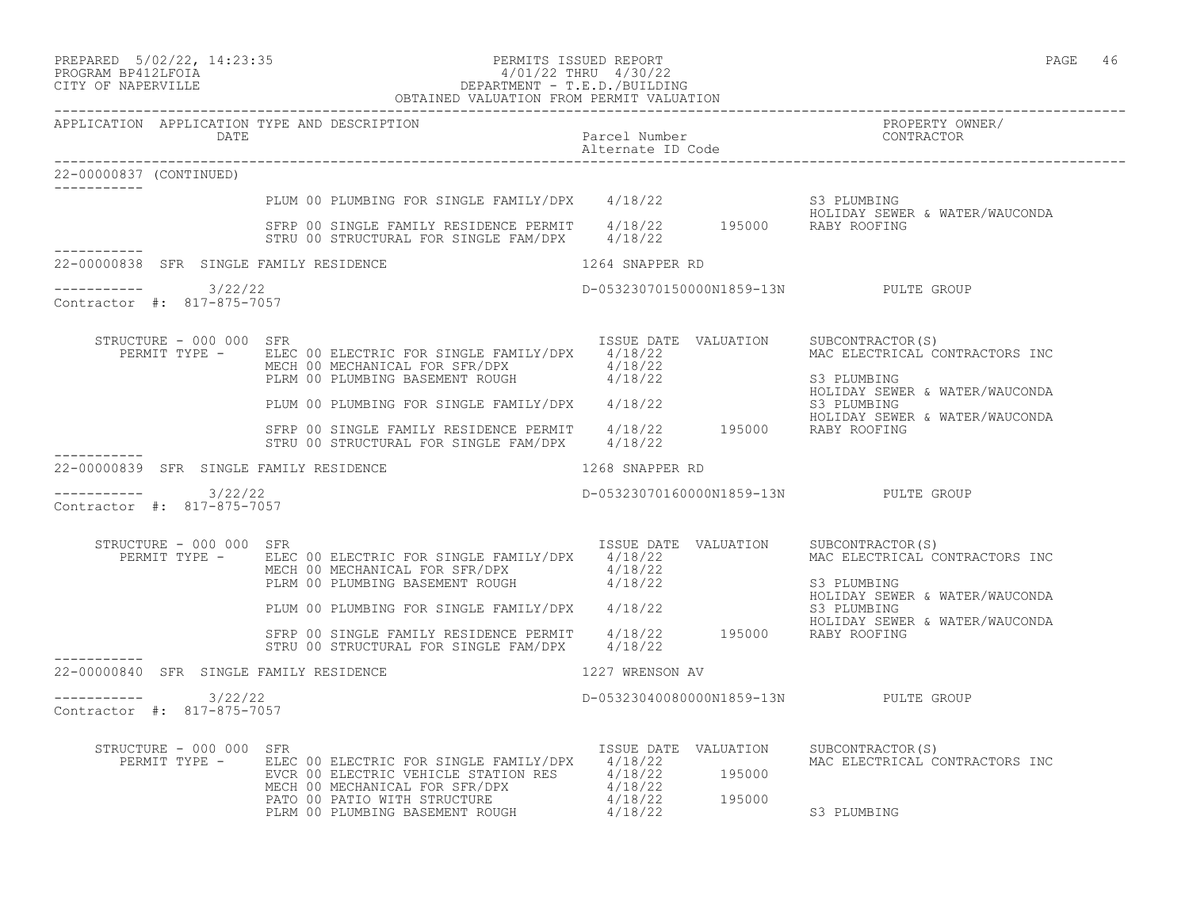PREPARED 5/02/22, 14:23:35 PERMITS ISSUED REPORT
PROGRAM BP412LFOIA 4/01/22 THRU 4/30/22
CITY OF NAPERVILLE DEPARTMENT - T.E.D./BUILDING
OBTAINED VALUATION FROM PERMIT VALUATION

| APPLICATION | APPLICATION TYPE AND DESCRIPTION DATE | Parcel Number Alternate ID Code | | PROPERTY OWNER/ CONTRACTOR |
|---|---|---|---|---|

**22-00000837 (CONTINUED)**

| | Permit Type | Issue Date | Valuation | Subcontractor(s) |
|---|---|---|---|---|
| | PLUM 00 PLUMBING FOR SINGLE FAMILY/DPX | 4/18/22 | | S3 PLUMBING<br>HOLIDAY SEWER & WATER/WAUCONDA |
| | SFRP 00 SINGLE FAMILY RESIDENCE PERMIT | 4/18/22 | 195000 | RABY ROOFING |
| | STRU 00 STRUCTURAL FOR SINGLE FAM/DPX | 4/18/22 | | |

**22-00000838 SFR SINGLE FAMILY RESIDENCE** — 1264 SNAPPER RD

3/22/22 — D-05323070150000N1859-13N — PULTE GROUP

Contractor #: 817-875-7057

STRUCTURE - 000 000 SFR

| PERMIT TYPE | ISSUE DATE | VALUATION | SUBCONTRACTOR(S) |
|---|---|---|---|
| ELEC 00 ELECTRIC FOR SINGLE FAMILY/DPX | 4/18/22 | | MAC ELECTRICAL CONTRACTORS INC |
| MECH 00 MECHANICAL FOR SFR/DPX | 4/18/22 | | |
| PLRM 00 PLUMBING BASEMENT ROUGH | 4/18/22 | | S3 PLUMBING<br>HOLIDAY SEWER & WATER/WAUCONDA |
| PLUM 00 PLUMBING FOR SINGLE FAMILY/DPX | 4/18/22 | | S3 PLUMBING<br>HOLIDAY SEWER & WATER/WAUCONDA |
| SFRP 00 SINGLE FAMILY RESIDENCE PERMIT | 4/18/22 | 195000 | RABY ROOFING |
| STRU 00 STRUCTURAL FOR SINGLE FAM/DPX | 4/18/22 | | |

**22-00000839 SFR SINGLE FAMILY RESIDENCE** — 1268 SNAPPER RD

3/22/22 — D-05323070160000N1859-13N — PULTE GROUP

Contractor #: 817-875-7057

STRUCTURE - 000 000 SFR

| PERMIT TYPE | ISSUE DATE | VALUATION | SUBCONTRACTOR(S) |
|---|---|---|---|
| ELEC 00 ELECTRIC FOR SINGLE FAMILY/DPX | 4/18/22 | | MAC ELECTRICAL CONTRACTORS INC |
| MECH 00 MECHANICAL FOR SFR/DPX | 4/18/22 | | |
| PLRM 00 PLUMBING BASEMENT ROUGH | 4/18/22 | | S3 PLUMBING<br>HOLIDAY SEWER & WATER/WAUCONDA |
| PLUM 00 PLUMBING FOR SINGLE FAMILY/DPX | 4/18/22 | | S3 PLUMBING<br>HOLIDAY SEWER & WATER/WAUCONDA |
| SFRP 00 SINGLE FAMILY RESIDENCE PERMIT | 4/18/22 | 195000 | RABY ROOFING |
| STRU 00 STRUCTURAL FOR SINGLE FAM/DPX | 4/18/22 | | |

**22-00000840 SFR SINGLE FAMILY RESIDENCE** — 1227 WRENSON AV

3/22/22 — D-05323040080000N1859-13N — PULTE GROUP

Contractor #: 817-875-7057

STRUCTURE - 000 000 SFR

| PERMIT TYPE | ISSUE DATE | VALUATION | SUBCONTRACTOR(S) |
|---|---|---|---|
| ELEC 00 ELECTRIC FOR SINGLE FAMILY/DPX | 4/18/22 | | MAC ELECTRICAL CONTRACTORS INC |
| EVCR 00 ELECTRIC VEHICLE STATION RES | 4/18/22 | 195000 | |
| MECH 00 MECHANICAL FOR SFR/DPX | 4/18/22 | | |
| PATO 00 PATIO WITH STRUCTURE | 4/18/22 | 195000 | |
| PLRM 00 PLUMBING BASEMENT ROUGH | 4/18/22 | | S3 PLUMBING |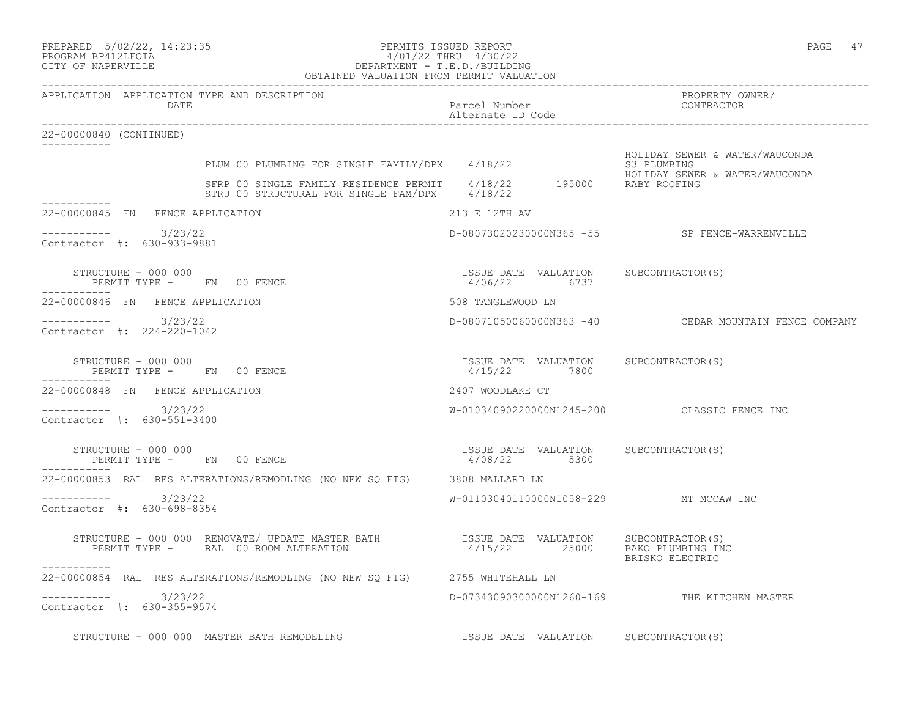PREPARED 5/02/22, 14:23:35 PERMITS ISSUED REPORT
PROGRAM BP412LFOIA 4/01/22 THRU 4/30/22
CITY OF NAPERVILLE DEPARTMENT - T.E.D./BUILDING
OBTAINED VALUATION FROM PERMIT VALUATION

| APPLICATION | APPLICATION TYPE AND DESCRIPTION / DATE | Parcel Number / Alternate ID Code | PROPERTY OWNER/ CONTRACTOR |
|---|---|---|---|

**22-00000840 (CONTINUED)**

| | | | |
|---|---|---|---|
| PLUM 00 PLUMBING FOR SINGLE FAMILY/DPX | 4/18/22 | | HOLIDAY SEWER & WATER/WAUCONDA<br>S3 PLUMBING<br>HOLIDAY SEWER & WATER/WAUCONDA |
| SFRP 00 SINGLE FAMILY RESIDENCE PERMIT | 4/18/22 | 195000 | RABY ROOFING |
| STRU 00 STRUCTURAL FOR SINGLE FAM/DPX | 4/18/22 | | |

**22-00000845 FN FENCE APPLICATION** — 213 E 12TH AV

3/23/22 — D-08073020230000N365 -55 — SP FENCE-WARRENVILLE
Contractor #: 630-933-9881

STRUCTURE - 000 000 — PERMIT TYPE - FN 00 FENCE — ISSUE DATE 4/06/22 — VALUATION 6737 — SUBCONTRACTOR(S)

**22-00000846 FN FENCE APPLICATION** — 508 TANGLEWOOD LN

3/23/22 — D-08071050060000N363 -40 — CEDAR MOUNTAIN FENCE COMPANY
Contractor #: 224-220-1042

STRUCTURE - 000 000 — PERMIT TYPE - FN 00 FENCE — ISSUE DATE 4/15/22 — VALUATION 7800 — SUBCONTRACTOR(S)

**22-00000848 FN FENCE APPLICATION** — 2407 WOODLAKE CT

3/23/22 — W-01034090220000N1245-200 — CLASSIC FENCE INC
Contractor #: 630-551-3400

STRUCTURE - 000 000 — PERMIT TYPE - FN 00 FENCE — ISSUE DATE 4/08/22 — VALUATION 5300 — SUBCONTRACTOR(S)

**22-00000853 RAL RES ALTERATIONS/REMODLING (NO NEW SQ FTG)** — 3808 MALLARD LN

3/23/22 — W-01103040110000N1058-229 — MT MCCAW INC
Contractor #: 630-698-8354

STRUCTURE - 000 000 RENOVATE/ UPDATE MASTER BATH — PERMIT TYPE - RAL 00 ROOM ALTERATION — ISSUE DATE 4/15/22 — VALUATION 25000 — SUBCONTRACTOR(S): BAKO PLUMBING INC, BRISKO ELECTRIC

**22-00000854 RAL RES ALTERATIONS/REMODLING (NO NEW SQ FTG)** — 2755 WHITEHALL LN

3/23/22 — D-07343090300000N1260-169 — THE KITCHEN MASTER
Contractor #: 630-355-9574

STRUCTURE - 000 000 MASTER BATH REMODELING — ISSUE DATE — VALUATION — SUBCONTRACTOR(S)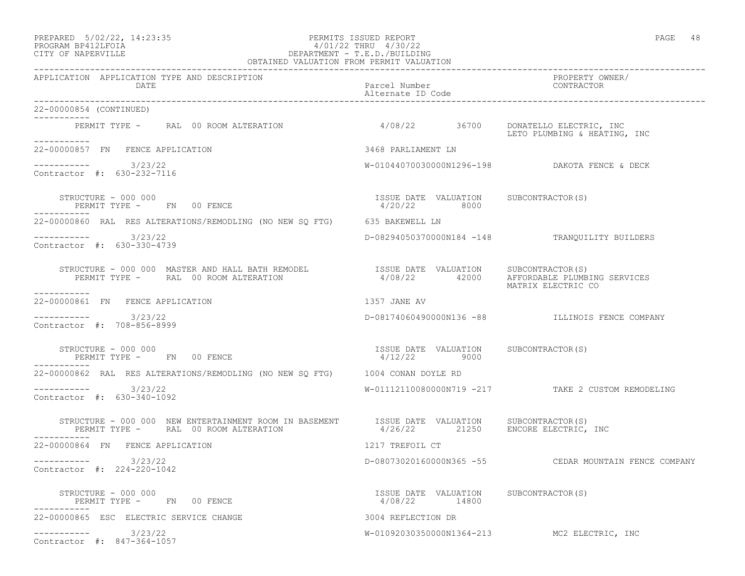PREPARED 5/02/22, 14:23:35 — PERMITS ISSUED REPORT — PROGRAM BP412LFOIA — 4/01/22 THRU 4/30/22 — CITY OF NAPERVILLE — DEPARTMENT - T.E.D./BUILDING — OBTAINED VALUATION FROM PERMIT VALUATION

| APPLICATION | APPLICATION TYPE AND DESCRIPTION / DATE | Parcel Number / Alternate ID Code | PROPERTY OWNER/ CONTRACTOR |
|---|---|---|---|

**22-00000854 (CONTINUED)**

PERMIT TYPE - RAL 00 ROOM ALTERATION — 4/08/22 — 36700 — DONATELLO ELECTRIC, INC; LETO PLUMBING & HEATING, INC

---

**22-00000857 FN FENCE APPLICATION** — 3468 PARLIAMENT LN

3/23/22 — W-01044070030000N1296-198 — DAKOTA FENCE & DECK

Contractor #: 630-232-7116

| STRUCTURE - 000 000 | ISSUE DATE | VALUATION | SUBCONTRACTOR(S) |
|---|---|---|---|
| PERMIT TYPE - FN 00 FENCE | 4/20/22 | 8000 | |

---

**22-00000860 RAL RES ALTERATIONS/REMODLING (NO NEW SQ FTG)** — 635 BAKEWELL LN

3/23/22 — D-08294050370000N184 -148 — TRANQUILITY BUILDERS

Contractor #: 630-330-4739

| STRUCTURE - 000 000 MASTER AND HALL BATH REMODEL | ISSUE DATE | VALUATION | SUBCONTRACTOR(S) |
|---|---|---|---|
| PERMIT TYPE - RAL 00 ROOM ALTERATION | 4/08/22 | 42000 | AFFORDABLE PLUMBING SERVICES; MATRIX ELECTRIC CO |

---

**22-00000861 FN FENCE APPLICATION** — 1357 JANE AV

3/23/22 — D-08174060490000N136 -88 — ILLINOIS FENCE COMPANY

Contractor #: 708-856-8999

| STRUCTURE - 000 000 | ISSUE DATE | VALUATION | SUBCONTRACTOR(S) |
|---|---|---|---|
| PERMIT TYPE - FN 00 FENCE | 4/12/22 | 9000 | |

---

**22-00000862 RAL RES ALTERATIONS/REMODLING (NO NEW SQ FTG)** — 1004 CONAN DOYLE RD

3/23/22 — W-01112110080000N719 -217 — TAKE 2 CUSTOM REMODELING

Contractor #: 630-340-1092

| STRUCTURE - 000 000 NEW ENTERTAINMENT ROOM IN BASEMENT | ISSUE DATE | VALUATION | SUBCONTRACTOR(S) |
|---|---|---|---|
| PERMIT TYPE - RAL 00 ROOM ALTERATION | 4/26/22 | 21250 | ENCORE ELECTRIC, INC |

---

**22-00000864 FN FENCE APPLICATION** — 1217 TREFOIL CT

3/23/22 — D-08073020160000N365 -55 — CEDAR MOUNTAIN FENCE COMPANY

Contractor #: 224-220-1042

| STRUCTURE - 000 000 | ISSUE DATE | VALUATION | SUBCONTRACTOR(S) |
|---|---|---|---|
| PERMIT TYPE - FN 00 FENCE | 4/08/22 | 14800 | |

---

**22-00000865 ESC ELECTRIC SERVICE CHANGE** — 3004 REFLECTION DR

3/23/22 — W-01092030350000N1364-213 — MC2 ELECTRIC, INC

Contractor #: 847-364-1057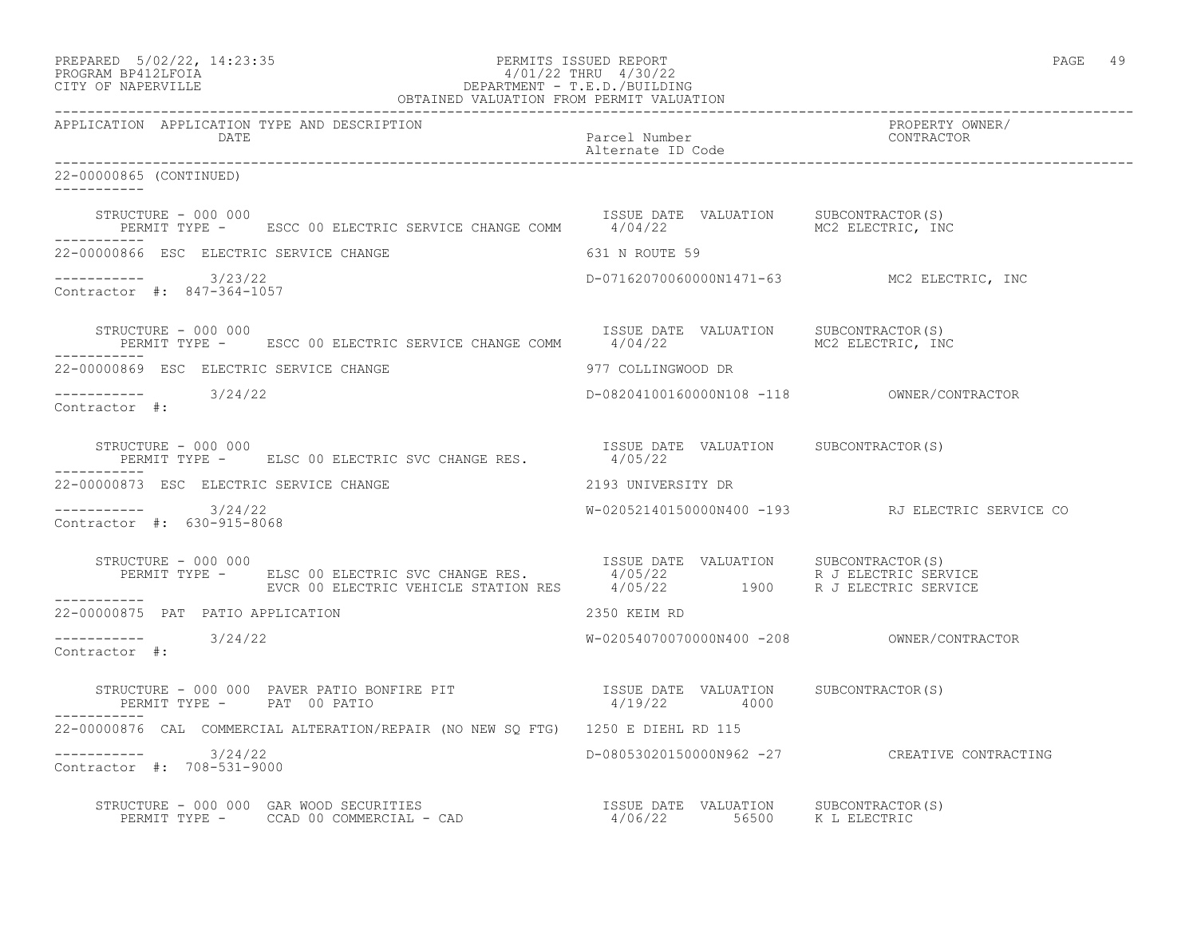APPLICATION APPLICATION TYPE AND DESCRIPTION / DATE — Parcel Number / Alternate ID Code — PROPERTY OWNER/ CONTRACTOR

22-00000865 (CONTINUED)

STRUCTURE - 000 000
PERMIT TYPE - ESCC 00 ELECTRIC SERVICE CHANGE COMM — ISSUE DATE 4/04/22 — VALUATION — SUBCONTRACTOR(S) MC2 ELECTRIC, INC

22-00000866 ESC ELECTRIC SERVICE CHANGE — 631 N ROUTE 59
3/23/22 — D-07162070060000N1471-63 — MC2 ELECTRIC, INC
Contractor #: 847-364-1057

STRUCTURE - 000 000
PERMIT TYPE - ESCC 00 ELECTRIC SERVICE CHANGE COMM — ISSUE DATE 4/04/22 — VALUATION — SUBCONTRACTOR(S) MC2 ELECTRIC, INC

22-00000869 ESC ELECTRIC SERVICE CHANGE — 977 COLLINGWOOD DR
3/24/22 — D-08204100160000N108 -118 — OWNER/CONTRACTOR
Contractor #:

STRUCTURE - 000 000
PERMIT TYPE - ELSC 00 ELECTRIC SVC CHANGE RES. — ISSUE DATE 4/05/22 — VALUATION — SUBCONTRACTOR(S)

22-00000873 ESC ELECTRIC SERVICE CHANGE — 2193 UNIVERSITY DR
3/24/22 — W-02052140150000N400 -193 — RJ ELECTRIC SERVICE CO
Contractor #: 630-915-8068

STRUCTURE - 000 000
PERMIT TYPE - ELSC 00 ELECTRIC SVC CHANGE RES. — ISSUE DATE 4/05/22 — VALUATION — SUBCONTRACTOR(S) R J ELECTRIC SERVICE
EVCR 00 ELECTRIC VEHICLE STATION RES — ISSUE DATE 4/05/22 — VALUATION 1900 — SUBCONTRACTOR(S) R J ELECTRIC SERVICE

22-00000875 PAT PATIO APPLICATION — 2350 KEIM RD
3/24/22 — W-02054070070000N400 -208 — OWNER/CONTRACTOR
Contractor #:

STRUCTURE - 000 000 PAVER PATIO BONFIRE PIT
PERMIT TYPE - PAT 00 PATIO — ISSUE DATE 4/19/22 — VALUATION 4000 — SUBCONTRACTOR(S)

22-00000876 CAL COMMERCIAL ALTERATION/REPAIR (NO NEW SQ FTG) — 1250 E DIEHL RD 115
3/24/22 — D-08053020150000N962 -27 — CREATIVE CONTRACTING
Contractor #: 708-531-9000

STRUCTURE - 000 000 GAR WOOD SECURITIES
PERMIT TYPE - CCAD 00 COMMERCIAL - CAD — ISSUE DATE 4/06/22 — VALUATION 56500 — SUBCONTRACTOR(S) K L ELECTRIC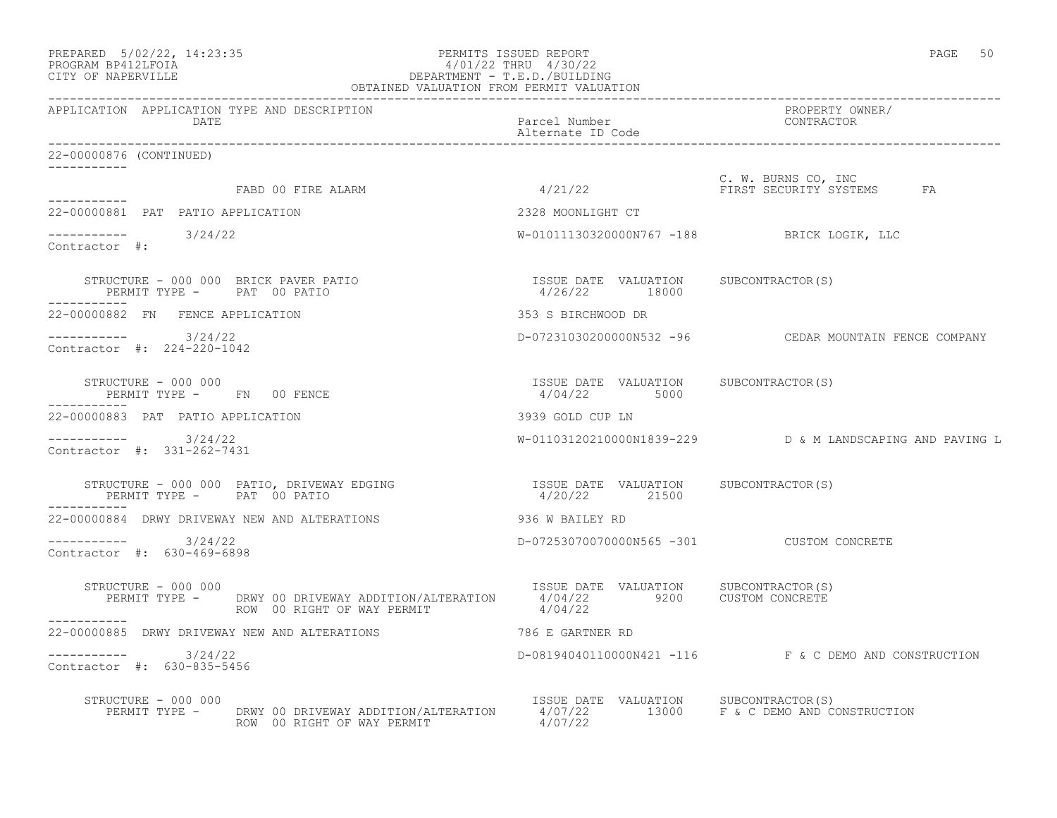APPLICATION APPLICATION TYPE AND DESCRIPTION DATE | Parcel Number / Alternate ID Code | PROPERTY OWNER/ CONTRACTOR

22-00000876 (CONTINUED)

FABD 00 FIRE ALARM 4/21/22 C. W. BURNS CO, INC / FIRST SECURITY SYSTEMS FA

---

22-00000881 PAT PATIO APPLICATION — 2328 MOONLIGHT CT

3/24/22 — W-01011130320000N767 -188 — BRICK LOGIK, LLC

Contractor #:

| STRUCTURE - 000 000 BRICK PAVER PATIO | ISSUE DATE | VALUATION | SUBCONTRACTOR(S) |
|---|---|---|---|
| PERMIT TYPE - PAT 00 PATIO | 4/26/22 | 18000 | |

---

22-00000882 FN FENCE APPLICATION — 353 S BIRCHWOOD DR

3/24/22 — D-07231030200000N532 -96 — CEDAR MOUNTAIN FENCE COMPANY

Contractor #: 224-220-1042

| STRUCTURE - 000 000 | ISSUE DATE | VALUATION | SUBCONTRACTOR(S) |
|---|---|---|---|
| PERMIT TYPE - FN 00 FENCE | 4/04/22 | 5000 | |

---

22-00000883 PAT PATIO APPLICATION — 3939 GOLD CUP LN

3/24/22 — W-01103120210000N1839-229 — D & M LANDSCAPING AND PAVING L

Contractor #: 331-262-7431

| STRUCTURE - 000 000 PATIO, DRIVEWAY EDGING | ISSUE DATE | VALUATION | SUBCONTRACTOR(S) |
|---|---|---|---|
| PERMIT TYPE - PAT 00 PATIO | 4/20/22 | 21500 | |

---

22-00000884 DRWY DRIVEWAY NEW AND ALTERATIONS — 936 W BAILEY RD

3/24/22 — D-07253070070000N565 -301 — CUSTOM CONCRETE

Contractor #: 630-469-6898

| STRUCTURE - 000 000 | ISSUE DATE | VALUATION | SUBCONTRACTOR(S) |
|---|---|---|---|
| PERMIT TYPE - DRWY 00 DRIVEWAY ADDITION/ALTERATION | 4/04/22 | 9200 | CUSTOM CONCRETE |
| ROW 00 RIGHT OF WAY PERMIT | 4/04/22 | | |

---

22-00000885 DRWY DRIVEWAY NEW AND ALTERATIONS — 786 E GARTNER RD

3/24/22 — D-08194040110000N421 -116 — F & C DEMO AND CONSTRUCTION

Contractor #: 630-835-5456

| STRUCTURE - 000 000 | ISSUE DATE | VALUATION | SUBCONTRACTOR(S) |
|---|---|---|---|
| PERMIT TYPE - DRWY 00 DRIVEWAY ADDITION/ALTERATION | 4/07/22 | 13000 | F & C DEMO AND CONSTRUCTION |
| ROW 00 RIGHT OF WAY PERMIT | 4/07/22 | | |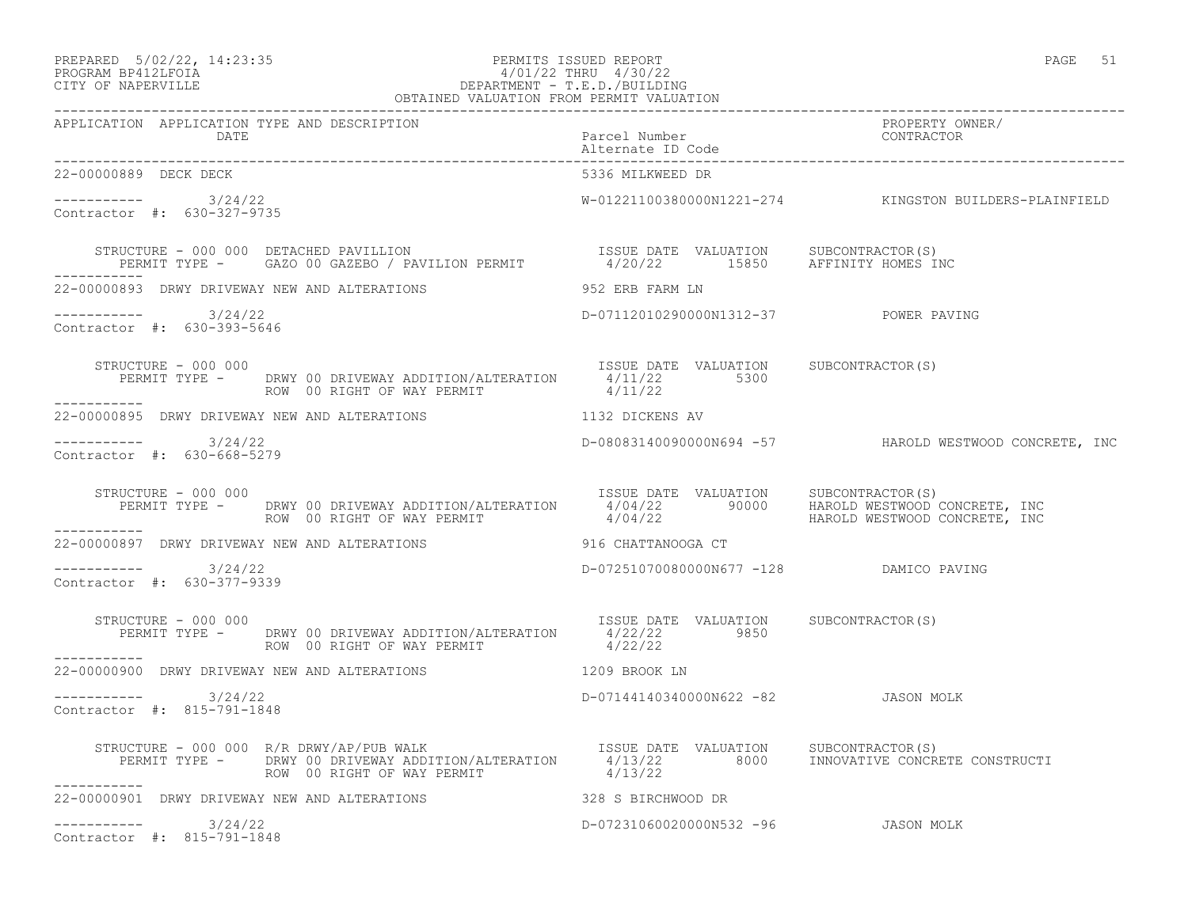PREPARED 5/02/22, 14:23:35 PERMITS ISSUED REPORT
PROGRAM BP412LFOIA 4/01/22 THRU 4/30/22
CITY OF NAPERVILLE DEPARTMENT - T.E.D./BUILDING
OBTAINED VALUATION FROM PERMIT VALUATION

| APPLICATION | APPLICATION TYPE AND DESCRIPTION DATE | Parcel Number Alternate ID Code | PROPERTY OWNER/ CONTRACTOR |
|---|---|---|---|
| 22-00000889 | DECK DECK | 5336 MILKWEED DR | |
| ----------- | 3/24/22 | W-01221100380000N1221-274 | KINGSTON BUILDERS-PLAINFIELD |
| Contractor #: 630-327-9735 | | | |

STRUCTURE - 000 000 DETACHED PAVILLION — ISSUE DATE 4/20/22, VALUATION 15850, SUBCONTRACTOR(S) AFFINITY HOMES INC
PERMIT TYPE - GAZO 00 GAZEBO / PAVILION PERMIT

| APPLICATION | APPLICATION TYPE AND DESCRIPTION DATE | Parcel Number Alternate ID Code | PROPERTY OWNER/ CONTRACTOR |
|---|---|---|---|
| 22-00000893 | DRWY DRIVEWAY NEW AND ALTERATIONS | 952 ERB FARM LN | |
| ----------- | 3/24/22 | D-07112010290000N1312-37 | POWER PAVING |
| Contractor #: 630-393-5646 | | | |

STRUCTURE - 000 000

| PERMIT TYPE | ISSUE DATE | VALUATION | SUBCONTRACTOR(S) |
|---|---|---|---|
| DRWY 00 DRIVEWAY ADDITION/ALTERATION | 4/11/22 | 5300 | |
| ROW 00 RIGHT OF WAY PERMIT | 4/11/22 | | |

| APPLICATION | APPLICATION TYPE AND DESCRIPTION DATE | Parcel Number Alternate ID Code | PROPERTY OWNER/ CONTRACTOR |
|---|---|---|---|
| 22-00000895 | DRWY DRIVEWAY NEW AND ALTERATIONS | 1132 DICKENS AV | |
| ----------- | 3/24/22 | D-08083140090000N694 -57 | HAROLD WESTWOOD CONCRETE, INC |
| Contractor #: 630-668-5279 | | | |

STRUCTURE - 000 000

| PERMIT TYPE | ISSUE DATE | VALUATION | SUBCONTRACTOR(S) |
|---|---|---|---|
| DRWY 00 DRIVEWAY ADDITION/ALTERATION | 4/04/22 | 90000 | HAROLD WESTWOOD CONCRETE, INC |
| ROW 00 RIGHT OF WAY PERMIT | 4/04/22 | | HAROLD WESTWOOD CONCRETE, INC |

| APPLICATION | APPLICATION TYPE AND DESCRIPTION DATE | Parcel Number Alternate ID Code | PROPERTY OWNER/ CONTRACTOR |
|---|---|---|---|
| 22-00000897 | DRWY DRIVEWAY NEW AND ALTERATIONS | 916 CHATTANOOGA CT | |
| ----------- | 3/24/22 | D-07251070080000N677 -128 | DAMICO PAVING |
| Contractor #: 630-377-9339 | | | |

STRUCTURE - 000 000

| PERMIT TYPE | ISSUE DATE | VALUATION | SUBCONTRACTOR(S) |
|---|---|---|---|
| DRWY 00 DRIVEWAY ADDITION/ALTERATION | 4/22/22 | 9850 | |
| ROW 00 RIGHT OF WAY PERMIT | 4/22/22 | | |

| APPLICATION | APPLICATION TYPE AND DESCRIPTION DATE | Parcel Number Alternate ID Code | PROPERTY OWNER/ CONTRACTOR |
|---|---|---|---|
| 22-00000900 | DRWY DRIVEWAY NEW AND ALTERATIONS | 1209 BROOK LN | |
| ----------- | 3/24/22 | D-07144140340000N622 -82 | JASON MOLK |
| Contractor #: 815-791-1848 | | | |

STRUCTURE - 000 000 R/R DRWY/AP/PUB WALK

| PERMIT TYPE | ISSUE DATE | VALUATION | SUBCONTRACTOR(S) |
|---|---|---|---|
| DRWY 00 DRIVEWAY ADDITION/ALTERATION | 4/13/22 | 8000 | INNOVATIVE CONCRETE CONSTRUCTI |
| ROW 00 RIGHT OF WAY PERMIT | 4/13/22 | | |

| APPLICATION | APPLICATION TYPE AND DESCRIPTION DATE | Parcel Number Alternate ID Code | PROPERTY OWNER/ CONTRACTOR |
|---|---|---|---|
| 22-00000901 | DRWY DRIVEWAY NEW AND ALTERATIONS | 328 S BIRCHWOOD DR | |
| ----------- | 3/24/22 | D-07231060020000N532 -96 | JASON MOLK |
| Contractor #: 815-791-1848 | | | |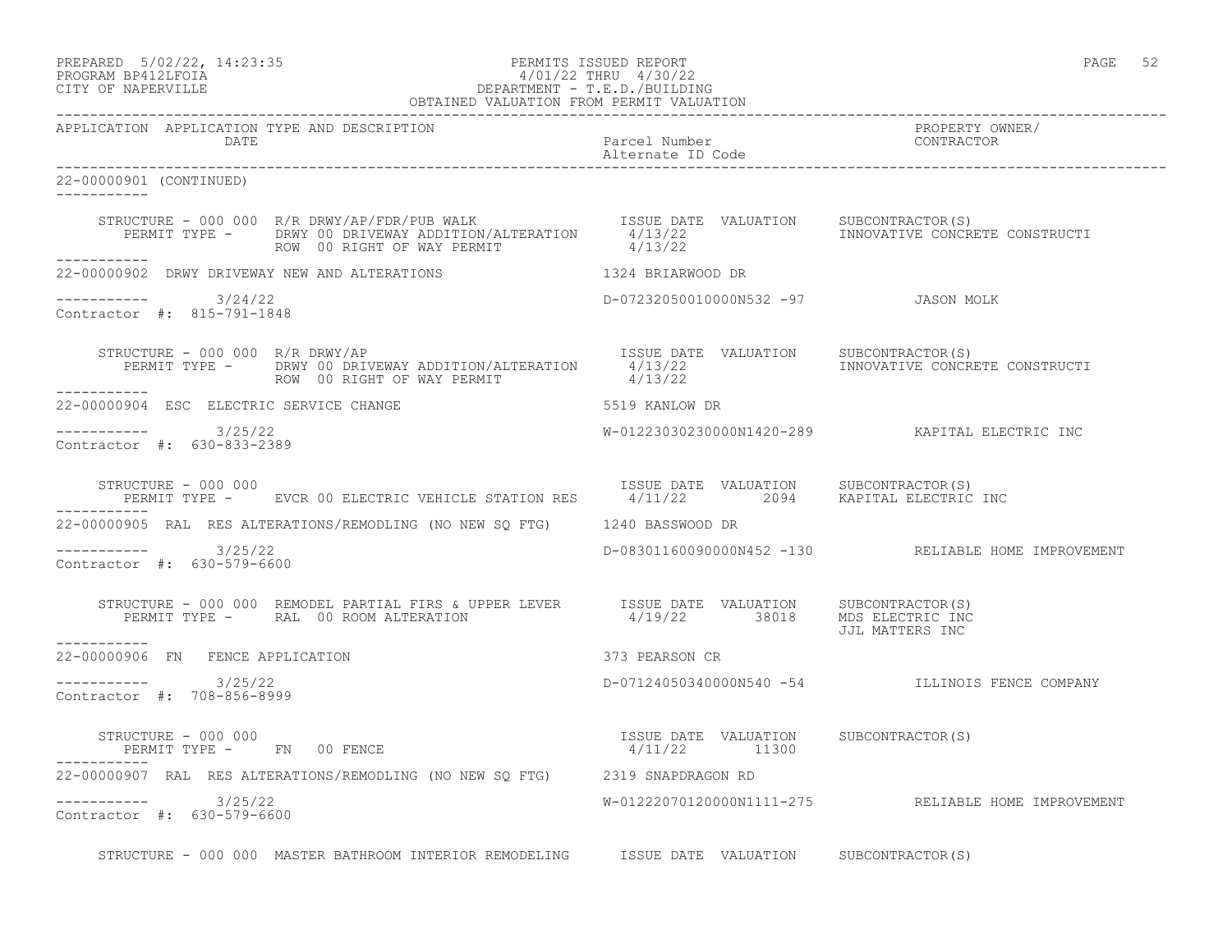PERMITS ISSUED REPORT
4/01/22 THRU 4/30/22
DEPARTMENT - T.E.D./BUILDING
OBTAINED VALUATION FROM PERMIT VALUATION

PREPARED 5/02/22, 14:23:35
PROGRAM BP412LFOIA
CITY OF NAPERVILLE

| APPLICATION | APPLICATION TYPE AND DESCRIPTION / DATE | Parcel Number / Alternate ID Code | PROPERTY OWNER/ CONTRACTOR |
|---|---|---|---|

22-00000901 (CONTINUED)

STRUCTURE - 000 000 R/R DRWY/AP/FDR/PUB WALK — ISSUE DATE / VALUATION / SUBCONTRACTOR(S)
PERMIT TYPE - DRWY 00 DRIVEWAY ADDITION/ALTERATION — 4/13/22 — INNOVATIVE CONCRETE CONSTRUCTI
ROW 00 RIGHT OF WAY PERMIT — 4/13/22

---

22-00000902 DRWY DRIVEWAY NEW AND ALTERATIONS — 1324 BRIARWOOD DR
3/24/22 — D-07232050010000N532 -97 — JASON MOLK
Contractor #: 815-791-1848

STRUCTURE - 000 000 R/R DRWY/AP — ISSUE DATE / VALUATION / SUBCONTRACTOR(S)
PERMIT TYPE - DRWY 00 DRIVEWAY ADDITION/ALTERATION — 4/13/22 — INNOVATIVE CONCRETE CONSTRUCTI
ROW 00 RIGHT OF WAY PERMIT — 4/13/22

---

22-00000904 ESC ELECTRIC SERVICE CHANGE — 5519 KANLOW DR
3/25/22 — W-01223030230000N1420-289 — KAPITAL ELECTRIC INC
Contractor #: 630-833-2389

STRUCTURE - 000 000 — ISSUE DATE / VALUATION / SUBCONTRACTOR(S)
PERMIT TYPE - EVCR 00 ELECTRIC VEHICLE STATION RES — 4/11/22 — 2094 — KAPITAL ELECTRIC INC

---

22-00000905 RAL RES ALTERATIONS/REMODLING (NO NEW SQ FTG) — 1240 BASSWOOD DR
3/25/22 — D-08301160090000N452 -130 — RELIABLE HOME IMPROVEMENT
Contractor #: 630-579-6600

STRUCTURE - 000 000 REMODEL PARTIAL FIRS & UPPER LEVER — ISSUE DATE / VALUATION / SUBCONTRACTOR(S)
PERMIT TYPE - RAL 00 ROOM ALTERATION — 4/19/22 — 38018 — MDS ELECTRIC INC
JJL MATTERS INC

---

22-00000906 FN FENCE APPLICATION — 373 PEARSON CR
3/25/22 — D-07124050340000N540 -54 — ILLINOIS FENCE COMPANY
Contractor #: 708-856-8999

STRUCTURE - 000 000 — ISSUE DATE / VALUATION / SUBCONTRACTOR(S)
PERMIT TYPE - FN 00 FENCE — 4/11/22 — 11300

---

22-00000907 RAL RES ALTERATIONS/REMODLING (NO NEW SQ FTG) — 2319 SNAPDRAGON RD
3/25/22 — W-01222070120000N1111-275 — RELIABLE HOME IMPROVEMENT
Contractor #: 630-579-6600

STRUCTURE - 000 000 MASTER BATHROOM INTERIOR REMODELING — ISSUE DATE / VALUATION / SUBCONTRACTOR(S)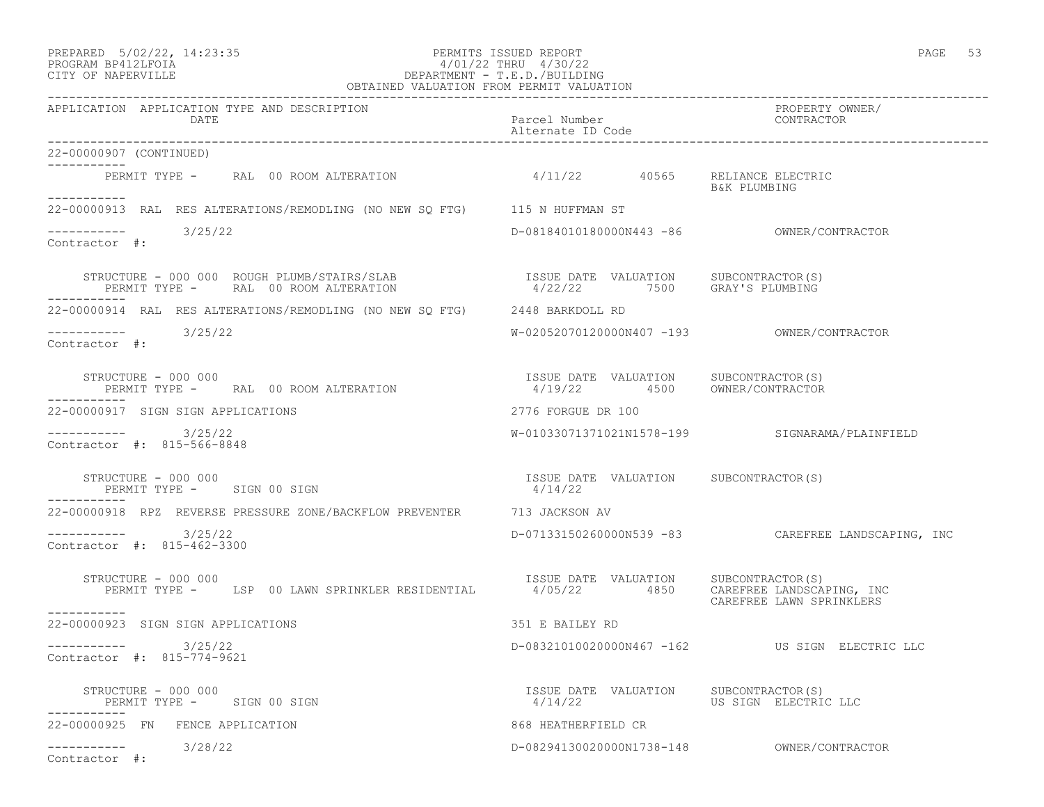APPLICATION APPLICATION TYPE AND DESCRIPTION / DATE — Parcel Number / Alternate ID Code — PROPERTY OWNER/ CONTRACTOR

22-00000907 (CONTINUED)

PERMIT TYPE - RAL 00 ROOM ALTERATION — 4/11/22 — 40565 — RELIANCE ELECTRIC, B&K PLUMBING

---

22-00000913 RAL RES ALTERATIONS/REMODLING (NO NEW SQ FTG) — 115 N HUFFMAN ST

3/25/22 — D-08184010180000N443 -86 — OWNER/CONTRACTOR

Contractor #:

| STRUCTURE | PERMIT TYPE | ISSUE DATE | VALUATION | SUBCONTRACTOR(S) |
|---|---|---|---|---|
| 000 000 ROUGH PLUMB/STAIRS/SLAB | RAL 00 ROOM ALTERATION | 4/22/22 | 7500 | GRAY'S PLUMBING |

---

22-00000914 RAL RES ALTERATIONS/REMODLING (NO NEW SQ FTG) — 2448 BARKDOLL RD

3/25/22 — W-02052070120000N407 -193 — OWNER/CONTRACTOR

Contractor #:

| STRUCTURE | PERMIT TYPE | ISSUE DATE | VALUATION | SUBCONTRACTOR(S) |
|---|---|---|---|---|
| 000 000 | RAL 00 ROOM ALTERATION | 4/19/22 | 4500 | OWNER/CONTRACTOR |

---

22-00000917 SIGN SIGN APPLICATIONS — 2776 FORGUE DR 100

3/25/22 — W-01033071371021N1578-199 — SIGNARAMA/PLAINFIELD

Contractor #: 815-566-8848

| STRUCTURE | PERMIT TYPE | ISSUE DATE | VALUATION | SUBCONTRACTOR(S) |
|---|---|---|---|---|
| 000 000 | SIGN 00 SIGN | 4/14/22 | | |

---

22-00000918 RPZ REVERSE PRESSURE ZONE/BACKFLOW PREVENTER — 713 JACKSON AV

3/25/22 — D-07133150260000N539 -83 — CAREFREE LANDSCAPING, INC

Contractor #: 815-462-3300

| STRUCTURE | PERMIT TYPE | ISSUE DATE | VALUATION | SUBCONTRACTOR(S) |
|---|---|---|---|---|
| 000 000 | LSP 00 LAWN SPRINKLER RESIDENTIAL | 4/05/22 | 4850 | CAREFREE LANDSCAPING, INC; CAREFREE LAWN SPRINKLERS |

---

22-00000923 SIGN SIGN APPLICATIONS — 351 E BAILEY RD

3/25/22 — D-08321010020000N467 -162 — US SIGN ELECTRIC LLC

Contractor #: 815-774-9621

| STRUCTURE | PERMIT TYPE | ISSUE DATE | VALUATION | SUBCONTRACTOR(S) |
|---|---|---|---|---|
| 000 000 | SIGN 00 SIGN | 4/14/22 | | US SIGN ELECTRIC LLC |

---

22-00000925 FN FENCE APPLICATION — 868 HEATHERFIELD CR

3/28/22 — D-08294130020000N1738-148 — OWNER/CONTRACTOR

Contractor #: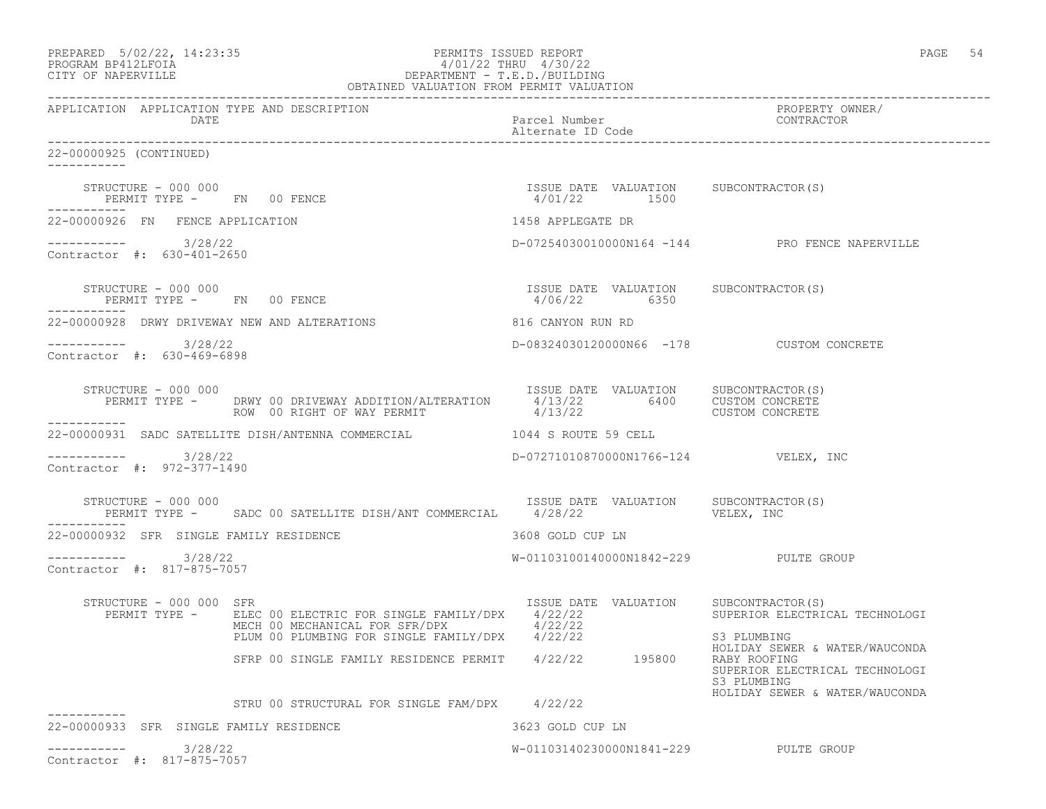PREPARED 5/02/22, 14:23:35 — PERMITS ISSUED REPORT
PROGRAM BP412LFOIA — 4/01/22 THRU 4/30/22
CITY OF NAPERVILLE — DEPARTMENT - T.E.D./BUILDING
OBTAINED VALUATION FROM PERMIT VALUATION

| APPLICATION | APPLICATION TYPE AND DESCRIPTION / DATE | Parcel Number / Alternate ID Code | PROPERTY OWNER/ CONTRACTOR |
|---|---|---|---|

22-00000925 (CONTINUED)

STRUCTURE - 000 000
PERMIT TYPE - FN 00 FENCE — ISSUE DATE 4/01/22 — VALUATION 1500 — SUBCONTRACTOR(S)

22-00000926 FN FENCE APPLICATION — 1458 APPLEGATE DR
3/28/22 — D-07254030010000N164 -144 — PRO FENCE NAPERVILLE
Contractor #: 630-401-2650

STRUCTURE - 000 000
PERMIT TYPE - FN 00 FENCE — ISSUE DATE 4/06/22 — VALUATION 6350 — SUBCONTRACTOR(S)

22-00000928 DRWY DRIVEWAY NEW AND ALTERATIONS — 816 CANYON RUN RD
3/28/22 — D-08324030120000N66 -178 — CUSTOM CONCRETE
Contractor #: 630-469-6898

STRUCTURE - 000 000

| PERMIT TYPE | ISSUE DATE | VALUATION | SUBCONTRACTOR(S) |
|---|---|---|---|
| DRWY 00 DRIVEWAY ADDITION/ALTERATION | 4/13/22 | 6400 | CUSTOM CONCRETE |
| ROW 00 RIGHT OF WAY PERMIT | 4/13/22 | | CUSTOM CONCRETE |

22-00000931 SADC SATELLITE DISH/ANTENNA COMMERCIAL — 1044 S ROUTE 59 CELL
3/28/22 — D-07271010870000N1766-124 — VELEX, INC
Contractor #: 972-377-1490

STRUCTURE - 000 000
PERMIT TYPE - SADC 00 SATELLITE DISH/ANT COMMERCIAL — ISSUE DATE 4/28/22 — SUBCONTRACTOR(S) VELEX, INC

22-00000932 SFR SINGLE FAMILY RESIDENCE — 3608 GOLD CUP LN
3/28/22 — W-01103100140000N1842-229 — PULTE GROUP
Contractor #: 817-875-7057

STRUCTURE - 000 000 SFR

| PERMIT TYPE | ISSUE DATE | VALUATION | SUBCONTRACTOR(S) |
|---|---|---|---|
| ELEC 00 ELECTRIC FOR SINGLE FAMILY/DPX | 4/22/22 | | SUPERIOR ELECTRICAL TECHNOLOGI |
| MECH 00 MECHANICAL FOR SFR/DPX | 4/22/22 | | |
| PLUM 00 PLUMBING FOR SINGLE FAMILY/DPX | 4/22/22 | | S3 PLUMBING<br>HOLIDAY SEWER & WATER/WAUCONDA |
| SFRP 00 SINGLE FAMILY RESIDENCE PERMIT | 4/22/22 | 195800 | RABY ROOFING<br>SUPERIOR ELECTRICAL TECHNOLOGI<br>S3 PLUMBING<br>HOLIDAY SEWER & WATER/WAUCONDA |
| STRU 00 STRUCTURAL FOR SINGLE FAM/DPX | 4/22/22 | | |

22-00000933 SFR SINGLE FAMILY RESIDENCE — 3623 GOLD CUP LN
3/28/22 — W-01103140230000N1841-229 — PULTE GROUP
Contractor #: 817-875-7057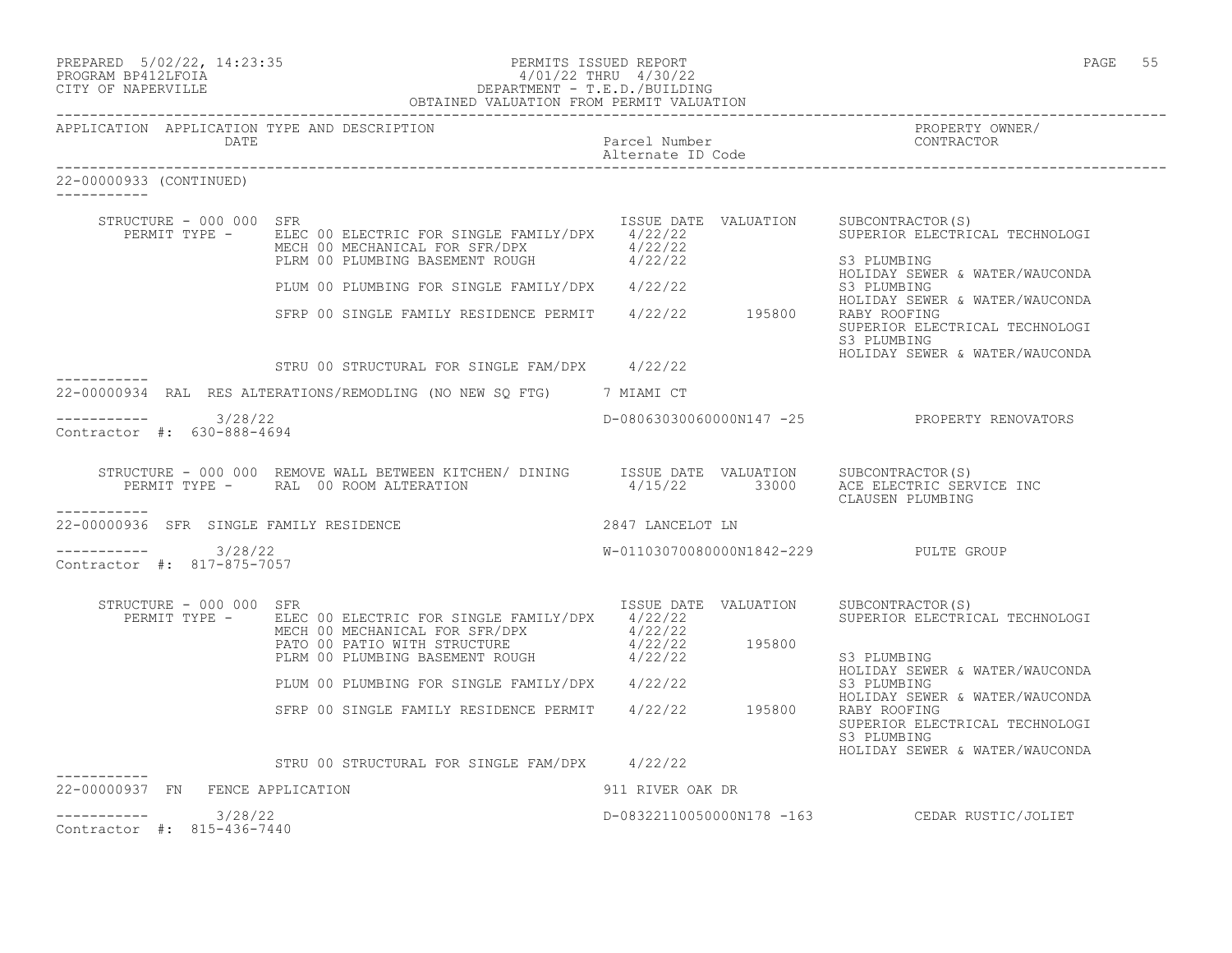PREPARED 5/02/22, 14:23:35 PERMITS ISSUED REPORT
PROGRAM BP412LFOIA 4/01/22 THRU 4/30/22
CITY OF NAPERVILLE DEPARTMENT - T.E.D./BUILDING
OBTAINED VALUATION FROM PERMIT VALUATION

| APPLICATION | APPLICATION TYPE AND DESCRIPTION DATE | Parcel Number Alternate ID Code | PROPERTY OWNER/ CONTRACTOR |
|---|---|---|---|

**22-00000933 (CONTINUED)**

STRUCTURE - 000 000 SFR

| PERMIT TYPE | ISSUE DATE | VALUATION | SUBCONTRACTOR(S) |
|---|---|---|---|
| ELEC 00 ELECTRIC FOR SINGLE FAMILY/DPX | 4/22/22 | | SUPERIOR ELECTRICAL TECHNOLOGI |
| MECH 00 MECHANICAL FOR SFR/DPX | 4/22/22 | | |
| PLRM 00 PLUMBING BASEMENT ROUGH | 4/22/22 | | S3 PLUMBING<br>HOLIDAY SEWER & WATER/WAUCONDA |
| PLUM 00 PLUMBING FOR SINGLE FAMILY/DPX | 4/22/22 | | S3 PLUMBING<br>HOLIDAY SEWER & WATER/WAUCONDA |
| SFRP 00 SINGLE FAMILY RESIDENCE PERMIT | 4/22/22 | 195800 | RABY ROOFING<br>SUPERIOR ELECTRICAL TECHNOLOGI<br>S3 PLUMBING<br>HOLIDAY SEWER & WATER/WAUCONDA |
| STRU 00 STRUCTURAL FOR SINGLE FAM/DPX | 4/22/22 | | |

**22-00000934** RAL RES ALTERATIONS/REMODLING (NO NEW SQ FTG) — 7 MIAMI CT

3/28/22 — D-08063030060000N147 -25 — PROPERTY RENOVATORS
Contractor #: 630-888-4694

STRUCTURE - 000 000 REMOVE WALL BETWEEN KITCHEN/ DINING

| PERMIT TYPE | ISSUE DATE | VALUATION | SUBCONTRACTOR(S) |
|---|---|---|---|
| RAL 00 ROOM ALTERATION | 4/15/22 | 33000 | ACE ELECTRIC SERVICE INC<br>CLAUSEN PLUMBING |

**22-00000936** SFR SINGLE FAMILY RESIDENCE — 2847 LANCELOT LN

3/28/22 — W-01103070080000N1842-229 — PULTE GROUP
Contractor #: 817-875-7057

STRUCTURE - 000 000 SFR

| PERMIT TYPE | ISSUE DATE | VALUATION | SUBCONTRACTOR(S) |
|---|---|---|---|
| ELEC 00 ELECTRIC FOR SINGLE FAMILY/DPX | 4/22/22 | | SUPERIOR ELECTRICAL TECHNOLOGI |
| MECH 00 MECHANICAL FOR SFR/DPX | 4/22/22 | | |
| PATO 00 PATIO WITH STRUCTURE | 4/22/22 | 195800 | |
| PLRM 00 PLUMBING BASEMENT ROUGH | 4/22/22 | | S3 PLUMBING<br>HOLIDAY SEWER & WATER/WAUCONDA |
| PLUM 00 PLUMBING FOR SINGLE FAMILY/DPX | 4/22/22 | | S3 PLUMBING<br>HOLIDAY SEWER & WATER/WAUCONDA |
| SFRP 00 SINGLE FAMILY RESIDENCE PERMIT | 4/22/22 | 195800 | RABY ROOFING<br>SUPERIOR ELECTRICAL TECHNOLOGI<br>S3 PLUMBING<br>HOLIDAY SEWER & WATER/WAUCONDA |
| STRU 00 STRUCTURAL FOR SINGLE FAM/DPX | 4/22/22 | | |

**22-00000937** FN FENCE APPLICATION — 911 RIVER OAK DR

3/28/22 — D-08322110050000N178 -163 — CEDAR RUSTIC/JOLIET
Contractor #: 815-436-7440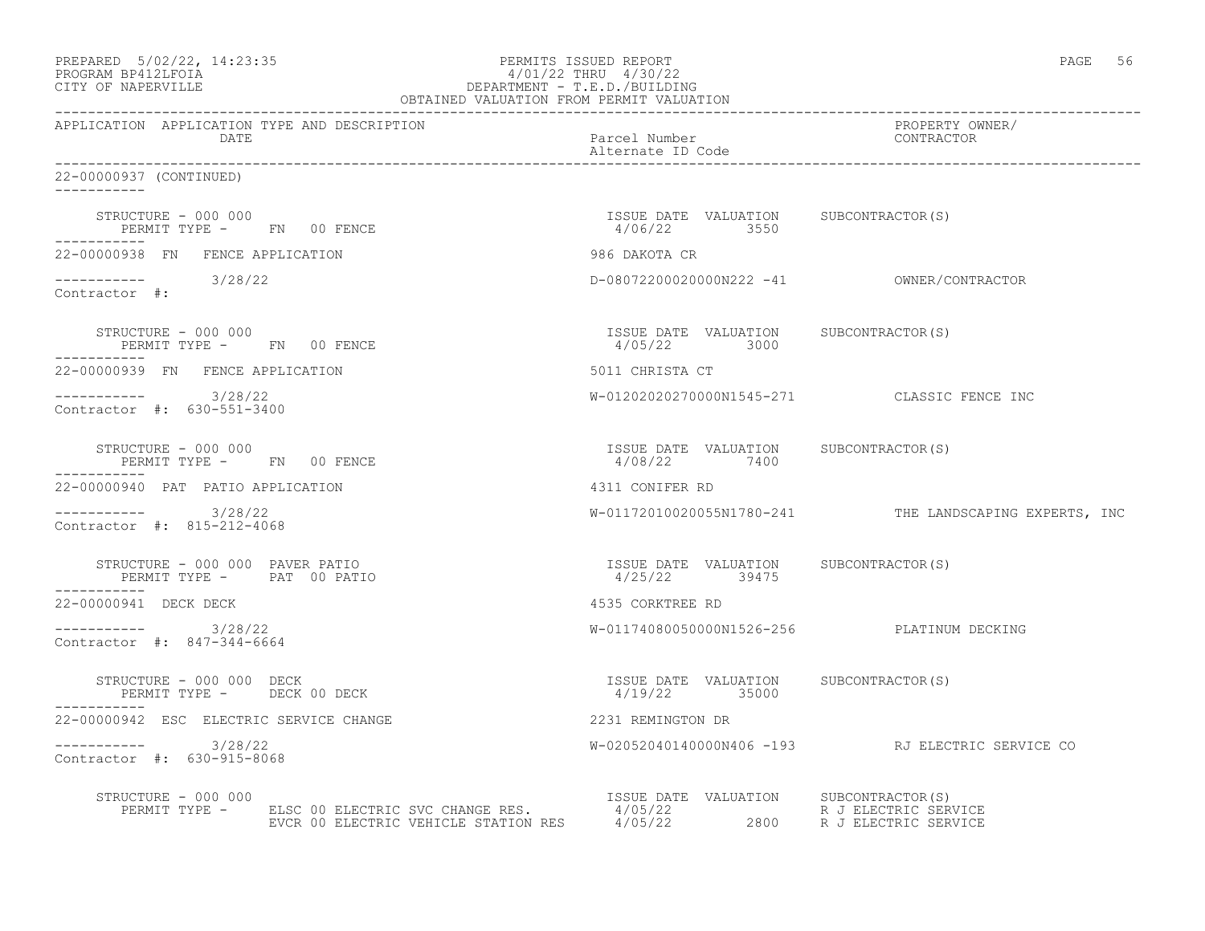PREPARED 5/02/22, 14:23:35 PERMITS ISSUED REPORT
PROGRAM BP412LFOIA 4/01/22 THRU 4/30/22
CITY OF NAPERVILLE DEPARTMENT - T.E.D./BUILDING
OBTAINED VALUATION FROM PERMIT VALUATION

| APPLICATION | APPLICATION TYPE AND DESCRIPTION / DATE | Parcel Number / Alternate ID Code | PROPERTY OWNER/ CONTRACTOR |
|---|---|---|---|

22-00000937 (CONTINUED)

STRUCTURE - 000 000
PERMIT TYPE - FN 00 FENCE
ISSUE DATE 4/06/22 VALUATION 3550 SUBCONTRACTOR(S)

22-00000938 FN FENCE APPLICATION — 986 DAKOTA CR
3/28/22 — D-08072200020000N222 -41 — OWNER/CONTRACTOR
Contractor #:

STRUCTURE - 000 000
PERMIT TYPE - FN 00 FENCE
ISSUE DATE 4/05/22 VALUATION 3000 SUBCONTRACTOR(S)

22-00000939 FN FENCE APPLICATION — 5011 CHRISTA CT
3/28/22 — W-01202020270000N1545-271 — CLASSIC FENCE INC
Contractor #: 630-551-3400

STRUCTURE - 000 000
PERMIT TYPE - FN 00 FENCE
ISSUE DATE 4/08/22 VALUATION 7400 SUBCONTRACTOR(S)

22-00000940 PAT PATIO APPLICATION — 4311 CONIFER RD
3/28/22 — W-01172010020055N1780-241 — THE LANDSCAPING EXPERTS, INC
Contractor #: 815-212-4068

STRUCTURE - 000 000 PAVER PATIO
PERMIT TYPE - PAT 00 PATIO
ISSUE DATE 4/25/22 VALUATION 39475 SUBCONTRACTOR(S)

22-00000941 DECK DECK — 4535 CORKTREE RD
3/28/22 — W-01174080050000N1526-256 — PLATINUM DECKING
Contractor #: 847-344-6664

STRUCTURE - 000 000 DECK
PERMIT TYPE - DECK 00 DECK
ISSUE DATE 4/19/22 VALUATION 35000 SUBCONTRACTOR(S)

22-00000942 ESC ELECTRIC SERVICE CHANGE — 2231 REMINGTON DR
3/28/22 — W-02052040140000N406 -193 — RJ ELECTRIC SERVICE CO
Contractor #: 630-915-8068

STRUCTURE - 000 000

| PERMIT TYPE | ISSUE DATE | VALUATION | SUBCONTRACTOR(S) |
|---|---|---|---|
| ELSC 00 ELECTRIC SVC CHANGE RES. | 4/05/22 | | R J ELECTRIC SERVICE |
| EVCR 00 ELECTRIC VEHICLE STATION RES | 4/05/22 | 2800 | R J ELECTRIC SERVICE |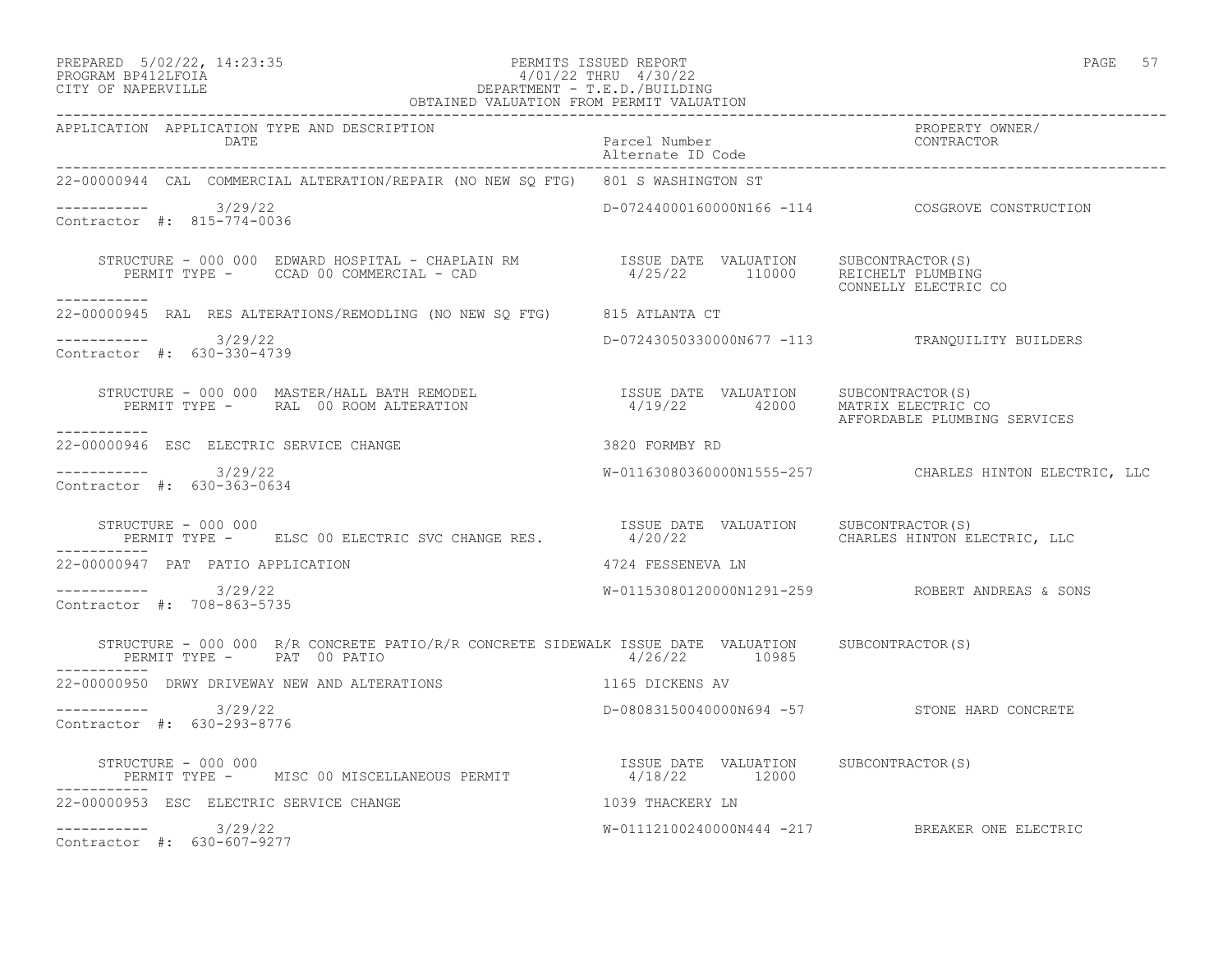PERMITS ISSUED REPORT
4/01/22 THRU 4/30/22
DEPARTMENT - T.E.D./BUILDING
OBTAINED VALUATION FROM PERMIT VALUATION

PREPARED 5/02/22, 14:23:35
PROGRAM BP412LFOIA
CITY OF NAPERVILLE

| APPLICATION | APPLICATION TYPE AND DESCRIPTION / DATE | Parcel Number / Alternate ID Code | PROPERTY OWNER/ CONTRACTOR |
|---|---|---|---|

**22-00000944** CAL COMMERCIAL ALTERATION/REPAIR (NO NEW SQ FTG) — 801 S WASHINGTON ST

----------- 3/29/22 — D-07244000160000N166 -114 — COSGROVE CONSTRUCTION
Contractor #: 815-774-0036

STRUCTURE - 000 000 EDWARD HOSPITAL - CHAPLAIN RM
PERMIT TYPE - CCAD 00 COMMERCIAL - CAD

| ISSUE DATE | VALUATION | SUBCONTRACTOR(S) |
|---|---|---|
| 4/25/22 | 110000 | REICHELT PLUMBING<br>CONNELLY ELECTRIC CO |

-----------

**22-00000945** RAL RES ALTERATIONS/REMODLING (NO NEW SQ FTG) — 815 ATLANTA CT

----------- 3/29/22 — D-07243050330000N677 -113 — TRANQUILITY BUILDERS
Contractor #: 630-330-4739

STRUCTURE - 000 000 MASTER/HALL BATH REMODEL
PERMIT TYPE - RAL 00 ROOM ALTERATION

| ISSUE DATE | VALUATION | SUBCONTRACTOR(S) |
|---|---|---|
| 4/19/22 | 42000 | MATRIX ELECTRIC CO<br>AFFORDABLE PLUMBING SERVICES |

-----------

**22-00000946** ESC ELECTRIC SERVICE CHANGE — 3820 FORMBY RD

----------- 3/29/22 — W-01163080360000N1555-257 — CHARLES HINTON ELECTRIC, LLC
Contractor #: 630-363-0634

STRUCTURE - 000 000
PERMIT TYPE - ELSC 00 ELECTRIC SVC CHANGE RES.

| ISSUE DATE | VALUATION | SUBCONTRACTOR(S) |
|---|---|---|
| 4/20/22 | | CHARLES HINTON ELECTRIC, LLC |

-----------

**22-00000947** PAT PATIO APPLICATION — 4724 FESSENEVA LN

----------- 3/29/22 — W-01153080120000N1291-259 — ROBERT ANDREAS & SONS
Contractor #: 708-863-5735

STRUCTURE - 000 000 R/R CONCRETE PATIO/R/R CONCRETE SIDEWALK
PERMIT TYPE - PAT 00 PATIO

| ISSUE DATE | VALUATION | SUBCONTRACTOR(S) |
|---|---|---|
| 4/26/22 | 10985 | |

-----------

**22-00000950** DRWY DRIVEWAY NEW AND ALTERATIONS — 1165 DICKENS AV

----------- 3/29/22 — D-08083150040000N694 -57 — STONE HARD CONCRETE
Contractor #: 630-293-8776

STRUCTURE - 000 000
PERMIT TYPE - MISC 00 MISCELLANEOUS PERMIT

| ISSUE DATE | VALUATION | SUBCONTRACTOR(S) |
|---|---|---|
| 4/18/22 | 12000 | |

-----------

**22-00000953** ESC ELECTRIC SERVICE CHANGE — 1039 THACKERY LN

----------- 3/29/22 — W-01112100240000N444 -217 — BREAKER ONE ELECTRIC
Contractor #: 630-607-9277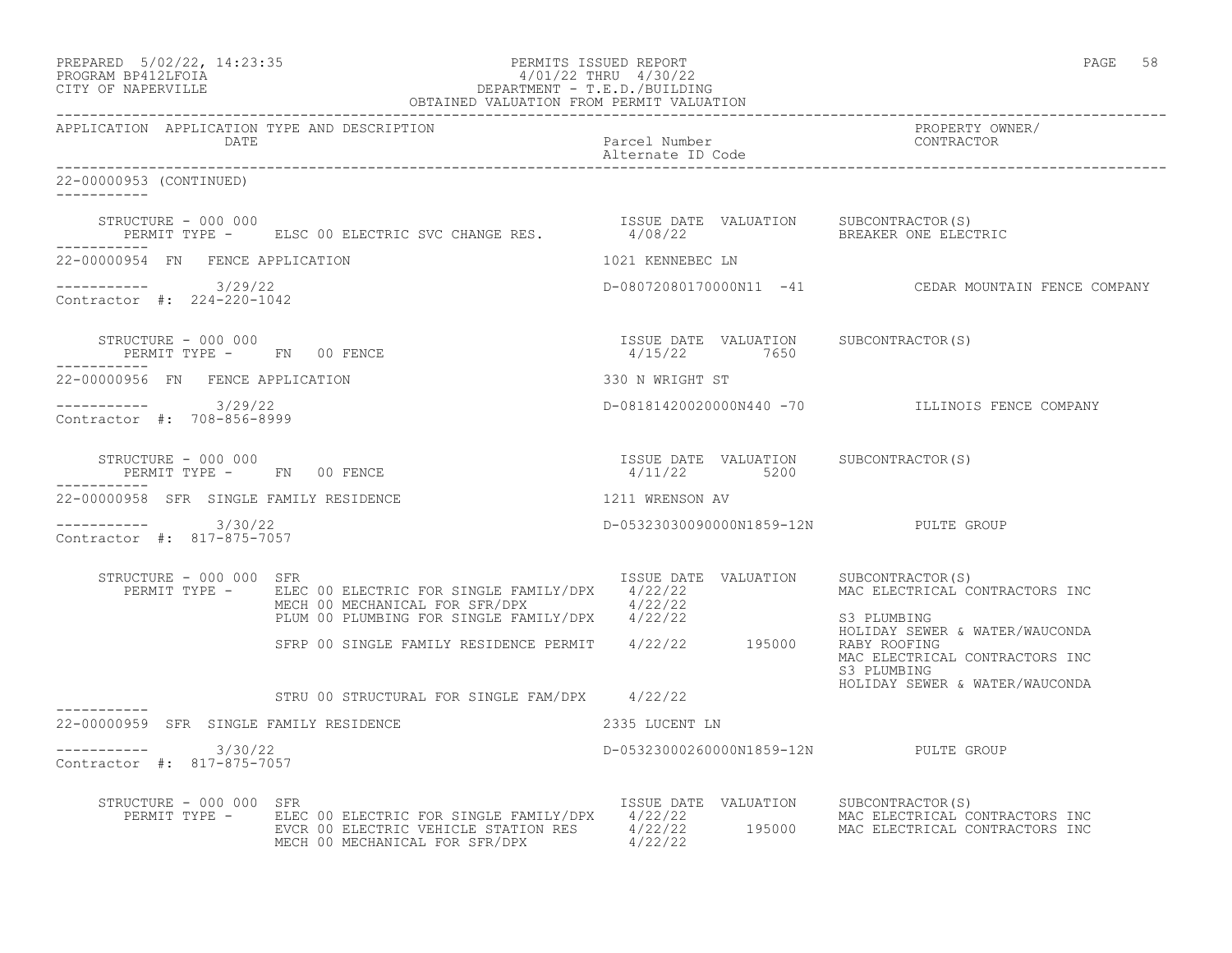PERMITS ISSUED REPORT
4/01/22 THRU 4/30/22
DEPARTMENT - T.E.D./BUILDING
OBTAINED VALUATION FROM PERMIT VALUATION

PREPARED 5/02/22, 14:23:35
PROGRAM BP412LFOIA
CITY OF NAPERVILLE

| APPLICATION | APPLICATION TYPE AND DESCRIPTION / DATE | Parcel Number / Alternate ID Code | PROPERTY OWNER/ CONTRACTOR |
|---|---|---|---|

**22-00000953 (CONTINUED)**

STRUCTURE - 000 000
PERMIT TYPE - ELSC 00 ELECTRIC SVC CHANGE RES. — ISSUE DATE 4/08/22 — SUBCONTRACTOR(S): BREAKER ONE ELECTRIC

**22-00000954 FN FENCE APPLICATION** — 1021 KENNEBEC LN
3/29/22 — D-08072080170000N11 -41 — CEDAR MOUNTAIN FENCE COMPANY
Contractor #: 224-220-1042

STRUCTURE - 000 000
PERMIT TYPE - FN 00 FENCE — ISSUE DATE 4/15/22 — VALUATION 7650

**22-00000956 FN FENCE APPLICATION** — 330 N WRIGHT ST
3/29/22 — D-08181420020000N440 -70 — ILLINOIS FENCE COMPANY
Contractor #: 708-856-8999

STRUCTURE - 000 000
PERMIT TYPE - FN 00 FENCE — ISSUE DATE 4/11/22 — VALUATION 5200

**22-00000958 SFR SINGLE FAMILY RESIDENCE** — 1211 WRENSON AV
3/30/22 — D-05323030090000N1859-12N — PULTE GROUP
Contractor #: 817-875-7057

STRUCTURE - 000 000 SFR

| PERMIT TYPE | ISSUE DATE | VALUATION | SUBCONTRACTOR(S) |
|---|---|---|---|
| ELEC 00 ELECTRIC FOR SINGLE FAMILY/DPX | 4/22/22 | | MAC ELECTRICAL CONTRACTORS INC |
| MECH 00 MECHANICAL FOR SFR/DPX | 4/22/22 | | |
| PLUM 00 PLUMBING FOR SINGLE FAMILY/DPX | 4/22/22 | | S3 PLUMBING |
| | | | HOLIDAY SEWER & WATER/WAUCONDA |
| SFRP 00 SINGLE FAMILY RESIDENCE PERMIT | 4/22/22 | 195000 | RABY ROOFING |
| | | | MAC ELECTRICAL CONTRACTORS INC |
| | | | S3 PLUMBING |
| | | | HOLIDAY SEWER & WATER/WAUCONDA |
| STRU 00 STRUCTURAL FOR SINGLE FAM/DPX | 4/22/22 | | |

**22-00000959 SFR SINGLE FAMILY RESIDENCE** — 2335 LUCENT LN
3/30/22 — D-05323000260000N1859-12N — PULTE GROUP
Contractor #: 817-875-7057

STRUCTURE - 000 000 SFR

| PERMIT TYPE | ISSUE DATE | VALUATION | SUBCONTRACTOR(S) |
|---|---|---|---|
| ELEC 00 ELECTRIC FOR SINGLE FAMILY/DPX | 4/22/22 | | MAC ELECTRICAL CONTRACTORS INC |
| EVCR 00 ELECTRIC VEHICLE STATION RES | 4/22/22 | 195000 | MAC ELECTRICAL CONTRACTORS INC |
| MECH 00 MECHANICAL FOR SFR/DPX | 4/22/22 | | |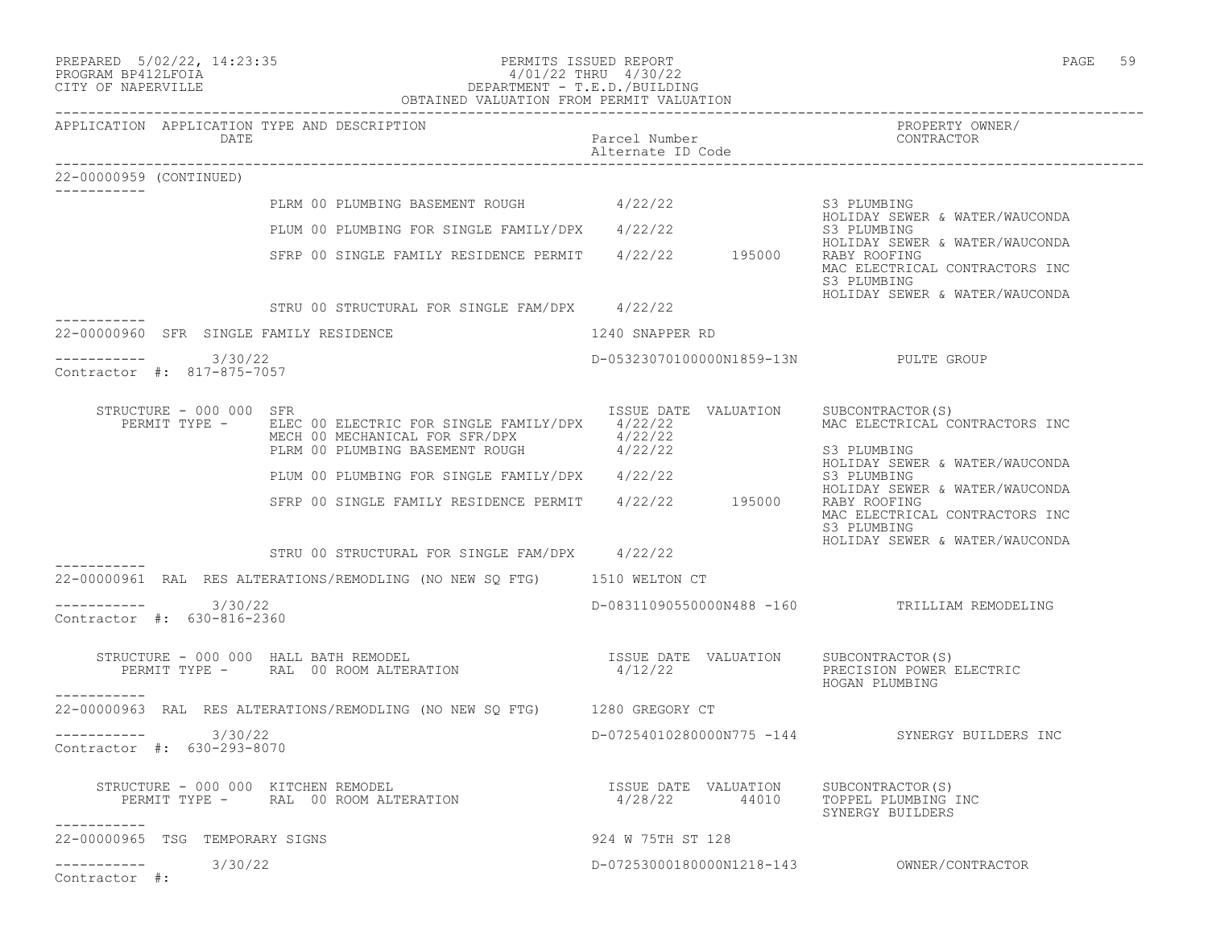APPLICATION APPLICATION TYPE AND DESCRIPTION | Parcel Number / Alternate ID Code | PROPERTY OWNER/ CONTRACTOR

DATE

22-00000959 (CONTINUED)

| | | | | |
|---|---|---|---|---|
| PLRM 00 PLUMBING BASEMENT ROUGH | 4/22/22 | | S3 PLUMBING<br>HOLIDAY SEWER & WATER/WAUCONDA |
| PLUM 00 PLUMBING FOR SINGLE FAMILY/DPX | 4/22/22 | | S3 PLUMBING<br>HOLIDAY SEWER & WATER/WAUCONDA |
| SFRP 00 SINGLE FAMILY RESIDENCE PERMIT | 4/22/22 | 195000 | RABY ROOFING<br>MAC ELECTRICAL CONTRACTORS INC<br>S3 PLUMBING<br>HOLIDAY SEWER & WATER/WAUCONDA |
| STRU 00 STRUCTURAL FOR SINGLE FAM/DPX | 4/22/22 | | |

22-00000960 SFR SINGLE FAMILY RESIDENCE — 1240 SNAPPER RD

3/30/22 — D-05323070100000N1859-13N — PULTE GROUP

Contractor #: 817-875-7057

STRUCTURE - 000 000 SFR

| PERMIT TYPE - | ISSUE DATE | VALUATION | SUBCONTRACTOR(S) |
|---|---|---|---|
| ELEC 00 ELECTRIC FOR SINGLE FAMILY/DPX | 4/22/22 | | MAC ELECTRICAL CONTRACTORS INC |
| MECH 00 MECHANICAL FOR SFR/DPX | 4/22/22 | | |
| PLRM 00 PLUMBING BASEMENT ROUGH | 4/22/22 | | S3 PLUMBING<br>HOLIDAY SEWER & WATER/WAUCONDA |
| PLUM 00 PLUMBING FOR SINGLE FAMILY/DPX | 4/22/22 | | S3 PLUMBING<br>HOLIDAY SEWER & WATER/WAUCONDA |
| SFRP 00 SINGLE FAMILY RESIDENCE PERMIT | 4/22/22 | 195000 | RABY ROOFING<br>MAC ELECTRICAL CONTRACTORS INC<br>S3 PLUMBING<br>HOLIDAY SEWER & WATER/WAUCONDA |
| STRU 00 STRUCTURAL FOR SINGLE FAM/DPX | 4/22/22 | | |

22-00000961 RAL RES ALTERATIONS/REMODLING (NO NEW SQ FTG) — 1510 WELTON CT

3/30/22 — D-08311090550000N488 -160 — TRILLIAM REMODELING

Contractor #: 630-816-2360

STRUCTURE - 000 000 HALL BATH REMODEL

| PERMIT TYPE - | ISSUE DATE | VALUATION | SUBCONTRACTOR(S) |
|---|---|---|---|
| RAL 00 ROOM ALTERATION | 4/12/22 | | PRECISION POWER ELECTRIC<br>HOGAN PLUMBING |

22-00000963 RAL RES ALTERATIONS/REMODLING (NO NEW SQ FTG) — 1280 GREGORY CT

3/30/22 — D-07254010280000N775 -144 — SYNERGY BUILDERS INC

Contractor #: 630-293-8070

STRUCTURE - 000 000 KITCHEN REMODEL

| PERMIT TYPE - | ISSUE DATE | VALUATION | SUBCONTRACTOR(S) |
|---|---|---|---|
| RAL 00 ROOM ALTERATION | 4/28/22 | 44010 | TOPPEL PLUMBING INC<br>SYNERGY BUILDERS |

22-00000965 TSG TEMPORARY SIGNS — 924 W 75TH ST 128

3/30/22 — D-07253000180000N1218-143 — OWNER/CONTRACTOR

Contractor #: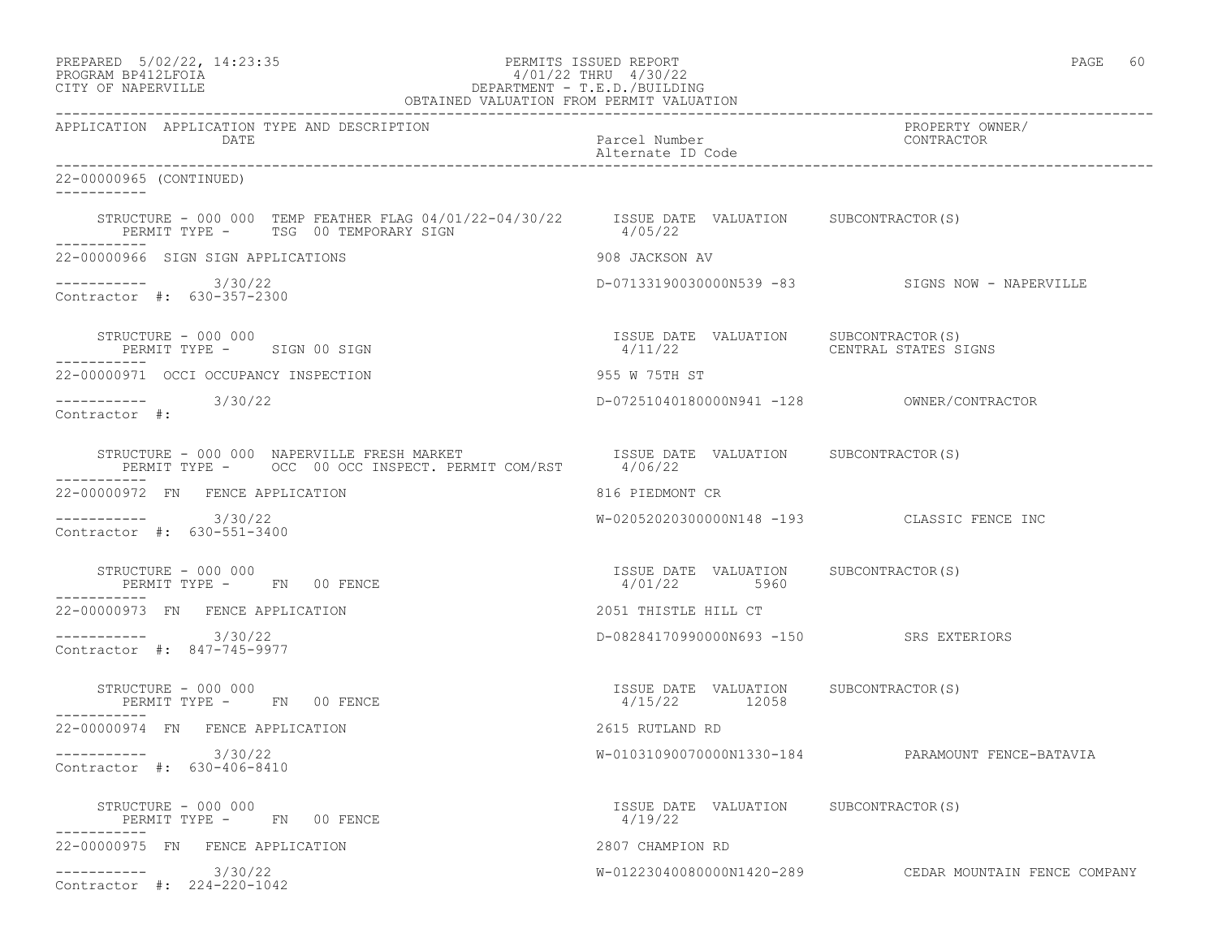PREPARED 5/02/22, 14:23:35
PROGRAM BP412LFOIA
CITY OF NAPERVILLE

PERMITS ISSUED REPORT
4/01/22 THRU 4/30/22
DEPARTMENT - T.E.D./BUILDING
OBTAINED VALUATION FROM PERMIT VALUATION

| APPLICATION | APPLICATION TYPE AND DESCRIPTION DATE | Parcel Number / Alternate ID Code | PROPERTY OWNER/ CONTRACTOR |
|---|---|---|---|

22-00000965 (CONTINUED)

```
     STRUCTURE - 000 000  TEMP FEATHER FLAG 04/01/22-04/30/22      ISSUE DATE  VALUATION     SUBCONTRACTOR(S)
        PERMIT TYPE -     TSG  00 TEMPORARY SIGN                    4/05/22
-----------
22-00000966  SIGN SIGN APPLICATIONS                                908 JACKSON AV

-----------        3/30/22                                         D-07133190030000N539 -83            SIGNS NOW - NAPERVILLE
Contractor  #:  630-357-2300

     STRUCTURE - 000 000                                            ISSUE DATE  VALUATION     SUBCONTRACTOR(S)
        PERMIT TYPE -     SIGN 00 SIGN                              4/11/22                   CENTRAL STATES SIGNS
-----------
22-00000971  OCCI OCCUPANCY INSPECTION                             955 W 75TH ST

-----------        3/30/22                                         D-07251040180000N941 -128           OWNER/CONTRACTOR
Contractor  #:

     STRUCTURE - 000 000  NAPERVILLE FRESH MARKET                   ISSUE DATE  VALUATION     SUBCONTRACTOR(S)
        PERMIT TYPE -     OCC  00 OCC INSPECT. PERMIT COM/RST       4/06/22
-----------
22-00000972  FN   FENCE APPLICATION                                816 PIEDMONT CR

-----------        3/30/22                                         W-02052020300000N148 -193           CLASSIC FENCE INC
Contractor  #:  630-551-3400

     STRUCTURE - 000 000                                            ISSUE DATE  VALUATION     SUBCONTRACTOR(S)
        PERMIT TYPE -     FN   00 FENCE                             4/01/22        5960
-----------
22-00000973  FN   FENCE APPLICATION                                2051 THISTLE HILL CT

-----------        3/30/22                                         D-08284170990000N693 -150           SRS EXTERIORS
Contractor  #:  847-745-9977

     STRUCTURE - 000 000                                            ISSUE DATE  VALUATION     SUBCONTRACTOR(S)
        PERMIT TYPE -     FN   00 FENCE                             4/15/22       12058
-----------
22-00000974  FN   FENCE APPLICATION                                2615 RUTLAND RD

-----------        3/30/22                                         W-01031090070000N1330-184           PARAMOUNT FENCE-BATAVIA
Contractor  #:  630-406-8410

     STRUCTURE - 000 000                                            ISSUE DATE  VALUATION     SUBCONTRACTOR(S)
        PERMIT TYPE -     FN   00 FENCE                             4/19/22
-----------
22-00000975  FN   FENCE APPLICATION                                2807 CHAMPION RD

-----------        3/30/22                                         W-01223040080000N1420-289           CEDAR MOUNTAIN FENCE COMPANY
Contractor  #:  224-220-1042
```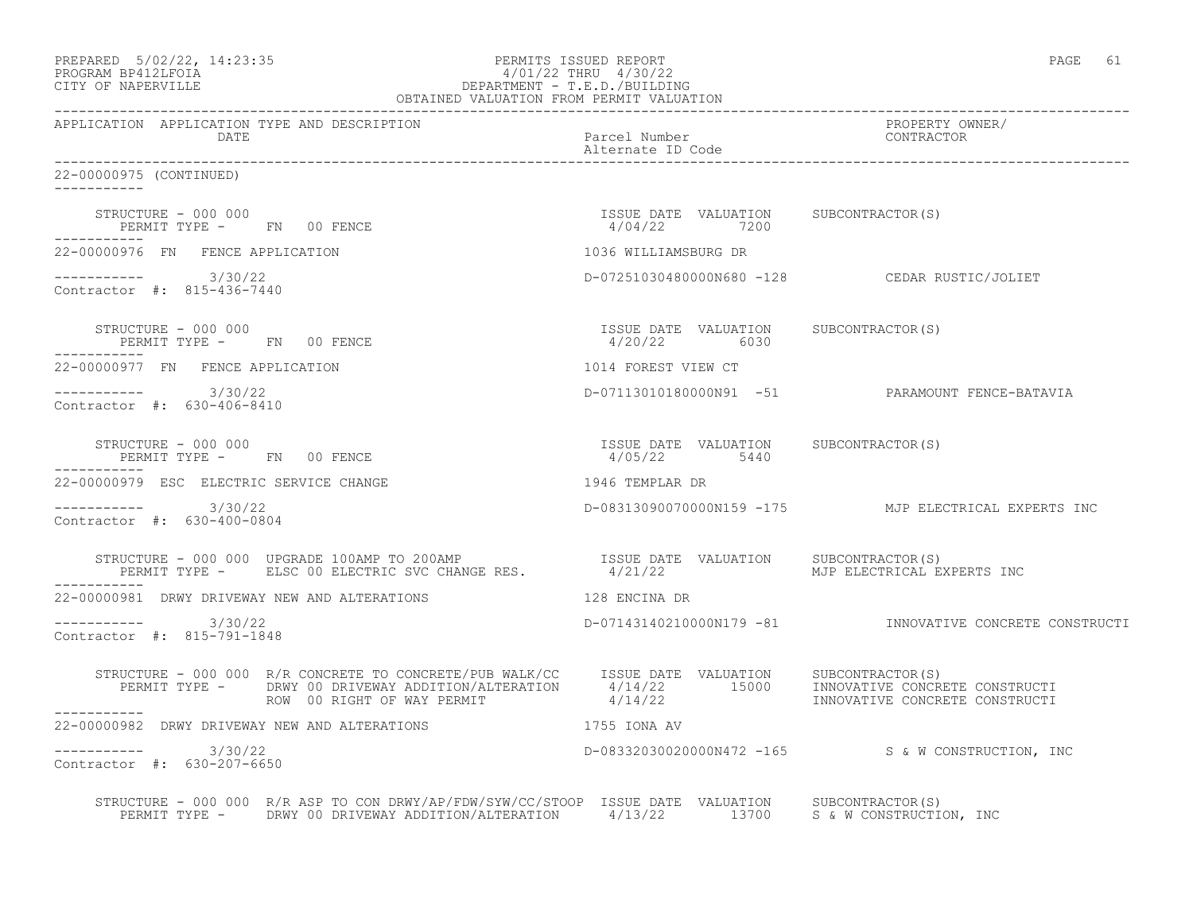PREPARED 5/02/22, 14:23:35 PERMITS ISSUED REPORT
PROGRAM BP412LFOIA 4/01/22 THRU 4/30/22
CITY OF NAPERVILLE DEPARTMENT - T.E.D./BUILDING
OBTAINED VALUATION FROM PERMIT VALUATION

| APPLICATION | APPLICATION TYPE AND DESCRIPTION / DATE | Parcel Number / Alternate ID Code | PROPERTY OWNER/ CONTRACTOR |
|---|---|---|---|

22-00000975 (CONTINUED)

STRUCTURE - 000 000 | ISSUE DATE 4/04/22 | VALUATION 7200 | SUBCONTRACTOR(S)
PERMIT TYPE - FN 00 FENCE

---

22-00000976 FN FENCE APPLICATION — 1036 WILLIAMSBURG DR
3/30/22 — D-07251030480000N680 -128 — CEDAR RUSTIC/JOLIET
Contractor #: 815-436-7440

STRUCTURE - 000 000 | ISSUE DATE 4/20/22 | VALUATION 6030 | SUBCONTRACTOR(S)
PERMIT TYPE - FN 00 FENCE

---

22-00000977 FN FENCE APPLICATION — 1014 FOREST VIEW CT
3/30/22 — D-07113010180000N91 -51 — PARAMOUNT FENCE-BATAVIA
Contractor #: 630-406-8410

STRUCTURE - 000 000 | ISSUE DATE 4/05/22 | VALUATION 5440 | SUBCONTRACTOR(S)
PERMIT TYPE - FN 00 FENCE

---

22-00000979 ESC ELECTRIC SERVICE CHANGE — 1946 TEMPLAR DR
3/30/22 — D-08313090070000N159 -175 — MJP ELECTRICAL EXPERTS INC
Contractor #: 630-400-0804

STRUCTURE - 000 000 UPGRADE 100AMP TO 200AMP | ISSUE DATE 4/21/22 | VALUATION | SUBCONTRACTOR(S) MJP ELECTRICAL EXPERTS INC
PERMIT TYPE - ELSC 00 ELECTRIC SVC CHANGE RES.

---

22-00000981 DRWY DRIVEWAY NEW AND ALTERATIONS — 128 ENCINA DR
3/30/22 — D-07143140210000N179 -81 — INNOVATIVE CONCRETE CONSTRUCTI
Contractor #: 815-791-1848

STRUCTURE - 000 000 R/R CONCRETE TO CONCRETE/PUB WALK/CC

| PERMIT TYPE | ISSUE DATE | VALUATION | SUBCONTRACTOR(S) |
|---|---|---|---|
| DRWY 00 DRIVEWAY ADDITION/ALTERATION | 4/14/22 | 15000 | INNOVATIVE CONCRETE CONSTRUCTI |
| ROW 00 RIGHT OF WAY PERMIT | 4/14/22 | | INNOVATIVE CONCRETE CONSTRUCTI |

---

22-00000982 DRWY DRIVEWAY NEW AND ALTERATIONS — 1755 IONA AV
3/30/22 — D-08332030020000N472 -165 — S & W CONSTRUCTION, INC
Contractor #: 630-207-6650

STRUCTURE - 000 000 R/R ASP TO CON DRWY/AP/FDW/SYW/CC/STOOP

| PERMIT TYPE | ISSUE DATE | VALUATION | SUBCONTRACTOR(S) |
|---|---|---|---|
| DRWY 00 DRIVEWAY ADDITION/ALTERATION | 4/13/22 | 13700 | S & W CONSTRUCTION, INC |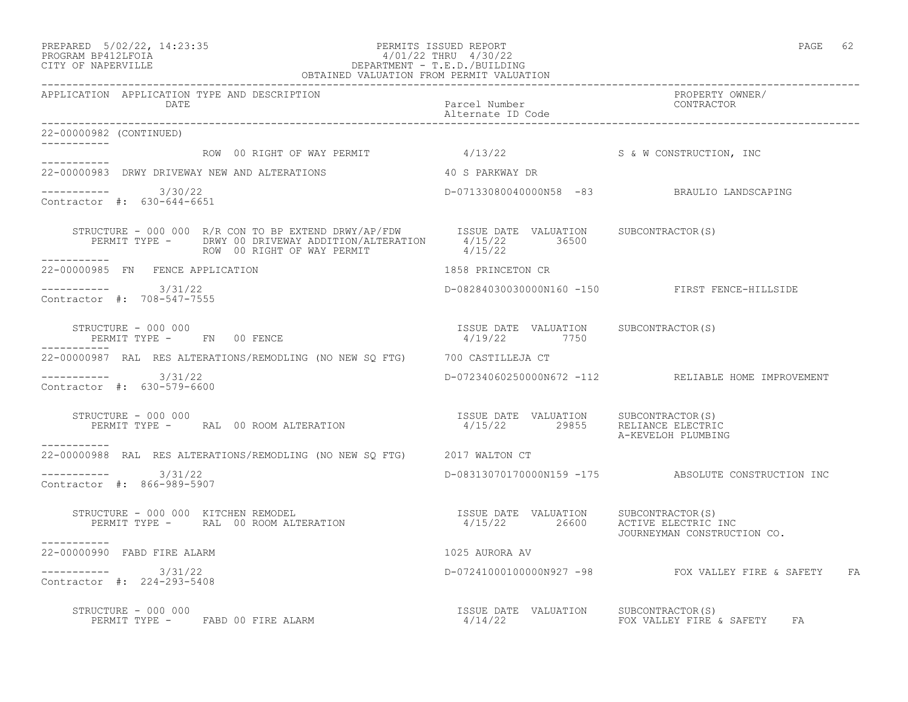PREPARED 5/02/22, 14:23:35 PERMITS ISSUED REPORT
PROGRAM BP412LFOIA 4/01/22 THRU 4/30/22
CITY OF NAPERVILLE DEPARTMENT - T.E.D./BUILDING
OBTAINED VALUATION FROM PERMIT VALUATION

| APPLICATION | APPLICATION TYPE AND DESCRIPTION / DATE | Parcel Number / Alternate ID Code | PROPERTY OWNER/ CONTRACTOR |
|---|---|---|---|

**22-00000982 (CONTINUED)**

ROW 00 RIGHT OF WAY PERMIT — 4/13/22 — S & W CONSTRUCTION, INC

---

**22-00000983** DRWY DRIVEWAY NEW AND ALTERATIONS — 40 S PARKWAY DR

3/30/22 — D-07133080040000N58 -83 — BRAULIO LANDSCAPING
Contractor #: 630-644-6651

| STRUCTURE - 000 000 R/R CON TO BP EXTEND DRWY/AP/FDW | ISSUE DATE | VALUATION | SUBCONTRACTOR(S) |
|---|---|---|---|
| PERMIT TYPE - DRWY 00 DRIVEWAY ADDITION/ALTERATION | 4/15/22 | 36500 | |
| ROW 00 RIGHT OF WAY PERMIT | 4/15/22 | | |

---

**22-00000985** FN FENCE APPLICATION — 1858 PRINCETON CR

3/31/22 — D-08284030030000N160 -150 — FIRST FENCE-HILLSIDE
Contractor #: 708-547-7555

| STRUCTURE - 000 000 | ISSUE DATE | VALUATION | SUBCONTRACTOR(S) |
|---|---|---|---|
| PERMIT TYPE - FN 00 FENCE | 4/19/22 | 7750 | |

---

**22-00000987** RAL RES ALTERATIONS/REMODLING (NO NEW SQ FTG) — 700 CASTILLEJA CT

3/31/22 — D-07234060250000N672 -112 — RELIABLE HOME IMPROVEMENT
Contractor #: 630-579-6600

| STRUCTURE - 000 000 | ISSUE DATE | VALUATION | SUBCONTRACTOR(S) |
|---|---|---|---|
| PERMIT TYPE - RAL 00 ROOM ALTERATION | 4/15/22 | 29855 | RELIANCE ELECTRIC |
| | | | A-KEVELOH PLUMBING |

---

**22-00000988** RAL RES ALTERATIONS/REMODLING (NO NEW SQ FTG) — 2017 WALTON CT

3/31/22 — D-08313070170000N159 -175 — ABSOLUTE CONSTRUCTION INC
Contractor #: 866-989-5907

| STRUCTURE - 000 000 KITCHEN REMODEL | ISSUE DATE | VALUATION | SUBCONTRACTOR(S) |
|---|---|---|---|
| PERMIT TYPE - RAL 00 ROOM ALTERATION | 4/15/22 | 26600 | ACTIVE ELECTRIC INC |
| | | | JOURNEYMAN CONSTRUCTION CO. |

---

**22-00000990** FABD FIRE ALARM — 1025 AURORA AV

3/31/22 — D-07241000100000N927 -98 — FOX VALLEY FIRE & SAFETY FA
Contractor #: 224-293-5408

| STRUCTURE - 000 000 | ISSUE DATE | VALUATION | SUBCONTRACTOR(S) |
|---|---|---|---|
| PERMIT TYPE - FABD 00 FIRE ALARM | 4/14/22 | | FOX VALLEY FIRE & SAFETY FA |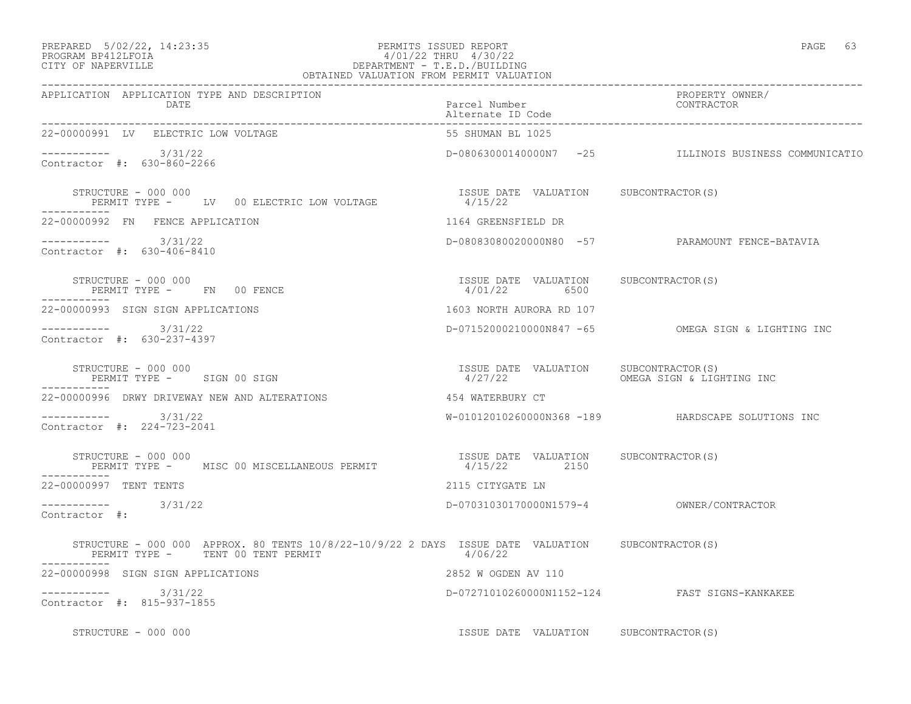PREPARED 5/02/22, 14:23:35 PERMITS ISSUED REPORT
PROGRAM BP412LFOIA 4/01/22 THRU 4/30/22
CITY OF NAPERVILLE DEPARTMENT - T.E.D./BUILDING
OBTAINED VALUATION FROM PERMIT VALUATION

| APPLICATION | APPLICATION TYPE AND DESCRIPTION / DATE | Parcel Number / Alternate ID Code | PROPERTY OWNER/ CONTRACTOR |
|---|---|---|---|
| 22-00000991 | LV ELECTRIC LOW VOLTAGE | 55 SHUMAN BL 1025 | |
| ----------- | 3/31/22 | D-08063000140000N7 -25 | ILLINOIS BUSINESS COMMUNICATIO |
| Contractor #: 630-860-2266 | | | |
| STRUCTURE - 000 000 | PERMIT TYPE - LV 00 ELECTRIC LOW VOLTAGE | ISSUE DATE 4/15/22 VALUATION | SUBCONTRACTOR(S) |
| 22-00000992 | FN FENCE APPLICATION | 1164 GREENSFIELD DR | |
| ----------- | 3/31/22 | D-08083080020000N80 -57 | PARAMOUNT FENCE-BATAVIA |
| Contractor #: 630-406-8410 | | | |
| STRUCTURE - 000 000 | PERMIT TYPE - FN 00 FENCE | ISSUE DATE 4/01/22 VALUATION 6500 | SUBCONTRACTOR(S) |
| 22-00000993 | SIGN SIGN APPLICATIONS | 1603 NORTH AURORA RD 107 | |
| ----------- | 3/31/22 | D-07152000210000N847 -65 | OMEGA SIGN & LIGHTING INC |
| Contractor #: 630-237-4397 | | | |
| STRUCTURE - 000 000 | PERMIT TYPE - SIGN 00 SIGN | ISSUE DATE 4/27/22 VALUATION | SUBCONTRACTOR(S) OMEGA SIGN & LIGHTING INC |
| 22-00000996 | DRWY DRIVEWAY NEW AND ALTERATIONS | 454 WATERBURY CT | |
| ----------- | 3/31/22 | W-01012010260000N368 -189 | HARDSCAPE SOLUTIONS INC |
| Contractor #: 224-723-2041 | | | |
| STRUCTURE - 000 000 | PERMIT TYPE - MISC 00 MISCELLANEOUS PERMIT | ISSUE DATE 4/15/22 VALUATION 2150 | SUBCONTRACTOR(S) |
| 22-00000997 | TENT TENTS | 2115 CITYGATE LN | |
| ----------- | 3/31/22 | D-07031030170000N1579-4 | OWNER/CONTRACTOR |
| Contractor #: | | | |
| STRUCTURE - 000 000 APPROX. 80 TENTS 10/8/22-10/9/22 2 DAYS | PERMIT TYPE - TENT 00 TENT PERMIT | ISSUE DATE 4/06/22 VALUATION | SUBCONTRACTOR(S) |
| 22-00000998 | SIGN SIGN APPLICATIONS | 2852 W OGDEN AV 110 | |
| ----------- | 3/31/22 | D-07271010260000N1152-124 | FAST SIGNS-KANKAKEE |
| Contractor #: 815-937-1855 | | | |
| STRUCTURE - 000 000 | | ISSUE DATE VALUATION | SUBCONTRACTOR(S) |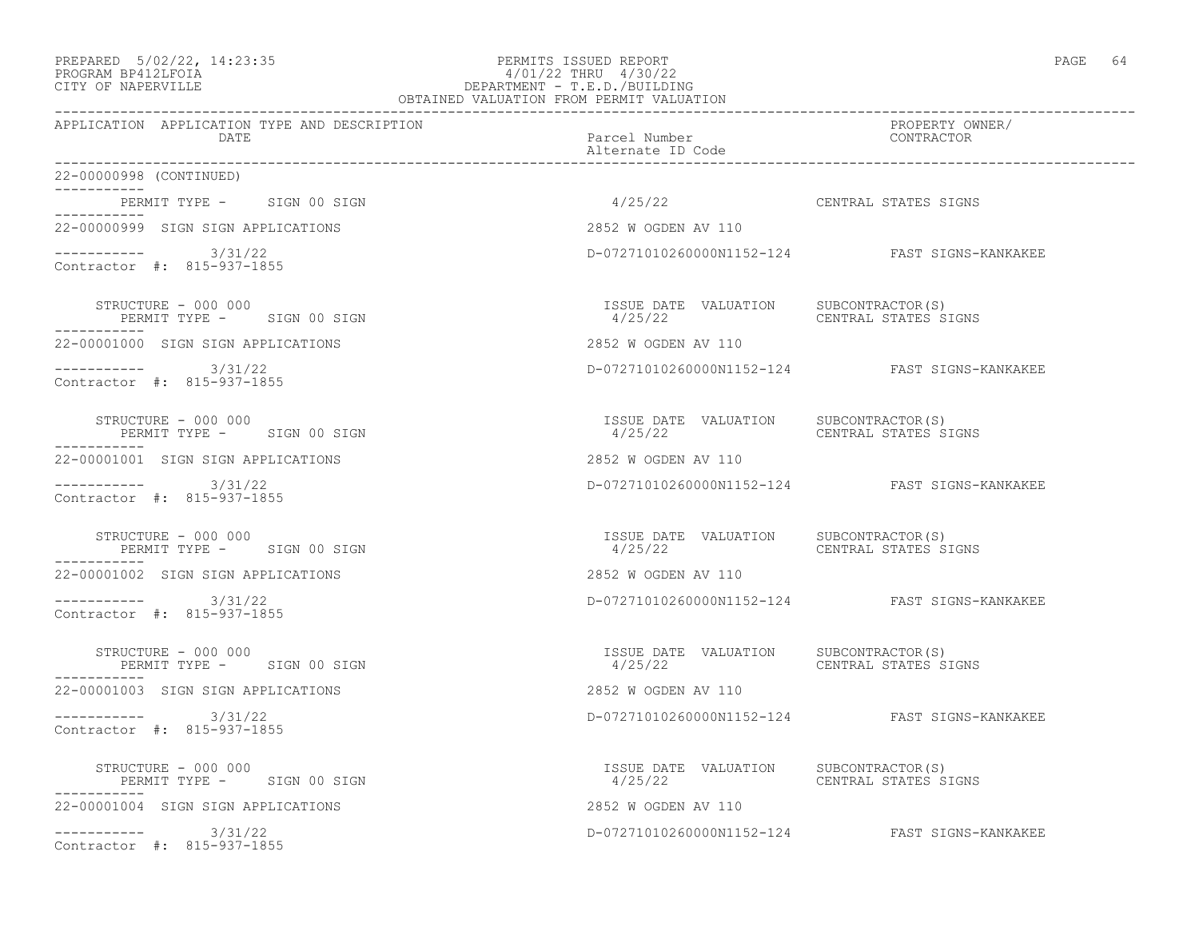PREPARED 5/02/22, 14:23:35
PROGRAM BP412LFOIA
CITY OF NAPERVILLE

PERMITS ISSUED REPORT
4/01/22 THRU 4/30/22
DEPARTMENT - T.E.D./BUILDING
OBTAINED VALUATION FROM PERMIT VALUATION

| APPLICATION | APPLICATION TYPE AND DESCRIPTION DATE | Parcel Number / Alternate ID Code | PROPERTY OWNER/ CONTRACTOR |
|---|---|---|---|

22-00000998 (CONTINUED)

PERMIT TYPE - SIGN 00 SIGN — 4/25/22 — CENTRAL STATES SIGNS

22-00000999 SIGN SIGN APPLICATIONS — 2852 W OGDEN AV 110
3/31/22 — D-07271010260000N1152-124 — FAST SIGNS-KANKAKEE
Contractor #: 815-937-1855

STRUCTURE - 000 000 — ISSUE DATE VALUATION — SUBCONTRACTOR(S)
PERMIT TYPE - SIGN 00 SIGN — 4/25/22 — CENTRAL STATES SIGNS

22-00001000 SIGN SIGN APPLICATIONS — 2852 W OGDEN AV 110
3/31/22 — D-07271010260000N1152-124 — FAST SIGNS-KANKAKEE
Contractor #: 815-937-1855

STRUCTURE - 000 000 — ISSUE DATE VALUATION — SUBCONTRACTOR(S)
PERMIT TYPE - SIGN 00 SIGN — 4/25/22 — CENTRAL STATES SIGNS

22-00001001 SIGN SIGN APPLICATIONS — 2852 W OGDEN AV 110
3/31/22 — D-07271010260000N1152-124 — FAST SIGNS-KANKAKEE
Contractor #: 815-937-1855

STRUCTURE - 000 000 — ISSUE DATE VALUATION — SUBCONTRACTOR(S)
PERMIT TYPE - SIGN 00 SIGN — 4/25/22 — CENTRAL STATES SIGNS

22-00001002 SIGN SIGN APPLICATIONS — 2852 W OGDEN AV 110
3/31/22 — D-07271010260000N1152-124 — FAST SIGNS-KANKAKEE
Contractor #: 815-937-1855

STRUCTURE - 000 000 — ISSUE DATE VALUATION — SUBCONTRACTOR(S)
PERMIT TYPE - SIGN 00 SIGN — 4/25/22 — CENTRAL STATES SIGNS

22-00001003 SIGN SIGN APPLICATIONS — 2852 W OGDEN AV 110
3/31/22 — D-07271010260000N1152-124 — FAST SIGNS-KANKAKEE
Contractor #: 815-937-1855

STRUCTURE - 000 000 — ISSUE DATE VALUATION — SUBCONTRACTOR(S)
PERMIT TYPE - SIGN 00 SIGN — 4/25/22 — CENTRAL STATES SIGNS

22-00001004 SIGN SIGN APPLICATIONS — 2852 W OGDEN AV 110
3/31/22 — D-07271010260000N1152-124 — FAST SIGNS-KANKAKEE
Contractor #: 815-937-1855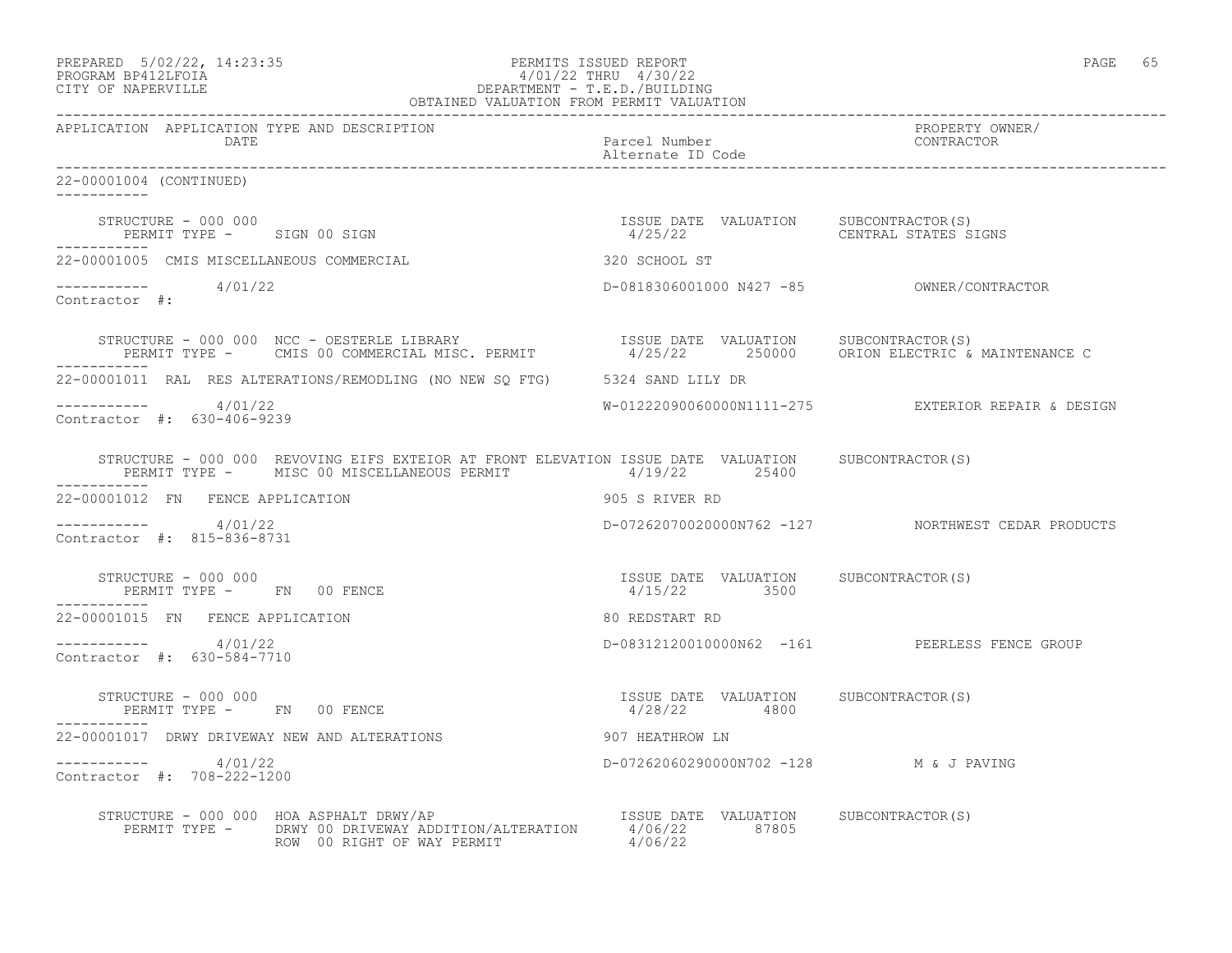PREPARED 5/02/22, 14:23:35 PERMITS ISSUED REPORT
PROGRAM BP412LFOIA 4/01/22 THRU 4/30/22
CITY OF NAPERVILLE DEPARTMENT - T.E.D./BUILDING
OBTAINED VALUATION FROM PERMIT VALUATION

| APPLICATION | APPLICATION TYPE AND DESCRIPTION / DATE | Parcel Number / Alternate ID Code | PROPERTY OWNER/ CONTRACTOR |
|---|---|---|---|

**22-00001004 (CONTINUED)**

STRUCTURE - 000 000
PERMIT TYPE - SIGN 00 SIGN
ISSUE DATE: 4/25/22 | VALUATION: | SUBCONTRACTOR(S): CENTRAL STATES SIGNS

---

**22-00001005** CMIS MISCELLANEOUS COMMERCIAL — 320 SCHOOL ST
4/01/22 — D-0818306001000 N427 -85 — OWNER/CONTRACTOR
Contractor #:

STRUCTURE - 000 000 NCC - OESTERLE LIBRARY
PERMIT TYPE - CMIS 00 COMMERCIAL MISC. PERMIT
ISSUE DATE: 4/25/22 | VALUATION: 250000 | SUBCONTRACTOR(S): ORION ELECTRIC & MAINTENANCE C

---

**22-00001011** RAL RES ALTERATIONS/REMODLING (NO NEW SQ FTG) — 5324 SAND LILY DR
4/01/22 — W-01222090060000N1111-275 — EXTERIOR REPAIR & DESIGN
Contractor #: 630-406-9239

STRUCTURE - 000 000 REVOVING EIFS EXTEIOR AT FRONT ELEVATION
PERMIT TYPE - MISC 00 MISCELLANEOUS PERMIT
ISSUE DATE: 4/19/22 | VALUATION: 25400 | SUBCONTRACTOR(S):

---

**22-00001012** FN FENCE APPLICATION — 905 S RIVER RD
4/01/22 — D-07262070020000N762 -127 — NORTHWEST CEDAR PRODUCTS
Contractor #: 815-836-8731

STRUCTURE - 000 000
PERMIT TYPE - FN 00 FENCE
ISSUE DATE: 4/15/22 | VALUATION: 3500 | SUBCONTRACTOR(S):

---

**22-00001015** FN FENCE APPLICATION — 80 REDSTART RD
4/01/22 — D-08312120010000N62 -161 — PEERLESS FENCE GROUP
Contractor #: 630-584-7710

STRUCTURE - 000 000
PERMIT TYPE - FN 00 FENCE
ISSUE DATE: 4/28/22 | VALUATION: 4800 | SUBCONTRACTOR(S):

---

**22-00001017** DRWY DRIVEWAY NEW AND ALTERATIONS — 907 HEATHROW LN
4/01/22 — D-07262060290000N702 -128 — M & J PAVING
Contractor #: 708-222-1200

STRUCTURE - 000 000 HOA ASPHALT DRWY/AP
PERMIT TYPE - DRWY 00 DRIVEWAY ADDITION/ALTERATION — ISSUE DATE: 4/06/22 | VALUATION: 87805 | SUBCONTRACTOR(S):
ROW 00 RIGHT OF WAY PERMIT — ISSUE DATE: 4/06/22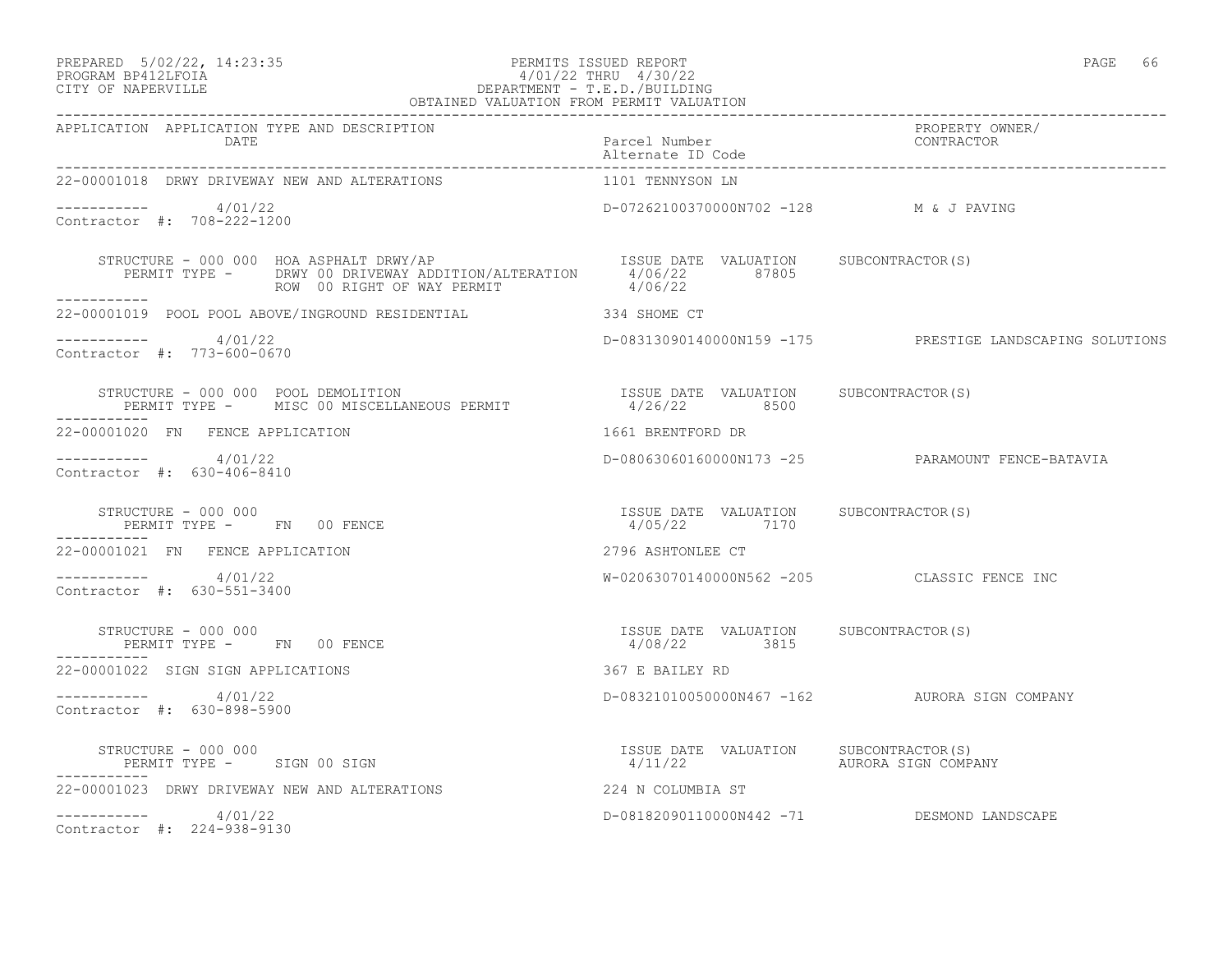PERMITS ISSUED REPORT
4/01/22 THRU 4/30/22
DEPARTMENT - T.E.D./BUILDING
OBTAINED VALUATION FROM PERMIT VALUATION

PREPARED 5/02/22, 14:23:35
PROGRAM BP412LFOIA
CITY OF NAPERVILLE

| APPLICATION | APPLICATION TYPE AND DESCRIPTION / DATE | Parcel Number / Alternate ID Code | PROPERTY OWNER/ CONTRACTOR |
|---|---|---|---|

```
22-00001018  DRWY DRIVEWAY NEW AND ALTERATIONS               1101 TENNYSON LN

-----------        4/01/22                                D-07262100370000N702 -128          M & J PAVING
Contractor  #:  708-222-1200

     STRUCTURE - 000 000  HOA ASPHALT DRWY/AP                   ISSUE DATE  VALUATION     SUBCONTRACTOR(S)
        PERMIT TYPE -      DRWY 00 DRIVEWAY ADDITION/ALTERATION    4/06/22       87805
                           ROW  00 RIGHT OF WAY PERMIT             4/06/22
-----------
22-00001019  POOL POOL ABOVE/INGROUND RESIDENTIAL             334 SHOME CT

-----------        4/01/22                                D-08313090140000N159 -175          PRESTIGE LANDSCAPING SOLUTIONS
Contractor  #:  773-600-0670

     STRUCTURE - 000 000  POOL DEMOLITION                       ISSUE DATE  VALUATION     SUBCONTRACTOR(S)
        PERMIT TYPE -      MISC 00 MISCELLANEOUS PERMIT            4/26/22        8500
-----------
22-00001020  FN   FENCE APPLICATION                           1661 BRENTFORD DR

-----------        4/01/22                                D-08063060160000N173 -25           PARAMOUNT FENCE-BATAVIA
Contractor  #:  630-406-8410

     STRUCTURE - 000 000                                        ISSUE DATE  VALUATION     SUBCONTRACTOR(S)
        PERMIT TYPE -      FN   00 FENCE                           4/05/22        7170
-----------
22-00001021  FN   FENCE APPLICATION                           2796 ASHTONLEE CT

-----------        4/01/22                                W-02063070140000N562 -205          CLASSIC FENCE INC
Contractor  #:  630-551-3400

     STRUCTURE - 000 000                                        ISSUE DATE  VALUATION     SUBCONTRACTOR(S)
        PERMIT TYPE -      FN   00 FENCE                           4/08/22        3815
-----------
22-00001022  SIGN SIGN APPLICATIONS                           367 E BAILEY RD

-----------        4/01/22                                D-08321010050000N467 -162          AURORA SIGN COMPANY
Contractor  #:  630-898-5900

     STRUCTURE - 000 000                                        ISSUE DATE  VALUATION     SUBCONTRACTOR(S)
        PERMIT TYPE -      SIGN 00 SIGN                            4/11/22                  AURORA SIGN COMPANY
-----------
22-00001023  DRWY DRIVEWAY NEW AND ALTERATIONS                224 N COLUMBIA ST

-----------        4/01/22                                D-08182090110000N442 -71           DESMOND LANDSCAPE
Contractor  #:  224-938-9130
```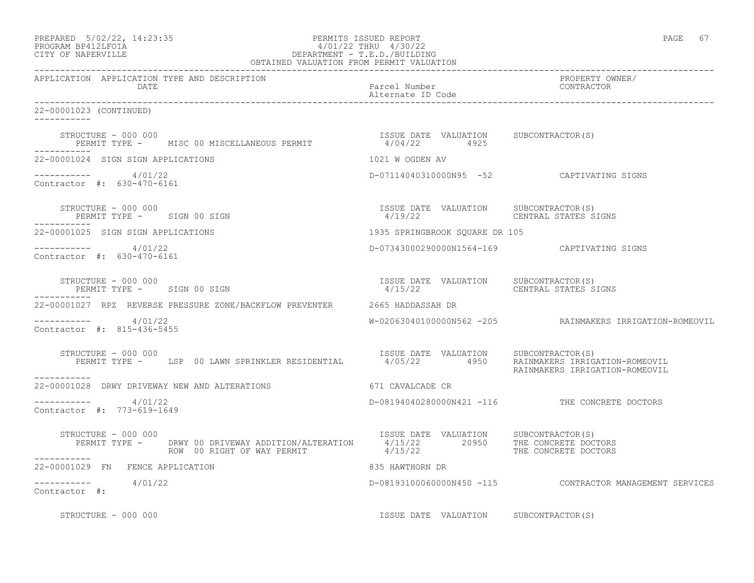APPLICATION APPLICATION TYPE AND DESCRIPTION / DATE — Parcel Number / Alternate ID Code — PROPERTY OWNER/ CONTRACTOR

22-00001023 (CONTINUED)

STRUCTURE - 000 000
PERMIT TYPE - MISC 00 MISCELLANEOUS PERMIT — ISSUE DATE 4/04/22 — VALUATION 4925 — SUBCONTRACTOR(S)

22-00001024 SIGN SIGN APPLICATIONS — 1021 W OGDEN AV

4/01/22 — D-07114040310000N95 -52 — CAPTIVATING SIGNS
Contractor #: 630-470-6161

STRUCTURE - 000 000
PERMIT TYPE - SIGN 00 SIGN — ISSUE DATE 4/19/22 — VALUATION — SUBCONTRACTOR(S) CENTRAL STATES SIGNS

22-00001025 SIGN SIGN APPLICATIONS — 1935 SPRINGBROOK SQUARE DR 105

4/01/22 — D-07343000290000N1564-169 — CAPTIVATING SIGNS
Contractor #: 630-470-6161

STRUCTURE - 000 000
PERMIT TYPE - SIGN 00 SIGN — ISSUE DATE 4/15/22 — VALUATION — SUBCONTRACTOR(S) CENTRAL STATES SIGNS

22-00001027 RPZ REVERSE PRESSURE ZONE/BACKFLOW PREVENTER — 2665 HADDASSAH DR

4/01/22 — W-02063040100000N562 -205 — RAINMAKERS IRRIGATION-ROMEOVIL
Contractor #: 815-436-5455

STRUCTURE - 000 000
PERMIT TYPE - LSP 00 LAWN SPRINKLER RESIDENTIAL — ISSUE DATE 4/05/22 — VALUATION 4950 — SUBCONTRACTOR(S) RAINMAKERS IRRIGATION-ROMEOVIL, RAINMAKERS IRRIGATION-ROMEOVIL

22-00001028 DRWY DRIVEWAY NEW AND ALTERATIONS — 671 CAVALCADE CR

4/01/22 — D-08194040280000N421 -116 — THE CONCRETE DOCTORS
Contractor #: 773-619-1649

STRUCTURE - 000 000
PERMIT TYPE - DRWY 00 DRIVEWAY ADDITION/ALTERATION — ISSUE DATE 4/15/22 — VALUATION 20950 — SUBCONTRACTOR(S) THE CONCRETE DOCTORS
ROW 00 RIGHT OF WAY PERMIT — ISSUE DATE 4/15/22 — SUBCONTRACTOR(S) THE CONCRETE DOCTORS

22-00001029 FN FENCE APPLICATION — 835 HAWTHORN DR

4/01/22 — D-08193100060000N450 -115 — CONTRACTOR MANAGEMENT SERVICES
Contractor #:

STRUCTURE - 000 000 — ISSUE DATE VALUATION SUBCONTRACTOR(S)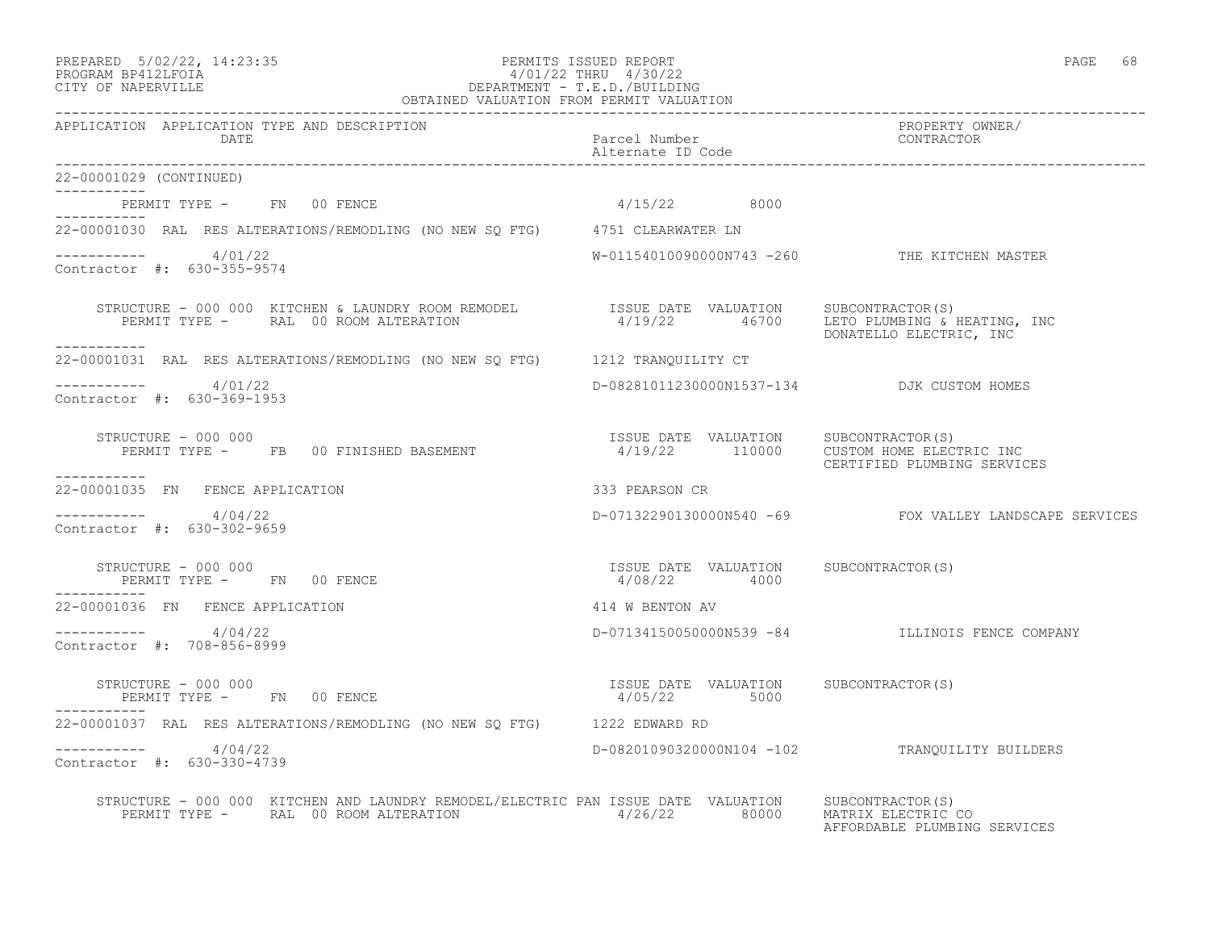OBTAINED VALUATION FROM PERMIT VALUATION

| APPLICATION | APPLICATION TYPE AND DESCRIPTION / DATE | Parcel Number / Alternate ID Code | PROPERTY OWNER/ CONTRACTOR |
|---|---|---|---|

22-00001029 (CONTINUED)

PERMIT TYPE - FN 00 FENCE — 4/15/22 — 8000

---

**22-00001030** RAL RES ALTERATIONS/REMODLING (NO NEW SQ FTG) — 4751 CLEARWATER LN

4/01/22 — W-01154010090000N743 -260 — THE KITCHEN MASTER
Contractor #: 630-355-9574

STRUCTURE - 000 000 KITCHEN & LAUNDRY ROOM REMODEL
PERMIT TYPE - RAL 00 ROOM ALTERATION

| ISSUE DATE | VALUATION | SUBCONTRACTOR(S) |
|---|---|---|
| 4/19/22 | 46700 | LETO PLUMBING & HEATING, INC |
| | | DONATELLO ELECTRIC, INC |

---

**22-00001031** RAL RES ALTERATIONS/REMODLING (NO NEW SQ FTG) — 1212 TRANQUILITY CT

4/01/22 — D-08281011230000N1537-134 — DJK CUSTOM HOMES
Contractor #: 630-369-1953

STRUCTURE - 000 000
PERMIT TYPE - FB 00 FINISHED BASEMENT

| ISSUE DATE | VALUATION | SUBCONTRACTOR(S) |
|---|---|---|
| 4/19/22 | 110000 | CUSTOM HOME ELECTRIC INC |
| | | CERTIFIED PLUMBING SERVICES |

---

**22-00001035** FN FENCE APPLICATION — 333 PEARSON CR

4/04/22 — D-07132290130000N540 -69 — FOX VALLEY LANDSCAPE SERVICES
Contractor #: 630-302-9659

STRUCTURE - 000 000
PERMIT TYPE - FN 00 FENCE

| ISSUE DATE | VALUATION | SUBCONTRACTOR(S) |
|---|---|---|
| 4/08/22 | 4000 | |

---

**22-00001036** FN FENCE APPLICATION — 414 W BENTON AV

4/04/22 — D-07134150050000N539 -84 — ILLINOIS FENCE COMPANY
Contractor #: 708-856-8999

STRUCTURE - 000 000
PERMIT TYPE - FN 00 FENCE

| ISSUE DATE | VALUATION | SUBCONTRACTOR(S) |
|---|---|---|
| 4/05/22 | 5000 | |

---

**22-00001037** RAL RES ALTERATIONS/REMODLING (NO NEW SQ FTG) — 1222 EDWARD RD

4/04/22 — D-08201090320000N104 -102 — TRANQUILITY BUILDERS
Contractor #: 630-330-4739

STRUCTURE - 000 000 KITCHEN AND LAUNDRY REMODEL/ELECTRIC PAN
PERMIT TYPE - RAL 00 ROOM ALTERATION

| ISSUE DATE | VALUATION | SUBCONTRACTOR(S) |
|---|---|---|
| 4/26/22 | 80000 | MATRIX ELECTRIC CO |
| | | AFFORDABLE PLUMBING SERVICES |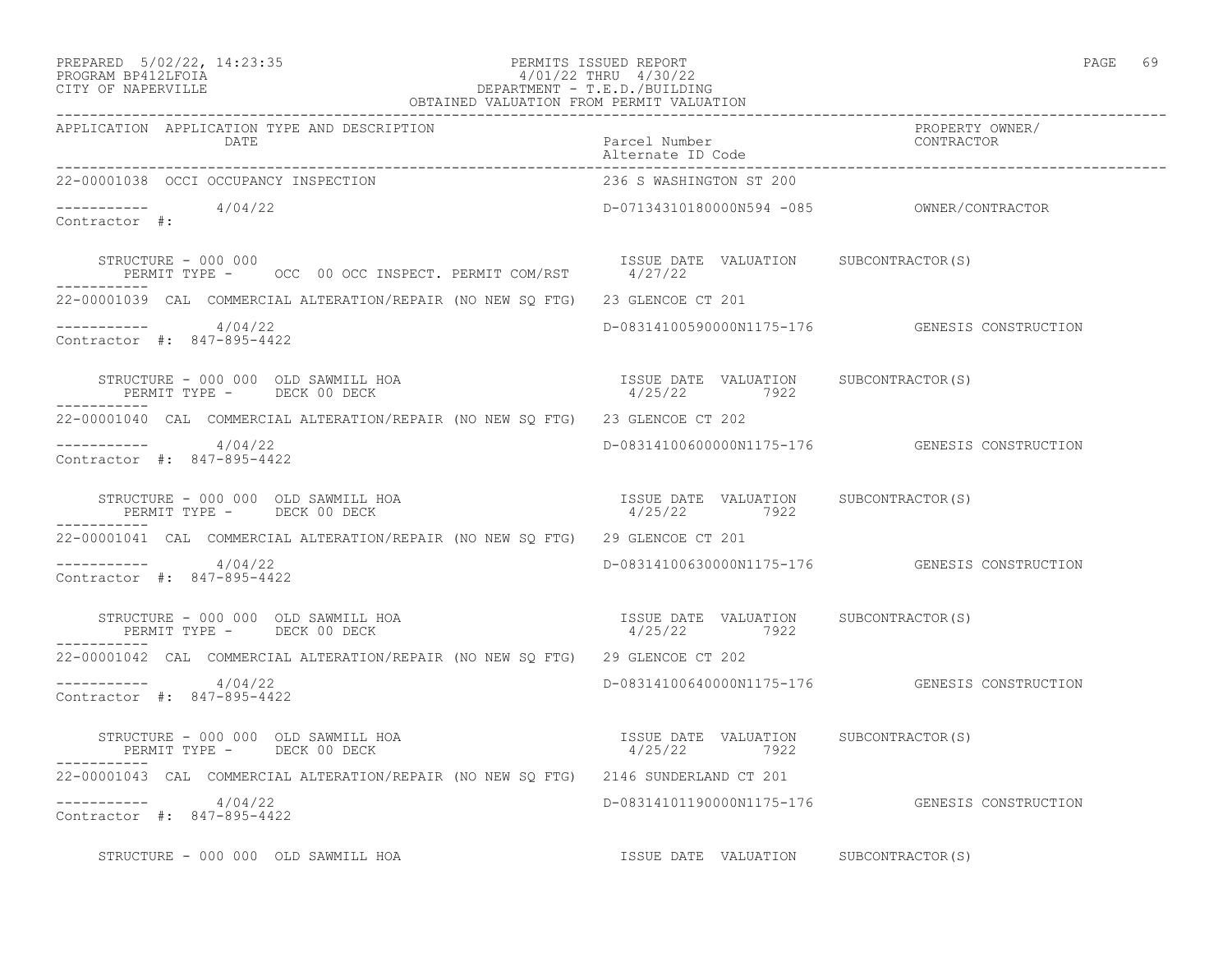PREPARED 5/02/22, 14:23:35
PROGRAM BP412LFOIA
CITY OF NAPERVILLE

PERMITS ISSUED REPORT
4/01/22 THRU 4/30/22
DEPARTMENT - T.E.D./BUILDING
OBTAINED VALUATION FROM PERMIT VALUATION

| APPLICATION | APPLICATION TYPE AND DESCRIPTION DATE | Parcel Number Alternate ID Code | PROPERTY OWNER/ CONTRACTOR |
|---|---|---|---|
| 22-00001038 | OCCI OCCUPANCY INSPECTION | 236 S WASHINGTON ST 200 | |
| ----------- | 4/04/22 | D-07134310180000N594 -085 | OWNER/CONTRACTOR |
| Contractor #: | | | |
| | STRUCTURE - 000 000 | ISSUE DATE VALUATION | SUBCONTRACTOR(S) |
| | PERMIT TYPE - OCC 00 OCC INSPECT. PERMIT COM/RST | 4/27/22 | |
| 22-00001039 | CAL COMMERCIAL ALTERATION/REPAIR (NO NEW SQ FTG) | 23 GLENCOE CT 201 | |
| ----------- | 4/04/22 | D-08314100590000N1175-176 | GENESIS CONSTRUCTION |
| Contractor #: 847-895-4422 | | | |
| | STRUCTURE - 000 000 OLD SAWMILL HOA | ISSUE DATE VALUATION | SUBCONTRACTOR(S) |
| | PERMIT TYPE - DECK 00 DECK | 4/25/22 7922 | |
| 22-00001040 | CAL COMMERCIAL ALTERATION/REPAIR (NO NEW SQ FTG) | 23 GLENCOE CT 202 | |
| ----------- | 4/04/22 | D-08314100600000N1175-176 | GENESIS CONSTRUCTION |
| Contractor #: 847-895-4422 | | | |
| | STRUCTURE - 000 000 OLD SAWMILL HOA | ISSUE DATE VALUATION | SUBCONTRACTOR(S) |
| | PERMIT TYPE - DECK 00 DECK | 4/25/22 7922 | |
| 22-00001041 | CAL COMMERCIAL ALTERATION/REPAIR (NO NEW SQ FTG) | 29 GLENCOE CT 201 | |
| ----------- | 4/04/22 | D-08314100630000N1175-176 | GENESIS CONSTRUCTION |
| Contractor #: 847-895-4422 | | | |
| | STRUCTURE - 000 000 OLD SAWMILL HOA | ISSUE DATE VALUATION | SUBCONTRACTOR(S) |
| | PERMIT TYPE - DECK 00 DECK | 4/25/22 7922 | |
| 22-00001042 | CAL COMMERCIAL ALTERATION/REPAIR (NO NEW SQ FTG) | 29 GLENCOE CT 202 | |
| ----------- | 4/04/22 | D-08314100640000N1175-176 | GENESIS CONSTRUCTION |
| Contractor #: 847-895-4422 | | | |
| | STRUCTURE - 000 000 OLD SAWMILL HOA | ISSUE DATE VALUATION | SUBCONTRACTOR(S) |
| | PERMIT TYPE - DECK 00 DECK | 4/25/22 7922 | |
| 22-00001043 | CAL COMMERCIAL ALTERATION/REPAIR (NO NEW SQ FTG) | 2146 SUNDERLAND CT 201 | |
| ----------- | 4/04/22 | D-08314101190000N1175-176 | GENESIS CONSTRUCTION |
| Contractor #: 847-895-4422 | | | |
| | STRUCTURE - 000 000 OLD SAWMILL HOA | ISSUE DATE VALUATION | SUBCONTRACTOR(S) |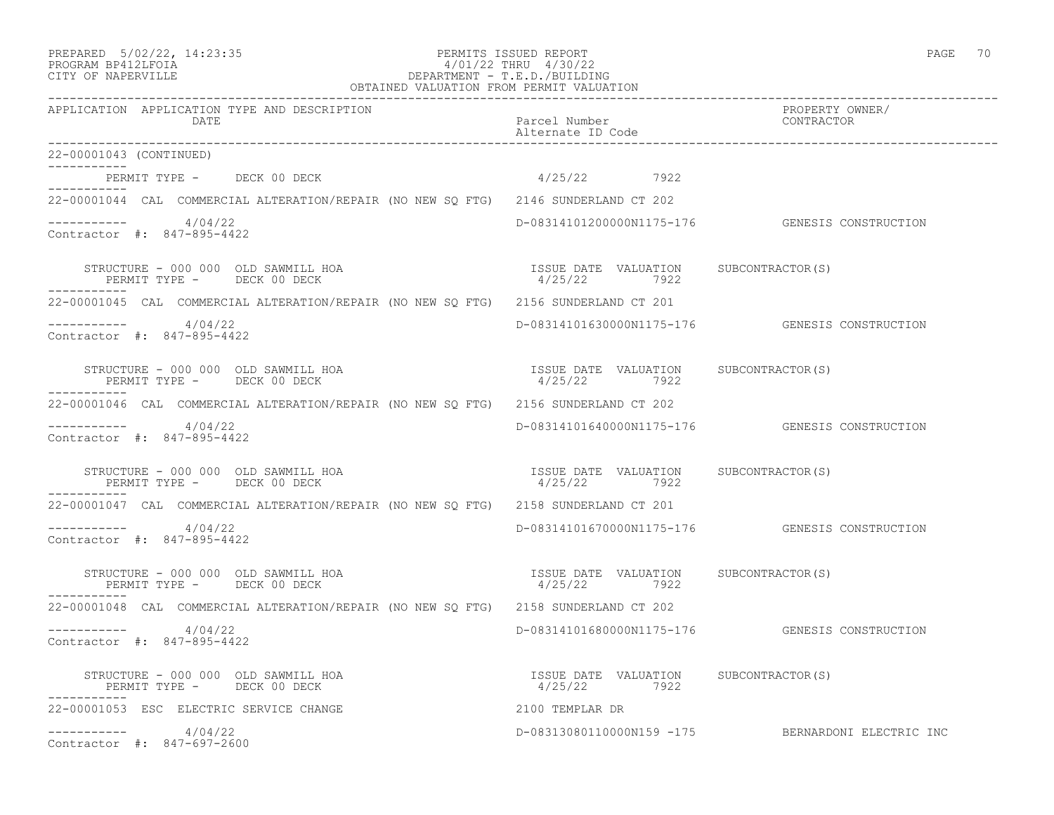OBTAINED VALUATION FROM PERMIT VALUATION

| APPLICATION | APPLICATION TYPE AND DESCRIPTION DATE | Parcel Number / Alternate ID Code | PROPERTY OWNER/ CONTRACTOR |
|---|---|---|---|

22-00001043 (CONTINUED)

PERMIT TYPE - DECK 00 DECK 4/25/22 7922

22-00001044 CAL COMMERCIAL ALTERATION/REPAIR (NO NEW SQ FTG) 2146 SUNDERLAND CT 202

4/04/22 D-08314101200000N1175-176 GENESIS CONSTRUCTION
Contractor #: 847-895-4422

STRUCTURE - 000 000 OLD SAWMILL HOA ISSUE DATE VALUATION SUBCONTRACTOR(S)
PERMIT TYPE - DECK 00 DECK 4/25/22 7922

22-00001045 CAL COMMERCIAL ALTERATION/REPAIR (NO NEW SQ FTG) 2156 SUNDERLAND CT 201

4/04/22 D-08314101630000N1175-176 GENESIS CONSTRUCTION
Contractor #: 847-895-4422

STRUCTURE - 000 000 OLD SAWMILL HOA ISSUE DATE VALUATION SUBCONTRACTOR(S)
PERMIT TYPE - DECK 00 DECK 4/25/22 7922

22-00001046 CAL COMMERCIAL ALTERATION/REPAIR (NO NEW SQ FTG) 2156 SUNDERLAND CT 202

4/04/22 D-08314101640000N1175-176 GENESIS CONSTRUCTION
Contractor #: 847-895-4422

STRUCTURE - 000 000 OLD SAWMILL HOA ISSUE DATE VALUATION SUBCONTRACTOR(S)
PERMIT TYPE - DECK 00 DECK 4/25/22 7922

22-00001047 CAL COMMERCIAL ALTERATION/REPAIR (NO NEW SQ FTG) 2158 SUNDERLAND CT 201

4/04/22 D-08314101670000N1175-176 GENESIS CONSTRUCTION
Contractor #: 847-895-4422

STRUCTURE - 000 000 OLD SAWMILL HOA ISSUE DATE VALUATION SUBCONTRACTOR(S)
PERMIT TYPE - DECK 00 DECK 4/25/22 7922

22-00001048 CAL COMMERCIAL ALTERATION/REPAIR (NO NEW SQ FTG) 2158 SUNDERLAND CT 202

4/04/22 D-08314101680000N1175-176 GENESIS CONSTRUCTION
Contractor #: 847-895-4422

STRUCTURE - 000 000 OLD SAWMILL HOA ISSUE DATE VALUATION SUBCONTRACTOR(S)
PERMIT TYPE - DECK 00 DECK 4/25/22 7922

22-00001053 ESC ELECTRIC SERVICE CHANGE 2100 TEMPLAR DR

4/04/22 D-08313080110000N159 -175 BERNARDONI ELECTRIC INC
Contractor #: 847-697-2600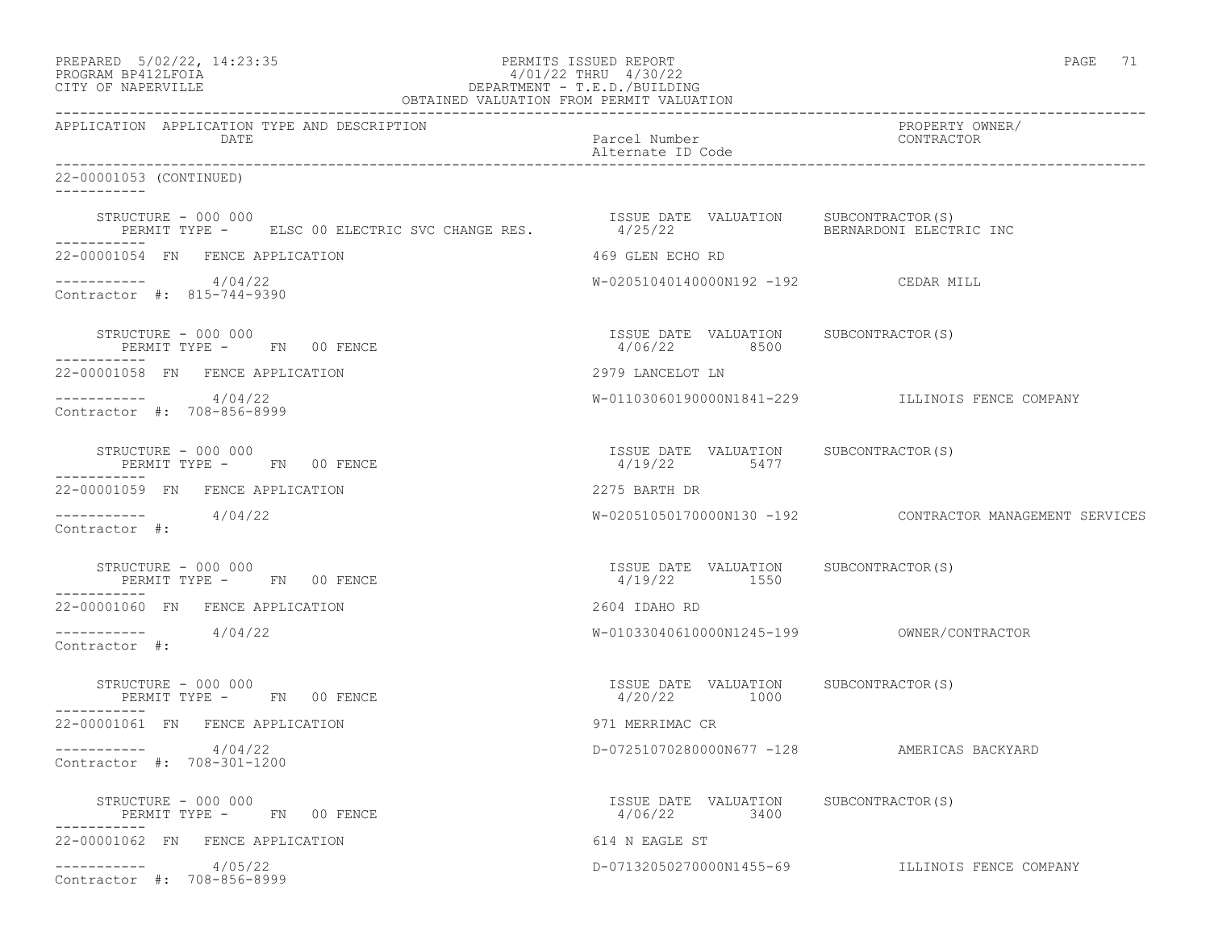OBTAINED VALUATION FROM PERMIT VALUATION

| APPLICATION | APPLICATION TYPE AND DESCRIPTION / DATE | Parcel Number / Alternate ID Code | PROPERTY OWNER/ CONTRACTOR |
|---|---|---|---|

22-00001053 (CONTINUED)

STRUCTURE - 000 000
PERMIT TYPE - ELSC 00 ELECTRIC SVC CHANGE RES.
ISSUE DATE 4/25/22 | VALUATION | SUBCONTRACTOR(S): BERNARDONI ELECTRIC INC

---

22-00001054 FN FENCE APPLICATION — 469 GLEN ECHO RD
4/04/22 — W-02051040140000N192 -192 — CEDAR MILL
Contractor #: 815-744-9390

STRUCTURE - 000 000
PERMIT TYPE - FN 00 FENCE
ISSUE DATE 4/06/22 | VALUATION 8500 | SUBCONTRACTOR(S)

---

22-00001058 FN FENCE APPLICATION — 2979 LANCELOT LN
4/04/22 — W-01103060190000N1841-229 — ILLINOIS FENCE COMPANY
Contractor #: 708-856-8999

STRUCTURE - 000 000
PERMIT TYPE - FN 00 FENCE
ISSUE DATE 4/19/22 | VALUATION 5477 | SUBCONTRACTOR(S)

---

22-00001059 FN FENCE APPLICATION — 2275 BARTH DR
4/04/22 — W-02051050170000N130 -192 — CONTRACTOR MANAGEMENT SERVICES
Contractor #:

STRUCTURE - 000 000
PERMIT TYPE - FN 00 FENCE
ISSUE DATE 4/19/22 | VALUATION 1550 | SUBCONTRACTOR(S)

---

22-00001060 FN FENCE APPLICATION — 2604 IDAHO RD
4/04/22 — W-01033040610000N1245-199 — OWNER/CONTRACTOR
Contractor #:

STRUCTURE - 000 000
PERMIT TYPE - FN 00 FENCE
ISSUE DATE 4/20/22 | VALUATION 1000 | SUBCONTRACTOR(S)

---

22-00001061 FN FENCE APPLICATION — 971 MERRIMAC CR
4/04/22 — D-07251070280000N677 -128 — AMERICAS BACKYARD
Contractor #: 708-301-1200

STRUCTURE - 000 000
PERMIT TYPE - FN 00 FENCE
ISSUE DATE 4/06/22 | VALUATION 3400 | SUBCONTRACTOR(S)

---

22-00001062 FN FENCE APPLICATION — 614 N EAGLE ST
4/05/22 — D-07132050270000N1455-69 — ILLINOIS FENCE COMPANY
Contractor #: 708-856-8999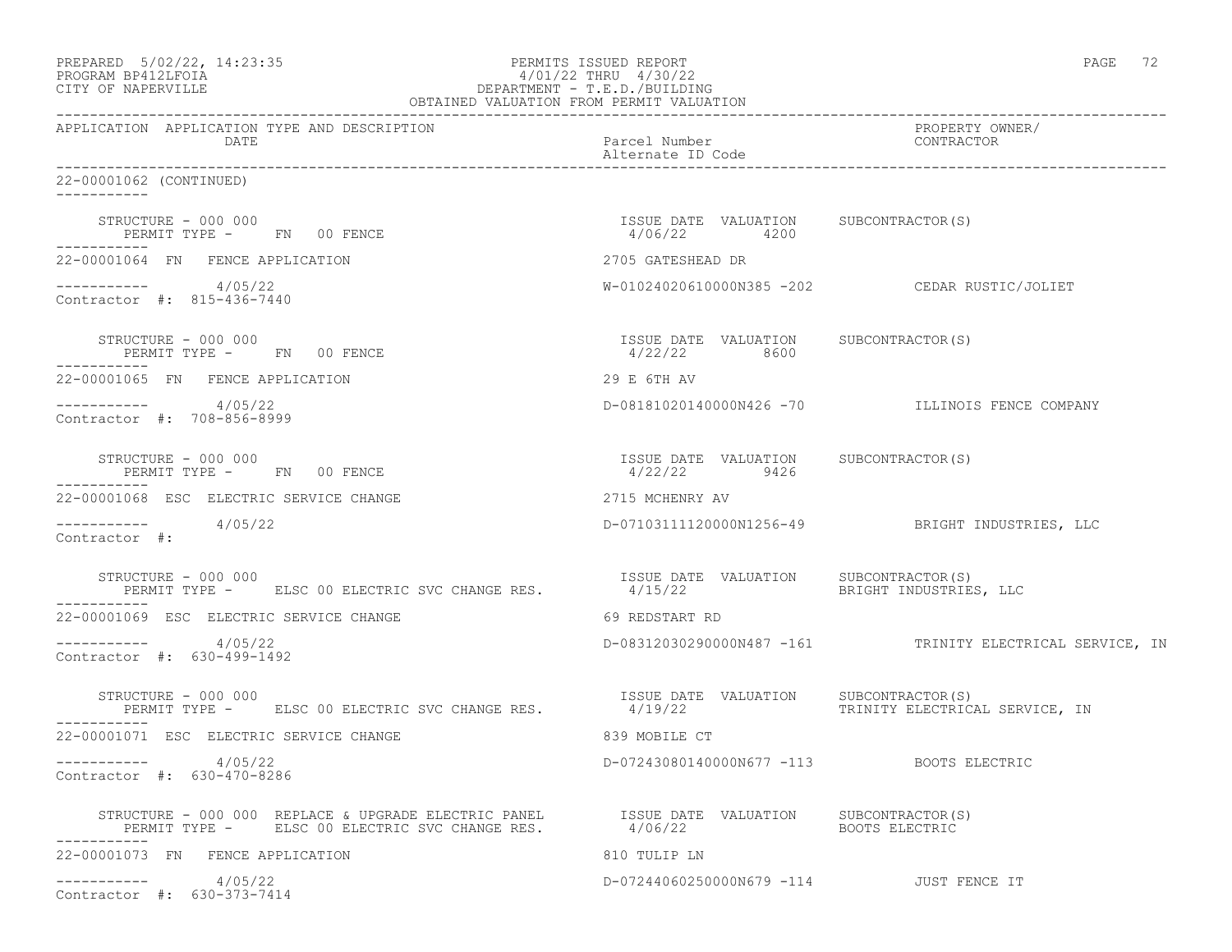PREPARED 5/02/22, 14:23:35
PROGRAM BP412LFOIA
CITY OF NAPERVILLE

PERMITS ISSUED REPORT
4/01/22 THRU 4/30/22
DEPARTMENT - T.E.D./BUILDING
OBTAINED VALUATION FROM PERMIT VALUATION

| APPLICATION | APPLICATION TYPE AND DESCRIPTION / DATE | Parcel Number / Alternate ID Code | PROPERTY OWNER/ CONTRACTOR |
|---|---|---|---|

**22-00001062 (CONTINUED)**

STRUCTURE - 000 000
PERMIT TYPE - FN 00 FENCE
ISSUE DATE 4/06/22 VALUATION 4200 SUBCONTRACTOR(S)

---

**22-00001064 FN FENCE APPLICATION** — 2705 GATESHEAD DR
4/05/22 — W-01024020610000N385 -202 — CEDAR RUSTIC/JOLIET
Contractor #: 815-436-7440

STRUCTURE - 000 000
PERMIT TYPE - FN 00 FENCE
ISSUE DATE 4/22/22 VALUATION 8600 SUBCONTRACTOR(S)

---

**22-00001065 FN FENCE APPLICATION** — 29 E 6TH AV
4/05/22 — D-08181020140000N426 -70 — ILLINOIS FENCE COMPANY
Contractor #: 708-856-8999

STRUCTURE - 000 000
PERMIT TYPE - FN 00 FENCE
ISSUE DATE 4/22/22 VALUATION 9426 SUBCONTRACTOR(S)

---

**22-00001068 ESC ELECTRIC SERVICE CHANGE** — 2715 MCHENRY AV
4/05/22 — D-07103111120000N1256-49 — BRIGHT INDUSTRIES, LLC
Contractor #:

STRUCTURE - 000 000
PERMIT TYPE - ELSC 00 ELECTRIC SVC CHANGE RES.
ISSUE DATE 4/15/22 VALUATION SUBCONTRACTOR(S) BRIGHT INDUSTRIES, LLC

---

**22-00001069 ESC ELECTRIC SERVICE CHANGE** — 69 REDSTART RD
4/05/22 — D-08312030290000N487 -161 — TRINITY ELECTRICAL SERVICE, IN
Contractor #: 630-499-1492

STRUCTURE - 000 000
PERMIT TYPE - ELSC 00 ELECTRIC SVC CHANGE RES.
ISSUE DATE 4/19/22 VALUATION SUBCONTRACTOR(S) TRINITY ELECTRICAL SERVICE, IN

---

**22-00001071 ESC ELECTRIC SERVICE CHANGE** — 839 MOBILE CT
4/05/22 — D-07243080140000N677 -113 — BOOTS ELECTRIC
Contractor #: 630-470-8286

STRUCTURE - 000 000 REPLACE & UPGRADE ELECTRIC PANEL
PERMIT TYPE - ELSC 00 ELECTRIC SVC CHANGE RES.
ISSUE DATE 4/06/22 VALUATION SUBCONTRACTOR(S) BOOTS ELECTRIC

---

**22-00001073 FN FENCE APPLICATION** — 810 TULIP LN
4/05/22 — D-07244060250000N679 -114 — JUST FENCE IT
Contractor #: 630-373-7414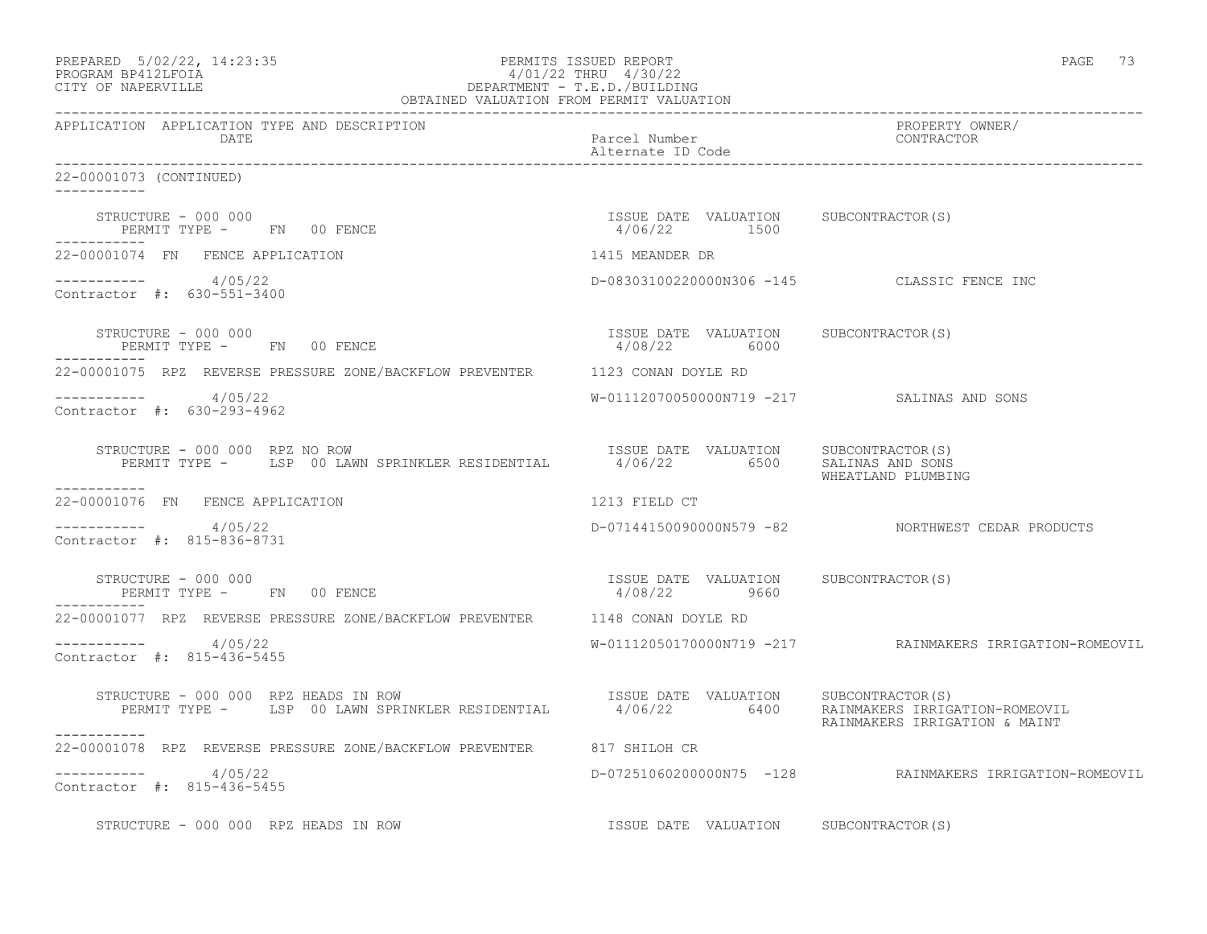APPLICATION APPLICATION TYPE AND DESCRIPTION DATE | Parcel Number Alternate ID Code | PROPERTY OWNER/ CONTRACTOR

22-00001073 (CONTINUED)

STRUCTURE - 000 000
PERMIT TYPE - FN 00 FENCE

| ISSUE DATE | VALUATION | SUBCONTRACTOR(S) |
|---|---|---|
| 4/06/22 | 1500 | |

22-00001074 FN FENCE APPLICATION — 1415 MEANDER DR

4/05/22 — D-08303100220000N306 -145 — CLASSIC FENCE INC
Contractor #: 630-551-3400

STRUCTURE - 000 000
PERMIT TYPE - FN 00 FENCE

| ISSUE DATE | VALUATION | SUBCONTRACTOR(S) |
|---|---|---|
| 4/08/22 | 6000 | |

22-00001075 RPZ REVERSE PRESSURE ZONE/BACKFLOW PREVENTER — 1123 CONAN DOYLE RD

4/05/22 — W-01112070050000N719 -217 — SALINAS AND SONS
Contractor #: 630-293-4962

STRUCTURE - 000 000 RPZ NO ROW
PERMIT TYPE - LSP 00 LAWN SPRINKLER RESIDENTIAL

| ISSUE DATE | VALUATION | SUBCONTRACTOR(S) |
|---|---|---|
| 4/06/22 | 6500 | SALINAS AND SONS |
| | | WHEATLAND PLUMBING |

22-00001076 FN FENCE APPLICATION — 1213 FIELD CT

4/05/22 — D-07144150090000N579 -82 — NORTHWEST CEDAR PRODUCTS
Contractor #: 815-836-8731

STRUCTURE - 000 000
PERMIT TYPE - FN 00 FENCE

| ISSUE DATE | VALUATION | SUBCONTRACTOR(S) |
|---|---|---|
| 4/08/22 | 9660 | |

22-00001077 RPZ REVERSE PRESSURE ZONE/BACKFLOW PREVENTER — 1148 CONAN DOYLE RD

4/05/22 — W-01112050170000N719 -217 — RAINMAKERS IRRIGATION-ROMEOVIL
Contractor #: 815-436-5455

STRUCTURE - 000 000 RPZ HEADS IN ROW
PERMIT TYPE - LSP 00 LAWN SPRINKLER RESIDENTIAL

| ISSUE DATE | VALUATION | SUBCONTRACTOR(S) |
|---|---|---|
| 4/06/22 | 6400 | RAINMAKERS IRRIGATION-ROMEOVIL |
| | | RAINMAKERS IRRIGATION & MAINT |

22-00001078 RPZ REVERSE PRESSURE ZONE/BACKFLOW PREVENTER — 817 SHILOH CR

4/05/22 — D-07251060200000N75 -128 — RAINMAKERS IRRIGATION-ROMEOVIL
Contractor #: 815-436-5455

STRUCTURE - 000 000 RPZ HEADS IN ROW — ISSUE DATE VALUATION SUBCONTRACTOR(S)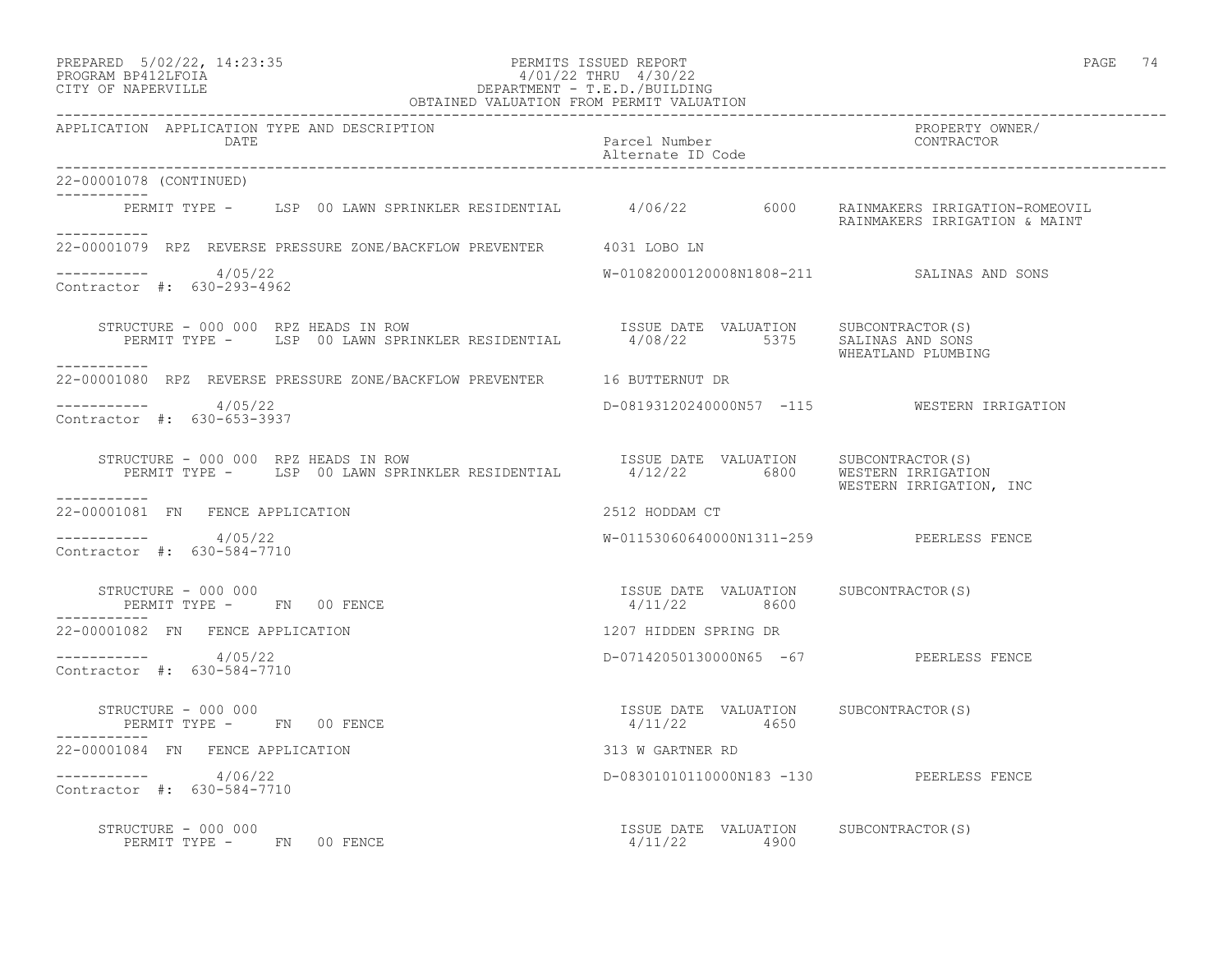PREPARED 5/02/22, 14:23:35 PERMITS ISSUED REPORT
PROGRAM BP412LFOIA 4/01/22 THRU 4/30/22
CITY OF NAPERVILLE DEPARTMENT - T.E.D./BUILDING
OBTAINED VALUATION FROM PERMIT VALUATION

| APPLICATION | APPLICATION TYPE AND DESCRIPTION / DATE | Parcel Number / Alternate ID Code | PROPERTY OWNER/ CONTRACTOR |
|---|---|---|---|

22-00001078 (CONTINUED)

PERMIT TYPE - LSP 00 LAWN SPRINKLER RESIDENTIAL 4/06/22 6000 RAINMAKERS IRRIGATION-ROMEOVIL
RAINMAKERS IRRIGATION & MAINT

---

22-00001079 RPZ REVERSE PRESSURE ZONE/BACKFLOW PREVENTER 4031 LOBO LN

4/05/22 W-01082000120008N1808-211 SALINAS AND SONS
Contractor #: 630-293-4962

STRUCTURE - 000 000 RPZ HEADS IN ROW ISSUE DATE VALUATION SUBCONTRACTOR(S)
PERMIT TYPE - LSP 00 LAWN SPRINKLER RESIDENTIAL 4/08/22 5375 SALINAS AND SONS
WHEATLAND PLUMBING

---

22-00001080 RPZ REVERSE PRESSURE ZONE/BACKFLOW PREVENTER 16 BUTTERNUT DR

4/05/22 D-08193120240000N57 -115 WESTERN IRRIGATION
Contractor #: 630-653-3937

STRUCTURE - 000 000 RPZ HEADS IN ROW ISSUE DATE VALUATION SUBCONTRACTOR(S)
PERMIT TYPE - LSP 00 LAWN SPRINKLER RESIDENTIAL 4/12/22 6800 WESTERN IRRIGATION
WESTERN IRRIGATION, INC

---

22-00001081 FN FENCE APPLICATION 2512 HODDAM CT

4/05/22 W-01153060640000N1311-259 PEERLESS FENCE
Contractor #: 630-584-7710

STRUCTURE - 000 000 ISSUE DATE VALUATION SUBCONTRACTOR(S)
PERMIT TYPE - FN 00 FENCE 4/11/22 8600

---

22-00001082 FN FENCE APPLICATION 1207 HIDDEN SPRING DR

4/05/22 D-07142050130000N65 -67 PEERLESS FENCE
Contractor #: 630-584-7710

STRUCTURE - 000 000 ISSUE DATE VALUATION SUBCONTRACTOR(S)
PERMIT TYPE - FN 00 FENCE 4/11/22 4650

---

22-00001084 FN FENCE APPLICATION 313 W GARTNER RD

4/06/22 D-08301010110000N183 -130 PEERLESS FENCE
Contractor #: 630-584-7710

STRUCTURE - 000 000 ISSUE DATE VALUATION SUBCONTRACTOR(S)
PERMIT TYPE - FN 00 FENCE 4/11/22 4900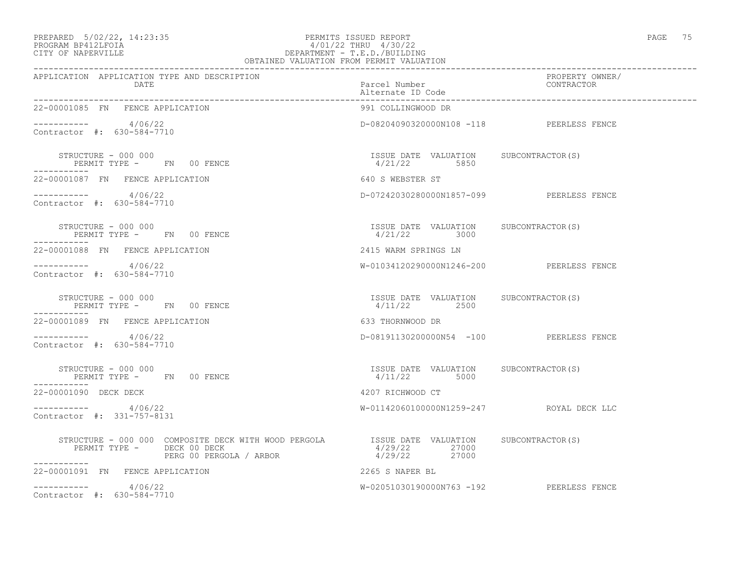PREPARED 5/02/22, 14:23:35 PERMITS ISSUED REPORT
PROGRAM BP412LFOIA 4/01/22 THRU 4/30/22
CITY OF NAPERVILLE DEPARTMENT - T.E.D./BUILDING
OBTAINED VALUATION FROM PERMIT VALUATION

| APPLICATION | APPLICATION TYPE AND DESCRIPTION DATE | Parcel Number / Alternate ID Code | PROPERTY OWNER/ CONTRACTOR |
|---|---|---|---|
| 22-00001085 | FN FENCE APPLICATION | 991 COLLINGWOOD DR | |
| ----------- | 4/06/22 | D-08204090320000N108 -118 | PEERLESS FENCE |
| Contractor #: 630-584-7710 | | | |
| STRUCTURE - 000 000 | PERMIT TYPE - FN 00 FENCE | ISSUE DATE 4/21/22 VALUATION 5850 | SUBCONTRACTOR(S) |
| 22-00001087 | FN FENCE APPLICATION | 640 S WEBSTER ST | |
| ----------- | 4/06/22 | D-07242030280000N1857-099 | PEERLESS FENCE |
| Contractor #: 630-584-7710 | | | |
| STRUCTURE - 000 000 | PERMIT TYPE - FN 00 FENCE | ISSUE DATE 4/21/22 VALUATION 3000 | SUBCONTRACTOR(S) |
| 22-00001088 | FN FENCE APPLICATION | 2415 WARM SPRINGS LN | |
| ----------- | 4/06/22 | W-01034120290000N1246-200 | PEERLESS FENCE |
| Contractor #: 630-584-7710 | | | |
| STRUCTURE - 000 000 | PERMIT TYPE - FN 00 FENCE | ISSUE DATE 4/11/22 VALUATION 2500 | SUBCONTRACTOR(S) |
| 22-00001089 | FN FENCE APPLICATION | 633 THORNWOOD DR | |
| ----------- | 4/06/22 | D-08191130200000N54 -100 | PEERLESS FENCE |
| Contractor #: 630-584-7710 | | | |
| STRUCTURE - 000 000 | PERMIT TYPE - FN 00 FENCE | ISSUE DATE 4/11/22 VALUATION 5000 | SUBCONTRACTOR(S) |
| 22-00001090 | DECK DECK | 4207 RICHWOOD CT | |
| ----------- | 4/06/22 | W-01142060100000N1259-247 | ROYAL DECK LLC |
| Contractor #: 331-757-8131 | | | |
| STRUCTURE - 000 000 COMPOSITE DECK WITH WOOD PERGOLA | PERMIT TYPE - DECK 00 DECK | ISSUE DATE 4/29/22 VALUATION 27000 | SUBCONTRACTOR(S) |
| | PERG 00 PERGOLA / ARBOR | 4/29/22 27000 | |
| 22-00001091 | FN FENCE APPLICATION | 2265 S NAPER BL | |
| ----------- | 4/06/22 | W-02051030190000N763 -192 | PEERLESS FENCE |
| Contractor #: 630-584-7710 | | | |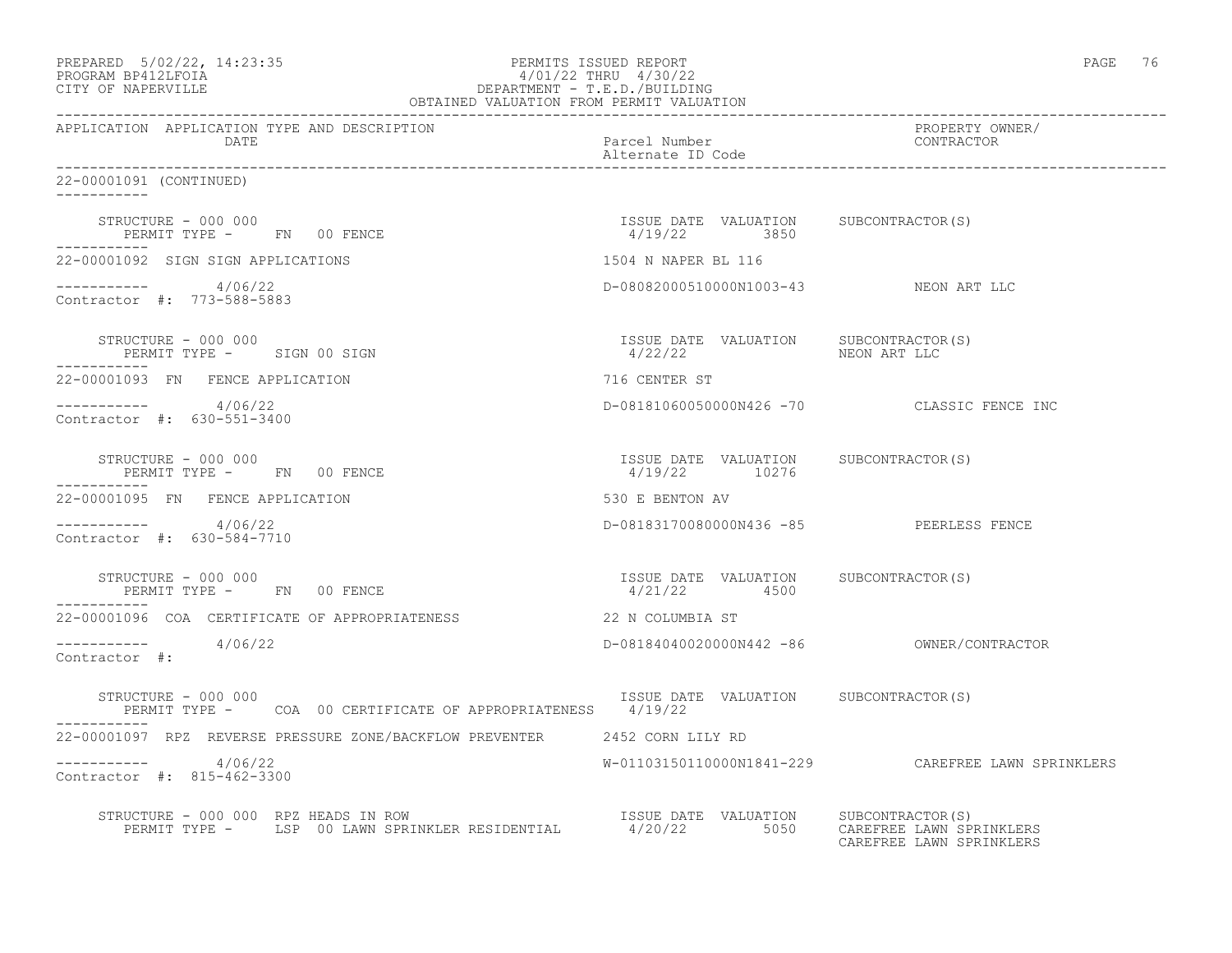OBTAINED VALUATION FROM PERMIT VALUATION

| APPLICATION | APPLICATION TYPE AND DESCRIPTION / DATE | Parcel Number / Alternate ID Code | PROPERTY OWNER/ CONTRACTOR |
|---|---|---|---|

22-00001091 (CONTINUED)

STRUCTURE - 000 000
PERMIT TYPE - FN 00 FENCE
ISSUE DATE 4/19/22 VALUATION 3850 SUBCONTRACTOR(S)

---

22-00001092 SIGN SIGN APPLICATIONS — 1504 N NAPER BL 116

4/06/22 — D-08082000510000N1003-43 — NEON ART LLC

Contractor #: 773-588-5883

STRUCTURE - 000 000
PERMIT TYPE - SIGN 00 SIGN
ISSUE DATE 4/22/22 VALUATION SUBCONTRACTOR(S) NEON ART LLC

---

22-00001093 FN FENCE APPLICATION — 716 CENTER ST

4/06/22 — D-08181060050000N426 -70 — CLASSIC FENCE INC

Contractor #: 630-551-3400

STRUCTURE - 000 000
PERMIT TYPE - FN 00 FENCE
ISSUE DATE 4/19/22 VALUATION 10276 SUBCONTRACTOR(S)

---

22-00001095 FN FENCE APPLICATION — 530 E BENTON AV

4/06/22 — D-08183170080000N436 -85 — PEERLESS FENCE

Contractor #: 630-584-7710

STRUCTURE - 000 000
PERMIT TYPE - FN 00 FENCE
ISSUE DATE 4/21/22 VALUATION 4500 SUBCONTRACTOR(S)

---

22-00001096 COA CERTIFICATE OF APPROPRIATENESS — 22 N COLUMBIA ST

4/06/22 — D-08184040020000N442 -86 — OWNER/CONTRACTOR

Contractor #:

STRUCTURE - 000 000
PERMIT TYPE - COA 00 CERTIFICATE OF APPROPRIATENESS
ISSUE DATE 4/19/22 VALUATION SUBCONTRACTOR(S)

---

22-00001097 RPZ REVERSE PRESSURE ZONE/BACKFLOW PREVENTER — 2452 CORN LILY RD

4/06/22 — W-01103150110000N1841-229 — CAREFREE LAWN SPRINKLERS

Contractor #: 815-462-3300

STRUCTURE - 000 000 RPZ HEADS IN ROW
PERMIT TYPE - LSP 00 LAWN SPRINKLER RESIDENTIAL
ISSUE DATE 4/20/22 VALUATION 5050 SUBCONTRACTOR(S) CAREFREE LAWN SPRINKLERS
CAREFREE LAWN SPRINKLERS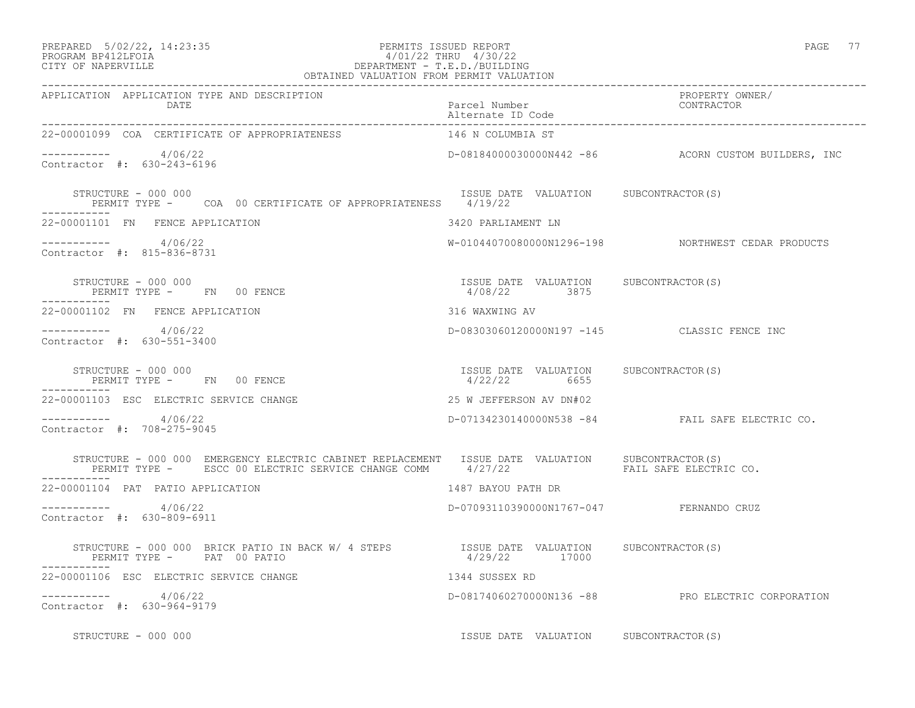PERMITS ISSUED REPORT
4/01/22 THRU 4/30/22
DEPARTMENT - T.E.D./BUILDING
OBTAINED VALUATION FROM PERMIT VALUATION

PREPARED 5/02/22, 14:23:35
PROGRAM BP412LFOIA
CITY OF NAPERVILLE

| APPLICATION | APPLICATION TYPE AND DESCRIPTION / DATE | Parcel Number / Alternate ID Code | PROPERTY OWNER/ CONTRACTOR |
|---|---|---|---|
| 22-00001099 | COA CERTIFICATE OF APPROPRIATENESS | 146 N COLUMBIA ST | |
| ----------- | 4/06/22 | D-08184000030000N442 -86 | ACORN CUSTOM BUILDERS, INC |
| Contractor #: 630-243-6196 | | | |
| STRUCTURE - 000 000 | PERMIT TYPE - COA 00 CERTIFICATE OF APPROPRIATENESS | ISSUE DATE 4/19/22 VALUATION | SUBCONTRACTOR(S) |
| 22-00001101 | FN FENCE APPLICATION | 3420 PARLIAMENT LN | |
| ----------- | 4/06/22 | W-01044070080000N1296-198 | NORTHWEST CEDAR PRODUCTS |
| Contractor #: 815-836-8731 | | | |
| STRUCTURE - 000 000 | PERMIT TYPE - FN 00 FENCE | ISSUE DATE 4/08/22 VALUATION 3875 | SUBCONTRACTOR(S) |
| 22-00001102 | FN FENCE APPLICATION | 316 WAXWING AV | |
| ----------- | 4/06/22 | D-08303060120000N197 -145 | CLASSIC FENCE INC |
| Contractor #: 630-551-3400 | | | |
| STRUCTURE - 000 000 | PERMIT TYPE - FN 00 FENCE | ISSUE DATE 4/22/22 VALUATION 6655 | SUBCONTRACTOR(S) |
| 22-00001103 | ESC ELECTRIC SERVICE CHANGE | 25 W JEFFERSON AV DN#02 | |
| ----------- | 4/06/22 | D-07134230140000N538 -84 | FAIL SAFE ELECTRIC CO. |
| Contractor #: 708-275-9045 | | | |
| STRUCTURE - 000 000 EMERGENCY ELECTRIC CABINET REPLACEMENT | PERMIT TYPE - ESCC 00 ELECTRIC SERVICE CHANGE COMM | ISSUE DATE 4/27/22 VALUATION | SUBCONTRACTOR(S) FAIL SAFE ELECTRIC CO. |
| 22-00001104 | PAT PATIO APPLICATION | 1487 BAYOU PATH DR | |
| ----------- | 4/06/22 | D-07093110390000N1767-047 | FERNANDO CRUZ |
| Contractor #: 630-809-6911 | | | |
| STRUCTURE - 000 000 BRICK PATIO IN BACK W/ 4 STEPS | PERMIT TYPE - PAT 00 PATIO | ISSUE DATE 4/29/22 VALUATION 17000 | SUBCONTRACTOR(S) |
| 22-00001106 | ESC ELECTRIC SERVICE CHANGE | 1344 SUSSEX RD | |
| ----------- | 4/06/22 | D-08174060270000N136 -88 | PRO ELECTRIC CORPORATION |
| Contractor #: 630-964-9179 | | | |
| STRUCTURE - 000 000 | | ISSUE DATE VALUATION | SUBCONTRACTOR(S) |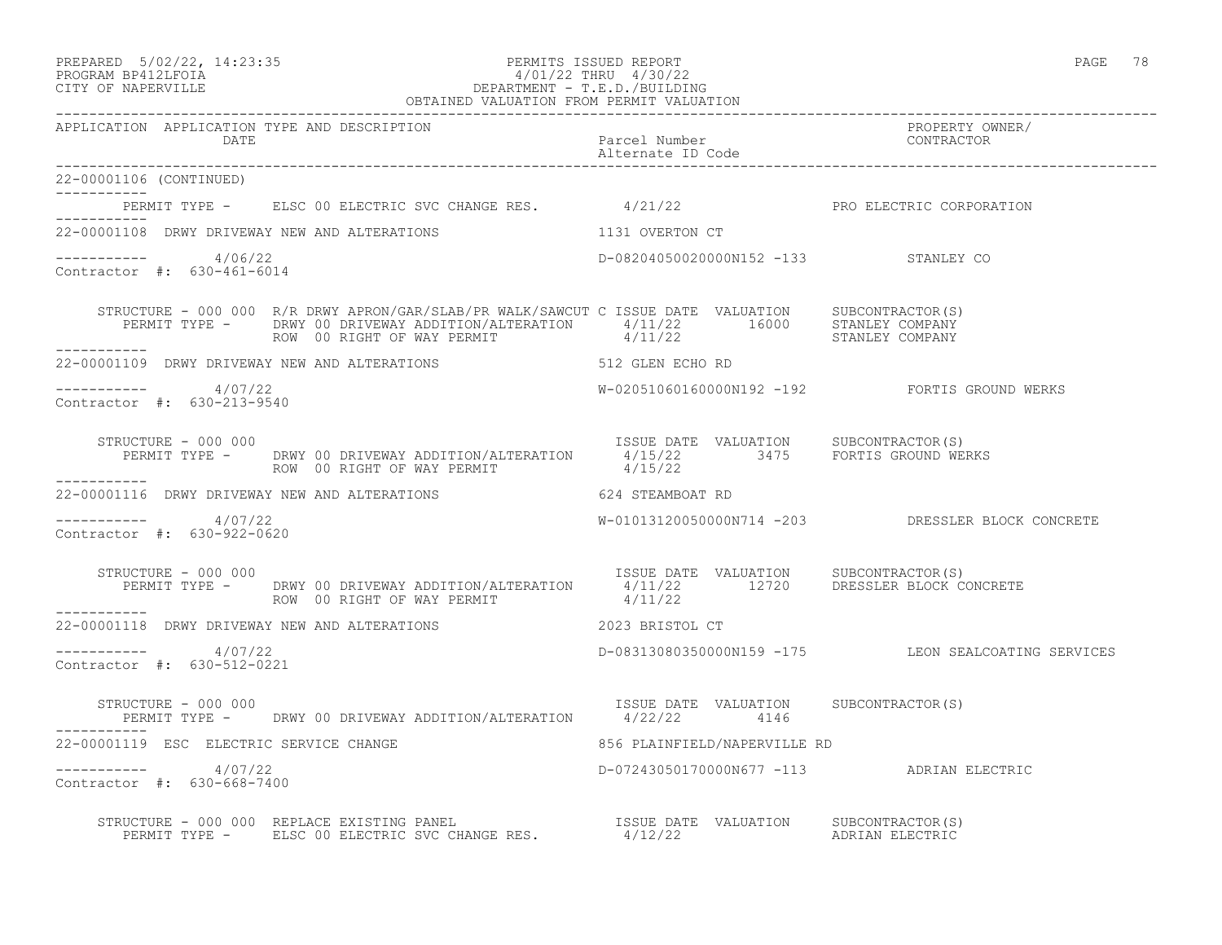PREPARED 5/02/22, 14:23:35 PERMITS ISSUED REPORT
PROGRAM BP412LFOIA 4/01/22 THRU 4/30/22
CITY OF NAPERVILLE DEPARTMENT - T.E.D./BUILDING
OBTAINED VALUATION FROM PERMIT VALUATION

| APPLICATION | APPLICATION TYPE AND DESCRIPTION / DATE | Parcel Number / Alternate ID Code | PROPERTY OWNER/ CONTRACTOR |
|---|---|---|---|

22-00001106 (CONTINUED)

PERMIT TYPE - ELSC 00 ELECTRIC SVC CHANGE RES. 4/21/22 PRO ELECTRIC CORPORATION

---

22-00001108 DRWY DRIVEWAY NEW AND ALTERATIONS — 1131 OVERTON CT

4/06/22 — D-08204050020000N152 -133 — STANLEY CO
Contractor #: 630-461-6014

STRUCTURE - 000 000 R/R DRWY APRON/GAR/SLAB/PR WALK/SAWCUT C

| PERMIT TYPE | ISSUE DATE | VALUATION | SUBCONTRACTOR(S) |
|---|---|---|---|
| DRWY 00 DRIVEWAY ADDITION/ALTERATION | 4/11/22 | 16000 | STANLEY COMPANY |
| ROW 00 RIGHT OF WAY PERMIT | 4/11/22 | | STANLEY COMPANY |

---

22-00001109 DRWY DRIVEWAY NEW AND ALTERATIONS — 512 GLEN ECHO RD

4/07/22 — W-02051060160000N192 -192 — FORTIS GROUND WERKS
Contractor #: 630-213-9540

STRUCTURE - 000 000

| PERMIT TYPE | ISSUE DATE | VALUATION | SUBCONTRACTOR(S) |
|---|---|---|---|
| DRWY 00 DRIVEWAY ADDITION/ALTERATION | 4/15/22 | 3475 | FORTIS GROUND WERKS |
| ROW 00 RIGHT OF WAY PERMIT | 4/15/22 | | |

---

22-00001116 DRWY DRIVEWAY NEW AND ALTERATIONS — 624 STEAMBOAT RD

4/07/22 — W-01013120050000N714 -203 — DRESSLER BLOCK CONCRETE
Contractor #: 630-922-0620

STRUCTURE - 000 000

| PERMIT TYPE | ISSUE DATE | VALUATION | SUBCONTRACTOR(S) |
|---|---|---|---|
| DRWY 00 DRIVEWAY ADDITION/ALTERATION | 4/11/22 | 12720 | DRESSLER BLOCK CONCRETE |
| ROW 00 RIGHT OF WAY PERMIT | 4/11/22 | | |

---

22-00001118 DRWY DRIVEWAY NEW AND ALTERATIONS — 2023 BRISTOL CT

4/07/22 — D-08313080350000N159 -175 — LEON SEALCOATING SERVICES
Contractor #: 630-512-0221

STRUCTURE - 000 000

| PERMIT TYPE | ISSUE DATE | VALUATION | SUBCONTRACTOR(S) |
|---|---|---|---|
| DRWY 00 DRIVEWAY ADDITION/ALTERATION | 4/22/22 | 4146 | |

---

22-00001119 ESC ELECTRIC SERVICE CHANGE — 856 PLAINFIELD/NAPERVILLE RD

4/07/22 — D-07243050170000N677 -113 — ADRIAN ELECTRIC
Contractor #: 630-668-7400

STRUCTURE - 000 000 REPLACE EXISTING PANEL

| PERMIT TYPE | ISSUE DATE | VALUATION | SUBCONTRACTOR(S) |
|---|---|---|---|
| ELSC 00 ELECTRIC SVC CHANGE RES. | 4/12/22 | | ADRIAN ELECTRIC |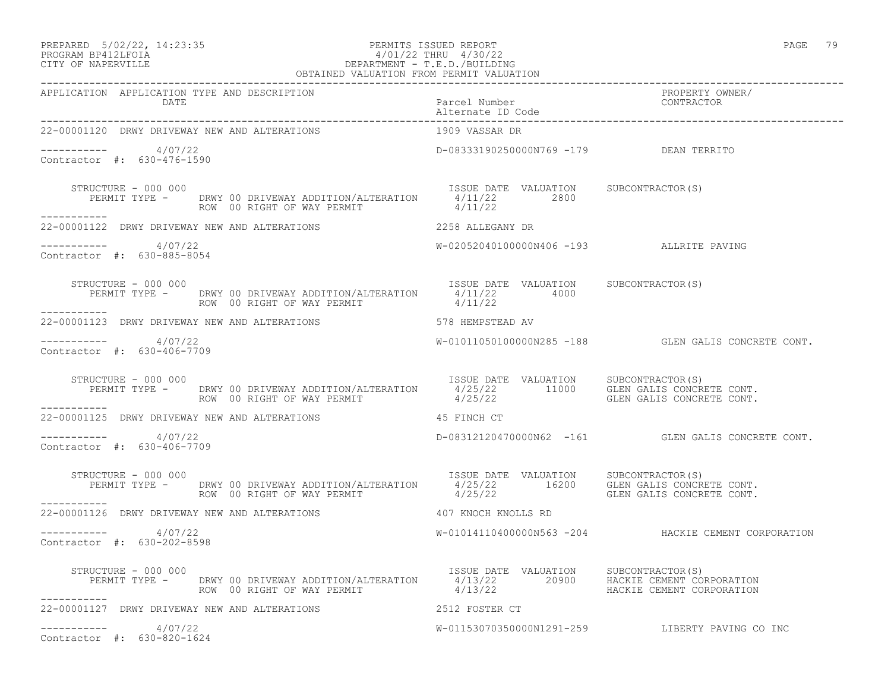PREPARED 5/02/22, 14:23:35
PROGRAM BP412LFOIA
CITY OF NAPERVILLE

PERMITS ISSUED REPORT
4/01/22 THRU 4/30/22
DEPARTMENT - T.E.D./BUILDING
OBTAINED VALUATION FROM PERMIT VALUATION

| APPLICATION | APPLICATION TYPE AND DESCRIPTION DATE | Parcel Number Alternate ID Code | PROPERTY OWNER/ CONTRACTOR |
|---|---|---|---|

**22-00001120** DRWY DRIVEWAY NEW AND ALTERATIONS — 1909 VASSAR DR

----------- 4/07/22 — D-08333190250000N769 -179 — DEAN TERRITO
Contractor #: 630-476-1590

| STRUCTURE - 000 000 | | ISSUE DATE | VALUATION | SUBCONTRACTOR(S) |
|---|---|---|---|---|
| PERMIT TYPE - | DRWY 00 DRIVEWAY ADDITION/ALTERATION | 4/11/22 | 2800 | |
| | ROW 00 RIGHT OF WAY PERMIT | 4/11/22 | | |

**22-00001122** DRWY DRIVEWAY NEW AND ALTERATIONS — 2258 ALLEGANY DR

----------- 4/07/22 — W-02052040100000N406 -193 — ALLRITE PAVING
Contractor #: 630-885-8054

| STRUCTURE - 000 000 | | ISSUE DATE | VALUATION | SUBCONTRACTOR(S) |
|---|---|---|---|---|
| PERMIT TYPE - | DRWY 00 DRIVEWAY ADDITION/ALTERATION | 4/11/22 | 4000 | |
| | ROW 00 RIGHT OF WAY PERMIT | 4/11/22 | | |

**22-00001123** DRWY DRIVEWAY NEW AND ALTERATIONS — 578 HEMPSTEAD AV

----------- 4/07/22 — W-01011050100000N285 -188 — GLEN GALIS CONCRETE CONT.
Contractor #: 630-406-7709

| STRUCTURE - 000 000 | | ISSUE DATE | VALUATION | SUBCONTRACTOR(S) |
|---|---|---|---|---|
| PERMIT TYPE - | DRWY 00 DRIVEWAY ADDITION/ALTERATION | 4/25/22 | 11000 | GLEN GALIS CONCRETE CONT. |
| | ROW 00 RIGHT OF WAY PERMIT | 4/25/22 | | GLEN GALIS CONCRETE CONT. |

**22-00001125** DRWY DRIVEWAY NEW AND ALTERATIONS — 45 FINCH CT

----------- 4/07/22 — D-08312120470000N62 -161 — GLEN GALIS CONCRETE CONT.
Contractor #: 630-406-7709

| STRUCTURE - 000 000 | | ISSUE DATE | VALUATION | SUBCONTRACTOR(S) |
|---|---|---|---|---|
| PERMIT TYPE - | DRWY 00 DRIVEWAY ADDITION/ALTERATION | 4/25/22 | 16200 | GLEN GALIS CONCRETE CONT. |
| | ROW 00 RIGHT OF WAY PERMIT | 4/25/22 | | GLEN GALIS CONCRETE CONT. |

**22-00001126** DRWY DRIVEWAY NEW AND ALTERATIONS — 407 KNOCH KNOLLS RD

----------- 4/07/22 — W-01014110400000N563 -204 — HACKIE CEMENT CORPORATION
Contractor #: 630-202-8598

| STRUCTURE - 000 000 | | ISSUE DATE | VALUATION | SUBCONTRACTOR(S) |
|---|---|---|---|---|
| PERMIT TYPE - | DRWY 00 DRIVEWAY ADDITION/ALTERATION | 4/13/22 | 20900 | HACKIE CEMENT CORPORATION |
| | ROW 00 RIGHT OF WAY PERMIT | 4/13/22 | | HACKIE CEMENT CORPORATION |

**22-00001127** DRWY DRIVEWAY NEW AND ALTERATIONS — 2512 FOSTER CT

----------- 4/07/22 — W-01153070350000N1291-259 — LIBERTY PAVING CO INC
Contractor #: 630-820-1624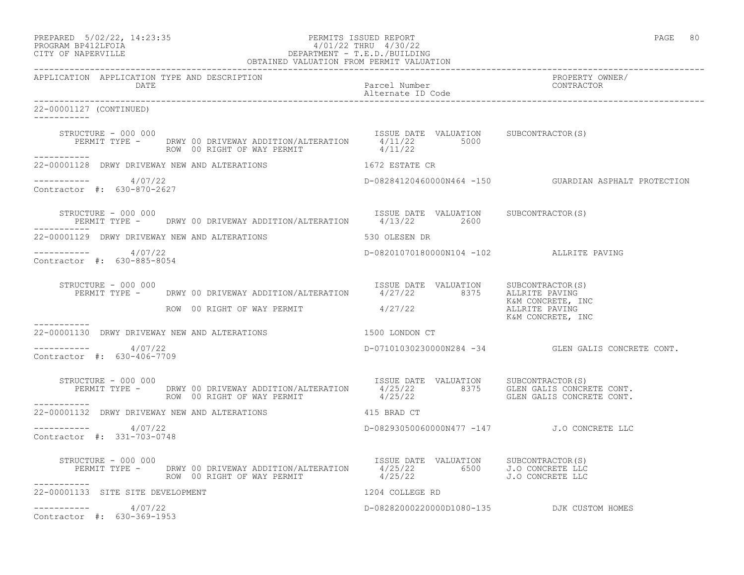APPLICATION APPLICATION TYPE AND DESCRIPTION DATE | Parcel Number / Alternate ID Code | PROPERTY OWNER/ CONTRACTOR

22-00001127 (CONTINUED)

```
    STRUCTURE - 000 000                                              ISSUE DATE  VALUATION     SUBCONTRACTOR(S)
       PERMIT TYPE -     DRWY 00 DRIVEWAY ADDITION/ALTERATION        4/11/22         5000
                         ROW  00 RIGHT OF WAY PERMIT                 4/11/22
-----------
22-00001128  DRWY DRIVEWAY NEW AND ALTERATIONS                      1672 ESTATE CR

-----------        4/07/22                                          D-08284120460000N464 -150          GUARDIAN ASPHALT PROTECTION
Contractor #:  630-870-2627

    STRUCTURE - 000 000                                              ISSUE DATE  VALUATION     SUBCONTRACTOR(S)
       PERMIT TYPE -     DRWY 00 DRIVEWAY ADDITION/ALTERATION        4/13/22         2600
-----------
22-00001129  DRWY DRIVEWAY NEW AND ALTERATIONS                      530 OLESEN DR

-----------        4/07/22                                          D-08201070180000N104 -102          ALLRITE PAVING
Contractor #:  630-885-8054

    STRUCTURE - 000 000                                              ISSUE DATE  VALUATION     SUBCONTRACTOR(S)
       PERMIT TYPE -     DRWY 00 DRIVEWAY ADDITION/ALTERATION        4/27/22         8375      ALLRITE PAVING
                                                                                               K&M CONCRETE, INC
                         ROW  00 RIGHT OF WAY PERMIT                 4/27/22                   ALLRITE PAVING
                                                                                               K&M CONCRETE, INC
-----------
22-00001130  DRWY DRIVEWAY NEW AND ALTERATIONS                      1500 LONDON CT

-----------        4/07/22                                          D-07101030230000N284 -34           GLEN GALIS CONCRETE CONT.
Contractor #:  630-406-7709

    STRUCTURE - 000 000                                              ISSUE DATE  VALUATION     SUBCONTRACTOR(S)
       PERMIT TYPE -     DRWY 00 DRIVEWAY ADDITION/ALTERATION        4/25/22         8375      GLEN GALIS CONCRETE CONT.
                         ROW  00 RIGHT OF WAY PERMIT                 4/25/22                   GLEN GALIS CONCRETE CONT.
-----------
22-00001132  DRWY DRIVEWAY NEW AND ALTERATIONS                      415 BRAD CT

-----------        4/07/22                                          D-08293050060000N477 -147          J.O CONCRETE LLC
Contractor #:  331-703-0748

    STRUCTURE - 000 000                                              ISSUE DATE  VALUATION     SUBCONTRACTOR(S)
       PERMIT TYPE -     DRWY 00 DRIVEWAY ADDITION/ALTERATION        4/25/22         6500      J.O CONCRETE LLC
                         ROW  00 RIGHT OF WAY PERMIT                 4/25/22                   J.O CONCRETE LLC
-----------
22-00001133  SITE SITE DEVELOPMENT                                  1204 COLLEGE RD

-----------        4/07/22                                          D-08282000220000D1080-135          DJK CUSTOM HOMES
Contractor #:  630-369-1953
```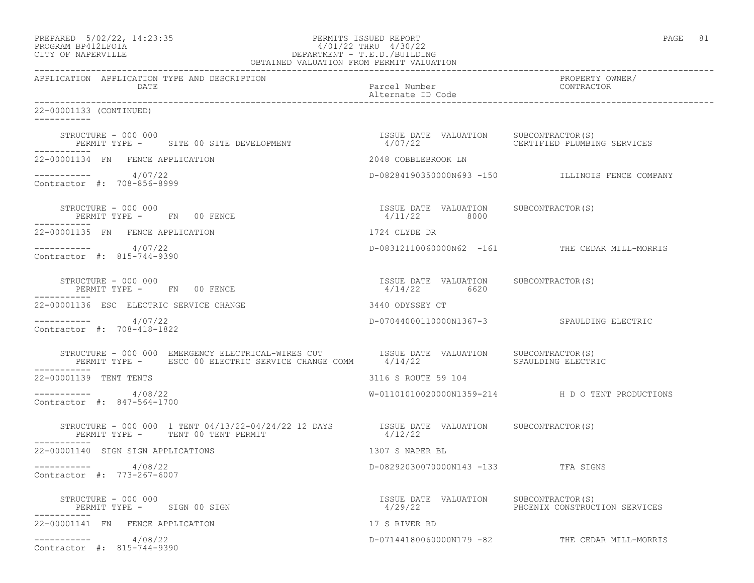PREPARED 5/02/22, 14:23:35 PERMITS ISSUED REPORT
PROGRAM BP412LFOIA 4/01/22 THRU 4/30/22
CITY OF NAPERVILLE DEPARTMENT - T.E.D./BUILDING
OBTAINED VALUATION FROM PERMIT VALUATION

| APPLICATION | APPLICATION TYPE AND DESCRIPTION DATE | Parcel Number Alternate ID Code | PROPERTY OWNER/ CONTRACTOR |
|---|---|---|---|

22-00001133 (CONTINUED)

STRUCTURE - 000 000
PERMIT TYPE - SITE 00 SITE DEVELOPMENT
ISSUE DATE 4/07/22 VALUATION
SUBCONTRACTOR(S) CERTIFIED PLUMBING SERVICES

22-00001134 FN FENCE APPLICATION — 2048 COBBLEBROOK LN
4/07/22 — D-08284190350000N693 -150 — ILLINOIS FENCE COMPANY
Contractor #: 708-856-8999

STRUCTURE - 000 000
PERMIT TYPE - FN 00 FENCE
ISSUE DATE 4/11/22 VALUATION 8000
SUBCONTRACTOR(S)

22-00001135 FN FENCE APPLICATION — 1724 CLYDE DR
4/07/22 — D-08312110060000N62 -161 — THE CEDAR MILL-MORRIS
Contractor #: 815-744-9390

STRUCTURE - 000 000
PERMIT TYPE - FN 00 FENCE
ISSUE DATE 4/14/22 VALUATION 6620
SUBCONTRACTOR(S)

22-00001136 ESC ELECTRIC SERVICE CHANGE — 3440 ODYSSEY CT
4/07/22 — D-07044000110000N1367-3 — SPAULDING ELECTRIC
Contractor #: 708-418-1822

STRUCTURE - 000 000 EMERGENCY ELECTRICAL-WIRES CUT
PERMIT TYPE - ESCC 00 ELECTRIC SERVICE CHANGE COMM
ISSUE DATE 4/14/22 VALUATION
SUBCONTRACTOR(S) SPAULDING ELECTRIC

22-00001139 TENT TENTS — 3116 S ROUTE 59 104
4/08/22 — W-01101010020000N1359-214 — H D O TENT PRODUCTIONS
Contractor #: 847-564-1700

STRUCTURE - 000 000 1 TENT 04/13/22-04/24/22 12 DAYS
PERMIT TYPE - TENT 00 TENT PERMIT
ISSUE DATE 4/12/22 VALUATION
SUBCONTRACTOR(S)

22-00001140 SIGN SIGN APPLICATIONS — 1307 S NAPER BL
4/08/22 — D-08292030070000N143 -133 — TFA SIGNS
Contractor #: 773-267-6007

STRUCTURE - 000 000
PERMIT TYPE - SIGN 00 SIGN
ISSUE DATE 4/29/22 VALUATION
SUBCONTRACTOR(S) PHOENIX CONSTRUCTION SERVICES

22-00001141 FN FENCE APPLICATION — 17 S RIVER RD
4/08/22 — D-07144180060000N179 -82 — THE CEDAR MILL-MORRIS
Contractor #: 815-744-9390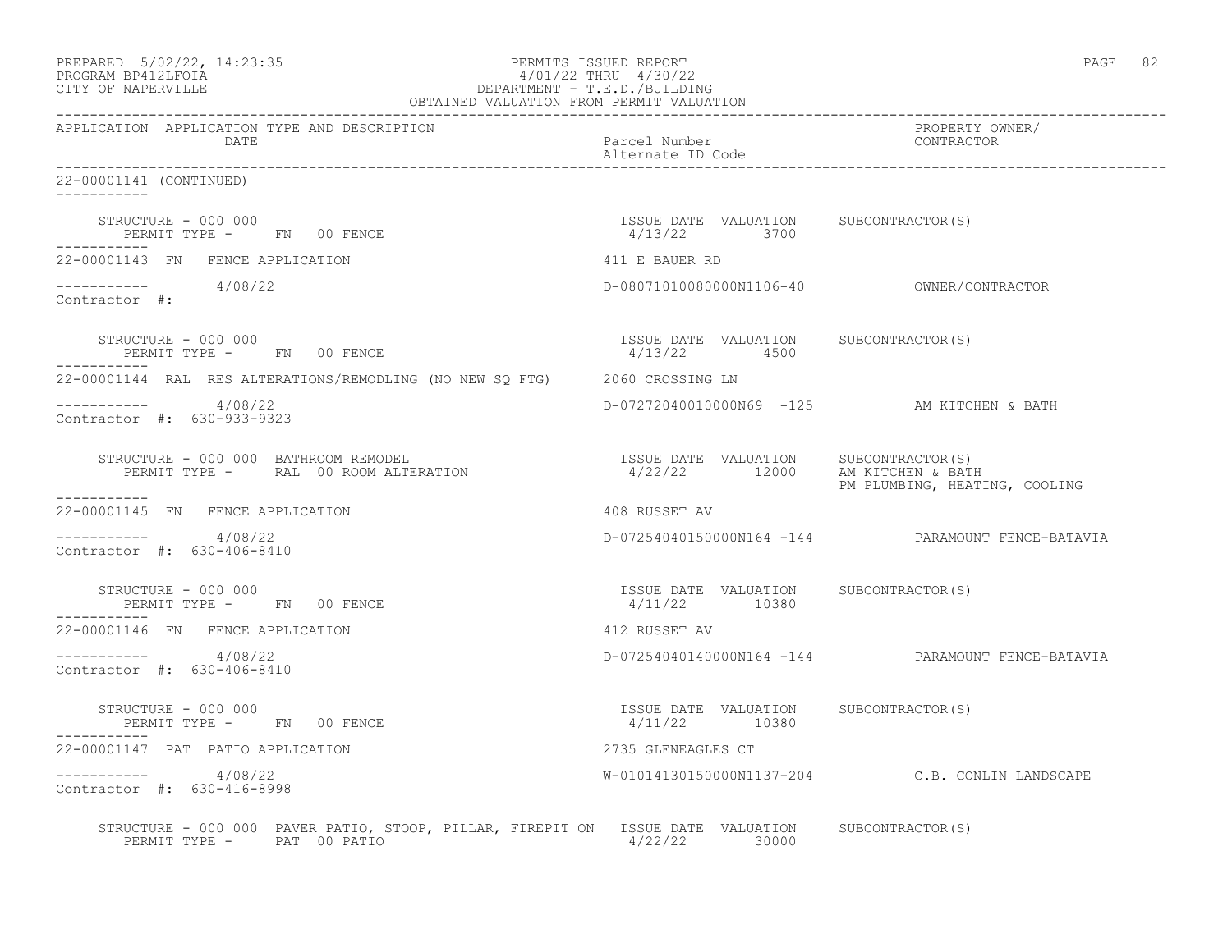PREPARED 5/02/22, 14:23:35 PERMITS ISSUED REPORT
PROGRAM BP412LFOIA 4/01/22 THRU 4/30/22
CITY OF NAPERVILLE DEPARTMENT - T.E.D./BUILDING
OBTAINED VALUATION FROM PERMIT VALUATION

```
APPLICATION  APPLICATION TYPE AND DESCRIPTION                                                          PROPERTY OWNER/
             DATE                                               Parcel Number                          CONTRACTOR
                                                                Alternate ID Code

22-00001141 (CONTINUED)
-----------

    STRUCTURE - 000 000                                         ISSUE DATE  VALUATION     SUBCONTRACTOR(S)
       PERMIT TYPE -     FN  00 FENCE                            4/13/22        3700
-----------
22-00001143  FN   FENCE APPLICATION                             411 E BAUER RD

-----------       4/08/22                                       D-08071010080000N1106-40          OWNER/CONTRACTOR
Contractor  #:

    STRUCTURE - 000 000                                         ISSUE DATE  VALUATION     SUBCONTRACTOR(S)
       PERMIT TYPE -     FN  00 FENCE                            4/13/22        4500
-----------
22-00001144  RAL  RES ALTERATIONS/REMODLING (NO NEW SQ FTG)     2060 CROSSING LN

-----------       4/08/22                                       D-07272040010000N69  -125         AM KITCHEN & BATH
Contractor  #:  630-933-9323

    STRUCTURE - 000 000  BATHROOM REMODEL                       ISSUE DATE  VALUATION     SUBCONTRACTOR(S)
       PERMIT TYPE -     RAL  00 ROOM ALTERATION                 4/22/22       12000      AM KITCHEN & BATH
                                                                                          PM PLUMBING, HEATING, COOLING
-----------
22-00001145  FN   FENCE APPLICATION                             408 RUSSET AV

-----------       4/08/22                                       D-07254040150000N164 -144         PARAMOUNT FENCE-BATAVIA
Contractor  #:  630-406-8410

    STRUCTURE - 000 000                                         ISSUE DATE  VALUATION     SUBCONTRACTOR(S)
       PERMIT TYPE -     FN  00 FENCE                            4/11/22       10380
-----------
22-00001146  FN   FENCE APPLICATION                             412 RUSSET AV

-----------       4/08/22                                       D-07254040140000N164 -144         PARAMOUNT FENCE-BATAVIA
Contractor  #:  630-406-8410

    STRUCTURE - 000 000                                         ISSUE DATE  VALUATION     SUBCONTRACTOR(S)
       PERMIT TYPE -     FN  00 FENCE                            4/11/22       10380
-----------
22-00001147  PAT  PATIO APPLICATION                             2735 GLENEAGLES CT

-----------       4/08/22                                       W-01014130150000N1137-204         C.B. CONLIN LANDSCAPE
Contractor  #:  630-416-8998

    STRUCTURE - 000 000  PAVER PATIO, STOOP, PILLAR, FIREPIT ON  ISSUE DATE  VALUATION     SUBCONTRACTOR(S)
       PERMIT TYPE -     PAT  00 PATIO                           4/22/22       30000
```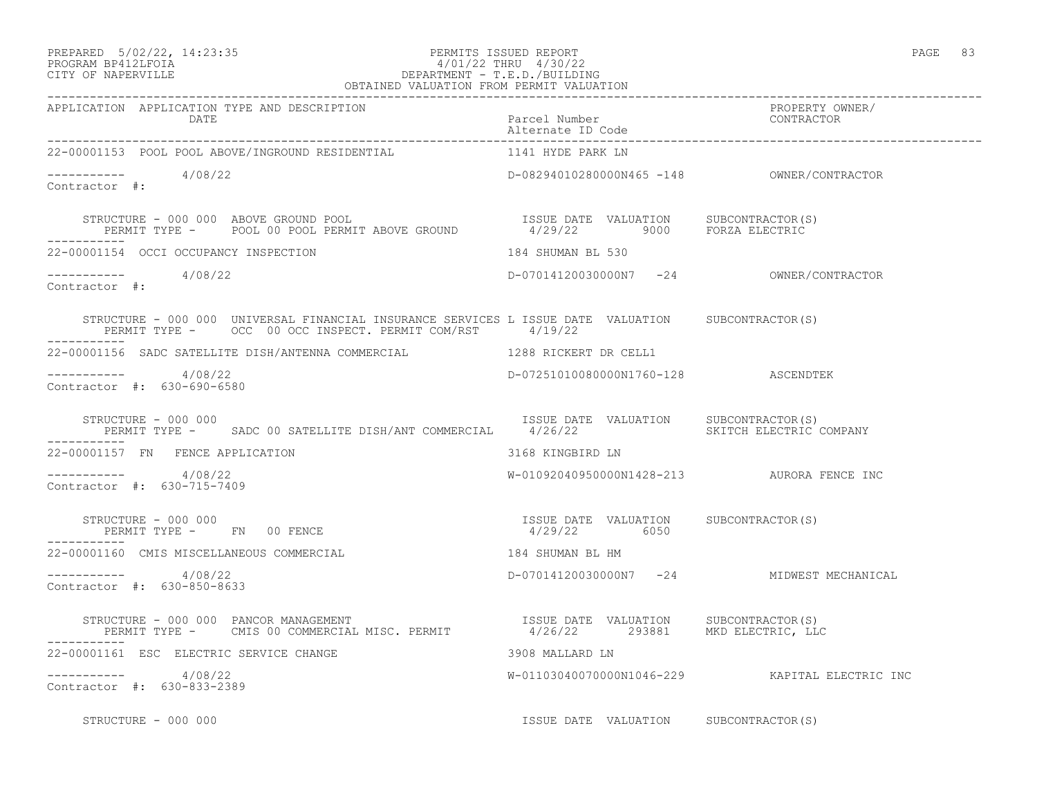OBTAINED VALUATION FROM PERMIT VALUATION

| APPLICATION | APPLICATION TYPE AND DESCRIPTION / DATE | Parcel Number / Alternate ID Code | PROPERTY OWNER/ CONTRACTOR |
|---|---|---|---|

**22-00001153** POOL POOL ABOVE/INGROUND RESIDENTIAL — 1141 HYDE PARK LN

----------- 4/08/22 — D-08294010280000N465 -148 — OWNER/CONTRACTOR
Contractor #:

STRUCTURE - 000 000 ABOVE GROUND POOL — ISSUE DATE 4/29/22 — VALUATION 9000 — SUBCONTRACTOR(S) FORZA ELECTRIC
PERMIT TYPE - POOL 00 POOL PERMIT ABOVE GROUND

-----------

**22-00001154** OCCI OCCUPANCY INSPECTION — 184 SHUMAN BL 530

----------- 4/08/22 — D-07014120030000N7 -24 — OWNER/CONTRACTOR
Contractor #:

STRUCTURE - 000 000 UNIVERSAL FINANCIAL INSURANCE SERVICES L — ISSUE DATE 4/19/22 — VALUATION — SUBCONTRACTOR(S)
PERMIT TYPE - OCC 00 OCC INSPECT. PERMIT COM/RST

-----------

**22-00001156** SADC SATELLITE DISH/ANTENNA COMMERCIAL — 1288 RICKERT DR CELL1

----------- 4/08/22 — D-07251010080000N1760-128 — ASCENDTEK
Contractor #: 630-690-6580

STRUCTURE - 000 000 — ISSUE DATE 4/26/22 — VALUATION — SUBCONTRACTOR(S) SKITCH ELECTRIC COMPANY
PERMIT TYPE - SADC 00 SATELLITE DISH/ANT COMMERCIAL

-----------

**22-00001157** FN FENCE APPLICATION — 3168 KINGBIRD LN

----------- 4/08/22 — W-01092040950000N1428-213 — AURORA FENCE INC
Contractor #: 630-715-7409

STRUCTURE - 000 000 — ISSUE DATE 4/29/22 — VALUATION 6050 — SUBCONTRACTOR(S)
PERMIT TYPE - FN 00 FENCE

-----------

**22-00001160** CMIS MISCELLANEOUS COMMERCIAL — 184 SHUMAN BL HM

----------- 4/08/22 — D-07014120030000N7 -24 — MIDWEST MECHANICAL
Contractor #: 630-850-8633

STRUCTURE - 000 000 PANCOR MANAGEMENT — ISSUE DATE 4/26/22 — VALUATION 293881 — SUBCONTRACTOR(S) MKD ELECTRIC, LLC
PERMIT TYPE - CMIS 00 COMMERCIAL MISC. PERMIT

-----------

**22-00001161** ESC ELECTRIC SERVICE CHANGE — 3908 MALLARD LN

----------- 4/08/22 — W-01103040070000N1046-229 — KAPITAL ELECTRIC INC
Contractor #: 630-833-2389

STRUCTURE - 000 000 — ISSUE DATE — VALUATION — SUBCONTRACTOR(S)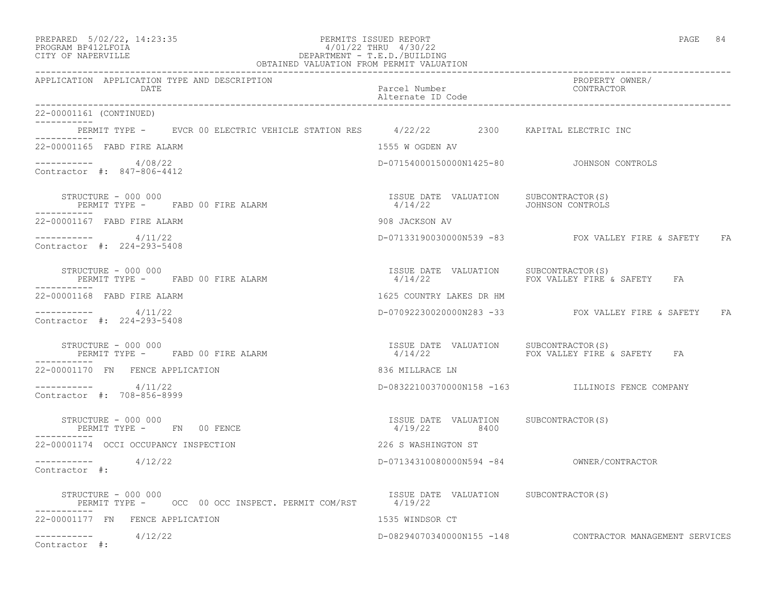| APPLICATION | APPLICATION TYPE AND DESCRIPTION DATE | Parcel Number Alternate ID Code | PROPERTY OWNER/ CONTRACTOR |
|---|---|---|---|

22-00001161 (CONTINUED)

PERMIT TYPE - EVCR 00 ELECTRIC VEHICLE STATION RES 4/22/22 2300 KAPITAL ELECTRIC INC

---

22-00001165 FABD FIRE ALARM — 1555 W OGDEN AV

4/08/22 — D-07154000150000N1425-80 — JOHNSON CONTROLS

Contractor #: 847-806-4412

| STRUCTURE - 000 000 | ISSUE DATE | VALUATION | SUBCONTRACTOR(S) |
|---|---|---|---|
| PERMIT TYPE - FABD 00 FIRE ALARM | 4/14/22 | | JOHNSON CONTROLS |

---

22-00001167 FABD FIRE ALARM — 908 JACKSON AV

4/11/22 — D-07133190030000N539 -83 — FOX VALLEY FIRE & SAFETY FA

Contractor #: 224-293-5408

| STRUCTURE - 000 000 | ISSUE DATE | VALUATION | SUBCONTRACTOR(S) |
|---|---|---|---|
| PERMIT TYPE - FABD 00 FIRE ALARM | 4/14/22 | | FOX VALLEY FIRE & SAFETY FA |

---

22-00001168 FABD FIRE ALARM — 1625 COUNTRY LAKES DR HM

4/11/22 — D-07092230020000N283 -33 — FOX VALLEY FIRE & SAFETY FA

Contractor #: 224-293-5408

| STRUCTURE - 000 000 | ISSUE DATE | VALUATION | SUBCONTRACTOR(S) |
|---|---|---|---|
| PERMIT TYPE - FABD 00 FIRE ALARM | 4/14/22 | | FOX VALLEY FIRE & SAFETY FA |

---

22-00001170 FN FENCE APPLICATION — 836 MILLRACE LN

4/11/22 — D-08322100370000N158 -163 — ILLINOIS FENCE COMPANY

Contractor #: 708-856-8999

| STRUCTURE - 000 000 | ISSUE DATE | VALUATION | SUBCONTRACTOR(S) |
|---|---|---|---|
| PERMIT TYPE - FN 00 FENCE | 4/19/22 | 8400 | |

---

22-00001174 OCCI OCCUPANCY INSPECTION — 226 S WASHINGTON ST

4/12/22 — D-07134310080000N594 -84 — OWNER/CONTRACTOR

Contractor #:

| STRUCTURE - 000 000 | ISSUE DATE | VALUATION | SUBCONTRACTOR(S) |
|---|---|---|---|
| PERMIT TYPE - OCC 00 OCC INSPECT. PERMIT COM/RST | 4/19/22 | | |

---

22-00001177 FN FENCE APPLICATION — 1535 WINDSOR CT

4/12/22 — D-08294070340000N155 -148 — CONTRACTOR MANAGEMENT SERVICES

Contractor #: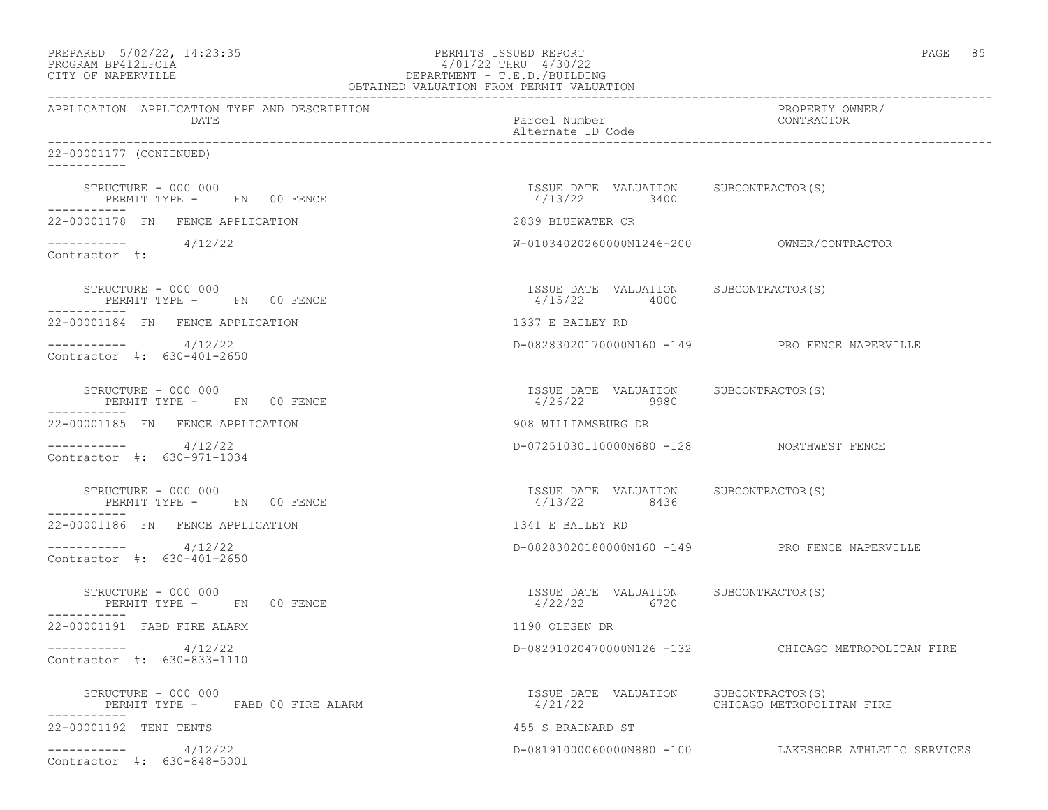APPLICATION APPLICATION TYPE AND DESCRIPTION DATE | Parcel Number Alternate ID Code | PROPERTY OWNER/ CONTRACTOR

22-00001177 (CONTINUED)

STRUCTURE - 000 000
PERMIT TYPE - FN 00 FENCE
ISSUE DATE 4/13/22 VALUATION 3400 SUBCONTRACTOR(S)

22-00001178 FN FENCE APPLICATION — 2839 BLUEWATER CR
4/12/22 — W-01034020260000N1246-200 — OWNER/CONTRACTOR
Contractor #:

STRUCTURE - 000 000
PERMIT TYPE - FN 00 FENCE
ISSUE DATE 4/15/22 VALUATION 4000 SUBCONTRACTOR(S)

22-00001184 FN FENCE APPLICATION — 1337 E BAILEY RD
4/12/22 — D-08283020170000N160 -149 — PRO FENCE NAPERVILLE
Contractor #: 630-401-2650

STRUCTURE - 000 000
PERMIT TYPE - FN 00 FENCE
ISSUE DATE 4/26/22 VALUATION 9980 SUBCONTRACTOR(S)

22-00001185 FN FENCE APPLICATION — 908 WILLIAMSBURG DR
4/12/22 — D-07251030110000N680 -128 — NORTHWEST FENCE
Contractor #: 630-971-1034

STRUCTURE - 000 000
PERMIT TYPE - FN 00 FENCE
ISSUE DATE 4/13/22 VALUATION 8436 SUBCONTRACTOR(S)

22-00001186 FN FENCE APPLICATION — 1341 E BAILEY RD
4/12/22 — D-08283020180000N160 -149 — PRO FENCE NAPERVILLE
Contractor #: 630-401-2650

STRUCTURE - 000 000
PERMIT TYPE - FN 00 FENCE
ISSUE DATE 4/22/22 VALUATION 6720 SUBCONTRACTOR(S)

22-00001191 FABD FIRE ALARM — 1190 OLESEN DR
4/12/22 — D-08291020470000N126 -132 — CHICAGO METROPOLITAN FIRE
Contractor #: 630-833-1110

STRUCTURE - 000 000
PERMIT TYPE - FABD 00 FIRE ALARM
ISSUE DATE 4/21/22 VALUATION SUBCONTRACTOR(S) CHICAGO METROPOLITAN FIRE

22-00001192 TENT TENTS — 455 S BRAINARD ST
4/12/22 — D-08191000060000N880 -100 — LAKESHORE ATHLETIC SERVICES
Contractor #: 630-848-5001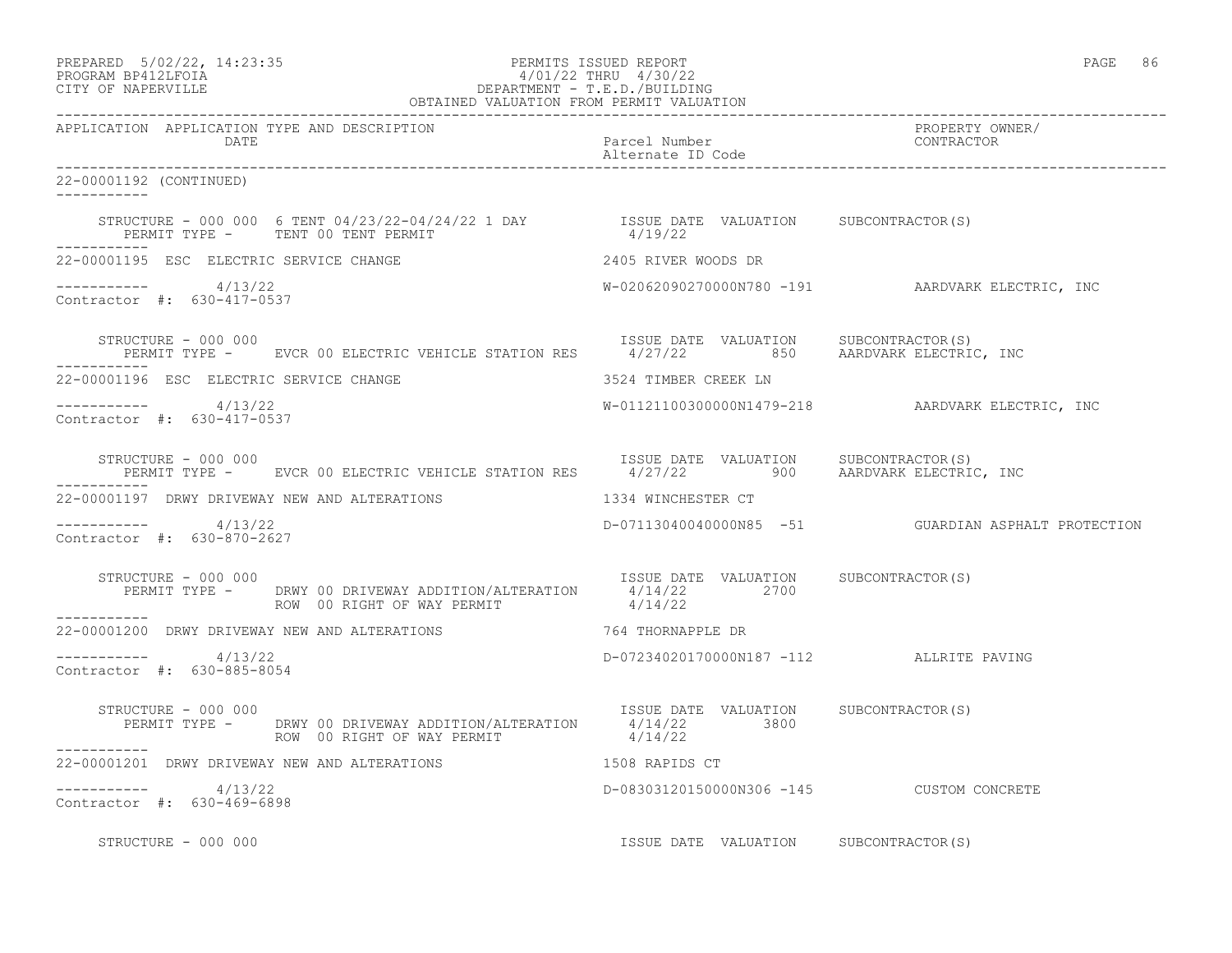22-00001192 (CONTINUED)

STRUCTURE - 000 000 6 TENT 04/23/22-04/24/22 1 DAY — ISSUE DATE 4/19/22 — VALUATION — SUBCONTRACTOR(S)
PERMIT TYPE - TENT 00 TENT PERMIT

---

**22-00001195 ESC ELECTRIC SERVICE CHANGE** — 2405 RIVER WOODS DR

Date: 4/13/22 — Parcel: W-02062090270000N780 -191 — AARDVARK ELECTRIC, INC
Contractor #: 630-417-0537

| STRUCTURE - 000 000 | ISSUE DATE | VALUATION | SUBCONTRACTOR(S) |
|---|---|---|---|
| PERMIT TYPE - EVCR 00 ELECTRIC VEHICLE STATION RES | 4/27/22 | 850 | AARDVARK ELECTRIC, INC |

---

**22-00001196 ESC ELECTRIC SERVICE CHANGE** — 3524 TIMBER CREEK LN

Date: 4/13/22 — Parcel: W-01121100300000N1479-218 — AARDVARK ELECTRIC, INC
Contractor #: 630-417-0537

| STRUCTURE - 000 000 | ISSUE DATE | VALUATION | SUBCONTRACTOR(S) |
|---|---|---|---|
| PERMIT TYPE - EVCR 00 ELECTRIC VEHICLE STATION RES | 4/27/22 | 900 | AARDVARK ELECTRIC, INC |

---

**22-00001197 DRWY DRIVEWAY NEW AND ALTERATIONS** — 1334 WINCHESTER CT

Date: 4/13/22 — Parcel: D-07113040040000N85 -51 — GUARDIAN ASPHALT PROTECTION
Contractor #: 630-870-2627

| STRUCTURE - 000 000 | ISSUE DATE | VALUATION | SUBCONTRACTOR(S) |
|---|---|---|---|
| PERMIT TYPE - DRWY 00 DRIVEWAY ADDITION/ALTERATION | 4/14/22 | 2700 | |
| ROW 00 RIGHT OF WAY PERMIT | 4/14/22 | | |

---

**22-00001200 DRWY DRIVEWAY NEW AND ALTERATIONS** — 764 THORNAPPLE DR

Date: 4/13/22 — Parcel: D-07234020170000N187 -112 — ALLRITE PAVING
Contractor #: 630-885-8054

| STRUCTURE - 000 000 | ISSUE DATE | VALUATION | SUBCONTRACTOR(S) |
|---|---|---|---|
| PERMIT TYPE - DRWY 00 DRIVEWAY ADDITION/ALTERATION | 4/14/22 | 3800 | |
| ROW 00 RIGHT OF WAY PERMIT | 4/14/22 | | |

---

**22-00001201 DRWY DRIVEWAY NEW AND ALTERATIONS** — 1508 RAPIDS CT

Date: 4/13/22 — Parcel: D-08303120150000N306 -145 — CUSTOM CONCRETE
Contractor #: 630-469-6898

STRUCTURE - 000 000 — ISSUE DATE — VALUATION — SUBCONTRACTOR(S)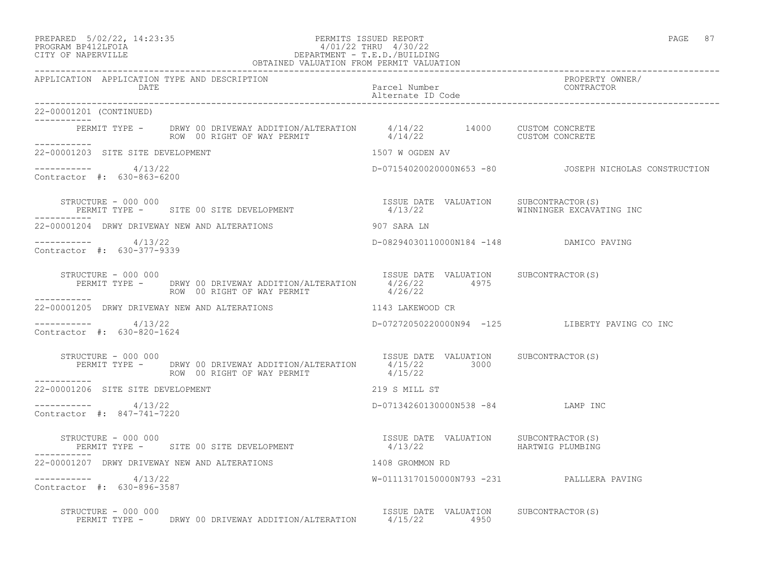OBTAINED VALUATION FROM PERMIT VALUATION

| APPLICATION | APPLICATION TYPE AND DESCRIPTION / DATE | Parcel Number / Alternate ID Code | PROPERTY OWNER/ CONTRACTOR |
|---|---|---|---|

22-00001201 (CONTINUED)

PERMIT TYPE - DRWY 00 DRIVEWAY ADDITION/ALTERATION 4/14/22 14000 CUSTOM CONCRETE
ROW 00 RIGHT OF WAY PERMIT 4/14/22 CUSTOM CONCRETE

---

22-00001203 SITE SITE DEVELOPMENT — 1507 W OGDEN AV

4/13/22 — D-07154020020000N653 -80 — JOSEPH NICHOLAS CONSTRUCTION
Contractor #: 630-863-6200

STRUCTURE - 000 000 — ISSUE DATE VALUATION SUBCONTRACTOR(S)
PERMIT TYPE - SITE 00 SITE DEVELOPMENT 4/13/22 WINNINGER EXCAVATING INC

---

22-00001204 DRWY DRIVEWAY NEW AND ALTERATIONS — 907 SARA LN

4/13/22 — D-08294030110000N184 -148 — DAMICO PAVING
Contractor #: 630-377-9339

STRUCTURE - 000 000 — ISSUE DATE VALUATION SUBCONTRACTOR(S)
PERMIT TYPE - DRWY 00 DRIVEWAY ADDITION/ALTERATION 4/26/22 4975
ROW 00 RIGHT OF WAY PERMIT 4/26/22

---

22-00001205 DRWY DRIVEWAY NEW AND ALTERATIONS — 1143 LAKEWOOD CR

4/13/22 — D-07272050220000N94 -125 — LIBERTY PAVING CO INC
Contractor #: 630-820-1624

STRUCTURE - 000 000 — ISSUE DATE VALUATION SUBCONTRACTOR(S)
PERMIT TYPE - DRWY 00 DRIVEWAY ADDITION/ALTERATION 4/15/22 3000
ROW 00 RIGHT OF WAY PERMIT 4/15/22

---

22-00001206 SITE SITE DEVELOPMENT — 219 S MILL ST

4/13/22 — D-07134260130000N538 -84 — LAMP INC
Contractor #: 847-741-7220

STRUCTURE - 000 000 — ISSUE DATE VALUATION SUBCONTRACTOR(S)
PERMIT TYPE - SITE 00 SITE DEVELOPMENT 4/13/22 HARTWIG PLUMBING

---

22-00001207 DRWY DRIVEWAY NEW AND ALTERATIONS — 1408 GROMMON RD

4/13/22 — W-01113170150000N793 -231 — PALLLERA PAVING
Contractor #: 630-896-3587

STRUCTURE - 000 000 — ISSUE DATE VALUATION SUBCONTRACTOR(S)
PERMIT TYPE - DRWY 00 DRIVEWAY ADDITION/ALTERATION 4/15/22 4950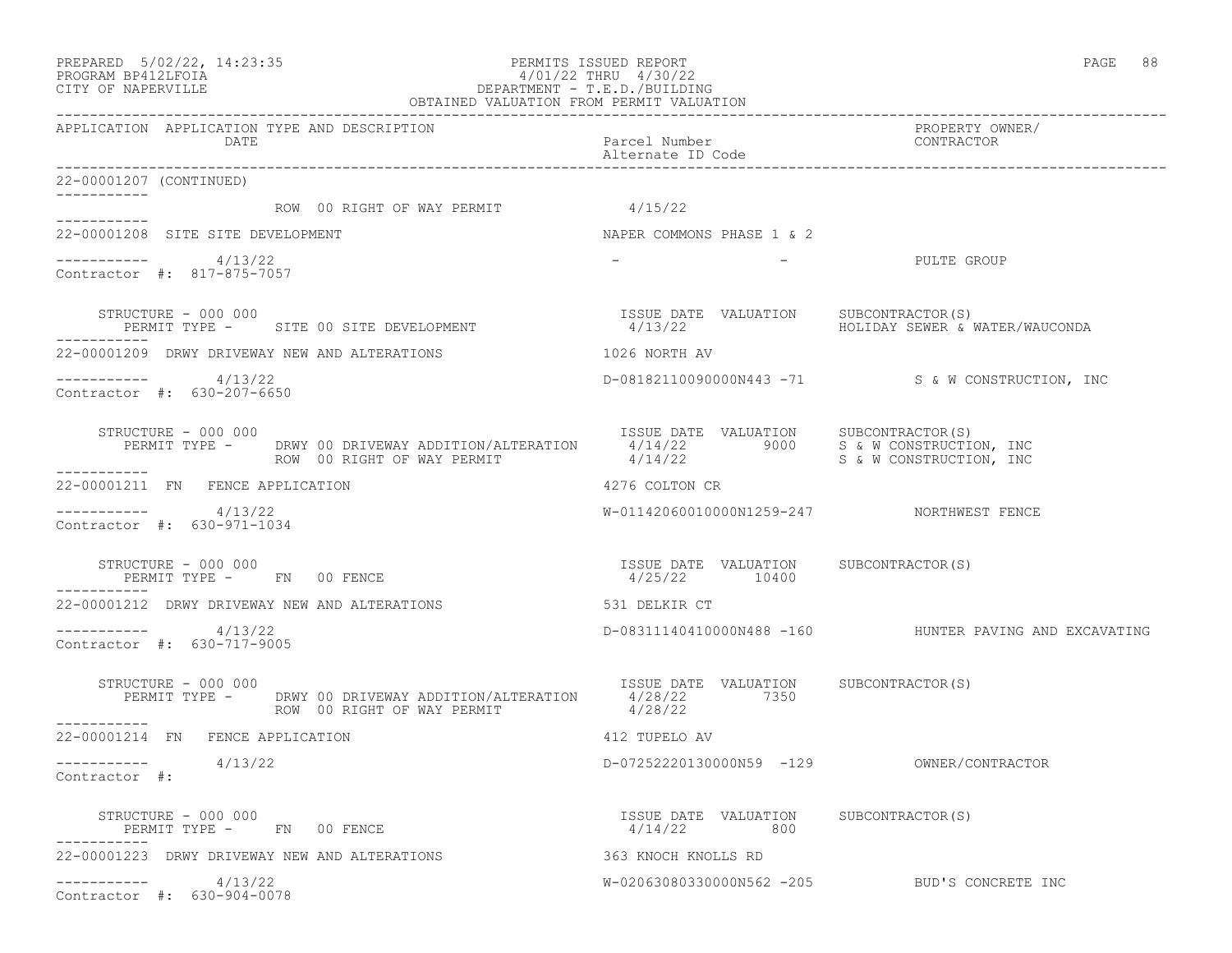OBTAINED VALUATION FROM PERMIT VALUATION

| APPLICATION | APPLICATION TYPE AND DESCRIPTION / DATE | Parcel Number / Alternate ID Code | PROPERTY OWNER/ CONTRACTOR |
|---|---|---|---|

22-00001207 (CONTINUED)

ROW 00 RIGHT OF WAY PERMIT 4/15/22

---

**22-00001208** SITE SITE DEVELOPMENT — NAPER COMMONS PHASE 1 & 2

4/13/22 — - - — PULTE GROUP

Contractor #: 817-875-7057

STRUCTURE - 000 000

| PERMIT TYPE | ISSUE DATE | VALUATION | SUBCONTRACTOR(S) |
|---|---|---|---|
| SITE 00 SITE DEVELOPMENT | 4/13/22 | | HOLIDAY SEWER & WATER/WAUCONDA |

---

**22-00001209** DRWY DRIVEWAY NEW AND ALTERATIONS — 1026 NORTH AV

4/13/22 — D-08182110090000N443 -71 — S & W CONSTRUCTION, INC

Contractor #: 630-207-6650

STRUCTURE - 000 000

| PERMIT TYPE | ISSUE DATE | VALUATION | SUBCONTRACTOR(S) |
|---|---|---|---|
| DRWY 00 DRIVEWAY ADDITION/ALTERATION | 4/14/22 | 9000 | S & W CONSTRUCTION, INC |
| ROW 00 RIGHT OF WAY PERMIT | 4/14/22 | | S & W CONSTRUCTION, INC |

---

**22-00001211** FN FENCE APPLICATION — 4276 COLTON CR

4/13/22 — W-01142060010000N1259-247 — NORTHWEST FENCE

Contractor #: 630-971-1034

STRUCTURE - 000 000

| PERMIT TYPE | ISSUE DATE | VALUATION | SUBCONTRACTOR(S) |
|---|---|---|---|
| FN 00 FENCE | 4/25/22 | 10400 | |

---

**22-00001212** DRWY DRIVEWAY NEW AND ALTERATIONS — 531 DELKIR CT

4/13/22 — D-08311140410000N488 -160 — HUNTER PAVING AND EXCAVATING

Contractor #: 630-717-9005

STRUCTURE - 000 000

| PERMIT TYPE | ISSUE DATE | VALUATION | SUBCONTRACTOR(S) |
|---|---|---|---|
| DRWY 00 DRIVEWAY ADDITION/ALTERATION | 4/28/22 | 7350 | |
| ROW 00 RIGHT OF WAY PERMIT | 4/28/22 | | |

---

**22-00001214** FN FENCE APPLICATION — 412 TUPELO AV

4/13/22 — D-07252220130000N59 -129 — OWNER/CONTRACTOR

Contractor #:

STRUCTURE - 000 000

| PERMIT TYPE | ISSUE DATE | VALUATION | SUBCONTRACTOR(S) |
|---|---|---|---|
| FN 00 FENCE | 4/14/22 | 800 | |

---

**22-00001223** DRWY DRIVEWAY NEW AND ALTERATIONS — 363 KNOCH KNOLLS RD

4/13/22 — W-02063080330000N562 -205 — BUD'S CONCRETE INC

Contractor #: 630-904-0078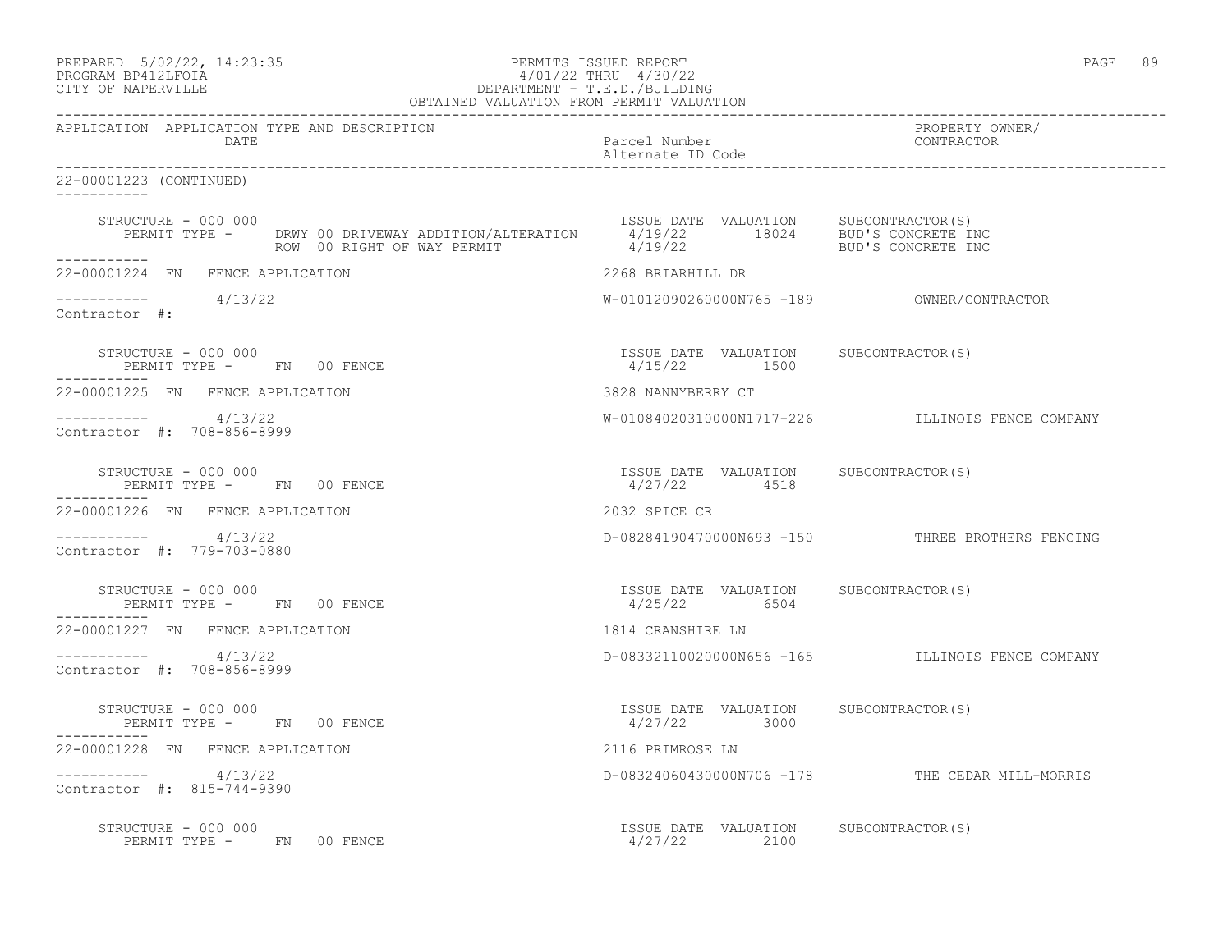PREPARED 5/02/22, 14:23:35
PROGRAM BP412LFOIA
CITY OF NAPERVILLE

PERMITS ISSUED REPORT
4/01/22 THRU 4/30/22
DEPARTMENT - T.E.D./BUILDING
OBTAINED VALUATION FROM PERMIT VALUATION

| APPLICATION | APPLICATION TYPE AND DESCRIPTION / DATE | Parcel Number / Alternate ID Code | PROPERTY OWNER/ CONTRACTOR |
|---|---|---|---|

**22-00001223 (CONTINUED)**

STRUCTURE - 000 000

| PERMIT TYPE | ISSUE DATE | VALUATION | SUBCONTRACTOR(S) |
|---|---|---|---|
| DRWY 00 DRIVEWAY ADDITION/ALTERATION | 4/19/22 | 18024 | BUD'S CONCRETE INC |
| ROW 00 RIGHT OF WAY PERMIT | 4/19/22 | | BUD'S CONCRETE INC |

**22-00001224 FN FENCE APPLICATION** — 2268 BRIARHILL DR

Date: 4/13/22 — W-01012090260000N765 -189 — OWNER/CONTRACTOR

Contractor #:

STRUCTURE - 000 000

| PERMIT TYPE | ISSUE DATE | VALUATION | SUBCONTRACTOR(S) |
|---|---|---|---|
| FN 00 FENCE | 4/15/22 | 1500 | |

**22-00001225 FN FENCE APPLICATION** — 3828 NANNYBERRY CT

Date: 4/13/22 — W-01084020310000N1717-226 — ILLINOIS FENCE COMPANY

Contractor #: 708-856-8999

STRUCTURE - 000 000

| PERMIT TYPE | ISSUE DATE | VALUATION | SUBCONTRACTOR(S) |
|---|---|---|---|
| FN 00 FENCE | 4/27/22 | 4518 | |

**22-00001226 FN FENCE APPLICATION** — 2032 SPICE CR

Date: 4/13/22 — D-08284190470000N693 -150 — THREE BROTHERS FENCING

Contractor #: 779-703-0880

STRUCTURE - 000 000

| PERMIT TYPE | ISSUE DATE | VALUATION | SUBCONTRACTOR(S) |
|---|---|---|---|
| FN 00 FENCE | 4/25/22 | 6504 | |

**22-00001227 FN FENCE APPLICATION** — 1814 CRANSHIRE LN

Date: 4/13/22 — D-08332110020000N656 -165 — ILLINOIS FENCE COMPANY

Contractor #: 708-856-8999

STRUCTURE - 000 000

| PERMIT TYPE | ISSUE DATE | VALUATION | SUBCONTRACTOR(S) |
|---|---|---|---|
| FN 00 FENCE | 4/27/22 | 3000 | |

**22-00001228 FN FENCE APPLICATION** — 2116 PRIMROSE LN

Date: 4/13/22 — D-08324060430000N706 -178 — THE CEDAR MILL-MORRIS

Contractor #: 815-744-9390

STRUCTURE - 000 000

| PERMIT TYPE | ISSUE DATE | VALUATION | SUBCONTRACTOR(S) |
|---|---|---|---|
| FN 00 FENCE | 4/27/22 | 2100 | |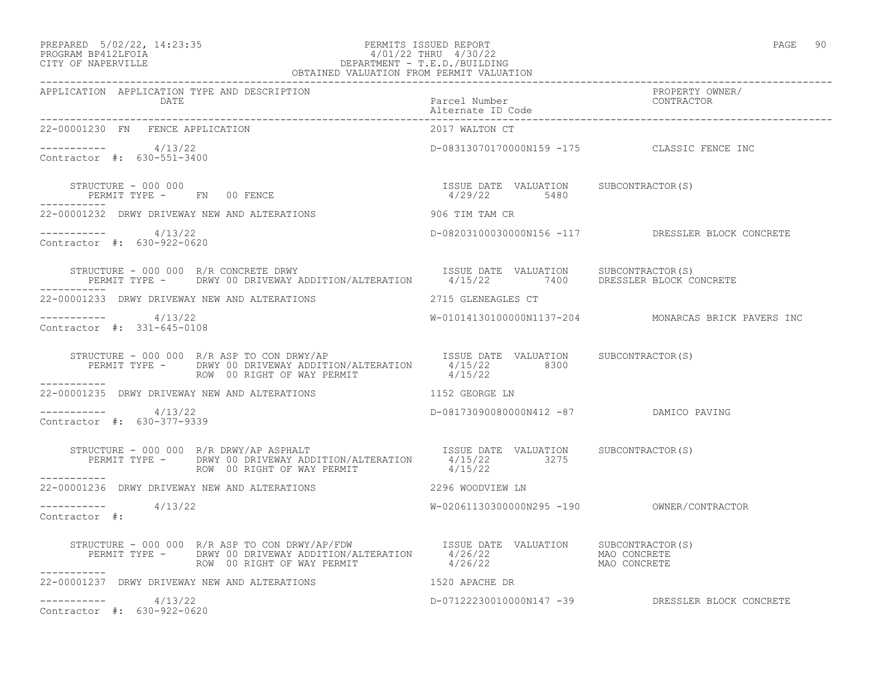PREPARED 5/02/22, 14:23:35 PERMITS ISSUED REPORT
PROGRAM BP412LFOIA 4/01/22 THRU 4/30/22
CITY OF NAPERVILLE DEPARTMENT - T.E.D./BUILDING
OBTAINED VALUATION FROM PERMIT VALUATION

| APPLICATION | APPLICATION TYPE AND DESCRIPTION / DATE | Parcel Number / Alternate ID Code | PROPERTY OWNER/ CONTRACTOR |
|---|---|---|---|

**22-00001230 FN FENCE APPLICATION** — 2017 WALTON CT

----------- 4/13/22 — D-08313070170000N159 -175 — CLASSIC FENCE INC
Contractor #: 630-551-3400

| STRUCTURE / PERMIT TYPE | ISSUE DATE | VALUATION | SUBCONTRACTOR(S) |
|---|---|---|---|
| STRUCTURE - 000 000 | | | |
| PERMIT TYPE - FN 00 FENCE | 4/29/22 | 5480 | |

**22-00001232 DRWY DRIVEWAY NEW AND ALTERATIONS** — 906 TIM TAM CR

----------- 4/13/22 — D-08203100030000N156 -117 — DRESSLER BLOCK CONCRETE
Contractor #: 630-922-0620

| STRUCTURE / PERMIT TYPE | ISSUE DATE | VALUATION | SUBCONTRACTOR(S) |
|---|---|---|---|
| STRUCTURE - 000 000 R/R CONCRETE DRWY | | | |
| PERMIT TYPE - DRWY 00 DRIVEWAY ADDITION/ALTERATION | 4/15/22 | 7400 | DRESSLER BLOCK CONCRETE |

**22-00001233 DRWY DRIVEWAY NEW AND ALTERATIONS** — 2715 GLENEAGLES CT

----------- 4/13/22 — W-01014130100000N1137-204 — MONARCAS BRICK PAVERS INC
Contractor #: 331-645-0108

| STRUCTURE / PERMIT TYPE | ISSUE DATE | VALUATION | SUBCONTRACTOR(S) |
|---|---|---|---|
| STRUCTURE - 000 000 R/R ASP TO CON DRWY/AP | | | |
| PERMIT TYPE - DRWY 00 DRIVEWAY ADDITION/ALTERATION | 4/15/22 | 8300 | |
| ROW 00 RIGHT OF WAY PERMIT | 4/15/22 | | |

**22-00001235 DRWY DRIVEWAY NEW AND ALTERATIONS** — 1152 GEORGE LN

----------- 4/13/22 — D-08173090080000N412 -87 — DAMICO PAVING
Contractor #: 630-377-9339

| STRUCTURE / PERMIT TYPE | ISSUE DATE | VALUATION | SUBCONTRACTOR(S) |
|---|---|---|---|
| STRUCTURE - 000 000 R/R DRWY/AP ASPHALT | | | |
| PERMIT TYPE - DRWY 00 DRIVEWAY ADDITION/ALTERATION | 4/15/22 | 3275 | |
| ROW 00 RIGHT OF WAY PERMIT | 4/15/22 | | |

**22-00001236 DRWY DRIVEWAY NEW AND ALTERATIONS** — 2296 WOODVIEW LN

----------- 4/13/22 — W-02061130300000N295 -190 — OWNER/CONTRACTOR
Contractor #:

| STRUCTURE / PERMIT TYPE | ISSUE DATE | VALUATION | SUBCONTRACTOR(S) |
|---|---|---|---|
| STRUCTURE - 000 000 R/R ASP TO CON DRWY/AP/FDW | | | |
| PERMIT TYPE - DRWY 00 DRIVEWAY ADDITION/ALTERATION | 4/26/22 | | MAO CONCRETE |
| ROW 00 RIGHT OF WAY PERMIT | 4/26/22 | | MAO CONCRETE |

**22-00001237 DRWY DRIVEWAY NEW AND ALTERATIONS** — 1520 APACHE DR

----------- 4/13/22 — D-07122230010000N147 -39 — DRESSLER BLOCK CONCRETE
Contractor #: 630-922-0620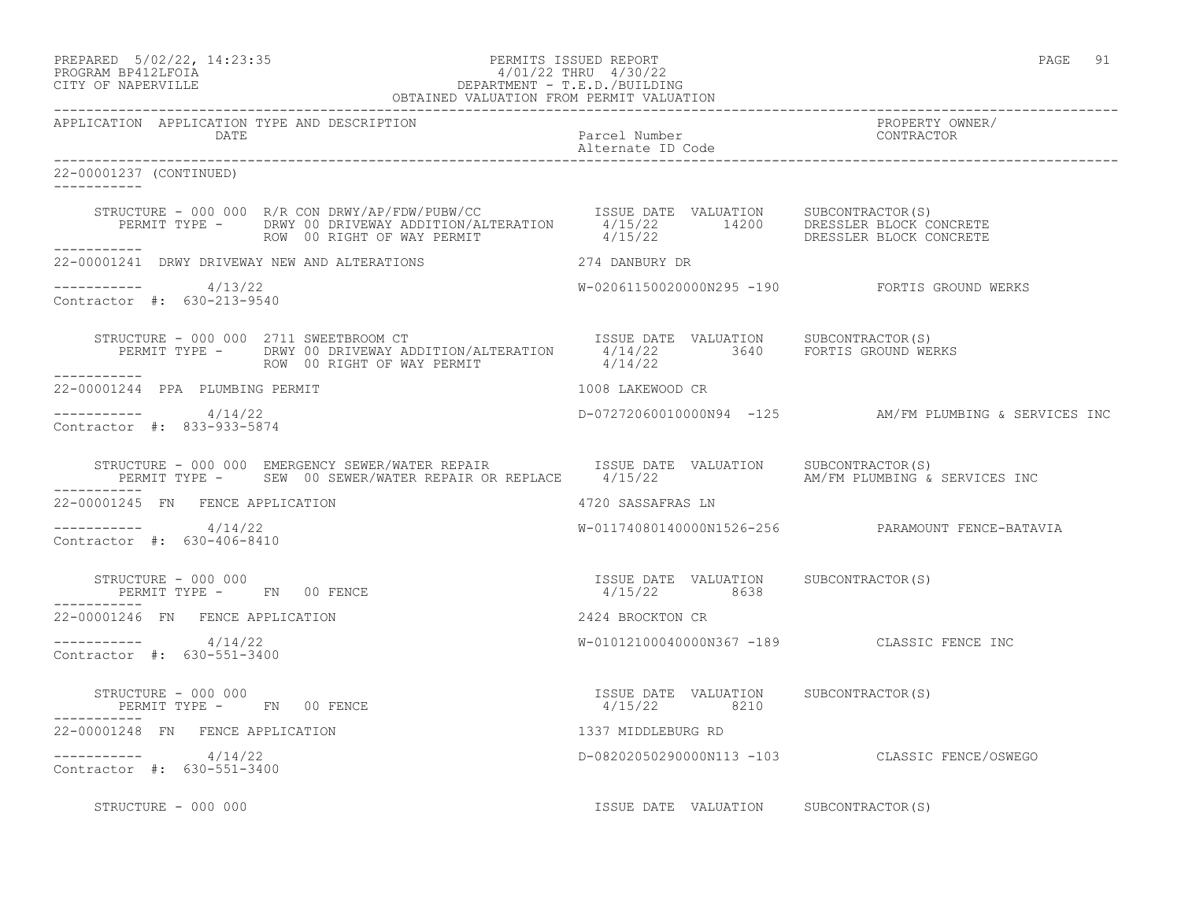PREPARED 5/02/22, 14:23:35 PERMITS ISSUED REPORT
PROGRAM BP412LFOIA 4/01/22 THRU 4/30/22
CITY OF NAPERVILLE DEPARTMENT - T.E.D./BUILDING
OBTAINED VALUATION FROM PERMIT VALUATION

| APPLICATION | APPLICATION TYPE AND DESCRIPTION / DATE | Parcel Number / Alternate ID Code | PROPERTY OWNER/ CONTRACTOR |
|---|---|---|---|

**22-00001237 (CONTINUED)**

STRUCTURE - 000 000 R/R CON DRWY/AP/FDW/PUBW/CC

| PERMIT TYPE | ISSUE DATE | VALUATION | SUBCONTRACTOR(S) |
|---|---|---|---|
| DRWY 00 DRIVEWAY ADDITION/ALTERATION | 4/15/22 | 14200 | DRESSLER BLOCK CONCRETE |
| ROW 00 RIGHT OF WAY PERMIT | 4/15/22 | | DRESSLER BLOCK CONCRETE |

---

**22-00001241 DRWY DRIVEWAY NEW AND ALTERATIONS** — 274 DANBURY DR

4/13/22 — W-02061150020000N295 -190 — FORTIS GROUND WERKS
Contractor #: 630-213-9540

STRUCTURE - 000 000 2711 SWEETBROOM CT

| PERMIT TYPE | ISSUE DATE | VALUATION | SUBCONTRACTOR(S) |
|---|---|---|---|
| DRWY 00 DRIVEWAY ADDITION/ALTERATION | 4/14/22 | 3640 | FORTIS GROUND WERKS |
| ROW 00 RIGHT OF WAY PERMIT | 4/14/22 | | |

---

**22-00001244 PPA PLUMBING PERMIT** — 1008 LAKEWOOD CR

4/14/22 — D-07272060010000N94 -125 — AM/FM PLUMBING & SERVICES INC
Contractor #: 833-933-5874

STRUCTURE - 000 000 EMERGENCY SEWER/WATER REPAIR

| PERMIT TYPE | ISSUE DATE | VALUATION | SUBCONTRACTOR(S) |
|---|---|---|---|
| SEW 00 SEWER/WATER REPAIR OR REPLACE | 4/15/22 | | AM/FM PLUMBING & SERVICES INC |

---

**22-00001245 FN FENCE APPLICATION** — 4720 SASSAFRAS LN

4/14/22 — W-01174080140000N1526-256 — PARAMOUNT FENCE-BATAVIA
Contractor #: 630-406-8410

STRUCTURE - 000 000

| PERMIT TYPE | ISSUE DATE | VALUATION | SUBCONTRACTOR(S) |
|---|---|---|---|
| FN 00 FENCE | 4/15/22 | 8638 | |

---

**22-00001246 FN FENCE APPLICATION** — 2424 BROCKTON CR

4/14/22 — W-01012100040000N367 -189 — CLASSIC FENCE INC
Contractor #: 630-551-3400

STRUCTURE - 000 000

| PERMIT TYPE | ISSUE DATE | VALUATION | SUBCONTRACTOR(S) |
|---|---|---|---|
| FN 00 FENCE | 4/15/22 | 8210 | |

---

**22-00001248 FN FENCE APPLICATION** — 1337 MIDDLEBURG RD

4/14/22 — D-08202050290000N113 -103 — CLASSIC FENCE/OSWEGO
Contractor #: 630-551-3400

STRUCTURE - 000 000 — ISSUE DATE VALUATION SUBCONTRACTOR(S)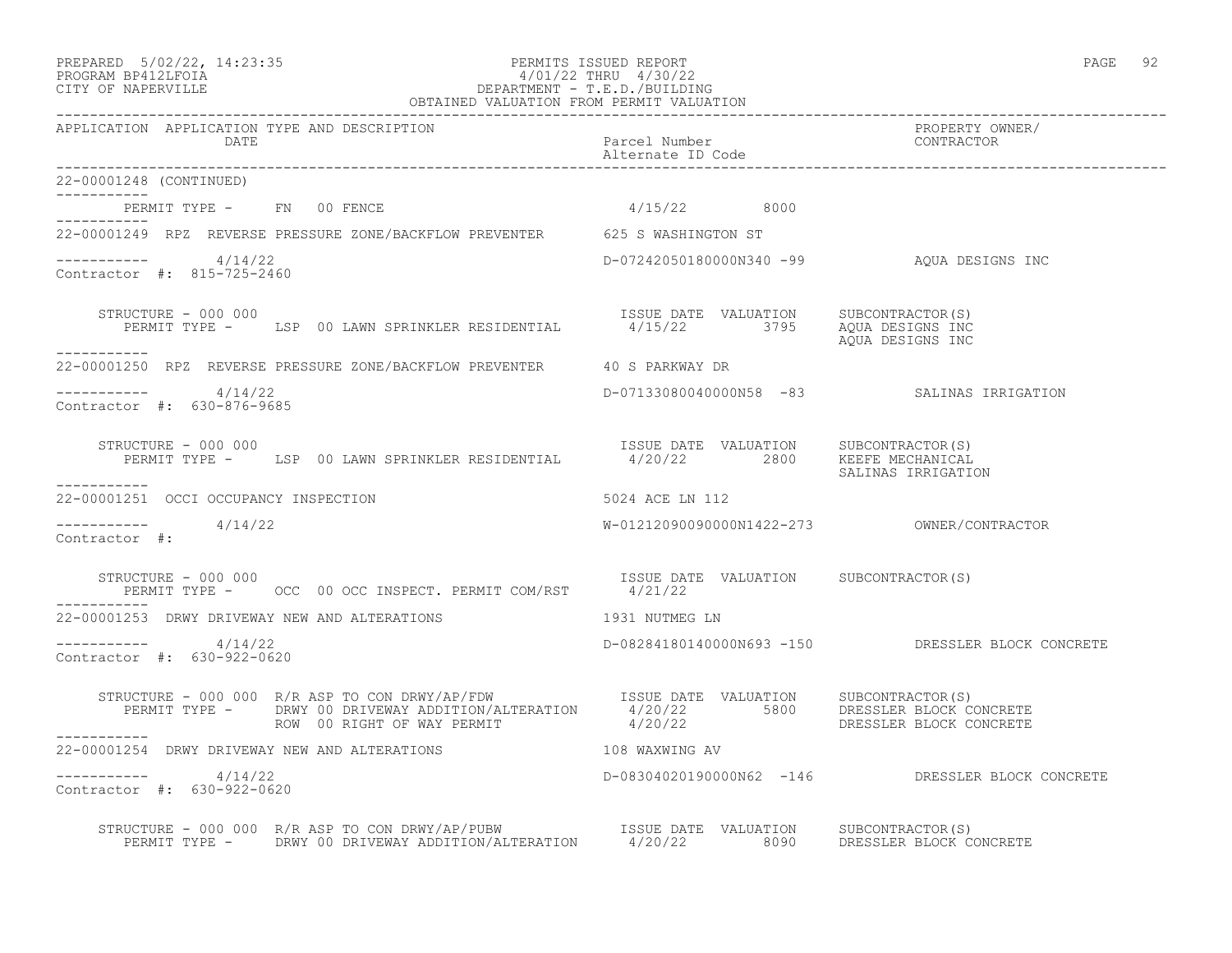PERMITS ISSUED REPORT
4/01/22 THRU 4/30/22
DEPARTMENT - T.E.D./BUILDING
OBTAINED VALUATION FROM PERMIT VALUATION

PREPARED 5/02/22, 14:23:35
PROGRAM BP412LFOIA
CITY OF NAPERVILLE

| APPLICATION | APPLICATION TYPE AND DESCRIPTION / DATE | Parcel Number / Alternate ID Code | PROPERTY OWNER/ CONTRACTOR |
|---|---|---|---|

22-00001248 (CONTINUED)

PERMIT TYPE - FN 00 FENCE — 4/15/22 — 8000

---

**22-00001249** RPZ REVERSE PRESSURE ZONE/BACKFLOW PREVENTER — 625 S WASHINGTON ST
4/14/22 — D-07242050180000N340 -99 — AQUA DESIGNS INC
Contractor #: 815-725-2460

| STRUCTURE - 000 000 | ISSUE DATE | VALUATION | SUBCONTRACTOR(S) |
|---|---|---|---|
| PERMIT TYPE - LSP 00 LAWN SPRINKLER RESIDENTIAL | 4/15/22 | 3795 | AQUA DESIGNS INC<br>AQUA DESIGNS INC |

---

**22-00001250** RPZ REVERSE PRESSURE ZONE/BACKFLOW PREVENTER — 40 S PARKWAY DR
4/14/22 — D-07133080040000N58 -83 — SALINAS IRRIGATION
Contractor #: 630-876-9685

| STRUCTURE - 000 000 | ISSUE DATE | VALUATION | SUBCONTRACTOR(S) |
|---|---|---|---|
| PERMIT TYPE - LSP 00 LAWN SPRINKLER RESIDENTIAL | 4/20/22 | 2800 | KEEFE MECHANICAL<br>SALINAS IRRIGATION |

---

**22-00001251** OCCI OCCUPANCY INSPECTION — 5024 ACE LN 112
4/14/22 — W-01212090090000N1422-273 — OWNER/CONTRACTOR
Contractor #:

| STRUCTURE - 000 000 | ISSUE DATE | VALUATION | SUBCONTRACTOR(S) |
|---|---|---|---|
| PERMIT TYPE - OCC 00 OCC INSPECT. PERMIT COM/RST | 4/21/22 | | |

---

**22-00001253** DRWY DRIVEWAY NEW AND ALTERATIONS — 1931 NUTMEG LN
4/14/22 — D-08284180140000N693 -150 — DRESSLER BLOCK CONCRETE
Contractor #: 630-922-0620

| STRUCTURE - 000 000 R/R ASP TO CON DRWY/AP/FDW | ISSUE DATE | VALUATION | SUBCONTRACTOR(S) |
|---|---|---|---|
| PERMIT TYPE - DRWY 00 DRIVEWAY ADDITION/ALTERATION | 4/20/22 | 5800 | DRESSLER BLOCK CONCRETE |
| ROW 00 RIGHT OF WAY PERMIT | 4/20/22 | | DRESSLER BLOCK CONCRETE |

---

**22-00001254** DRWY DRIVEWAY NEW AND ALTERATIONS — 108 WAXWING AV
4/14/22 — D-08304020190000N62 -146 — DRESSLER BLOCK CONCRETE
Contractor #: 630-922-0620

| STRUCTURE - 000 000 R/R ASP TO CON DRWY/AP/PUBW | ISSUE DATE | VALUATION | SUBCONTRACTOR(S) |
|---|---|---|---|
| PERMIT TYPE - DRWY 00 DRIVEWAY ADDITION/ALTERATION | 4/20/22 | 8090 | DRESSLER BLOCK CONCRETE |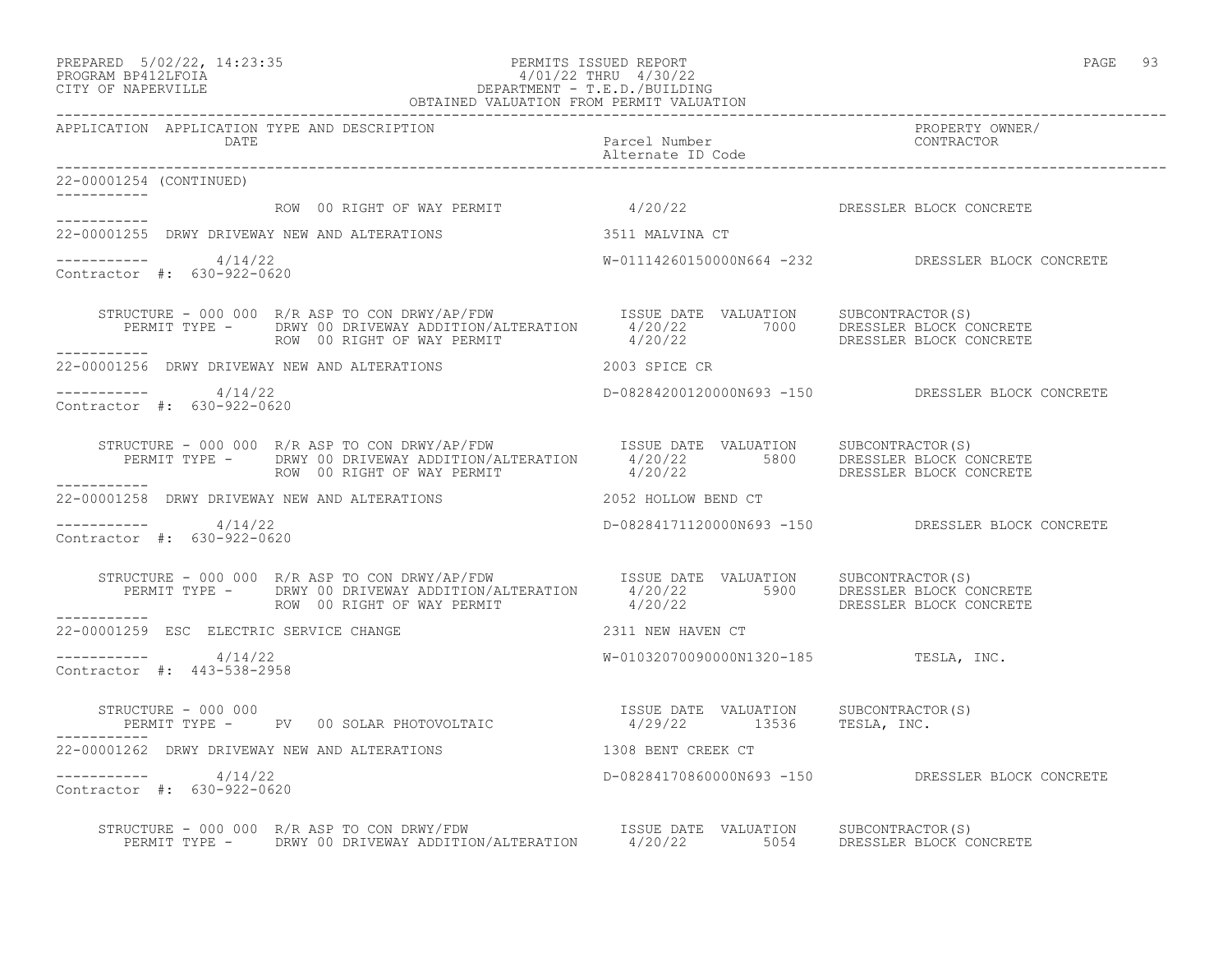PERMITS ISSUED REPORT
4/01/22 THRU 4/30/22
DEPARTMENT - T.E.D./BUILDING
OBTAINED VALUATION FROM PERMIT VALUATION

PREPARED 5/02/22, 14:23:35
PROGRAM BP412LFOIA
CITY OF NAPERVILLE

| APPLICATION | APPLICATION TYPE AND DESCRIPTION / DATE | Parcel Number / Alternate ID Code | PROPERTY OWNER/ CONTRACTOR |
|---|---|---|---|

**22-00001254 (CONTINUED)**

ROW 00 RIGHT OF WAY PERMIT — 4/20/22 — DRESSLER BLOCK CONCRETE

**22-00001255 DRWY DRIVEWAY NEW AND ALTERATIONS** — 3511 MALVINA CT

4/14/22 — W-01114260150000N664 -232 — DRESSLER BLOCK CONCRETE
Contractor #: 630-922-0620

STRUCTURE - 000 000 R/R ASP TO CON DRWY/AP/FDW

| PERMIT TYPE | ISSUE DATE | VALUATION | SUBCONTRACTOR(S) |
|---|---|---|---|
| DRWY 00 DRIVEWAY ADDITION/ALTERATION | 4/20/22 | 7000 | DRESSLER BLOCK CONCRETE |
| ROW 00 RIGHT OF WAY PERMIT | 4/20/22 | | DRESSLER BLOCK CONCRETE |

**22-00001256 DRWY DRIVEWAY NEW AND ALTERATIONS** — 2003 SPICE CR

4/14/22 — D-08284200120000N693 -150 — DRESSLER BLOCK CONCRETE
Contractor #: 630-922-0620

STRUCTURE - 000 000 R/R ASP TO CON DRWY/AP/FDW

| PERMIT TYPE | ISSUE DATE | VALUATION | SUBCONTRACTOR(S) |
|---|---|---|---|
| DRWY 00 DRIVEWAY ADDITION/ALTERATION | 4/20/22 | 5800 | DRESSLER BLOCK CONCRETE |
| ROW 00 RIGHT OF WAY PERMIT | 4/20/22 | | DRESSLER BLOCK CONCRETE |

**22-00001258 DRWY DRIVEWAY NEW AND ALTERATIONS** — 2052 HOLLOW BEND CT

4/14/22 — D-08284171120000N693 -150 — DRESSLER BLOCK CONCRETE
Contractor #: 630-922-0620

STRUCTURE - 000 000 R/R ASP TO CON DRWY/AP/FDW

| PERMIT TYPE | ISSUE DATE | VALUATION | SUBCONTRACTOR(S) |
|---|---|---|---|
| DRWY 00 DRIVEWAY ADDITION/ALTERATION | 4/20/22 | 5900 | DRESSLER BLOCK CONCRETE |
| ROW 00 RIGHT OF WAY PERMIT | 4/20/22 | | DRESSLER BLOCK CONCRETE |

**22-00001259 ESC ELECTRIC SERVICE CHANGE** — 2311 NEW HAVEN CT

4/14/22 — W-01032070090000N1320-185 — TESLA, INC.
Contractor #: 443-538-2958

STRUCTURE - 000 000

| PERMIT TYPE | ISSUE DATE | VALUATION | SUBCONTRACTOR(S) |
|---|---|---|---|
| PV 00 SOLAR PHOTOVOLTAIC | 4/29/22 | 13536 | TESLA, INC. |

**22-00001262 DRWY DRIVEWAY NEW AND ALTERATIONS** — 1308 BENT CREEK CT

4/14/22 — D-08284170860000N693 -150 — DRESSLER BLOCK CONCRETE
Contractor #: 630-922-0620

STRUCTURE - 000 000 R/R ASP TO CON DRWY/FDW

| PERMIT TYPE | ISSUE DATE | VALUATION | SUBCONTRACTOR(S) |
|---|---|---|---|
| DRWY 00 DRIVEWAY ADDITION/ALTERATION | 4/20/22 | 5054 | DRESSLER BLOCK CONCRETE |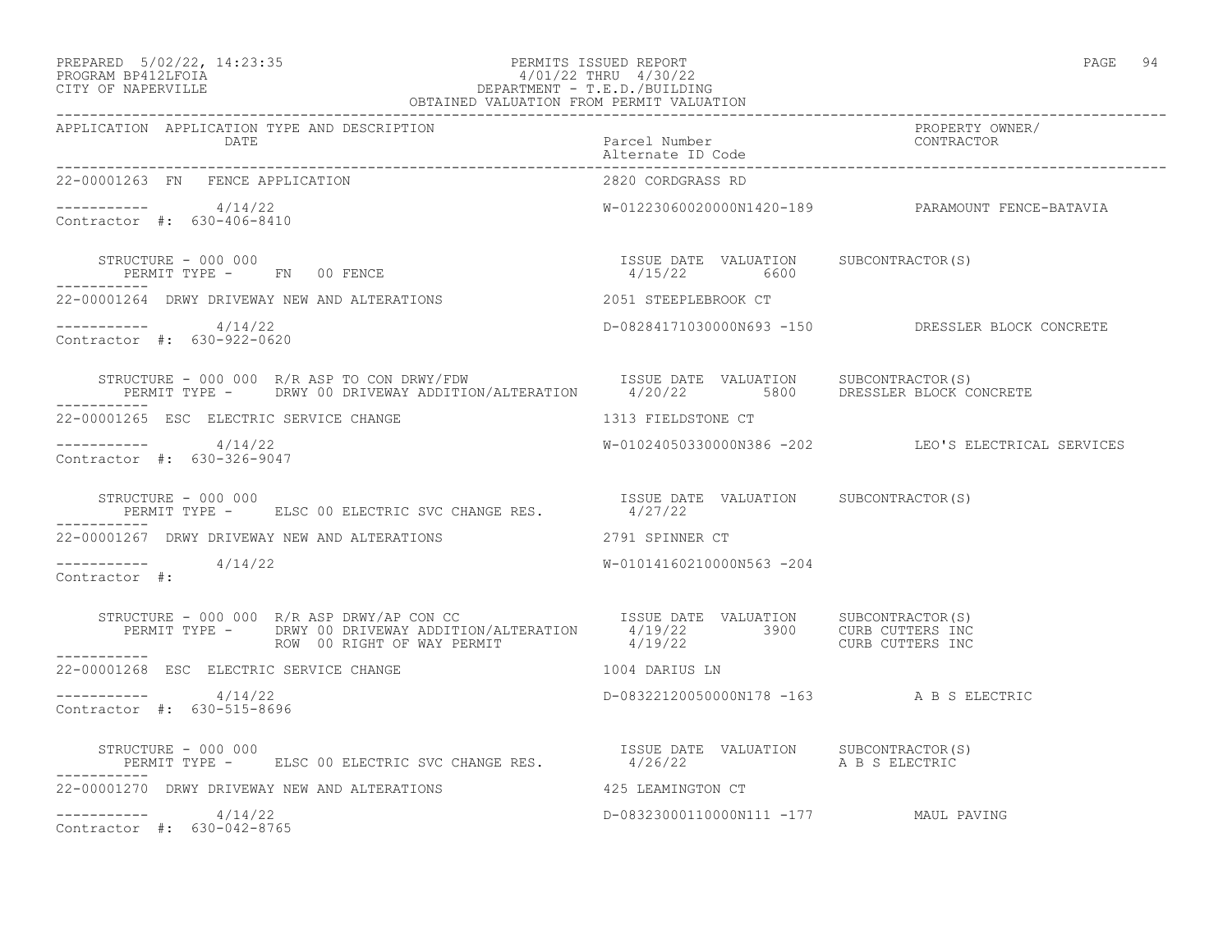PREPARED 5/02/22, 14:23:35
PROGRAM BP412LFOIA
CITY OF NAPERVILLE

PERMITS ISSUED REPORT
4/01/22 THRU 4/30/22
DEPARTMENT - T.E.D./BUILDING
OBTAINED VALUATION FROM PERMIT VALUATION

| APPLICATION | APPLICATION TYPE AND DESCRIPTION / DATE | Parcel Number / Alternate ID Code | PROPERTY OWNER/ CONTRACTOR |
|---|---|---|---|
| 22-00001263 | FN FENCE APPLICATION | 2820 CORDGRASS RD | |
| | 4/14/22 | W-01223060020000N1420-189 | PARAMOUNT FENCE-BATAVIA |
| Contractor #: 630-406-8410 | | | |
| | STRUCTURE - 000 000 | ISSUE DATE VALUATION | SUBCONTRACTOR(S) |
| | PERMIT TYPE - FN 00 FENCE | 4/15/22 6600 | |
| 22-00001264 | DRWY DRIVEWAY NEW AND ALTERATIONS | 2051 STEEPLEBROOK CT | |
| | 4/14/22 | D-08284171030000N693 -150 | DRESSLER BLOCK CONCRETE |
| Contractor #: 630-922-0620 | | | |
| | STRUCTURE - 000 000 R/R ASP TO CON DRWY/FDW | ISSUE DATE VALUATION | SUBCONTRACTOR(S) |
| | PERMIT TYPE - DRWY 00 DRIVEWAY ADDITION/ALTERATION | 4/20/22 5800 | DRESSLER BLOCK CONCRETE |
| 22-00001265 | ESC ELECTRIC SERVICE CHANGE | 1313 FIELDSTONE CT | |
| | 4/14/22 | W-01024050330000N386 -202 | LEO'S ELECTRICAL SERVICES |
| Contractor #: 630-326-9047 | | | |
| | STRUCTURE - 000 000 | ISSUE DATE VALUATION | SUBCONTRACTOR(S) |
| | PERMIT TYPE - ELSC 00 ELECTRIC SVC CHANGE RES. | 4/27/22 | |
| 22-00001267 | DRWY DRIVEWAY NEW AND ALTERATIONS | 2791 SPINNER CT | |
| | 4/14/22 | W-01014160210000N563 -204 | |
| Contractor #: | | | |
| | STRUCTURE - 000 000 R/R ASP DRWY/AP CON CC | ISSUE DATE VALUATION | SUBCONTRACTOR(S) |
| | PERMIT TYPE - DRWY 00 DRIVEWAY ADDITION/ALTERATION | 4/19/22 3900 | CURB CUTTERS INC |
| | ROW 00 RIGHT OF WAY PERMIT | 4/19/22 | CURB CUTTERS INC |
| 22-00001268 | ESC ELECTRIC SERVICE CHANGE | 1004 DARIUS LN | |
| | 4/14/22 | D-08322120050000N178 -163 | A B S ELECTRIC |
| Contractor #: 630-515-8696 | | | |
| | STRUCTURE - 000 000 | ISSUE DATE VALUATION | SUBCONTRACTOR(S) |
| | PERMIT TYPE - ELSC 00 ELECTRIC SVC CHANGE RES. | 4/26/22 | A B S ELECTRIC |
| 22-00001270 | DRWY DRIVEWAY NEW AND ALTERATIONS | 425 LEAMINGTON CT | |
| | 4/14/22 | D-08323000110000N111 -177 | MAUL PAVING |
| Contractor #: 630-042-8765 | | | |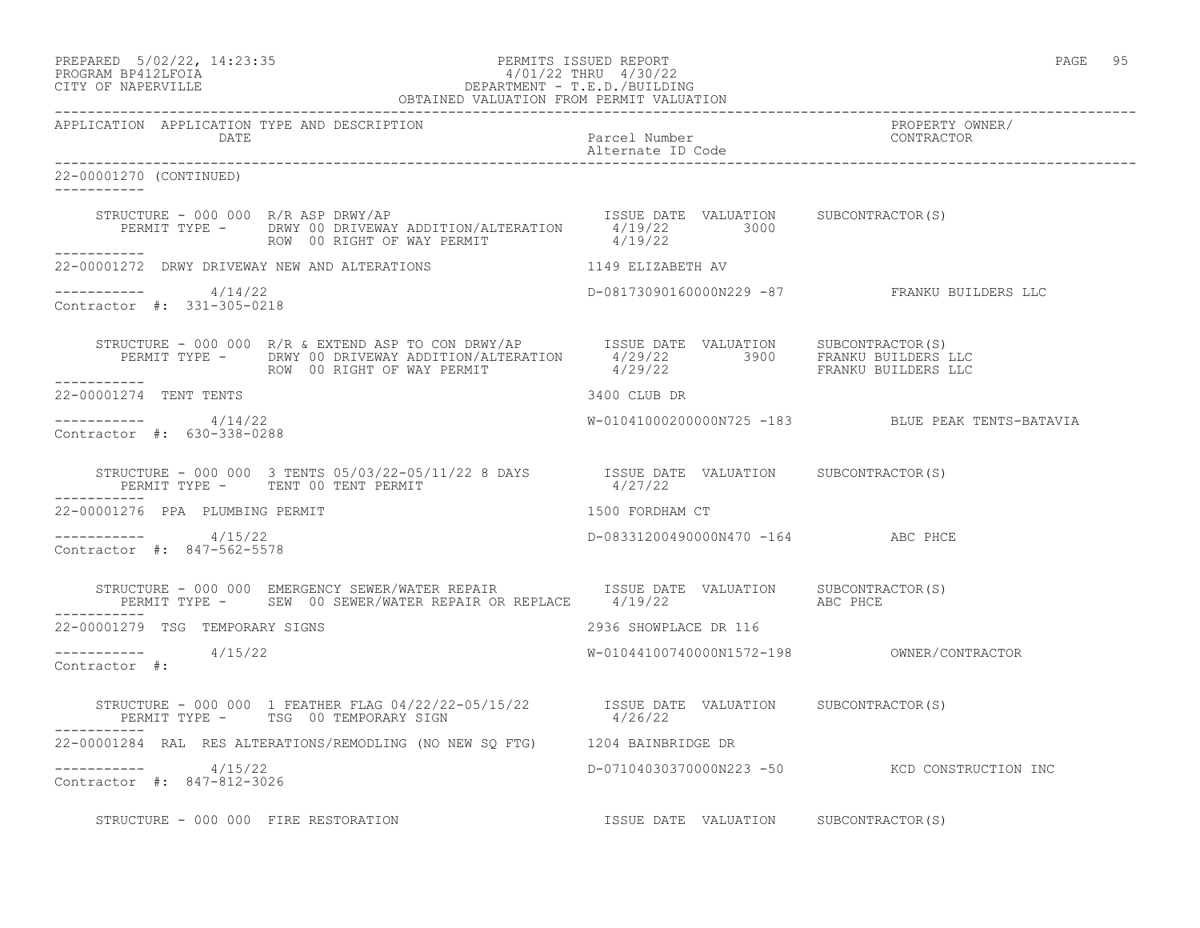PREPARED 5/02/22, 14:23:35 PERMITS ISSUED REPORT
PROGRAM BP412LFOIA 4/01/22 THRU 4/30/22
CITY OF NAPERVILLE DEPARTMENT - T.E.D./BUILDING
OBTAINED VALUATION FROM PERMIT VALUATION

```
APPLICATION  APPLICATION TYPE AND DESCRIPTION                                                          PROPERTY OWNER/
             DATE                                                  Parcel Number                      CONTRACTOR
                                                                   Alternate ID Code

22-00001270 (CONTINUED)
-----------

     STRUCTURE - 000 000  R/R ASP DRWY/AP                          ISSUE DATE  VALUATION     SUBCONTRACTOR(S)
        PERMIT TYPE -     DRWY 00 DRIVEWAY ADDITION/ALTERATION      4/19/22        3000
                          ROW  00 RIGHT OF WAY PERMIT               4/19/22
-----------
22-00001272  DRWY DRIVEWAY NEW AND ALTERATIONS                     1149 ELIZABETH AV

-----------       4/14/22                                          D-08173090160000N229 -87           FRANKU BUILDERS LLC
Contractor #:  331-305-0218

     STRUCTURE - 000 000  R/R & EXTEND ASP TO CON DRWY/AP          ISSUE DATE  VALUATION     SUBCONTRACTOR(S)
        PERMIT TYPE -     DRWY 00 DRIVEWAY ADDITION/ALTERATION      4/29/22        3900      FRANKU BUILDERS LLC
                          ROW  00 RIGHT OF WAY PERMIT               4/29/22                  FRANKU BUILDERS LLC
-----------
22-00001274  TENT TENTS                                            3400 CLUB DR

-----------       4/14/22                                          W-01041000200000N725 -183          BLUE PEAK TENTS-BATAVIA
Contractor #:  630-338-0288

     STRUCTURE - 000 000  3 TENTS 05/03/22-05/11/22 8 DAYS         ISSUE DATE  VALUATION     SUBCONTRACTOR(S)
        PERMIT TYPE -     TENT 00 TENT PERMIT                       4/27/22
-----------
22-00001276  PPA  PLUMBING PERMIT                                  1500 FORDHAM CT

-----------       4/15/22                                          D-08331200490000N470 -164          ABC PHCE
Contractor #:  847-562-5578

     STRUCTURE - 000 000  EMERGENCY SEWER/WATER REPAIR             ISSUE DATE  VALUATION     SUBCONTRACTOR(S)
        PERMIT TYPE -     SEW  00 SEWER/WATER REPAIR OR REPLACE     4/19/22                  ABC PHCE
-----------
22-00001279  TSG  TEMPORARY SIGNS                                  2936 SHOWPLACE DR 116

-----------       4/15/22                                          W-01044100740000N1572-198          OWNER/CONTRACTOR
Contractor #:

     STRUCTURE - 000 000  1 FEATHER FLAG 04/22/22-05/15/22         ISSUE DATE  VALUATION     SUBCONTRACTOR(S)
        PERMIT TYPE -     TSG  00 TEMPORARY SIGN                    4/26/22
-----------
22-00001284  RAL  RES ALTERATIONS/REMODLING (NO NEW SQ FTG)        1204 BAINBRIDGE DR

-----------       4/15/22                                          D-07104030370000N223 -50           KCD CONSTRUCTION INC
Contractor #:  847-812-3026

     STRUCTURE - 000 000  FIRE RESTORATION                         ISSUE DATE  VALUATION     SUBCONTRACTOR(S)
```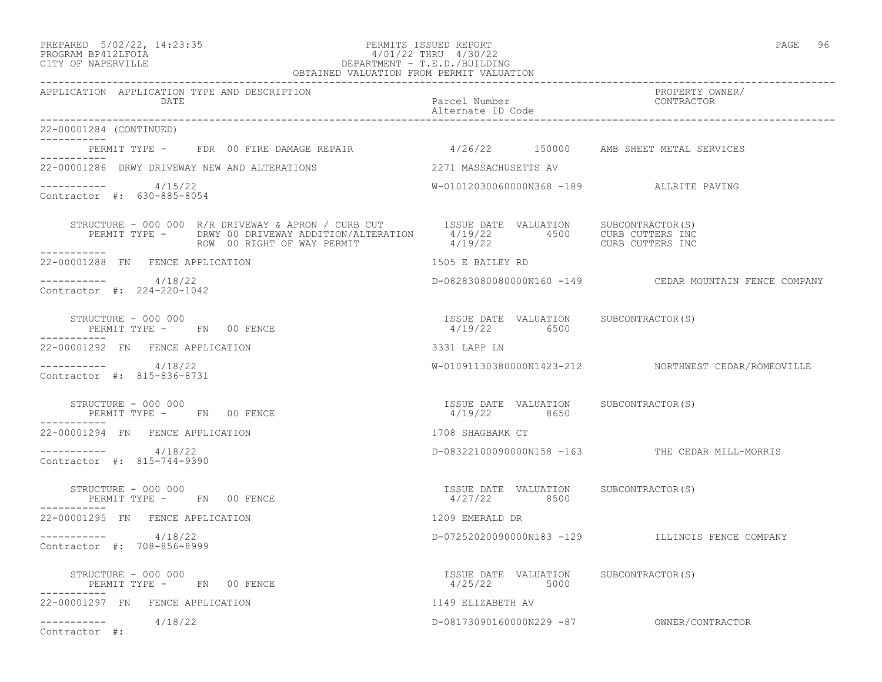PERMITS ISSUED REPORT
4/01/22 THRU 4/30/22
DEPARTMENT - T.E.D./BUILDING
OBTAINED VALUATION FROM PERMIT VALUATION

PREPARED 5/02/22, 14:23:35
PROGRAM BP412LFOIA
CITY OF NAPERVILLE

| APPLICATION | APPLICATION TYPE AND DESCRIPTION / DATE | Parcel Number / Alternate ID Code | PROPERTY OWNER/ CONTRACTOR |
|---|---|---|---|

22-00001284 (CONTINUED)

PERMIT TYPE - FDR 00 FIRE DAMAGE REPAIR — 4/26/22 — 150000 — AMB SHEET METAL SERVICES

---

**22-00001286** DRWY DRIVEWAY NEW AND ALTERATIONS — 2271 MASSACHUSETTS AV

4/15/22 — W-01012030060000N368 -189 — ALLRITE PAVING

Contractor #: 630-885-8054

| STRUCTURE - 000 000 R/R DRIVEWAY & APRON / CURB CUT | ISSUE DATE | VALUATION | SUBCONTRACTOR(S) |
|---|---|---|---|
| PERMIT TYPE - DRWY 00 DRIVEWAY ADDITION/ALTERATION | 4/19/22 | 4500 | CURB CUTTERS INC |
| ROW 00 RIGHT OF WAY PERMIT | 4/19/22 | | CURB CUTTERS INC |

---

**22-00001288** FN FENCE APPLICATION — 1505 E BAILEY RD

4/18/22 — D-08283080080000N160 -149 — CEDAR MOUNTAIN FENCE COMPANY

Contractor #: 224-220-1042

| STRUCTURE - 000 000 | ISSUE DATE | VALUATION | SUBCONTRACTOR(S) |
|---|---|---|---|
| PERMIT TYPE - FN 00 FENCE | 4/19/22 | 6500 | |

---

**22-00001292** FN FENCE APPLICATION — 3331 LAPP LN

4/18/22 — W-01091130380000N1423-212 — NORTHWEST CEDAR/ROMEOVILLE

Contractor #: 815-836-8731

| STRUCTURE - 000 000 | ISSUE DATE | VALUATION | SUBCONTRACTOR(S) |
|---|---|---|---|
| PERMIT TYPE - FN 00 FENCE | 4/19/22 | 8650 | |

---

**22-00001294** FN FENCE APPLICATION — 1708 SHAGBARK CT

4/18/22 — D-08322100090000N158 -163 — THE CEDAR MILL-MORRIS

Contractor #: 815-744-9390

| STRUCTURE - 000 000 | ISSUE DATE | VALUATION | SUBCONTRACTOR(S) |
|---|---|---|---|
| PERMIT TYPE - FN 00 FENCE | 4/27/22 | 8500 | |

---

**22-00001295** FN FENCE APPLICATION — 1209 EMERALD DR

4/18/22 — D-07252020090000N183 -129 — ILLINOIS FENCE COMPANY

Contractor #: 708-856-8999

| STRUCTURE - 000 000 | ISSUE DATE | VALUATION | SUBCONTRACTOR(S) |
|---|---|---|---|
| PERMIT TYPE - FN 00 FENCE | 4/25/22 | 5000 | |

---

**22-00001297** FN FENCE APPLICATION — 1149 ELIZABETH AV

4/18/22 — D-08173090160000N229 -87 — OWNER/CONTRACTOR

Contractor #: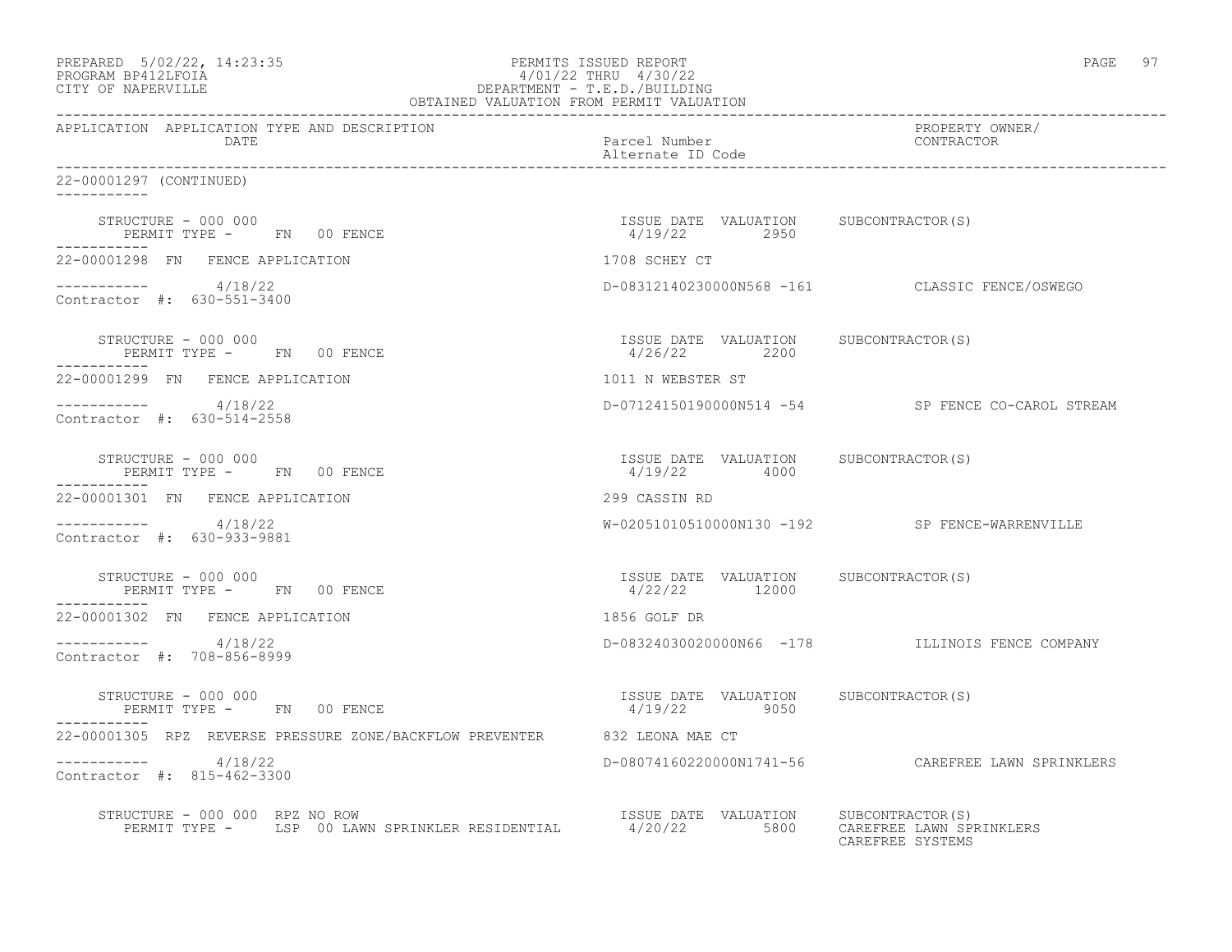PREPARED 5/02/22, 14:23:35 PERMITS ISSUED REPORT
PROGRAM BP412LFOIA 4/01/22 THRU 4/30/22
CITY OF NAPERVILLE DEPARTMENT - T.E.D./BUILDING
OBTAINED VALUATION FROM PERMIT VALUATION

| APPLICATION | APPLICATION TYPE AND DESCRIPTION DATE | Parcel Number / Alternate ID Code | PROPERTY OWNER/ CONTRACTOR |
|---|---|---|---|

22-00001297 (CONTINUED)

STRUCTURE - 000 000
PERMIT TYPE - FN 00 FENCE
ISSUE DATE 4/19/22 VALUATION 2950 SUBCONTRACTOR(S)

22-00001298 FN FENCE APPLICATION — 1708 SCHEY CT
4/18/22 — D-08312140230000N568 -161 — CLASSIC FENCE/OSWEGO
Contractor #: 630-551-3400

STRUCTURE - 000 000
PERMIT TYPE - FN 00 FENCE
ISSUE DATE 4/26/22 VALUATION 2200 SUBCONTRACTOR(S)

22-00001299 FN FENCE APPLICATION — 1011 N WEBSTER ST
4/18/22 — D-07124150190000N514 -54 — SP FENCE CO-CAROL STREAM
Contractor #: 630-514-2558

STRUCTURE - 000 000
PERMIT TYPE - FN 00 FENCE
ISSUE DATE 4/19/22 VALUATION 4000 SUBCONTRACTOR(S)

22-00001301 FN FENCE APPLICATION — 299 CASSIN RD
4/18/22 — W-02051010510000N130 -192 — SP FENCE-WARRENVILLE
Contractor #: 630-933-9881

STRUCTURE - 000 000
PERMIT TYPE - FN 00 FENCE
ISSUE DATE 4/22/22 VALUATION 12000 SUBCONTRACTOR(S)

22-00001302 FN FENCE APPLICATION — 1856 GOLF DR
4/18/22 — D-08324030020000N66 -178 — ILLINOIS FENCE COMPANY
Contractor #: 708-856-8999

STRUCTURE - 000 000
PERMIT TYPE - FN 00 FENCE
ISSUE DATE 4/19/22 VALUATION 9050 SUBCONTRACTOR(S)

22-00001305 RPZ REVERSE PRESSURE ZONE/BACKFLOW PREVENTER — 832 LEONA MAE CT
4/18/22 — D-08074160220000N1741-56 — CAREFREE LAWN SPRINKLERS
Contractor #: 815-462-3300

STRUCTURE - 000 000 RPZ NO ROW
PERMIT TYPE - LSP 00 LAWN SPRINKLER RESIDENTIAL
ISSUE DATE 4/20/22 VALUATION 5800 SUBCONTRACTOR(S) CAREFREE LAWN SPRINKLERS, CAREFREE SYSTEMS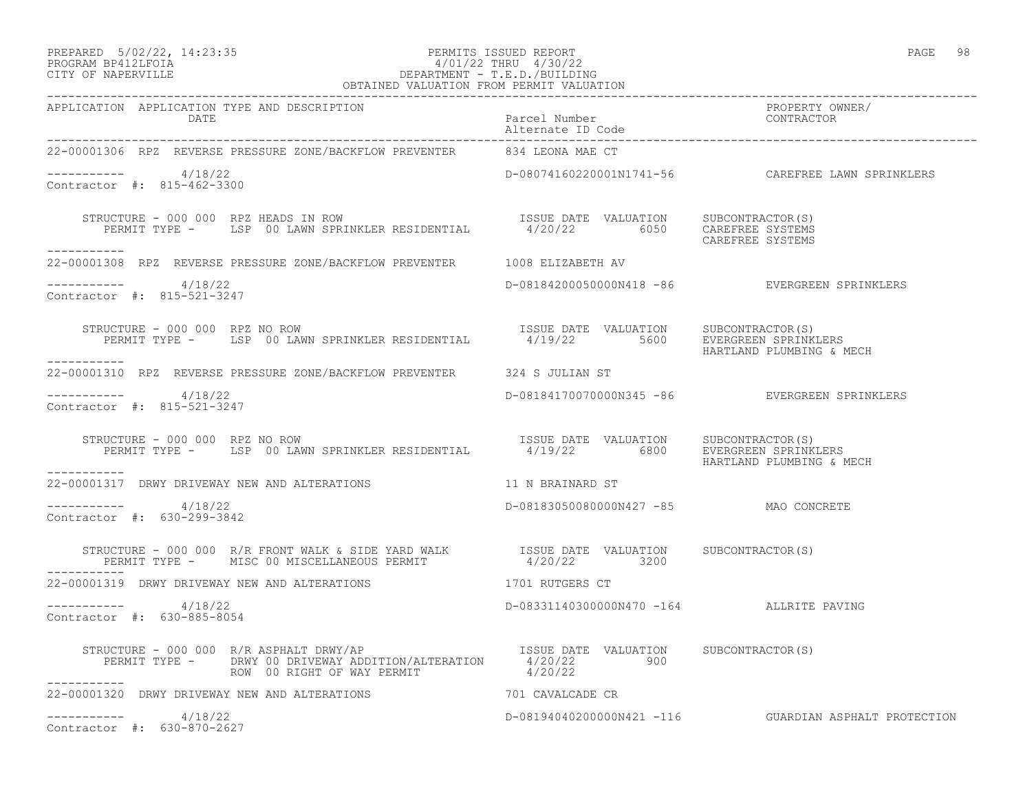| APPLICATION | APPLICATION TYPE AND DESCRIPTION DATE | Parcel Number Alternate ID Code | PROPERTY OWNER/ CONTRACTOR |
|---|---|---|---|

22-00001306 RPZ REVERSE PRESSURE ZONE/BACKFLOW PREVENTER 834 LEONA MAE CT

----------- 4/18/22 D-08074160220001N1741-56 CAREFREE LAWN SPRINKLERS
Contractor #: 815-462-3300

STRUCTURE - 000 000 RPZ HEADS IN ROW — ISSUE DATE 4/20/22, VALUATION 6050, SUBCONTRACTOR(S): CAREFREE SYSTEMS, CAREFREE SYSTEMS
PERMIT TYPE - LSP 00 LAWN SPRINKLER RESIDENTIAL

-----------

22-00001308 RPZ REVERSE PRESSURE ZONE/BACKFLOW PREVENTER 1008 ELIZABETH AV

----------- 4/18/22 D-08184200050000N418 -86 EVERGREEN SPRINKLERS
Contractor #: 815-521-3247

STRUCTURE - 000 000 RPZ NO ROW — ISSUE DATE 4/19/22, VALUATION 5600, SUBCONTRACTOR(S): EVERGREEN SPRINKLERS, HARTLAND PLUMBING & MECH
PERMIT TYPE - LSP 00 LAWN SPRINKLER RESIDENTIAL

-----------

22-00001310 RPZ REVERSE PRESSURE ZONE/BACKFLOW PREVENTER 324 S JULIAN ST

----------- 4/18/22 D-08184170070000N345 -86 EVERGREEN SPRINKLERS
Contractor #: 815-521-3247

STRUCTURE - 000 000 RPZ NO ROW — ISSUE DATE 4/19/22, VALUATION 6800, SUBCONTRACTOR(S): EVERGREEN SPRINKLERS, HARTLAND PLUMBING & MECH
PERMIT TYPE - LSP 00 LAWN SPRINKLER RESIDENTIAL

-----------

22-00001317 DRWY DRIVEWAY NEW AND ALTERATIONS 11 N BRAINARD ST

----------- 4/18/22 D-08183050080000N427 -85 MAO CONCRETE
Contractor #: 630-299-3842

STRUCTURE - 000 000 R/R FRONT WALK & SIDE YARD WALK — ISSUE DATE 4/20/22, VALUATION 3200, SUBCONTRACTOR(S)
PERMIT TYPE - MISC 00 MISCELLANEOUS PERMIT

-----------

22-00001319 DRWY DRIVEWAY NEW AND ALTERATIONS 1701 RUTGERS CT

----------- 4/18/22 D-08331140300000N470 -164 ALLRITE PAVING
Contractor #: 630-885-8054

STRUCTURE - 000 000 R/R ASPHALT DRWY/AP — ISSUE DATE 4/20/22, VALUATION 900, SUBCONTRACTOR(S)
PERMIT TYPE - DRWY 00 DRIVEWAY ADDITION/ALTERATION 4/20/22
ROW 00 RIGHT OF WAY PERMIT 4/20/22

-----------

22-00001320 DRWY DRIVEWAY NEW AND ALTERATIONS 701 CAVALCADE CR

----------- 4/18/22 D-08194040200000N421 -116 GUARDIAN ASPHALT PROTECTION
Contractor #: 630-870-2627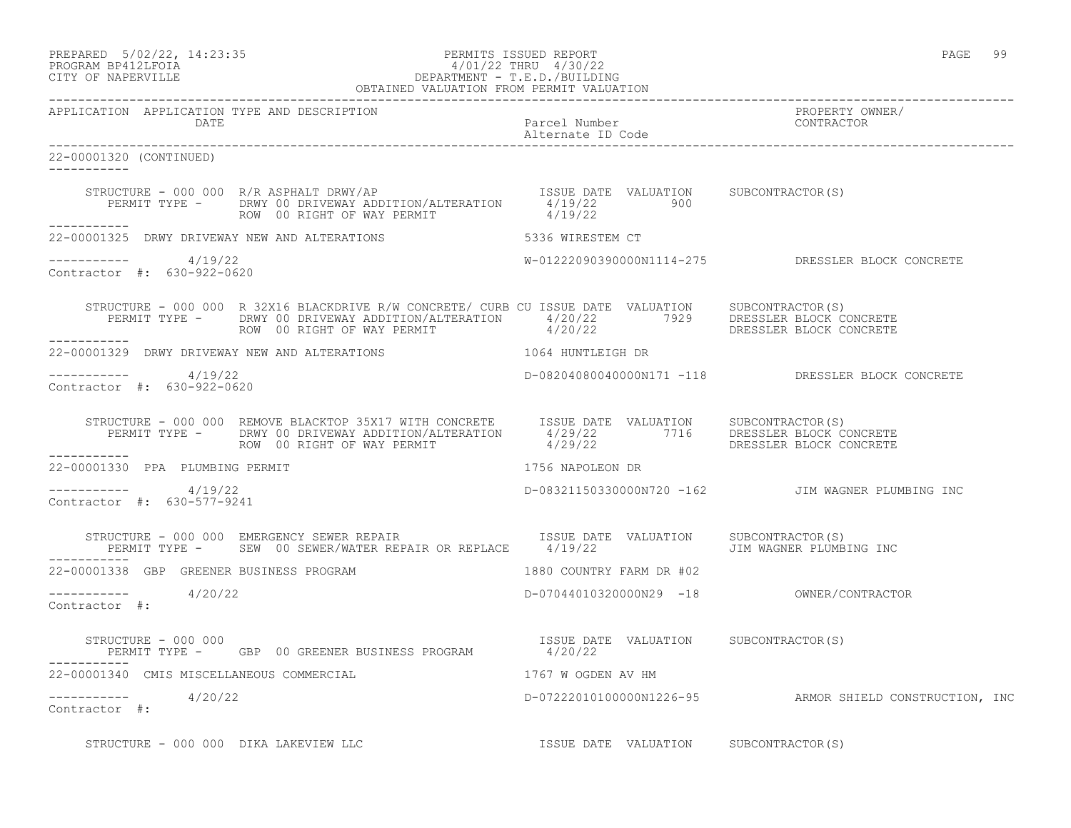PREPARED 5/02/22, 14:23:35 PERMITS ISSUED REPORT
PROGRAM BP412LFOIA 4/01/22 THRU 4/30/22
CITY OF NAPERVILLE DEPARTMENT - T.E.D./BUILDING
OBTAINED VALUATION FROM PERMIT VALUATION

| APPLICATION | APPLICATION TYPE AND DESCRIPTION DATE | Parcel Number Alternate ID Code | PROPERTY OWNER/ CONTRACTOR |
|---|---|---|---|

22-00001320 (CONTINUED)

STRUCTURE - 000 000 R/R ASPHALT DRWY/AP — ISSUE DATE / VALUATION / SUBCONTRACTOR(S)
PERMIT TYPE - DRWY 00 DRIVEWAY ADDITION/ALTERATION 4/19/22 900
ROW 00 RIGHT OF WAY PERMIT 4/19/22

---

22-00001325 DRWY DRIVEWAY NEW AND ALTERATIONS — 5336 WIRESTEM CT
4/19/22 — W-01222090390000N1114-275 — DRESSLER BLOCK CONCRETE
Contractor #: 630-922-0620

STRUCTURE - 000 000 R 32X16 BLACKDRIVE R/W CONCRETE/ CURB CU — ISSUE DATE / VALUATION / SUBCONTRACTOR(S)
PERMIT TYPE - DRWY 00 DRIVEWAY ADDITION/ALTERATION 4/20/22 7929 DRESSLER BLOCK CONCRETE
ROW 00 RIGHT OF WAY PERMIT 4/20/22 DRESSLER BLOCK CONCRETE

---

22-00001329 DRWY DRIVEWAY NEW AND ALTERATIONS — 1064 HUNTLEIGH DR
4/19/22 — D-08204080040000N171 -118 — DRESSLER BLOCK CONCRETE
Contractor #: 630-922-0620

STRUCTURE - 000 000 REMOVE BLACKTOP 35X17 WITH CONCRETE — ISSUE DATE / VALUATION / SUBCONTRACTOR(S)
PERMIT TYPE - DRWY 00 DRIVEWAY ADDITION/ALTERATION 4/29/22 7716 DRESSLER BLOCK CONCRETE
ROW 00 RIGHT OF WAY PERMIT 4/29/22 DRESSLER BLOCK CONCRETE

---

22-00001330 PPA PLUMBING PERMIT — 1756 NAPOLEON DR
4/19/22 — D-08321150330000N720 -162 — JIM WAGNER PLUMBING INC
Contractor #: 630-577-9241

STRUCTURE - 000 000 EMERGENCY SEWER REPAIR — ISSUE DATE / VALUATION / SUBCONTRACTOR(S)
PERMIT TYPE - SEW 00 SEWER/WATER REPAIR OR REPLACE 4/19/22 JIM WAGNER PLUMBING INC

---

22-00001338 GBP GREENER BUSINESS PROGRAM — 1880 COUNTRY FARM DR #02
4/20/22 — D-07044010320000N29 -18 — OWNER/CONTRACTOR
Contractor #:

STRUCTURE - 000 000 — ISSUE DATE / VALUATION / SUBCONTRACTOR(S)
PERMIT TYPE - GBP 00 GREENER BUSINESS PROGRAM 4/20/22

---

22-00001340 CMIS MISCELLANEOUS COMMERCIAL — 1767 W OGDEN AV HM
4/20/22 — D-07222010100000N1226-95 — ARMOR SHIELD CONSTRUCTION, INC
Contractor #:

STRUCTURE - 000 000 DIKA LAKEVIEW LLC — ISSUE DATE / VALUATION / SUBCONTRACTOR(S)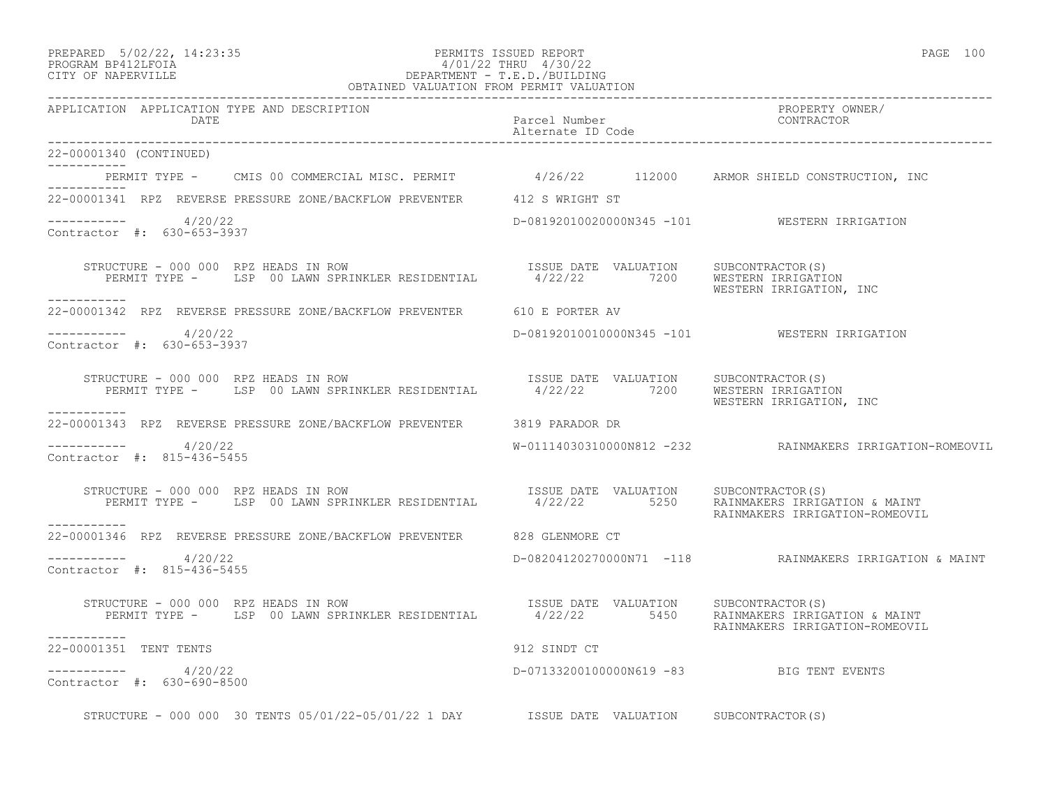PREPARED 5/02/22, 14:23:35 — PERMITS ISSUED REPORT
PROGRAM BP412LFOIA — 4/01/22 THRU 4/30/22
CITY OF NAPERVILLE — DEPARTMENT - T.E.D./BUILDING
OBTAINED VALUATION FROM PERMIT VALUATION

| APPLICATION | APPLICATION TYPE AND DESCRIPTION / DATE | Parcel Number / Alternate ID Code | PROPERTY OWNER/ CONTRACTOR |
|---|---|---|---|

22-00001340 (CONTINUED)

PERMIT TYPE - CMIS 00 COMMERCIAL MISC. PERMIT 4/26/22 112000 ARMOR SHIELD CONSTRUCTION, INC

---

22-00001341 RPZ REVERSE PRESSURE ZONE/BACKFLOW PREVENTER 412 S WRIGHT ST

4/20/22 — D-08192010020000N345 -101 — WESTERN IRRIGATION
Contractor #: 630-653-3937

STRUCTURE - 000 000 RPZ HEADS IN ROW — ISSUE DATE VALUATION SUBCONTRACTOR(S)
PERMIT TYPE - LSP 00 LAWN SPRINKLER RESIDENTIAL 4/22/22 7200 WESTERN IRRIGATION
WESTERN IRRIGATION, INC

---

22-00001342 RPZ REVERSE PRESSURE ZONE/BACKFLOW PREVENTER 610 E PORTER AV

4/20/22 — D-08192010010000N345 -101 — WESTERN IRRIGATION
Contractor #: 630-653-3937

STRUCTURE - 000 000 RPZ HEADS IN ROW — ISSUE DATE VALUATION SUBCONTRACTOR(S)
PERMIT TYPE - LSP 00 LAWN SPRINKLER RESIDENTIAL 4/22/22 7200 WESTERN IRRIGATION
WESTERN IRRIGATION, INC

---

22-00001343 RPZ REVERSE PRESSURE ZONE/BACKFLOW PREVENTER 3819 PARADOR DR

4/20/22 — W-01114030310000N812 -232 — RAINMAKERS IRRIGATION-ROMEOVIL
Contractor #: 815-436-5455

STRUCTURE - 000 000 RPZ HEADS IN ROW — ISSUE DATE VALUATION SUBCONTRACTOR(S)
PERMIT TYPE - LSP 00 LAWN SPRINKLER RESIDENTIAL 4/22/22 5250 RAINMAKERS IRRIGATION & MAINT
RAINMAKERS IRRIGATION-ROMEOVIL

---

22-00001346 RPZ REVERSE PRESSURE ZONE/BACKFLOW PREVENTER 828 GLENMORE CT

4/20/22 — D-08204120270000N71 -118 — RAINMAKERS IRRIGATION & MAINT
Contractor #: 815-436-5455

STRUCTURE - 000 000 RPZ HEADS IN ROW — ISSUE DATE VALUATION SUBCONTRACTOR(S)
PERMIT TYPE - LSP 00 LAWN SPRINKLER RESIDENTIAL 4/22/22 5450 RAINMAKERS IRRIGATION & MAINT
RAINMAKERS IRRIGATION-ROMEOVIL

---

22-00001351 TENT TENTS 912 SINDT CT

4/20/22 — D-07133200100000N619 -83 — BIG TENT EVENTS
Contractor #: 630-690-8500

STRUCTURE - 000 000 30 TENTS 05/01/22-05/01/22 1 DAY — ISSUE DATE VALUATION SUBCONTRACTOR(S)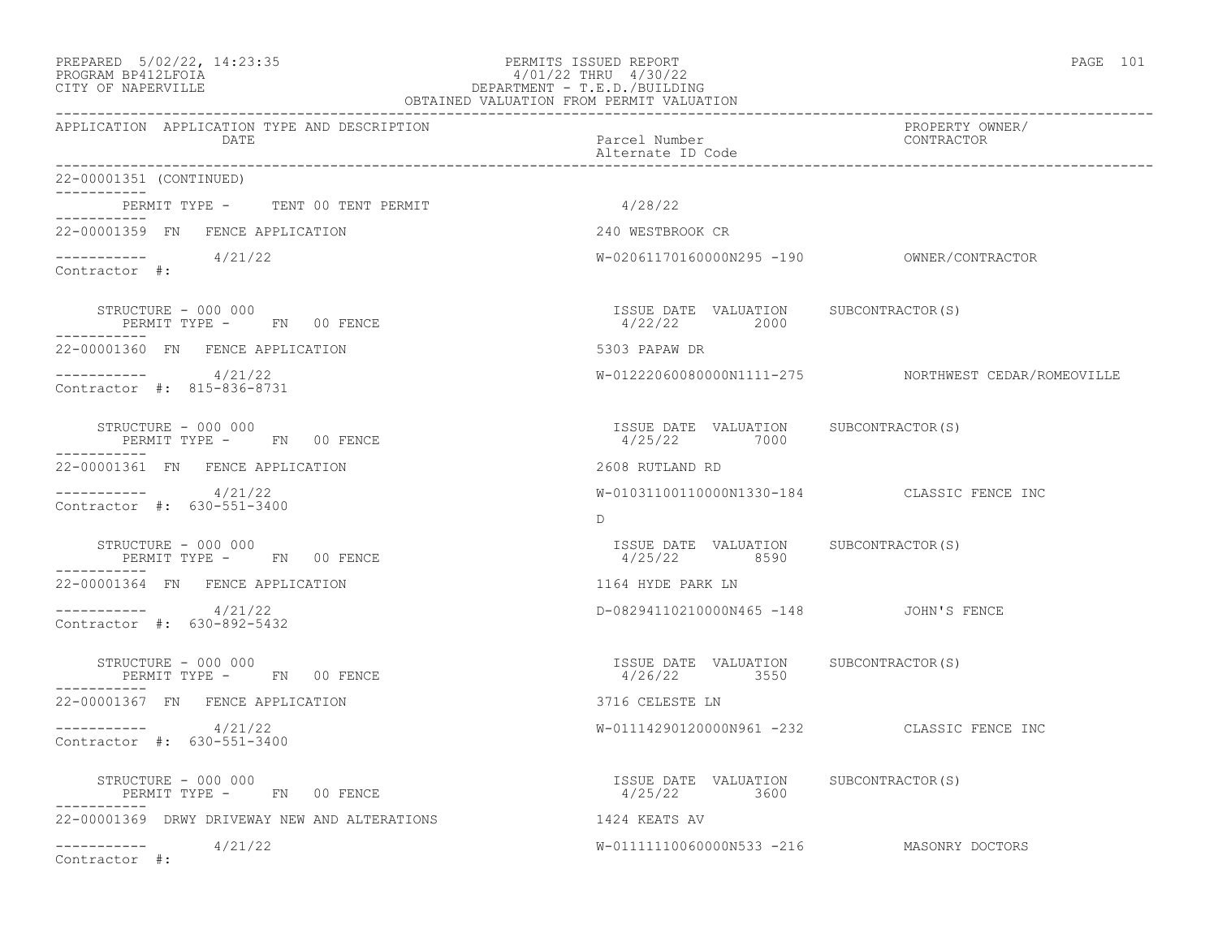| APPLICATION | APPLICATION TYPE AND DESCRIPTION DATE | Parcel Number Alternate ID Code | PROPERTY OWNER/ CONTRACTOR |
|---|---|---|---|

22-00001351 (CONTINUED)

PERMIT TYPE - TENT 00 TENT PERMIT 4/28/22

---

22-00001359 FN FENCE APPLICATION — 240 WESTBROOK CR

4/21/22 — W-02061170160000N295 -190 — OWNER/CONTRACTOR

Contractor #:

| STRUCTURE - 000 000 | ISSUE DATE | VALUATION | SUBCONTRACTOR(S) |
|---|---|---|---|
| PERMIT TYPE - FN 00 FENCE | 4/22/22 | 2000 | |

---

22-00001360 FN FENCE APPLICATION — 5303 PAPAW DR

4/21/22 — W-01222060080000N1111-275 — NORTHWEST CEDAR/ROMEOVILLE

Contractor #: 815-836-8731

| STRUCTURE - 000 000 | ISSUE DATE | VALUATION | SUBCONTRACTOR(S) |
|---|---|---|---|
| PERMIT TYPE - FN 00 FENCE | 4/25/22 | 7000 | |

---

22-00001361 FN FENCE APPLICATION — 2608 RUTLAND RD

4/21/22 — W-01031100110000N1330-184 — CLASSIC FENCE INC

Contractor #: 630-551-3400

D

| STRUCTURE - 000 000 | ISSUE DATE | VALUATION | SUBCONTRACTOR(S) |
|---|---|---|---|
| PERMIT TYPE - FN 00 FENCE | 4/25/22 | 8590 | |

---

22-00001364 FN FENCE APPLICATION — 1164 HYDE PARK LN

4/21/22 — D-08294110210000N465 -148 — JOHN'S FENCE

Contractor #: 630-892-5432

| STRUCTURE - 000 000 | ISSUE DATE | VALUATION | SUBCONTRACTOR(S) |
|---|---|---|---|
| PERMIT TYPE - FN 00 FENCE | 4/26/22 | 3550 | |

---

22-00001367 FN FENCE APPLICATION — 3716 CELESTE LN

4/21/22 — W-01114290120000N961 -232 — CLASSIC FENCE INC

Contractor #: 630-551-3400

| STRUCTURE - 000 000 | ISSUE DATE | VALUATION | SUBCONTRACTOR(S) |
|---|---|---|---|
| PERMIT TYPE - FN 00 FENCE | 4/25/22 | 3600 | |

---

22-00001369 DRWY DRIVEWAY NEW AND ALTERATIONS — 1424 KEATS AV

4/21/22 — W-01111110060000N533 -216 — MASONRY DOCTORS

Contractor #: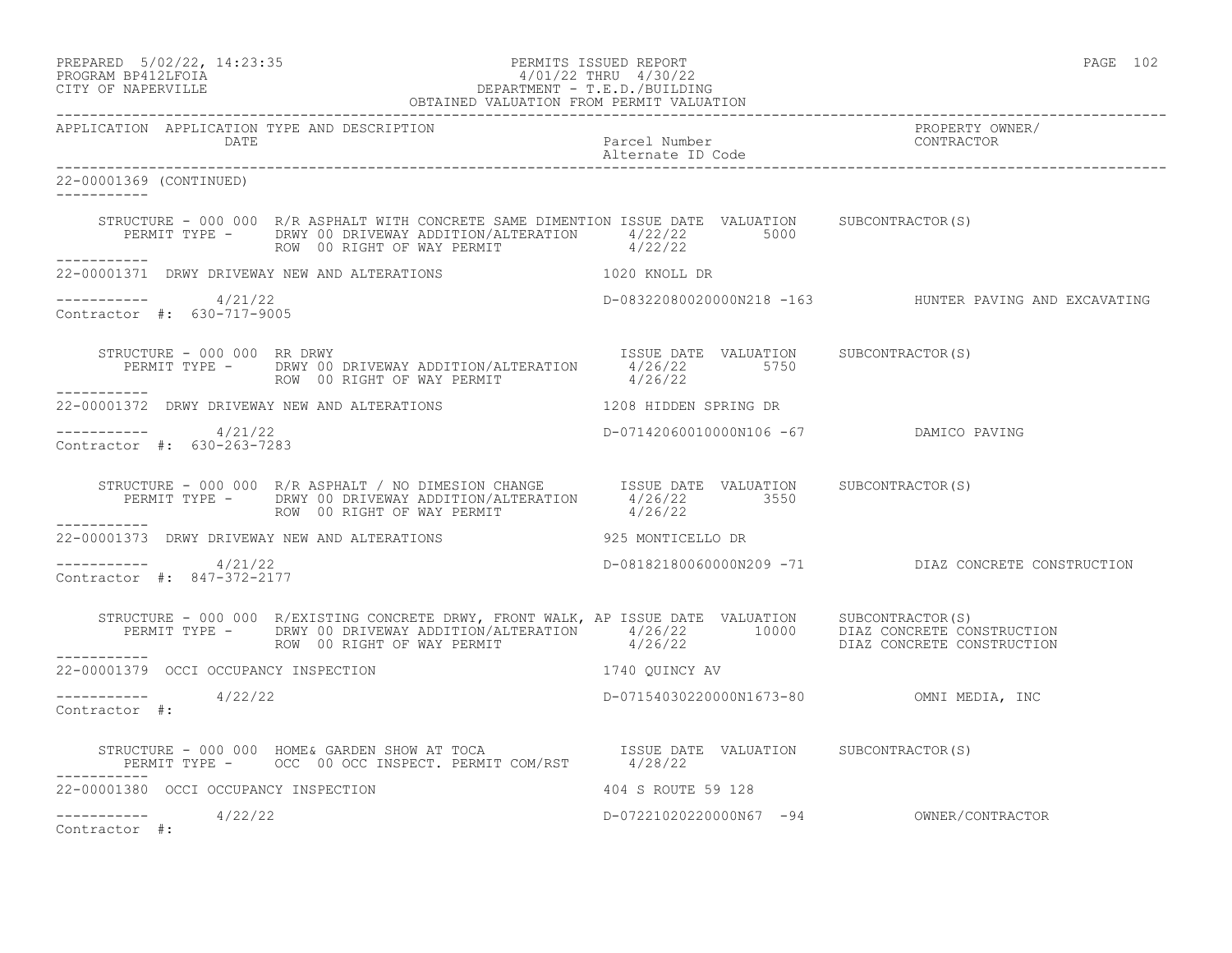APPLICATION APPLICATION TYPE AND DESCRIPTION | Parcel Number / Alternate ID Code | PROPERTY OWNER/ CONTRACTOR
DATE

22-00001369 (CONTINUED)

STRUCTURE - 000 000 R/R ASPHALT WITH CONCRETE SAME DIMENTION ISSUE DATE VALUATION SUBCONTRACTOR(S)
PERMIT TYPE - DRWY 00 DRIVEWAY ADDITION/ALTERATION 4/22/22 5000
ROW 00 RIGHT OF WAY PERMIT 4/22/22

22-00001371 DRWY DRIVEWAY NEW AND ALTERATIONS 1020 KNOLL DR

4/21/22 D-08322080020000N218 -163 HUNTER PAVING AND EXCAVATING
Contractor #: 630-717-9005

STRUCTURE - 000 000 RR DRWY ISSUE DATE VALUATION SUBCONTRACTOR(S)
PERMIT TYPE - DRWY 00 DRIVEWAY ADDITION/ALTERATION 4/26/22 5750
ROW 00 RIGHT OF WAY PERMIT 4/26/22

22-00001372 DRWY DRIVEWAY NEW AND ALTERATIONS 1208 HIDDEN SPRING DR

4/21/22 D-07142060010000N106 -67 DAMICO PAVING
Contractor #: 630-263-7283

STRUCTURE - 000 000 R/R ASPHALT / NO DIMESION CHANGE ISSUE DATE VALUATION SUBCONTRACTOR(S)
PERMIT TYPE - DRWY 00 DRIVEWAY ADDITION/ALTERATION 4/26/22 3550
ROW 00 RIGHT OF WAY PERMIT 4/26/22

22-00001373 DRWY DRIVEWAY NEW AND ALTERATIONS 925 MONTICELLO DR

4/21/22 D-08182180060000N209 -71 DIAZ CONCRETE CONSTRUCTION
Contractor #: 847-372-2177

STRUCTURE - 000 000 R/EXISTING CONCRETE DRWY, FRONT WALK, AP ISSUE DATE VALUATION SUBCONTRACTOR(S)
PERMIT TYPE - DRWY 00 DRIVEWAY ADDITION/ALTERATION 4/26/22 10000 DIAZ CONCRETE CONSTRUCTION
ROW 00 RIGHT OF WAY PERMIT 4/26/22 DIAZ CONCRETE CONSTRUCTION

22-00001379 OCCI OCCUPANCY INSPECTION 1740 QUINCY AV

4/22/22 D-07154030220000N1673-80 OMNI MEDIA, INC
Contractor #:

STRUCTURE - 000 000 HOME& GARDEN SHOW AT TOCA ISSUE DATE VALUATION SUBCONTRACTOR(S)
PERMIT TYPE - OCC 00 OCC INSPECT. PERMIT COM/RST 4/28/22

22-00001380 OCCI OCCUPANCY INSPECTION 404 S ROUTE 59 128

4/22/22 D-07221020220000N67 -94 OWNER/CONTRACTOR
Contractor #: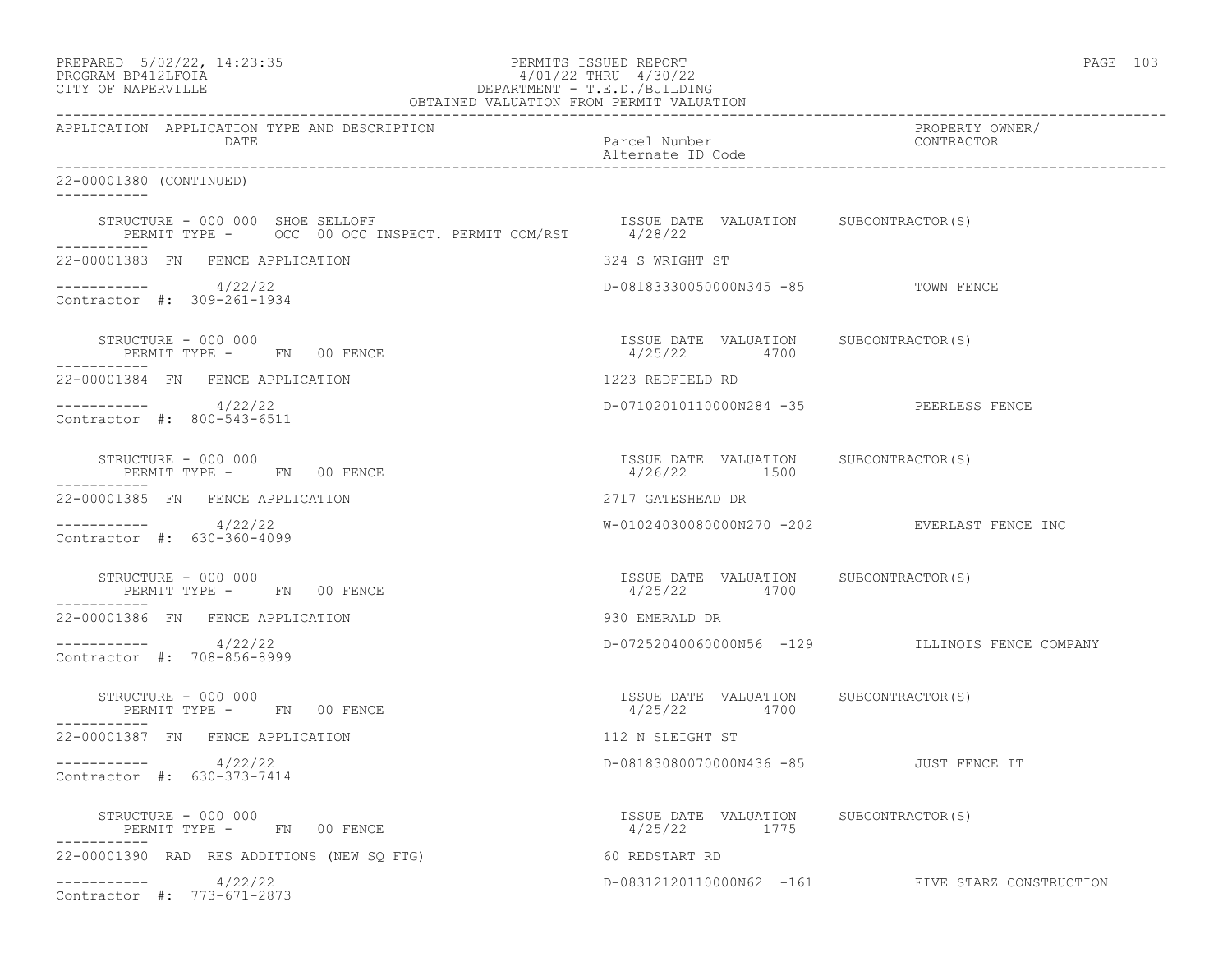APPLICATION APPLICATION TYPE AND DESCRIPTION DATE | Parcel Number Alternate ID Code | PROPERTY OWNER/ CONTRACTOR

22-00001380 (CONTINUED)

STRUCTURE - 000 000 SHOE SELLOFF
PERMIT TYPE - OCC 00 OCC INSPECT. PERMIT COM/RST — ISSUE DATE 4/28/22 VALUATION SUBCONTRACTOR(S)

22-00001383 FN FENCE APPLICATION — 324 S WRIGHT ST
4/22/22 — D-08183330050000N345 -85 — TOWN FENCE
Contractor #: 309-261-1934

STRUCTURE - 000 000
PERMIT TYPE - FN 00 FENCE — ISSUE DATE 4/25/22 VALUATION 4700 SUBCONTRACTOR(S)

22-00001384 FN FENCE APPLICATION — 1223 REDFIELD RD
4/22/22 — D-07102010110000N284 -35 — PEERLESS FENCE
Contractor #: 800-543-6511

STRUCTURE - 000 000
PERMIT TYPE - FN 00 FENCE — ISSUE DATE 4/26/22 VALUATION 1500 SUBCONTRACTOR(S)

22-00001385 FN FENCE APPLICATION — 2717 GATESHEAD DR
4/22/22 — W-01024030080000N270 -202 — EVERLAST FENCE INC
Contractor #: 630-360-4099

STRUCTURE - 000 000
PERMIT TYPE - FN 00 FENCE — ISSUE DATE 4/25/22 VALUATION 4700 SUBCONTRACTOR(S)

22-00001386 FN FENCE APPLICATION — 930 EMERALD DR
4/22/22 — D-07252040060000N56 -129 — ILLINOIS FENCE COMPANY
Contractor #: 708-856-8999

STRUCTURE - 000 000
PERMIT TYPE - FN 00 FENCE — ISSUE DATE 4/25/22 VALUATION 4700 SUBCONTRACTOR(S)

22-00001387 FN FENCE APPLICATION — 112 N SLEIGHT ST
4/22/22 — D-08183080070000N436 -85 — JUST FENCE IT
Contractor #: 630-373-7414

STRUCTURE - 000 000
PERMIT TYPE - FN 00 FENCE — ISSUE DATE 4/25/22 VALUATION 1775 SUBCONTRACTOR(S)

22-00001390 RAD RES ADDITIONS (NEW SQ FTG) — 60 REDSTART RD
4/22/22 — D-08312120110000N62 -161 — FIVE STARZ CONSTRUCTION
Contractor #: 773-671-2873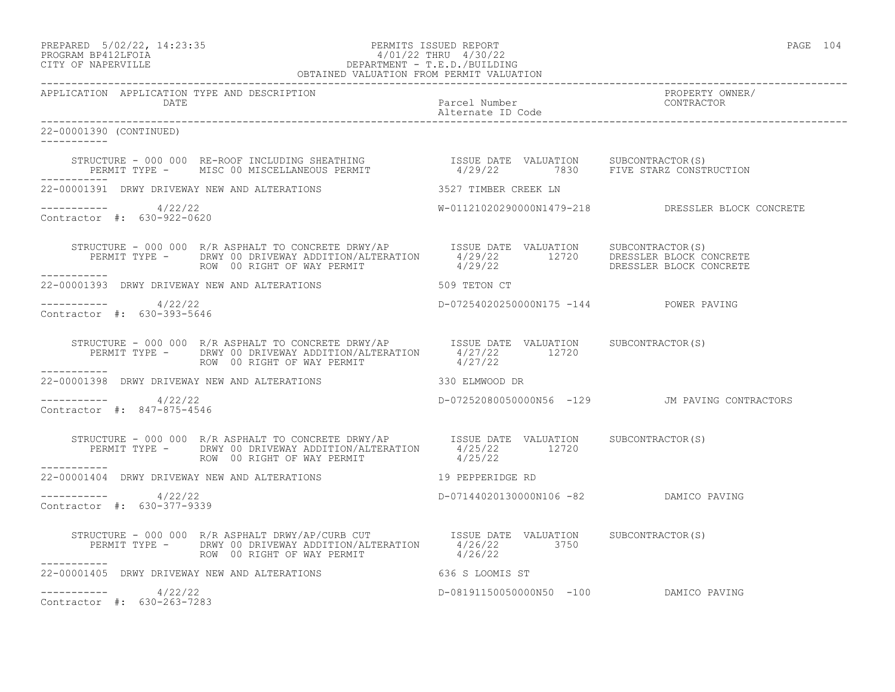PREPARED 5/02/22, 14:23:35 PERMITS ISSUED REPORT
PROGRAM BP412LFOIA 4/01/22 THRU 4/30/22
CITY OF NAPERVILLE DEPARTMENT - T.E.D./BUILDING
OBTAINED VALUATION FROM PERMIT VALUATION

| APPLICATION | APPLICATION TYPE AND DESCRIPTION DATE | Parcel Number Alternate ID Code | PROPERTY OWNER/ CONTRACTOR |
|---|---|---|---|

22-00001390 (CONTINUED)

STRUCTURE - 000 000 RE-ROOF INCLUDING SHEATHING — ISSUE DATE 4/29/22, VALUATION 7830, SUBCONTRACTOR(S) FIVE STARZ CONSTRUCTION
PERMIT TYPE - MISC 00 MISCELLANEOUS PERMIT

---

22-00001391 DRWY DRIVEWAY NEW AND ALTERATIONS — 3527 TIMBER CREEK LN
4/22/22 — W-01121020290000N1479-218 — DRESSLER BLOCK CONCRETE
Contractor #: 630-922-0620

STRUCTURE - 000 000 R/R ASPHALT TO CONCRETE DRWY/AP

| PERMIT TYPE | ISSUE DATE | VALUATION | SUBCONTRACTOR(S) |
|---|---|---|---|
| DRWY 00 DRIVEWAY ADDITION/ALTERATION | 4/29/22 | 12720 | DRESSLER BLOCK CONCRETE |
| ROW 00 RIGHT OF WAY PERMIT | 4/29/22 | | DRESSLER BLOCK CONCRETE |

---

22-00001393 DRWY DRIVEWAY NEW AND ALTERATIONS — 509 TETON CT
4/22/22 — D-07254020250000N175 -144 — POWER PAVING
Contractor #: 630-393-5646

STRUCTURE - 000 000 R/R ASPHALT TO CONCRETE DRWY/AP

| PERMIT TYPE | ISSUE DATE | VALUATION | SUBCONTRACTOR(S) |
|---|---|---|---|
| DRWY 00 DRIVEWAY ADDITION/ALTERATION | 4/27/22 | 12720 | |
| ROW 00 RIGHT OF WAY PERMIT | 4/27/22 | | |

---

22-00001398 DRWY DRIVEWAY NEW AND ALTERATIONS — 330 ELMWOOD DR
4/22/22 — D-07252080050000N56 -129 — JM PAVING CONTRACTORS
Contractor #: 847-875-4546

STRUCTURE - 000 000 R/R ASPHALT TO CONCRETE DRWY/AP

| PERMIT TYPE | ISSUE DATE | VALUATION | SUBCONTRACTOR(S) |
|---|---|---|---|
| DRWY 00 DRIVEWAY ADDITION/ALTERATION | 4/25/22 | 12720 | |
| ROW 00 RIGHT OF WAY PERMIT | 4/25/22 | | |

---

22-00001404 DRWY DRIVEWAY NEW AND ALTERATIONS — 19 PEPPERIDGE RD
4/22/22 — D-07144020130000N106 -82 — DAMICO PAVING
Contractor #: 630-377-9339

STRUCTURE - 000 000 R/R ASPHALT DRWY/AP/CURB CUT

| PERMIT TYPE | ISSUE DATE | VALUATION | SUBCONTRACTOR(S) |
|---|---|---|---|
| DRWY 00 DRIVEWAY ADDITION/ALTERATION | 4/26/22 | 3750 | |
| ROW 00 RIGHT OF WAY PERMIT | 4/26/22 | | |

---

22-00001405 DRWY DRIVEWAY NEW AND ALTERATIONS — 636 S LOOMIS ST
4/22/22 — D-08191150050000N50 -100 — DAMICO PAVING
Contractor #: 630-263-7283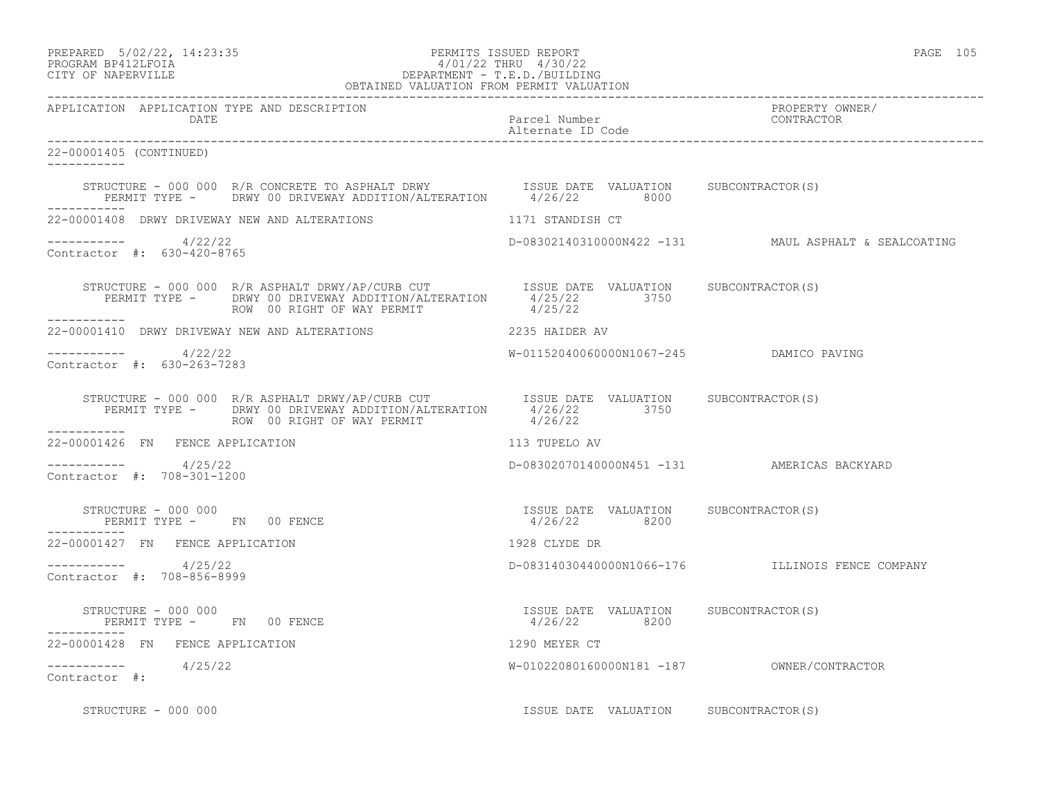| APPLICATION | APPLICATION TYPE AND DESCRIPTION DATE | Parcel Number Alternate ID Code | PROPERTY OWNER/ CONTRACTOR |
|---|---|---|---|

22-00001405 (CONTINUED)

```
    STRUCTURE - 000 000  R/R CONCRETE TO ASPHALT DRWY            ISSUE DATE  VALUATION     SUBCONTRACTOR(S)
       PERMIT TYPE -     DRWY 00 DRIVEWAY ADDITION/ALTERATION     4/26/22         8000
-----------
22-00001408  DRWY DRIVEWAY NEW AND ALTERATIONS                   1171 STANDISH CT

-----------        4/22/22                                      D-08302140310000N422 -131          MAUL ASPHALT & SEALCOATING
Contractor  #:  630-420-8765

    STRUCTURE - 000 000  R/R ASPHALT DRWY/AP/CURB CUT            ISSUE DATE  VALUATION     SUBCONTRACTOR(S)
       PERMIT TYPE -     DRWY 00 DRIVEWAY ADDITION/ALTERATION     4/25/22         3750
                         ROW  00 RIGHT OF WAY PERMIT              4/25/22
-----------
22-00001410  DRWY DRIVEWAY NEW AND ALTERATIONS                   2235 HAIDER AV

-----------        4/22/22                                      W-01152040060000N1067-245          DAMICO PAVING
Contractor  #:  630-263-7283

    STRUCTURE - 000 000  R/R ASPHALT DRWY/AP/CURB CUT            ISSUE DATE  VALUATION     SUBCONTRACTOR(S)
       PERMIT TYPE -     DRWY 00 DRIVEWAY ADDITION/ALTERATION     4/26/22         3750
                         ROW  00 RIGHT OF WAY PERMIT              4/26/22
-----------
22-00001426  FN   FENCE APPLICATION                              113 TUPELO AV

-----------        4/25/22                                      D-08302070140000N451 -131          AMERICAS BACKYARD
Contractor  #:  708-301-1200

    STRUCTURE - 000 000                                          ISSUE DATE  VALUATION     SUBCONTRACTOR(S)
       PERMIT TYPE -     FN   00 FENCE                            4/26/22         8200
-----------
22-00001427  FN   FENCE APPLICATION                              1928 CLYDE DR

-----------        4/25/22                                      D-08314030440000N1066-176          ILLINOIS FENCE COMPANY
Contractor  #:  708-856-8999

    STRUCTURE - 000 000                                          ISSUE DATE  VALUATION     SUBCONTRACTOR(S)
       PERMIT TYPE -     FN   00 FENCE                            4/26/22         8200
-----------
22-00001428  FN   FENCE APPLICATION                              1290 MEYER CT

-----------        4/25/22                                      W-01022080160000N181 -187          OWNER/CONTRACTOR
Contractor  #:

    STRUCTURE - 000 000                                          ISSUE DATE  VALUATION     SUBCONTRACTOR(S)
```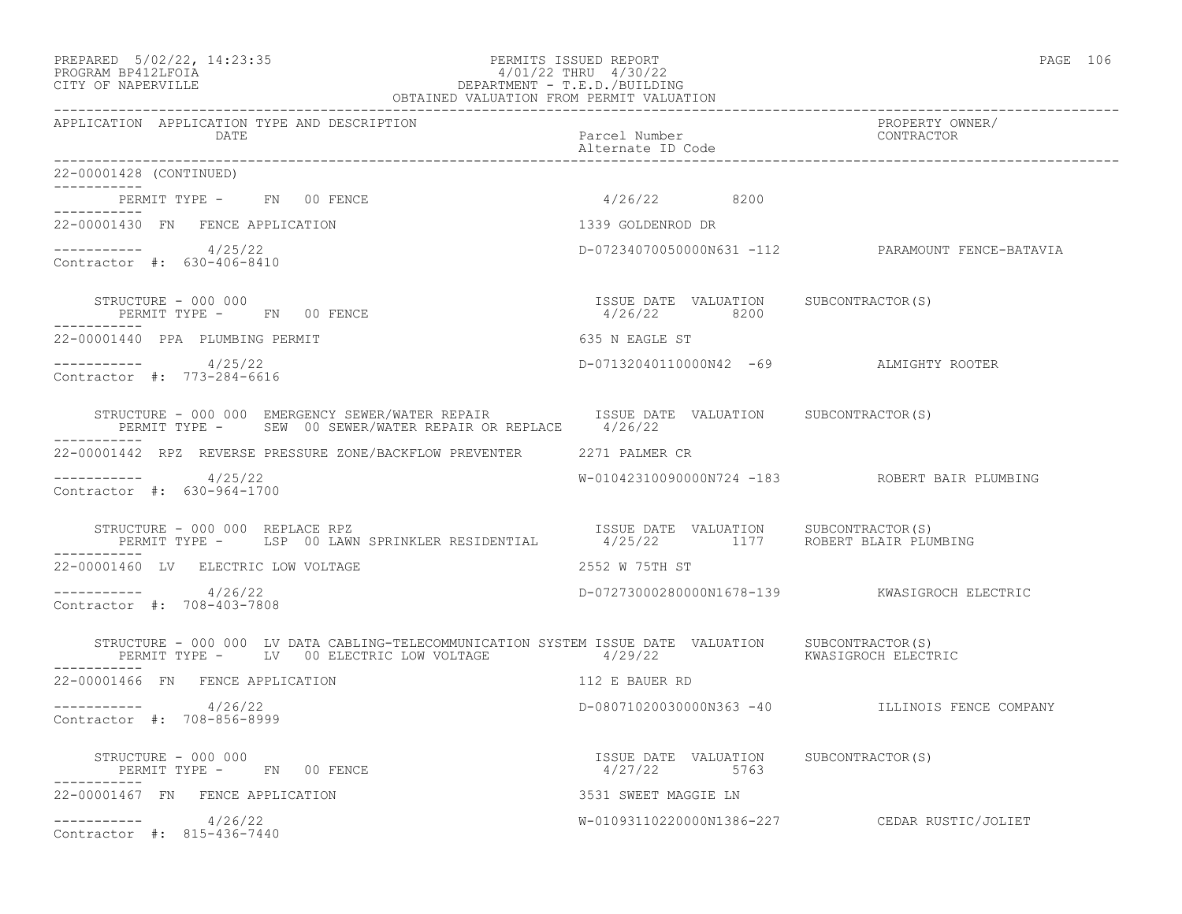OBTAINED VALUATION FROM PERMIT VALUATION

| APPLICATION | APPLICATION TYPE AND DESCRIPTION / DATE | Parcel Number / Alternate ID Code | PROPERTY OWNER/ CONTRACTOR |
|---|---|---|---|

22-00001428 (CONTINUED)

PERMIT TYPE - FN 00 FENCE — 4/26/22 — 8200

---

**22-00001430 FN FENCE APPLICATION** — 1339 GOLDENROD DR

4/25/22 — D-07234070050000N631 -112 — PARAMOUNT FENCE-BATAVIA

Contractor #: 630-406-8410

| STRUCTURE - 000 000 | ISSUE DATE | VALUATION | SUBCONTRACTOR(S) |
|---|---|---|---|
| PERMIT TYPE - FN 00 FENCE | 4/26/22 | 8200 | |

---

**22-00001440 PPA PLUMBING PERMIT** — 635 N EAGLE ST

4/25/22 — D-07132040110000N42 -69 — ALMIGHTY ROOTER

Contractor #: 773-284-6616

| STRUCTURE - 000 000 EMERGENCY SEWER/WATER REPAIR | ISSUE DATE | VALUATION | SUBCONTRACTOR(S) |
|---|---|---|---|
| PERMIT TYPE - SEW 00 SEWER/WATER REPAIR OR REPLACE | 4/26/22 | | |

---

**22-00001442 RPZ REVERSE PRESSURE ZONE/BACKFLOW PREVENTER** — 2271 PALMER CR

4/25/22 — W-01042310090000N724 -183 — ROBERT BAIR PLUMBING

Contractor #: 630-964-1700

| STRUCTURE - 000 000 REPLACE RPZ | ISSUE DATE | VALUATION | SUBCONTRACTOR(S) |
|---|---|---|---|
| PERMIT TYPE - LSP 00 LAWN SPRINKLER RESIDENTIAL | 4/25/22 | 1177 | ROBERT BLAIR PLUMBING |

---

**22-00001460 LV ELECTRIC LOW VOLTAGE** — 2552 W 75TH ST

4/26/22 — D-07273000280000N1678-139 — KWASIGROCH ELECTRIC

Contractor #: 708-403-7808

| STRUCTURE - 000 000 LV DATA CABLING-TELECOMMUNICATION SYSTEM | ISSUE DATE | VALUATION | SUBCONTRACTOR(S) |
|---|---|---|---|
| PERMIT TYPE - LV 00 ELECTRIC LOW VOLTAGE | 4/29/22 | | KWASIGROCH ELECTRIC |

---

**22-00001466 FN FENCE APPLICATION** — 112 E BAUER RD

4/26/22 — D-08071020030000N363 -40 — ILLINOIS FENCE COMPANY

Contractor #: 708-856-8999

| STRUCTURE - 000 000 | ISSUE DATE | VALUATION | SUBCONTRACTOR(S) |
|---|---|---|---|
| PERMIT TYPE - FN 00 FENCE | 4/27/22 | 5763 | |

---

**22-00001467 FN FENCE APPLICATION** — 3531 SWEET MAGGIE LN

4/26/22 — W-01093110220000N1386-227 — CEDAR RUSTIC/JOLIET

Contractor #: 815-436-7440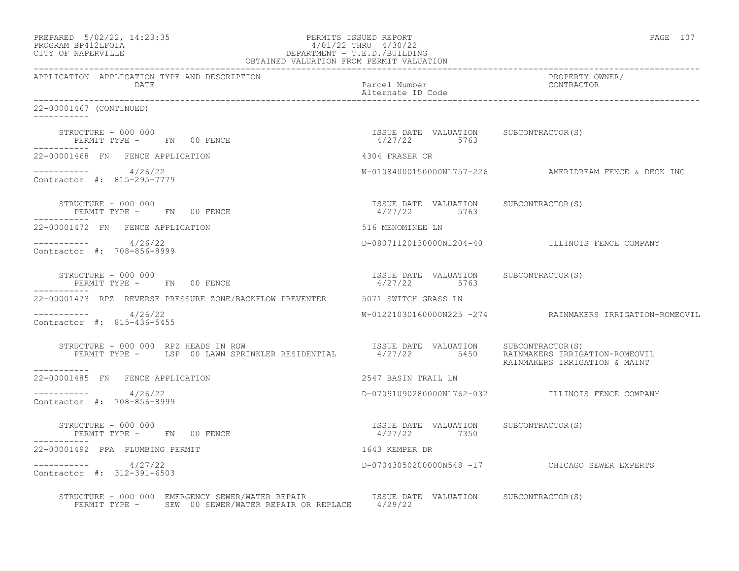PREPARED 5/02/22, 14:23:35
PROGRAM BP412LFOIA
CITY OF NAPERVILLE

PERMITS ISSUED REPORT
4/01/22 THRU 4/30/22
DEPARTMENT - T.E.D./BUILDING
OBTAINED VALUATION FROM PERMIT VALUATION

| APPLICATION | APPLICATION TYPE AND DESCRIPTION / DATE | Parcel Number / Alternate ID Code | PROPERTY OWNER/ CONTRACTOR |
|---|---|---|---|

22-00001467 (CONTINUED)

STRUCTURE - 000 000
PERMIT TYPE - FN 00 FENCE
ISSUE DATE 4/27/22 VALUATION 5763 SUBCONTRACTOR(S)

22-00001468 FN FENCE APPLICATION — 4304 FRASER CR
4/26/22 — W-01084000150000N1757-226 — AMERIDREAM FENCE & DECK INC
Contractor #: 815-295-7779

STRUCTURE - 000 000
PERMIT TYPE - FN 00 FENCE
ISSUE DATE 4/27/22 VALUATION 5763 SUBCONTRACTOR(S)

22-00001472 FN FENCE APPLICATION — 516 MENOMINEE LN
4/26/22 — D-08071120130000N1204-40 — ILLINOIS FENCE COMPANY
Contractor #: 708-856-8999

STRUCTURE - 000 000
PERMIT TYPE - FN 00 FENCE
ISSUE DATE 4/27/22 VALUATION 5763 SUBCONTRACTOR(S)

22-00001473 RPZ REVERSE PRESSURE ZONE/BACKFLOW PREVENTER — 5071 SWITCH GRASS LN
4/26/22 — W-01221030160000N225 -274 — RAINMAKERS IRRIGATION-ROMEOVIL
Contractor #: 815-436-5455

STRUCTURE - 000 000 RPZ HEADS IN ROW
PERMIT TYPE - LSP 00 LAWN SPRINKLER RESIDENTIAL
ISSUE DATE 4/27/22 VALUATION 5450 SUBCONTRACTOR(S) RAINMAKERS IRRIGATION-ROMEOVIL, RAINMAKERS IRRIGATION & MAINT

22-00001485 FN FENCE APPLICATION — 2547 BASIN TRAIL LN
4/26/22 — D-07091090280000N1762-032 — ILLINOIS FENCE COMPANY
Contractor #: 708-856-8999

STRUCTURE - 000 000
PERMIT TYPE - FN 00 FENCE
ISSUE DATE 4/27/22 VALUATION 7350 SUBCONTRACTOR(S)

22-00001492 PPA PLUMBING PERMIT — 1643 KEMPER DR
4/27/22 — D-07043050200000N548 -17 — CHICAGO SEWER EXPERTS
Contractor #: 312-391-6503

STRUCTURE - 000 000 EMERGENCY SEWER/WATER REPAIR
PERMIT TYPE - SEW 00 SEWER/WATER REPAIR OR REPLACE
ISSUE DATE 4/29/22 VALUATION SUBCONTRACTOR(S)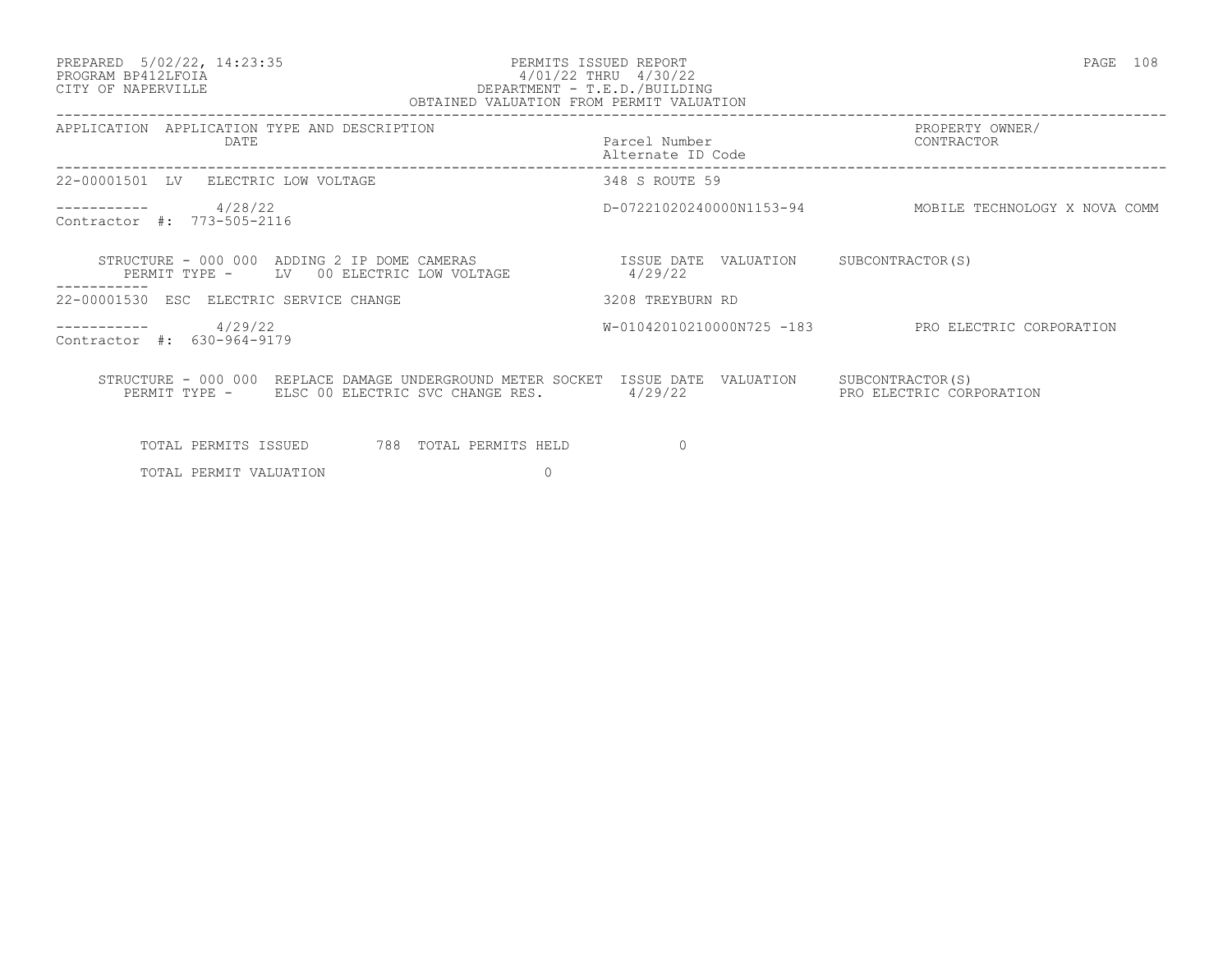PREPARED 5/02/22, 14:23:35
PROGRAM BP412LFOIA
CITY OF NAPERVILLE

PERMITS ISSUED REPORT
4/01/22 THRU 4/30/22
DEPARTMENT - T.E.D./BUILDING
OBTAINED VALUATION FROM PERMIT VALUATION

| APPLICATION | APPLICATION TYPE AND DESCRIPTION DATE | Parcel Number Alternate ID Code | PROPERTY OWNER/ CONTRACTOR |
|---|---|---|---|
| 22-00001501 | LV ELECTRIC LOW VOLTAGE | 348 S ROUTE 59 | |
| ----------- | 4/28/22 | D-07221020240000N1153-94 | MOBILE TECHNOLOGY X NOVA COMM |
| Contractor #: 773-505-2116 | | | |

STRUCTURE - 000 000 ADDING 2 IP DOME CAMERAS — ISSUE DATE 4/29/22 — VALUATION — SUBCONTRACTOR(S)
PERMIT TYPE - LV 00 ELECTRIC LOW VOLTAGE

| APPLICATION | APPLICATION TYPE AND DESCRIPTION DATE | Parcel Number Alternate ID Code | PROPERTY OWNER/ CONTRACTOR |
|---|---|---|---|
| 22-00001530 | ESC ELECTRIC SERVICE CHANGE | 3208 TREYBURN RD | |
| ----------- | 4/29/22 | W-01042010210000N725 -183 | PRO ELECTRIC CORPORATION |
| Contractor #: 630-964-9179 | | | |

STRUCTURE - 000 000 REPLACE DAMAGE UNDERGROUND METER SOCKET — ISSUE DATE 4/29/22 — VALUATION — SUBCONTRACTOR(S) PRO ELECTRIC CORPORATION
PERMIT TYPE - ELSC 00 ELECTRIC SVC CHANGE RES.

TOTAL PERMITS ISSUED 788 TOTAL PERMITS HELD 0

TOTAL PERMIT VALUATION 0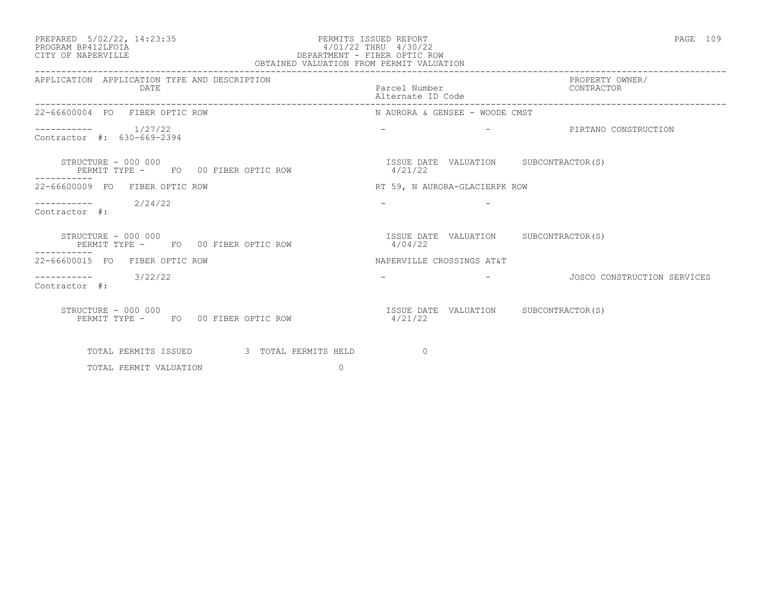PREPARED 5/02/22, 14:23:35
PROGRAM BP412LFOIA
CITY OF NAPERVILLE

PERMITS ISSUED REPORT
4/01/22 THRU 4/30/22
DEPARTMENT - FIBER OPTIC ROW
OBTAINED VALUATION FROM PERMIT VALUATION

| APPLICATION | APPLICATION TYPE AND DESCRIPTION DATE | Parcel Number Alternate ID Code | PROPERTY OWNER/ CONTRACTOR |
|---|---|---|---|
| 22-66600004 | FO FIBER OPTIC ROW | N AURORA & GENSEE - WOODE CMST | |
| ----------- | 1/27/22 | - - | PIRTANO CONSTRUCTION |
| Contractor #: 630-669-2394 | | | |
| STRUCTURE - 000 000 | PERMIT TYPE - FO 00 FIBER OPTIC ROW | ISSUE DATE 4/21/22 VALUATION | SUBCONTRACTOR(S) |
| 22-66600009 | FO FIBER OPTIC ROW | RT 59, N AURORA-GLACIERPK ROW | |
| ----------- | 2/24/22 | - - | |
| Contractor #: | | | |
| STRUCTURE - 000 000 | PERMIT TYPE - FO 00 FIBER OPTIC ROW | ISSUE DATE 4/04/22 VALUATION | SUBCONTRACTOR(S) |
| 22-66600015 | FO FIBER OPTIC ROW | NAPERVILLE CROSSINGS AT&T | |
| ----------- | 3/22/22 | - - | JOSCO CONSTRUCTION SERVICES |
| Contractor #: | | | |
| STRUCTURE - 000 000 | PERMIT TYPE - FO 00 FIBER OPTIC ROW | ISSUE DATE 4/21/22 VALUATION | SUBCONTRACTOR(S) |

TOTAL PERMITS ISSUED 3 TOTAL PERMITS HELD 0

TOTAL PERMIT VALUATION 0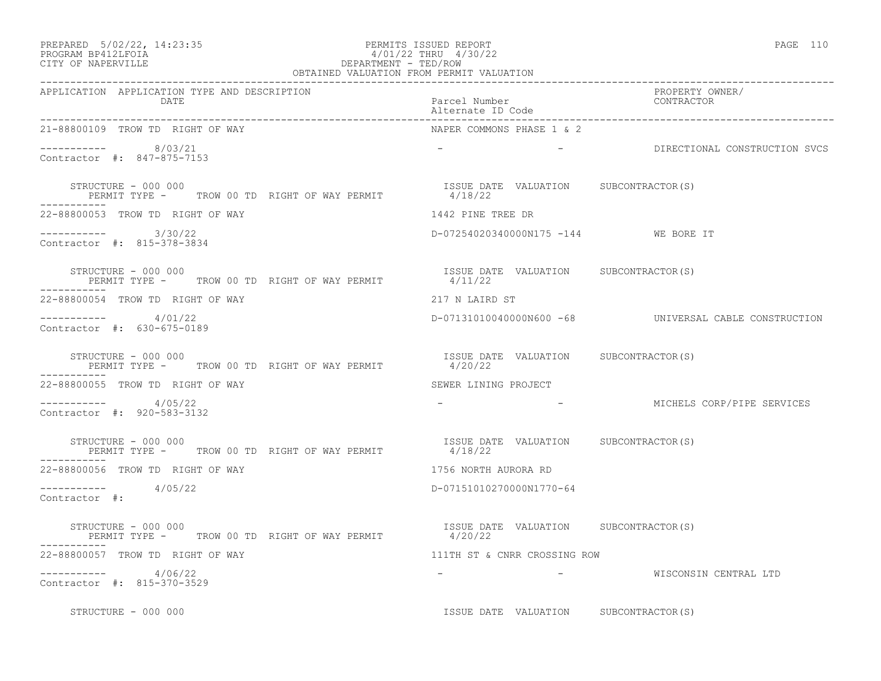OBTAINED VALUATION FROM PERMIT VALUATION

| APPLICATION | APPLICATION TYPE AND DESCRIPTION DATE | Parcel Number Alternate ID Code | PROPERTY OWNER/ CONTRACTOR |
|---|---|---|---|
| 21-88800109 | TROW TD RIGHT OF WAY | NAPER COMMONS PHASE 1 & 2 | |
| ----------- | 8/03/21 | - - | DIRECTIONAL CONSTRUCTION SVCS |
| Contractor #: 847-875-7153 | | | |
| STRUCTURE - 000 000 | PERMIT TYPE - TROW 00 TD RIGHT OF WAY PERMIT | ISSUE DATE 4/18/22 VALUATION | SUBCONTRACTOR(S) |
| 22-88800053 | TROW TD RIGHT OF WAY | 1442 PINE TREE DR | |
| ----------- | 3/30/22 | D-07254020340000N175 -144 | WE BORE IT |
| Contractor #: 815-378-3834 | | | |
| STRUCTURE - 000 000 | PERMIT TYPE - TROW 00 TD RIGHT OF WAY PERMIT | ISSUE DATE 4/11/22 VALUATION | SUBCONTRACTOR(S) |
| 22-88800054 | TROW TD RIGHT OF WAY | 217 N LAIRD ST | |
| ----------- | 4/01/22 | D-07131010040000N600 -68 | UNIVERSAL CABLE CONSTRUCTION |
| Contractor #: 630-675-0189 | | | |
| STRUCTURE - 000 000 | PERMIT TYPE - TROW 00 TD RIGHT OF WAY PERMIT | ISSUE DATE 4/20/22 VALUATION | SUBCONTRACTOR(S) |
| 22-88800055 | TROW TD RIGHT OF WAY | SEWER LINING PROJECT | |
| ----------- | 4/05/22 | - - | MICHELS CORP/PIPE SERVICES |
| Contractor #: 920-583-3132 | | | |
| STRUCTURE - 000 000 | PERMIT TYPE - TROW 00 TD RIGHT OF WAY PERMIT | ISSUE DATE 4/18/22 VALUATION | SUBCONTRACTOR(S) |
| 22-88800056 | TROW TD RIGHT OF WAY | 1756 NORTH AURORA RD | |
| ----------- | 4/05/22 | D-07151010270000N1770-64 | |
| Contractor #: | | | |
| STRUCTURE - 000 000 | PERMIT TYPE - TROW 00 TD RIGHT OF WAY PERMIT | ISSUE DATE 4/20/22 VALUATION | SUBCONTRACTOR(S) |
| 22-88800057 | TROW TD RIGHT OF WAY | 111TH ST & CNRR CROSSING ROW | |
| ----------- | 4/06/22 | - - | WISCONSIN CENTRAL LTD |
| Contractor #: 815-370-3529 | | | |
| STRUCTURE - 000 000 | | ISSUE DATE VALUATION | SUBCONTRACTOR(S) |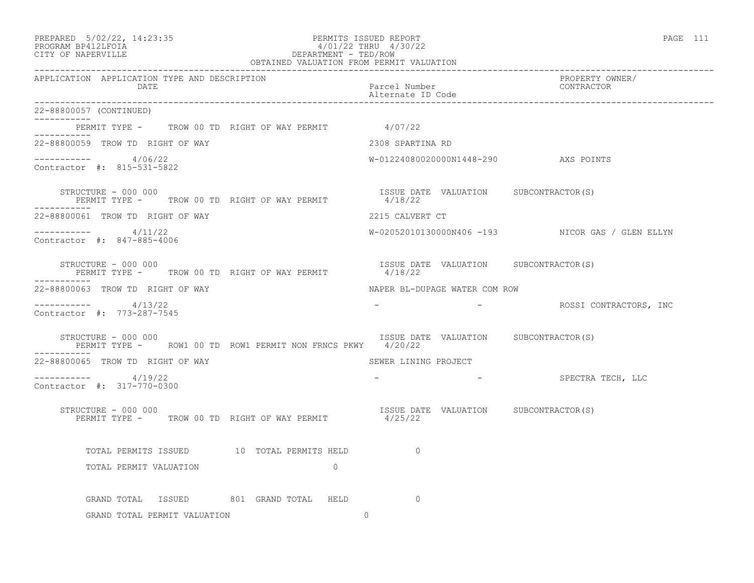PERMITS ISSUED REPORT
4/01/22 THRU 4/30/22
DEPARTMENT - TED/ROW
OBTAINED VALUATION FROM PERMIT VALUATION

PREPARED 5/02/22, 14:23:35
PROGRAM BP412LFOIA
CITY OF NAPERVILLE

| APPLICATION | APPLICATION TYPE AND DESCRIPTION / DATE | Parcel Number / Alternate ID Code | PROPERTY OWNER/ CONTRACTOR |
| --- | --- | --- | --- |

22-88800057 (CONTINUED)

PERMIT TYPE - TROW 00 TD RIGHT OF WAY PERMIT 4/07/22

22-88800059 TROW TD RIGHT OF WAY — 2308 SPARTINA RD
4/06/22 — W-01224080020000N1448-290 — AXS POINTS
Contractor #: 815-531-5822

STRUCTURE - 000 000 — ISSUE DATE VALUATION SUBCONTRACTOR(S)
PERMIT TYPE - TROW 00 TD RIGHT OF WAY PERMIT 4/18/22

22-88800061 TROW TD RIGHT OF WAY — 2215 CALVERT CT
4/11/22 — W-02052010130000N406 -193 — NICOR GAS / GLEN ELLYN
Contractor #: 847-885-4006

STRUCTURE - 000 000 — ISSUE DATE VALUATION SUBCONTRACTOR(S)
PERMIT TYPE - TROW 00 TD RIGHT OF WAY PERMIT 4/18/22

22-88800063 TROW TD RIGHT OF WAY — NAPER BL-DUPAGE WATER COM ROW
4/13/22 — - - — ROSSI CONTRACTORS, INC
Contractor #: 773-287-7545

STRUCTURE - 000 000 — ISSUE DATE VALUATION SUBCONTRACTOR(S)
PERMIT TYPE - ROW1 00 TD ROW1 PERMIT NON FRNCS PKWY 4/20/22

22-88800065 TROW TD RIGHT OF WAY — SEWER LINING PROJECT
4/19/22 — - - — SPECTRA TECH, LLC
Contractor #: 317-770-0300

STRUCTURE - 000 000 — ISSUE DATE VALUATION SUBCONTRACTOR(S)
PERMIT TYPE - TROW 00 TD RIGHT OF WAY PERMIT 4/25/22

TOTAL PERMITS ISSUED 10 TOTAL PERMITS HELD 0

TOTAL PERMIT VALUATION 0

GRAND TOTAL ISSUED 801 GRAND TOTAL HELD 0

GRAND TOTAL PERMIT VALUATION 0